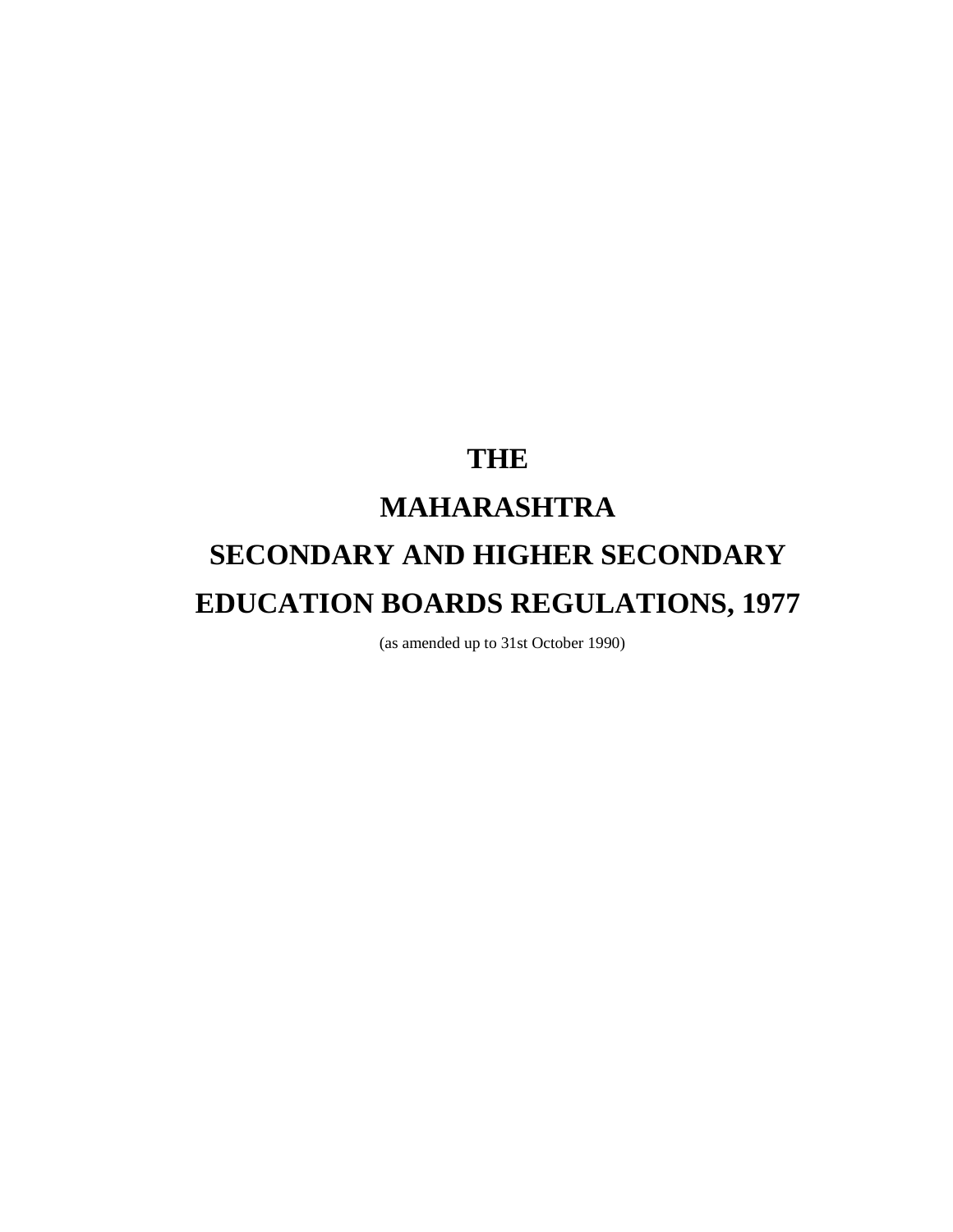# THE

# MAHARASHTRA

# SECONDARY AND HIGHER SECONDARY

# EDUCATION BOARDS REGULATIONS, 1977

(as amended up to 31st October 1990)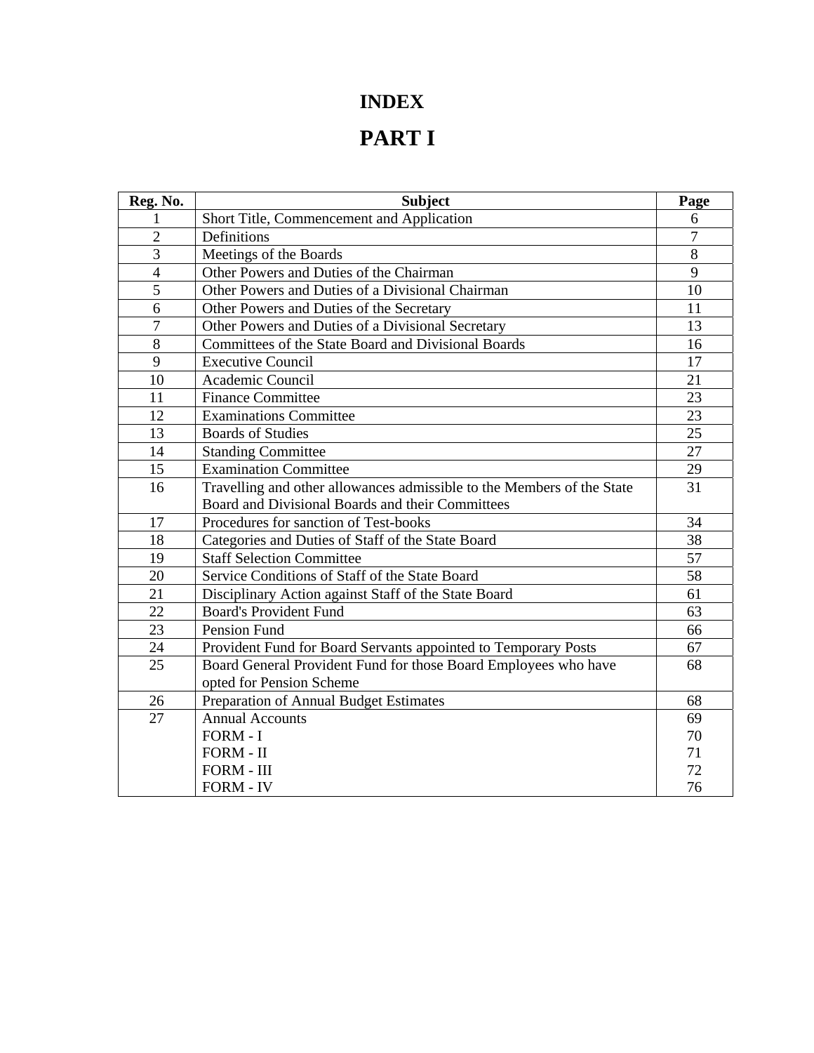# INDEX

# PART I

| Reg. No. | Subject | Page |
|---|---|---|
| 1 | Short Title, Commencement and Application | 6 |
| 2 | Definitions | 7 |
| 3 | Meetings of the Boards | 8 |
| 4 | Other Powers and Duties of the Chairman | 9 |
| 5 | Other Powers and Duties of a Divisional Chairman | 10 |
| 6 | Other Powers and Duties of the Secretary | 11 |
| 7 | Other Powers and Duties of a Divisional Secretary | 13 |
| 8 | Committees of the State Board and Divisional Boards | 16 |
| 9 | Executive Council | 17 |
| 10 | Academic Council | 21 |
| 11 | Finance Committee | 23 |
| 12 | Examinations Committee | 23 |
| 13 | Boards of Studies | 25 |
| 14 | Standing Committee | 27 |
| 15 | Examination Committee | 29 |
| 16 | Travelling and other allowances admissible to the Members of the State Board and Divisional Boards and their Committees | 31 |
| 17 | Procedures for sanction of Test-books | 34 |
| 18 | Categories and Duties of Staff of the State Board | 38 |
| 19 | Staff Selection Committee | 57 |
| 20 | Service Conditions of Staff of the State Board | 58 |
| 21 | Disciplinary Action against Staff of the State Board | 61 |
| 22 | Board's Provident Fund | 63 |
| 23 | Pension Fund | 66 |
| 24 | Provident Fund for Board Servants appointed to Temporary Posts | 67 |
| 25 | Board General Provident Fund for those Board Employees who have opted for Pension Scheme | 68 |
| 26 | Preparation of Annual Budget Estimates | 68 |
| 27 | Annual Accounts | 69 |
| | FORM - I | 70 |
| | FORM - II | 71 |
| | FORM - III | 72 |
| | FORM - IV | 76 |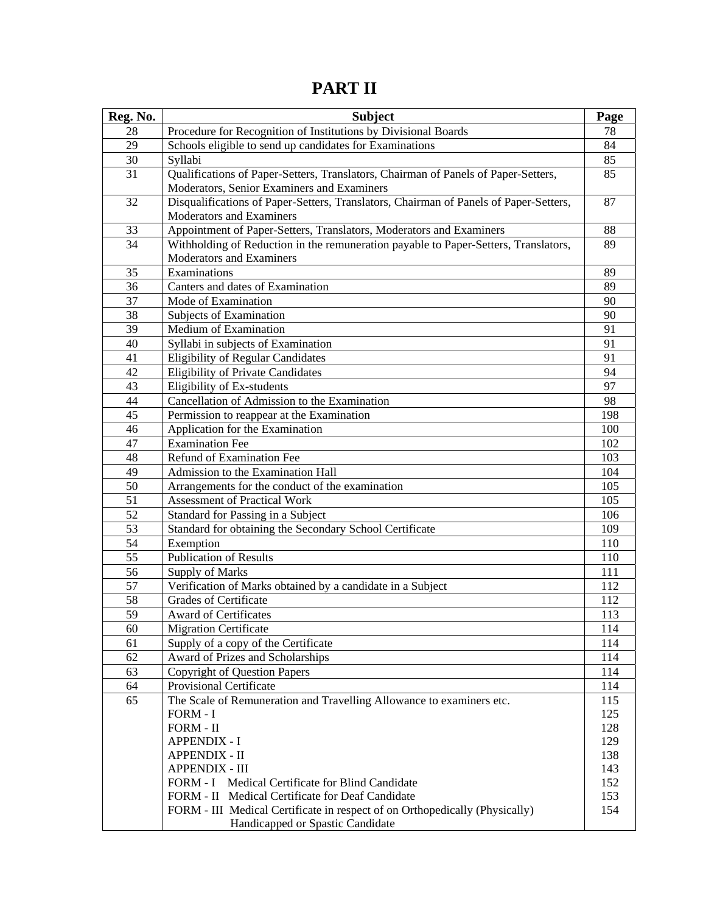# PART II

| Reg. No. | Subject | Page |
|---|---|---|
| 28 | Procedure for Recognition of Institutions by Divisional Boards | 78 |
| 29 | Schools eligible to send up candidates for Examinations | 84 |
| 30 | Syllabi | 85 |
| 31 | Qualifications of Paper-Setters, Translators, Chairman of Panels of Paper-Setters, Moderators, Senior Examiners and Examiners | 85 |
| 32 | Disqualifications of Paper-Setters, Translators, Chairman of Panels of Paper-Setters, Moderators and Examiners | 87 |
| 33 | Appointment of Paper-Setters, Translators, Moderators and Examiners | 88 |
| 34 | Withholding of Reduction in the remuneration payable to Paper-Setters, Translators, Moderators and Examiners | 89 |
| 35 | Examinations | 89 |
| 36 | Canters and dates of Examination | 89 |
| 37 | Mode of Examination | 90 |
| 38 | Subjects of Examination | 90 |
| 39 | Medium of Examination | 91 |
| 40 | Syllabi in subjects of Examination | 91 |
| 41 | Eligibility of Regular Candidates | 91 |
| 42 | Eligibility of Private Candidates | 94 |
| 43 | Eligibility of Ex-students | 97 |
| 44 | Cancellation of Admission to the Examination | 98 |
| 45 | Permission to reappear at the Examination | 198 |
| 46 | Application for the Examination | 100 |
| 47 | Examination Fee | 102 |
| 48 | Refund of Examination Fee | 103 |
| 49 | Admission to the Examination Hall | 104 |
| 50 | Arrangements for the conduct of the examination | 105 |
| 51 | Assessment of Practical Work | 105 |
| 52 | Standard for Passing in a Subject | 106 |
| 53 | Standard for obtaining the Secondary School Certificate | 109 |
| 54 | Exemption | 110 |
| 55 | Publication of Results | 110 |
| 56 | Supply of Marks | 111 |
| 57 | Verification of Marks obtained by a candidate in a Subject | 112 |
| 58 | Grades of Certificate | 112 |
| 59 | Award of Certificates | 113 |
| 60 | Migration Certificate | 114 |
| 61 | Supply of a copy of the Certificate | 114 |
| 62 | Award of Prizes and Scholarships | 114 |
| 63 | Copyright of Question Papers | 114 |
| 64 | Provisional Certificate | 114 |
| 65 | The Scale of Remuneration and Travelling Allowance to examiners etc. | 115 |
| | FORM - I | 125 |
| | FORM - II | 128 |
| | APPENDIX - I | 129 |
| | APPENDIX - II | 138 |
| | APPENDIX - III | 143 |
| | FORM - I Medical Certificate for Blind Candidate | 152 |
| | FORM - II Medical Certificate for Deaf Candidate | 153 |
| | FORM - III Medical Certificate in respect of on Orthopedically (Physically) Handicapped or Spastic Candidate | 154 |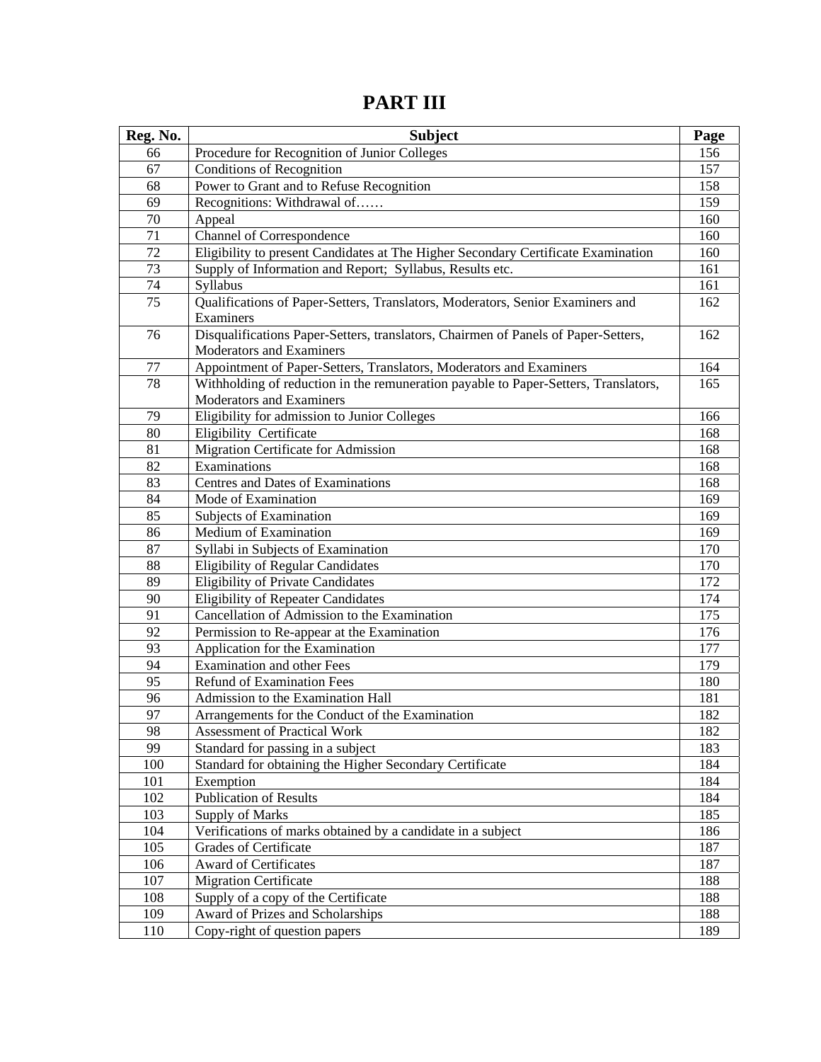# PART III

| Reg. No. | Subject | Page |
|---|---|---|
| 66 | Procedure for Recognition of Junior Colleges | 156 |
| 67 | Conditions of Recognition | 157 |
| 68 | Power to Grant and to Refuse Recognition | 158 |
| 69 | Recognitions: Withdrawal of…… | 159 |
| 70 | Appeal | 160 |
| 71 | Channel of Correspondence | 160 |
| 72 | Eligibility to present Candidates at The Higher Secondary Certificate Examination | 160 |
| 73 | Supply of Information and Report; Syllabus, Results etc. | 161 |
| 74 | Syllabus | 161 |
| 75 | Qualifications of Paper-Setters, Translators, Moderators, Senior Examiners and Examiners | 162 |
| 76 | Disqualifications Paper-Setters, translators, Chairmen of Panels of Paper-Setters, Moderators and Examiners | 162 |
| 77 | Appointment of Paper-Setters, Translators, Moderators and Examiners | 164 |
| 78 | Withholding of reduction in the remuneration payable to Paper-Setters, Translators, Moderators and Examiners | 165 |
| 79 | Eligibility for admission to Junior Colleges | 166 |
| 80 | Eligibility Certificate | 168 |
| 81 | Migration Certificate for Admission | 168 |
| 82 | Examinations | 168 |
| 83 | Centres and Dates of Examinations | 168 |
| 84 | Mode of Examination | 169 |
| 85 | Subjects of Examination | 169 |
| 86 | Medium of Examination | 169 |
| 87 | Syllabi in Subjects of Examination | 170 |
| 88 | Eligibility of Regular Candidates | 170 |
| 89 | Eligibility of Private Candidates | 172 |
| 90 | Eligibility of Repeater Candidates | 174 |
| 91 | Cancellation of Admission to the Examination | 175 |
| 92 | Permission to Re-appear at the Examination | 176 |
| 93 | Application for the Examination | 177 |
| 94 | Examination and other Fees | 179 |
| 95 | Refund of Examination Fees | 180 |
| 96 | Admission to the Examination Hall | 181 |
| 97 | Arrangements for the Conduct of the Examination | 182 |
| 98 | Assessment of Practical Work | 182 |
| 99 | Standard for passing in a subject | 183 |
| 100 | Standard for obtaining the Higher Secondary Certificate | 184 |
| 101 | Exemption | 184 |
| 102 | Publication of Results | 184 |
| 103 | Supply of Marks | 185 |
| 104 | Verifications of marks obtained by a candidate in a subject | 186 |
| 105 | Grades of Certificate | 187 |
| 106 | Award of Certificates | 187 |
| 107 | Migration Certificate | 188 |
| 108 | Supply of a copy of the Certificate | 188 |
| 109 | Award of Prizes and Scholarships | 188 |
| 110 | Copy-right of question papers | 189 |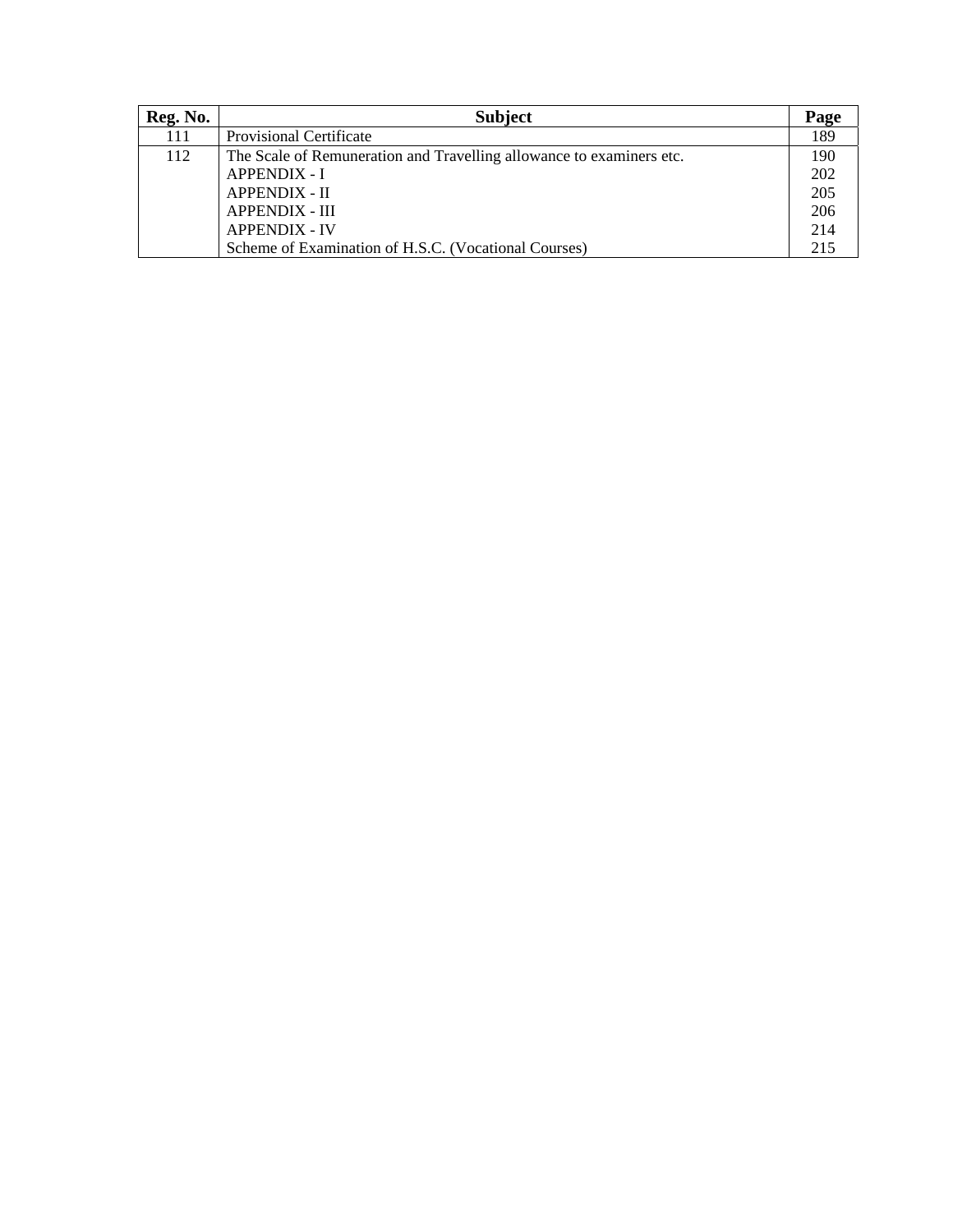| Reg. No. | Subject | Page |
|---|---|---|
| 111 | Provisional Certificate | 189 |
| 112 | The Scale of Remuneration and Travelling allowance to examiners etc. | 190 |
| | APPENDIX - I | 202 |
| | APPENDIX - II | 205 |
| | APPENDIX - III | 206 |
| | APPENDIX - IV | 214 |
| | Scheme of Examination of H.S.C. (Vocational Courses) | 215 |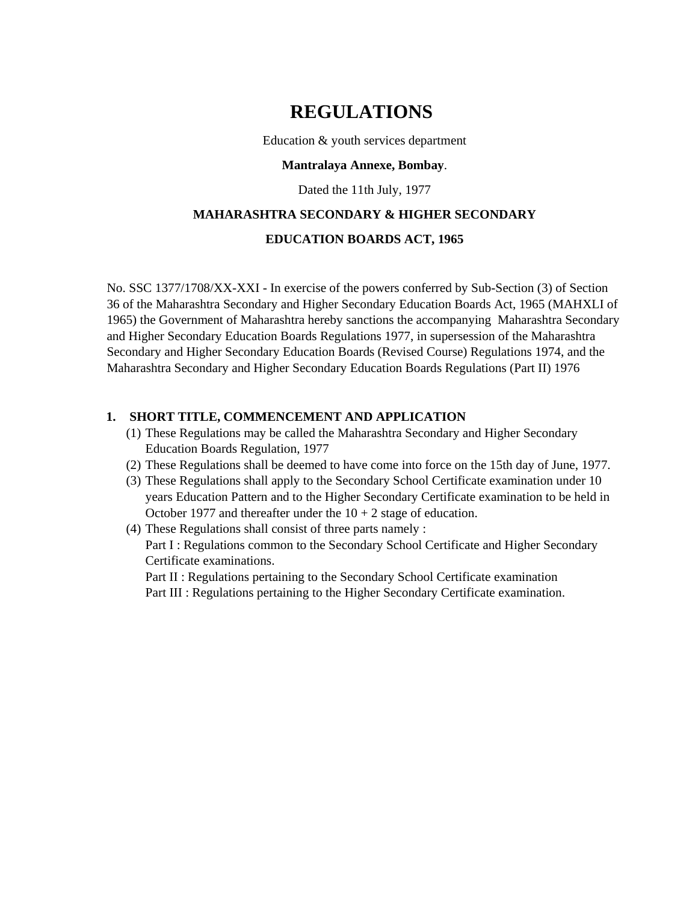# REGULATIONS

Education & youth services department

**Mantralaya Annexe, Bombay**.

Dated the 11th July, 1977

**MAHARASHTRA SECONDARY & HIGHER SECONDARY**

**EDUCATION BOARDS ACT, 1965**

No. SSC 1377/1708/XX-XXI - In exercise of the powers conferred by Sub-Section (3) of Section 36 of the Maharashtra Secondary and Higher Secondary Education Boards Act, 1965 (MAHXLI of 1965) the Government of Maharashtra hereby sanctions the accompanying Maharashtra Secondary and Higher Secondary Education Boards Regulations 1977, in supersession of the Maharashtra Secondary and Higher Secondary Education Boards (Revised Course) Regulations 1974, and the Maharashtra Secondary and Higher Secondary Education Boards Regulations (Part II) 1976

**1. SHORT TITLE, COMMENCEMENT AND APPLICATION**

(1) These Regulations may be called the Maharashtra Secondary and Higher Secondary Education Boards Regulation, 1977

(2) These Regulations shall be deemed to have come into force on the 15th day of June, 1977.

(3) These Regulations shall apply to the Secondary School Certificate examination under 10 years Education Pattern and to the Higher Secondary Certificate examination to be held in October 1977 and thereafter under the 10 + 2 stage of education.

(4) These Regulations shall consist of three parts namely :
Part I : Regulations common to the Secondary School Certificate and Higher Secondary Certificate examinations.
Part II : Regulations pertaining to the Secondary School Certificate examination
Part III : Regulations pertaining to the Higher Secondary Certificate examination.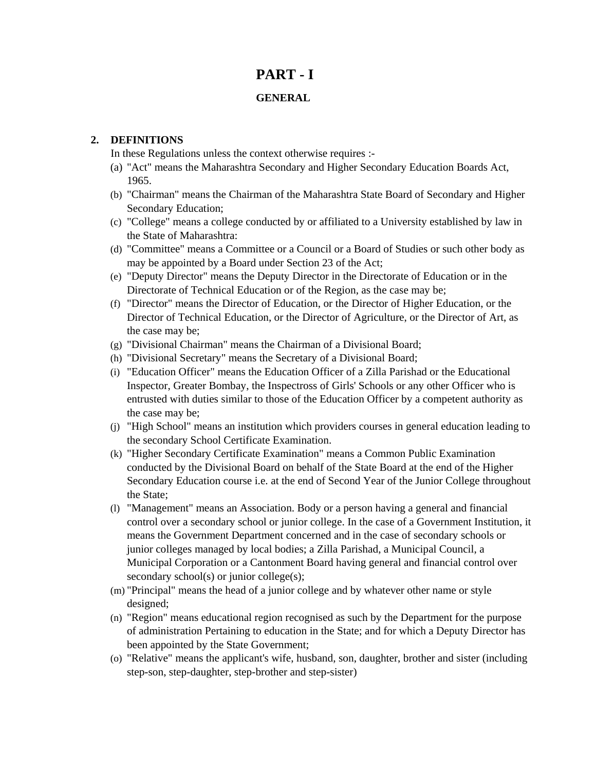# PART - I

## GENERAL

**2. DEFINITIONS**

In these Regulations unless the context otherwise requires :-

(a) "Act" means the Maharashtra Secondary and Higher Secondary Education Boards Act, 1965.

(b) "Chairman" means the Chairman of the Maharashtra State Board of Secondary and Higher Secondary Education;

(c) "College" means a college conducted by or affiliated to a University established by law in the State of Maharashtra:

(d) "Committee" means a Committee or a Council or a Board of Studies or such other body as may be appointed by a Board under Section 23 of the Act;

(e) "Deputy Director" means the Deputy Director in the Directorate of Education or in the Directorate of Technical Education or of the Region, as the case may be;

(f) "Director" means the Director of Education, or the Director of Higher Education, or the Director of Technical Education, or the Director of Agriculture, or the Director of Art, as the case may be;

(g) "Divisional Chairman" means the Chairman of a Divisional Board;

(h) "Divisional Secretary" means the Secretary of a Divisional Board;

(i) "Education Officer" means the Education Officer of a Zilla Parishad or the Educational Inspector, Greater Bombay, the Inspectross of Girls' Schools or any other Officer who is entrusted with duties similar to those of the Education Officer by a competent authority as the case may be;

(j) "High School" means an institution which providers courses in general education leading to the secondary School Certificate Examination.

(k) "Higher Secondary Certificate Examination" means a Common Public Examination conducted by the Divisional Board on behalf of the State Board at the end of the Higher Secondary Education course i.e. at the end of Second Year of the Junior College throughout the State;

(l) "Management" means an Association. Body or a person having a general and financial control over a secondary school or junior college. In the case of a Government Institution, it means the Government Department concerned and in the case of secondary schools or junior colleges managed by local bodies; a Zilla Parishad, a Municipal Council, a Municipal Corporation or a Cantonment Board having general and financial control over secondary school(s) or junior college(s);

(m) "Principal" means the head of a junior college and by whatever other name or style designed;

(n) "Region" means educational region recognised as such by the Department for the purpose of administration Pertaining to education in the State; and for which a Deputy Director has been appointed by the State Government;

(o) "Relative" means the applicant's wife, husband, son, daughter, brother and sister (including step-son, step-daughter, step-brother and step-sister)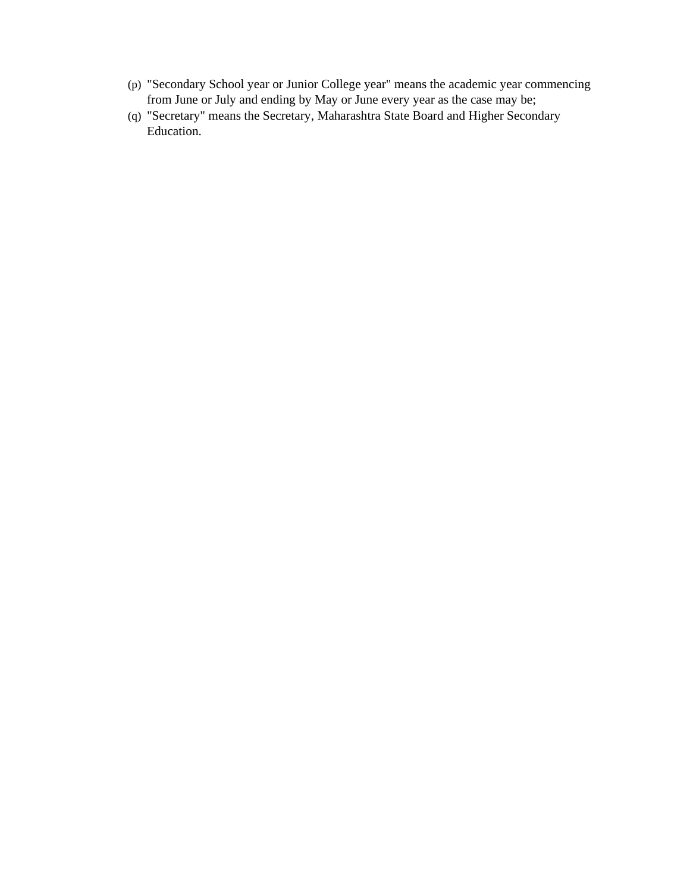(p) "Secondary School year or Junior College year" means the academic year commencing from June or July and ending by May or June every year as the case may be;

(q) "Secretary" means the Secretary, Maharashtra State Board and Higher Secondary Education.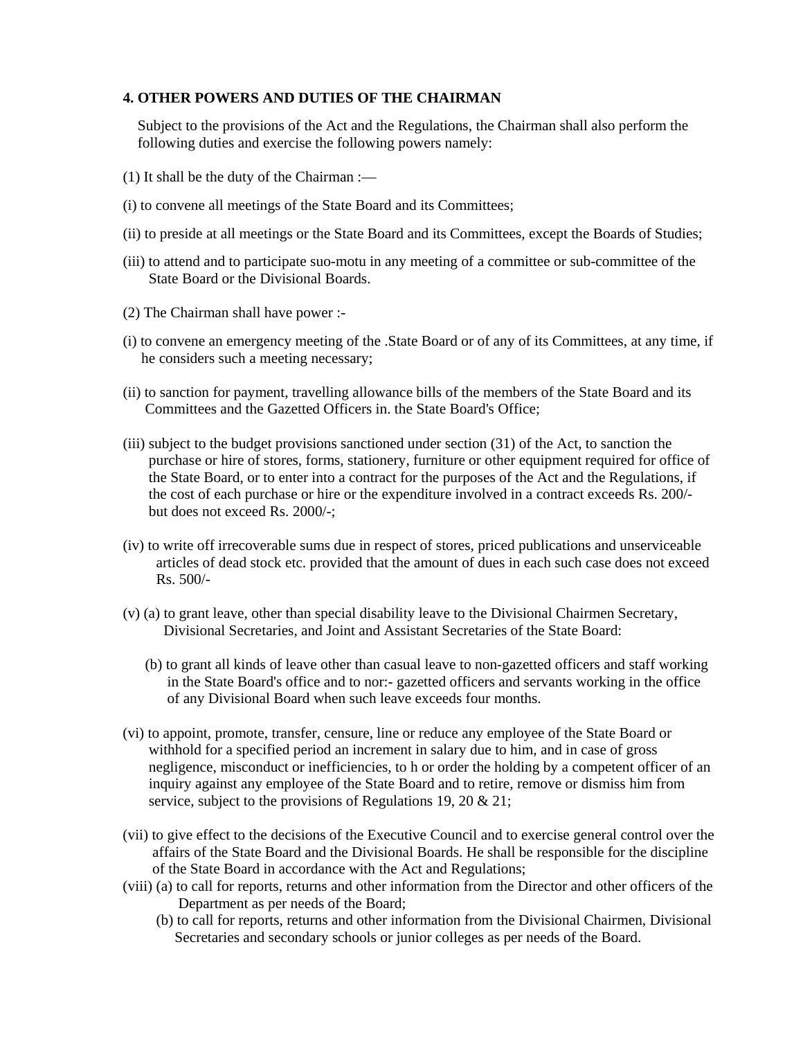### 4. OTHER POWERS AND DUTIES OF THE CHAIRMAN

Subject to the provisions of the Act and the Regulations, the Chairman shall also perform the following duties and exercise the following powers namely:

(1) It shall be the duty of the Chairman :—

(i) to convene all meetings of the State Board and its Committees;

(ii) to preside at all meetings or the State Board and its Committees, except the Boards of Studies;

(iii) to attend and to participate suo-motu in any meeting of a committee or sub-committee of the State Board or the Divisional Boards.

(2) The Chairman shall have power :-

(i) to convene an emergency meeting of the .State Board or of any of its Committees, at any time, if he considers such a meeting necessary;

(ii) to sanction for payment, travelling allowance bills of the members of the State Board and its Committees and the Gazetted Officers in. the State Board's Office;

(iii) subject to the budget provisions sanctioned under section (31) of the Act, to sanction the purchase or hire of stores, forms, stationery, furniture or other equipment required for office of the State Board, or to enter into a contract for the purposes of the Act and the Regulations, if the cost of each purchase or hire or the expenditure involved in a contract exceeds Rs. 200/- but does not exceed Rs. 2000/-;

(iv) to write off irrecoverable sums due in respect of stores, priced publications and unserviceable articles of dead stock etc. provided that the amount of dues in each such case does not exceed Rs. 500/-

(v) (a) to grant leave, other than special disability leave to the Divisional Chairmen Secretary, Divisional Secretaries, and Joint and Assistant Secretaries of the State Board:

(b) to grant all kinds of leave other than casual leave to non-gazetted officers and staff working in the State Board's office and to nor:- gazetted officers and servants working in the office of any Divisional Board when such leave exceeds four months.

(vi) to appoint, promote, transfer, censure, line or reduce any employee of the State Board or withhold for a specified period an increment in salary due to him, and in case of gross negligence, misconduct or inefficiencies, to h or order the holding by a competent officer of an inquiry against any employee of the State Board and to retire, remove or dismiss him from service, subject to the provisions of Regulations 19, 20 & 21;

(vii) to give effect to the decisions of the Executive Council and to exercise general control over the affairs of the State Board and the Divisional Boards. He shall be responsible for the discipline of the State Board in accordance with the Act and Regulations;

(viii) (a) to call for reports, returns and other information from the Director and other officers of the Department as per needs of the Board;

(b) to call for reports, returns and other information from the Divisional Chairmen, Divisional Secretaries and secondary schools or junior colleges as per needs of the Board.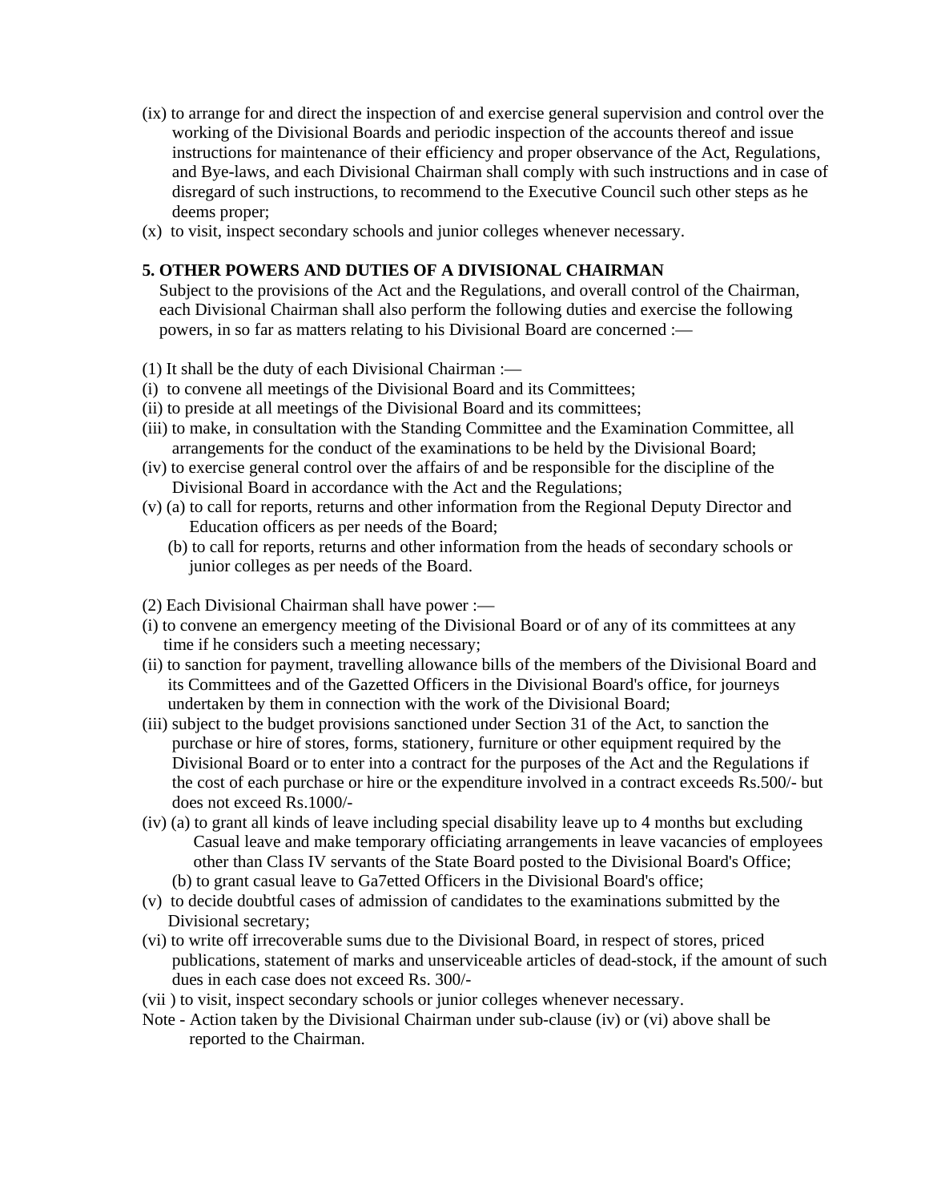(ix) to arrange for and direct the inspection of and exercise general supervision and control over the working of the Divisional Boards and periodic inspection of the accounts thereof and issue instructions for maintenance of their efficiency and proper observance of the Act, Regulations, and Bye-laws, and each Divisional Chairman shall comply with such instructions and in case of disregard of such instructions, to recommend to the Executive Council such other steps as he deems proper;

(x) to visit, inspect secondary schools and junior colleges whenever necessary.

**5. OTHER POWERS AND DUTIES OF A DIVISIONAL CHAIRMAN**

Subject to the provisions of the Act and the Regulations, and overall control of the Chairman, each Divisional Chairman shall also perform the following duties and exercise the following powers, in so far as matters relating to his Divisional Board are concerned :—

(1) It shall be the duty of each Divisional Chairman :—

(i) to convene all meetings of the Divisional Board and its Committees;

(ii) to preside at all meetings of the Divisional Board and its committees;

(iii) to make, in consultation with the Standing Committee and the Examination Committee, all arrangements for the conduct of the examinations to be held by the Divisional Board;

(iv) to exercise general control over the affairs of and be responsible for the discipline of the Divisional Board in accordance with the Act and the Regulations;

(v) (a) to call for reports, returns and other information from the Regional Deputy Director and Education officers as per needs of the Board;

(b) to call for reports, returns and other information from the heads of secondary schools or junior colleges as per needs of the Board.

(2) Each Divisional Chairman shall have power :—

(i) to convene an emergency meeting of the Divisional Board or of any of its committees at any time if he considers such a meeting necessary;

(ii) to sanction for payment, travelling allowance bills of the members of the Divisional Board and its Committees and of the Gazetted Officers in the Divisional Board's office, for journeys undertaken by them in connection with the work of the Divisional Board;

(iii) subject to the budget provisions sanctioned under Section 31 of the Act, to sanction the purchase or hire of stores, forms, stationery, furniture or other equipment required by the Divisional Board or to enter into a contract for the purposes of the Act and the Regulations if the cost of each purchase or hire or the expenditure involved in a contract exceeds Rs.500/- but does not exceed Rs.1000/-

(iv) (a) to grant all kinds of leave including special disability leave up to 4 months but excluding Casual leave and make temporary officiating arrangements in leave vacancies of employees other than Class IV servants of the State Board posted to the Divisional Board's Office;

(b) to grant casual leave to Ga7etted Officers in the Divisional Board's office;

(v) to decide doubtful cases of admission of candidates to the examinations submitted by the Divisional secretary;

(vi) to write off irrecoverable sums due to the Divisional Board, in respect of stores, priced publications, statement of marks and unserviceable articles of dead-stock, if the amount of such dues in each case does not exceed Rs. 300/-

(vii ) to visit, inspect secondary schools or junior colleges whenever necessary.

Note - Action taken by the Divisional Chairman under sub-clause (iv) or (vi) above shall be reported to the Chairman.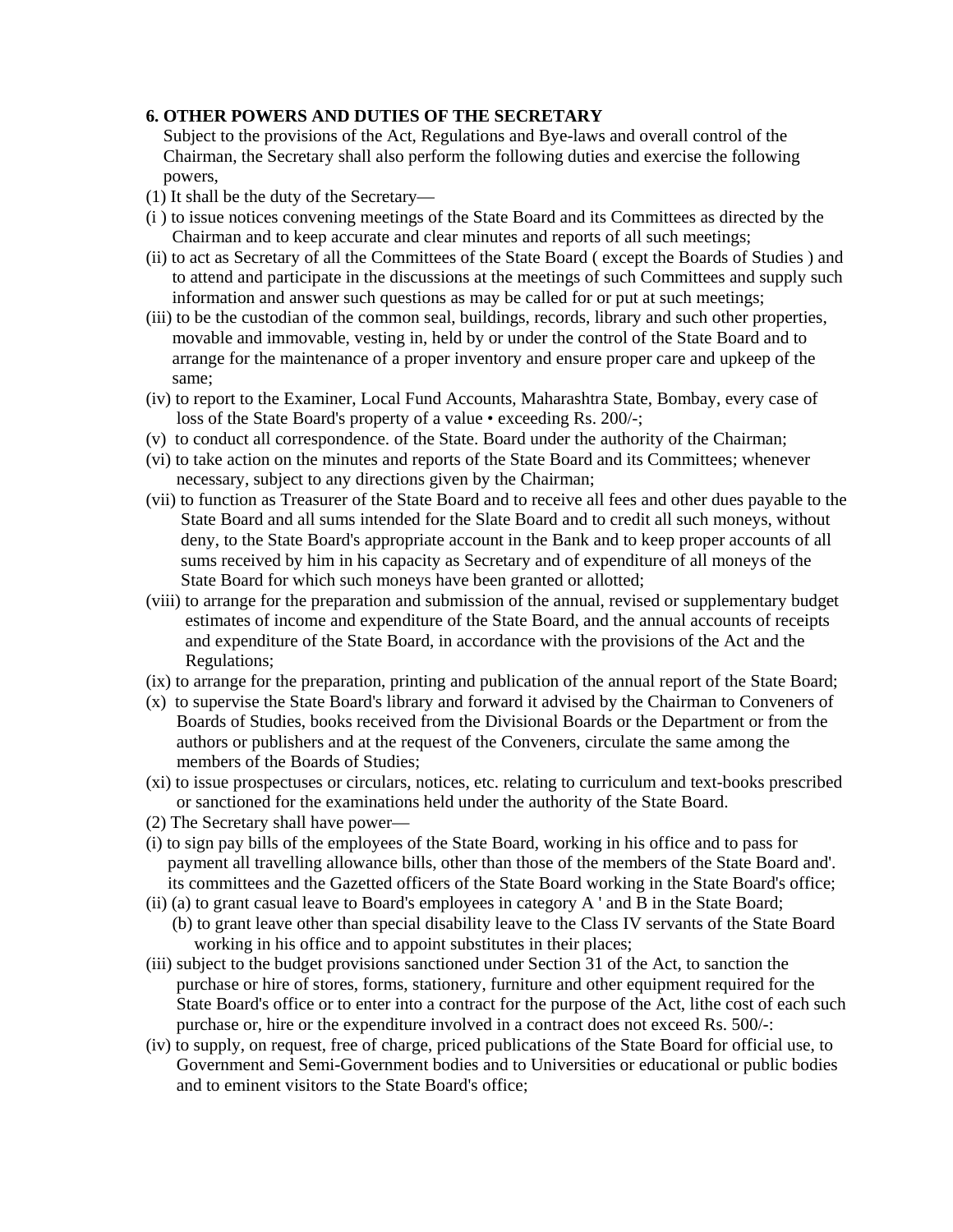**6. OTHER POWERS AND DUTIES OF THE SECRETARY**

Subject to the provisions of the Act, Regulations and Bye-laws and overall control of the Chairman, the Secretary shall also perform the following duties and exercise the following powers,

(1) It shall be the duty of the Secretary—

(i ) to issue notices convening meetings of the State Board and its Committees as directed by the Chairman and to keep accurate and clear minutes and reports of all such meetings;

(ii) to act as Secretary of all the Committees of the State Board ( except the Boards of Studies ) and to attend and participate in the discussions at the meetings of such Committees and supply such information and answer such questions as may be called for or put at such meetings;

(iii) to be the custodian of the common seal, buildings, records, library and such other properties, movable and immovable, vesting in, held by or under the control of the State Board and to arrange for the maintenance of a proper inventory and ensure proper care and upkeep of the same;

(iv) to report to the Examiner, Local Fund Accounts, Maharashtra State, Bombay, every case of loss of the State Board's property of a value • exceeding Rs. 200/-;

(v) to conduct all correspondence. of the State. Board under the authority of the Chairman;

(vi) to take action on the minutes and reports of the State Board and its Committees; whenever necessary, subject to any directions given by the Chairman;

(vii) to function as Treasurer of the State Board and to receive all fees and other dues payable to the State Board and all sums intended for the Slate Board and to credit all such moneys, without deny, to the State Board's appropriate account in the Bank and to keep proper accounts of all sums received by him in his capacity as Secretary and of expenditure of all moneys of the State Board for which such moneys have been granted or allotted;

(viii) to arrange for the preparation and submission of the annual, revised or supplementary budget estimates of income and expenditure of the State Board, and the annual accounts of receipts and expenditure of the State Board, in accordance with the provisions of the Act and the Regulations;

(ix) to arrange for the preparation, printing and publication of the annual report of the State Board;

(x) to supervise the State Board's library and forward it advised by the Chairman to Conveners of Boards of Studies, books received from the Divisional Boards or the Department or from the authors or publishers and at the request of the Conveners, circulate the same among the members of the Boards of Studies;

(xi) to issue prospectuses or circulars, notices, etc. relating to curriculum and text-books prescribed or sanctioned for the examinations held under the authority of the State Board.

(2) The Secretary shall have power—

(i) to sign pay bills of the employees of the State Board, working in his office and to pass for payment all travelling allowance bills, other than those of the members of the State Board and'. its committees and the Gazetted officers of the State Board working in the State Board's office;

(ii) (a) to grant casual leave to Board's employees in category A ' and B in the State Board;

(b) to grant leave other than special disability leave to the Class IV servants of the State Board working in his office and to appoint substitutes in their places;

(iii) subject to the budget provisions sanctioned under Section 31 of the Act, to sanction the purchase or hire of stores, forms, stationery, furniture and other equipment required for the State Board's office or to enter into a contract for the purpose of the Act, lithe cost of each such purchase or, hire or the expenditure involved in a contract does not exceed Rs. 500/-:

(iv) to supply, on request, free of charge, priced publications of the State Board for official use, to Government and Semi-Government bodies and to Universities or educational or public bodies and to eminent visitors to the State Board's office;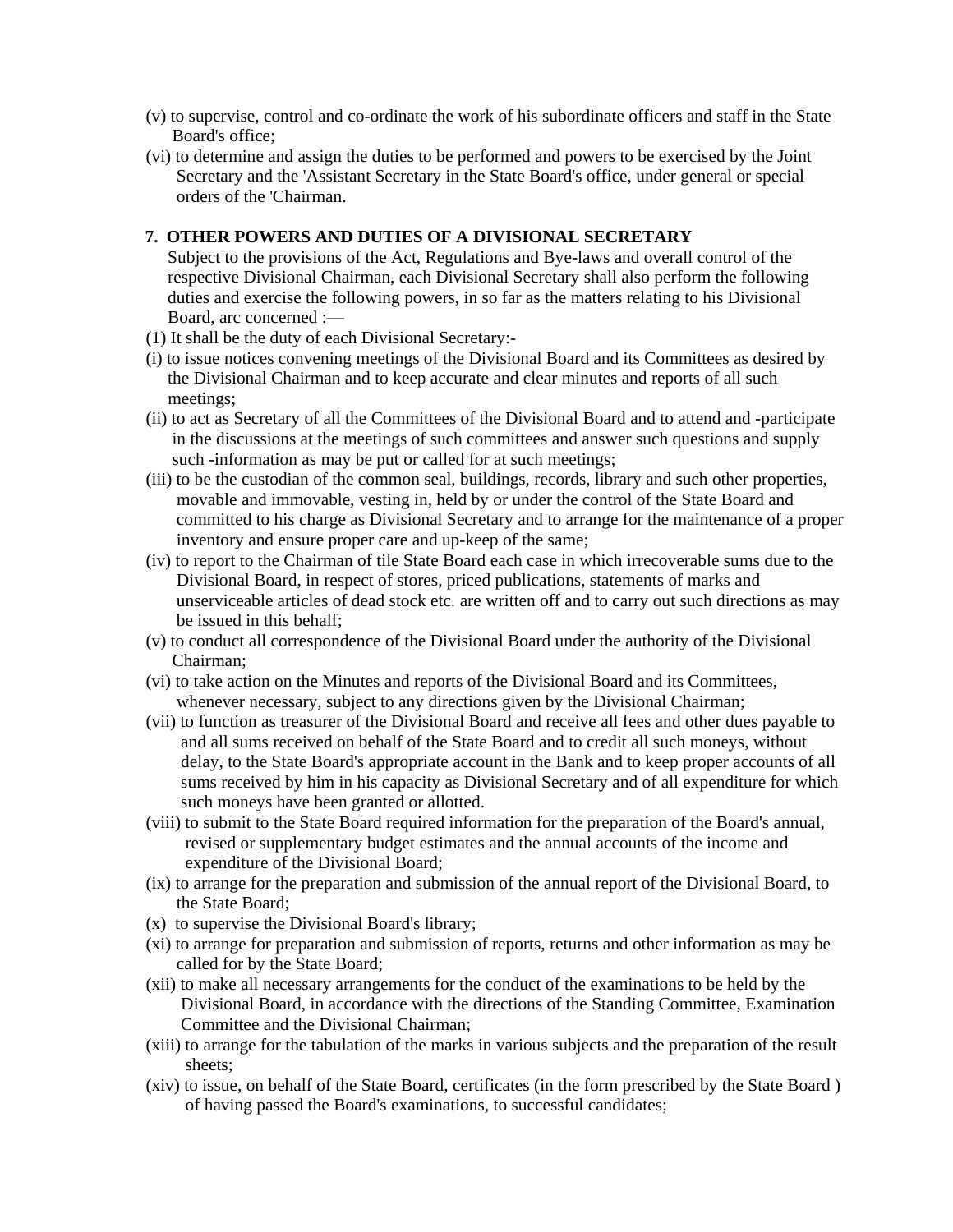(v) to supervise, control and co-ordinate the work of his subordinate officers and staff in the State Board's office;

(vi) to determine and assign the duties to be performed and powers to be exercised by the Joint Secretary and the 'Assistant Secretary in the State Board's office, under general or special orders of the 'Chairman.

## 7. OTHER POWERS AND DUTIES OF A DIVISIONAL SECRETARY

Subject to the provisions of the Act, Regulations and Bye-laws and overall control of the respective Divisional Chairman, each Divisional Secretary shall also perform the following duties and exercise the following powers, in so far as the matters relating to his Divisional Board, arc concerned :—

(1) It shall be the duty of each Divisional Secretary:-

(i) to issue notices convening meetings of the Divisional Board and its Committees as desired by the Divisional Chairman and to keep accurate and clear minutes and reports of all such meetings;

(ii) to act as Secretary of all the Committees of the Divisional Board and to attend and -participate in the discussions at the meetings of such committees and answer such questions and supply such -information as may be put or called for at such meetings;

(iii) to be the custodian of the common seal, buildings, records, library and such other properties, movable and immovable, vesting in, held by or under the control of the State Board and committed to his charge as Divisional Secretary and to arrange for the maintenance of a proper inventory and ensure proper care and up-keep of the same;

(iv) to report to the Chairman of tile State Board each case in which irrecoverable sums due to the Divisional Board, in respect of stores, priced publications, statements of marks and unserviceable articles of dead stock etc. are written off and to carry out such directions as may be issued in this behalf;

(v) to conduct all correspondence of the Divisional Board under the authority of the Divisional Chairman;

(vi) to take action on the Minutes and reports of the Divisional Board and its Committees, whenever necessary, subject to any directions given by the Divisional Chairman;

(vii) to function as treasurer of the Divisional Board and receive all fees and other dues payable to and all sums received on behalf of the State Board and to credit all such moneys, without delay, to the State Board's appropriate account in the Bank and to keep proper accounts of all sums received by him in his capacity as Divisional Secretary and of all expenditure for which such moneys have been granted or allotted.

(viii) to submit to the State Board required information for the preparation of the Board's annual, revised or supplementary budget estimates and the annual accounts of the income and expenditure of the Divisional Board;

(ix) to arrange for the preparation and submission of the annual report of the Divisional Board, to the State Board;

(x) to supervise the Divisional Board's library;

(xi) to arrange for preparation and submission of reports, returns and other information as may be called for by the State Board;

(xii) to make all necessary arrangements for the conduct of the examinations to be held by the Divisional Board, in accordance with the directions of the Standing Committee, Examination Committee and the Divisional Chairman;

(xiii) to arrange for the tabulation of the marks in various subjects and the preparation of the result sheets;

(xiv) to issue, on behalf of the State Board, certificates (in the form prescribed by the State Board ) of having passed the Board's examinations, to successful candidates;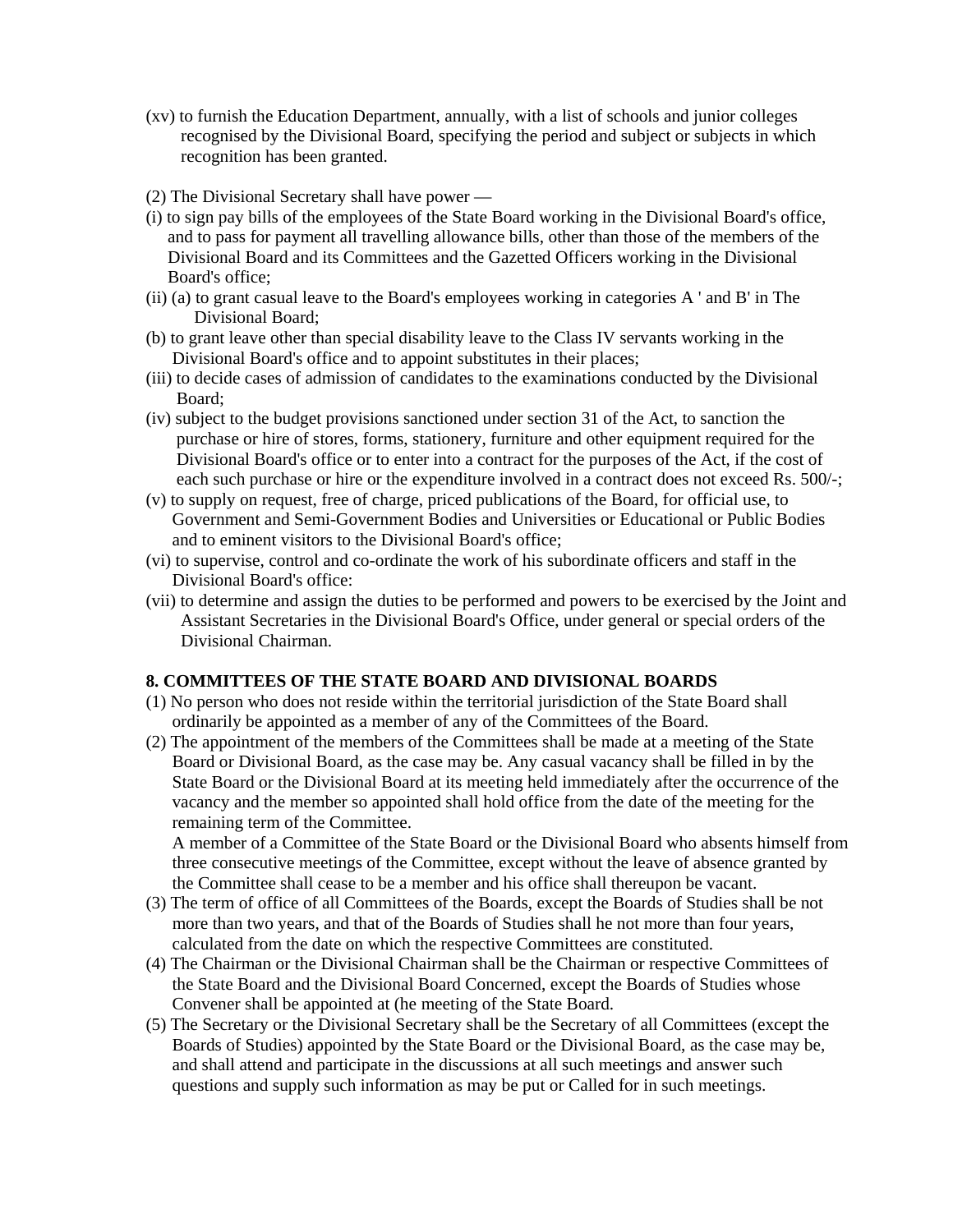(xv) to furnish the Education Department, annually, with a list of schools and junior colleges recognised by the Divisional Board, specifying the period and subject or subjects in which recognition has been granted.

(2) The Divisional Secretary shall have power —

(i) to sign pay bills of the employees of the State Board working in the Divisional Board's office, and to pass for payment all travelling allowance bills, other than those of the members of the Divisional Board and its Committees and the Gazetted Officers working in the Divisional Board's office;

(ii) (a) to grant casual leave to the Board's employees working in categories A ' and B' in The Divisional Board;

(b) to grant leave other than special disability leave to the Class IV servants working in the Divisional Board's office and to appoint substitutes in their places;

(iii) to decide cases of admission of candidates to the examinations conducted by the Divisional Board;

(iv) subject to the budget provisions sanctioned under section 31 of the Act, to sanction the purchase or hire of stores, forms, stationery, furniture and other equipment required for the Divisional Board's office or to enter into a contract for the purposes of the Act, if the cost of each such purchase or hire or the expenditure involved in a contract does not exceed Rs. 500/-;

(v) to supply on request, free of charge, priced publications of the Board, for official use, to Government and Semi-Government Bodies and Universities or Educational or Public Bodies and to eminent visitors to the Divisional Board's office;

(vi) to supervise, control and co-ordinate the work of his subordinate officers and staff in the Divisional Board's office:

(vii) to determine and assign the duties to be performed and powers to be exercised by the Joint and Assistant Secretaries in the Divisional Board's Office, under general or special orders of the Divisional Chairman.

**8. COMMITTEES OF THE STATE BOARD AND DIVISIONAL BOARDS**

(1) No person who does not reside within the territorial jurisdiction of the State Board shall ordinarily be appointed as a member of any of the Committees of the Board.

(2) The appointment of the members of the Committees shall be made at a meeting of the State Board or Divisional Board, as the case may be. Any casual vacancy shall be filled in by the State Board or the Divisional Board at its meeting held immediately after the occurrence of the vacancy and the member so appointed shall hold office from the date of the meeting for the remaining term of the Committee.

A member of a Committee of the State Board or the Divisional Board who absents himself from three consecutive meetings of the Committee, except without the leave of absence granted by the Committee shall cease to be a member and his office shall thereupon be vacant.

(3) The term of office of all Committees of the Boards, except the Boards of Studies shall be not more than two years, and that of the Boards of Studies shall he not more than four years, calculated from the date on which the respective Committees are constituted.

(4) The Chairman or the Divisional Chairman shall be the Chairman or respective Committees of the State Board and the Divisional Board Concerned, except the Boards of Studies whose Convener shall be appointed at (he meeting of the State Board.

(5) The Secretary or the Divisional Secretary shall be the Secretary of all Committees (except the Boards of Studies) appointed by the State Board or the Divisional Board, as the case may be, and shall attend and participate in the discussions at all such meetings and answer such questions and supply such information as may be put or Called for in such meetings.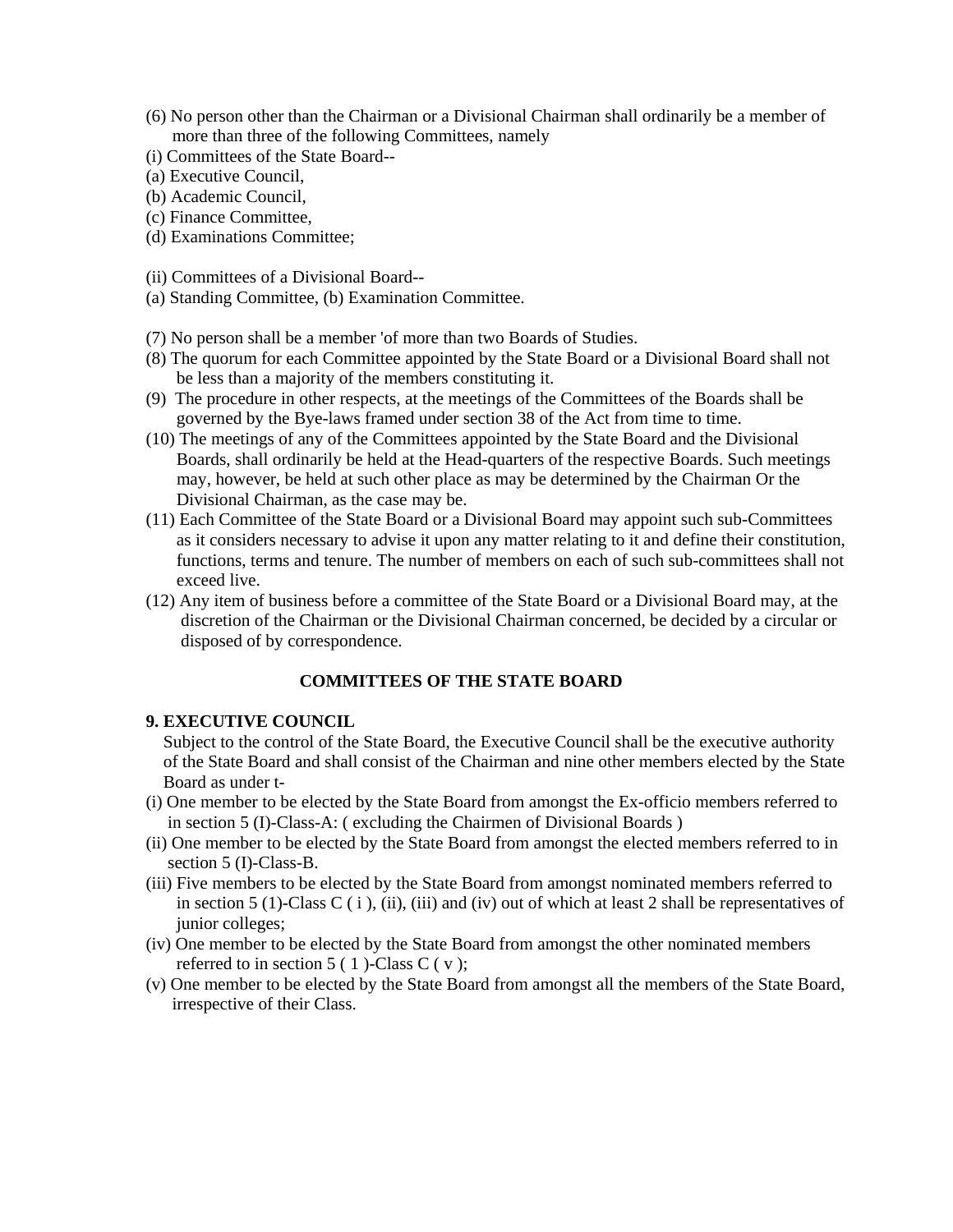(6) No person other than the Chairman or a Divisional Chairman shall ordinarily be a member of more than three of the following Committees, namely

(i) Committees of the State Board--

(a) Executive Council,

(b) Academic Council,

(c) Finance Committee,

(d) Examinations Committee;

(ii) Committees of a Divisional Board--

(a) Standing Committee, (b) Examination Committee.

(7) No person shall be a member 'of more than two Boards of Studies.

(8) The quorum for each Committee appointed by the State Board or a Divisional Board shall not be less than a majority of the members constituting it.

(9) The procedure in other respects, at the meetings of the Committees of the Boards shall be governed by the Bye-laws framed under section 38 of the Act from time to time.

(10) The meetings of any of the Committees appointed by the State Board and the Divisional Boards, shall ordinarily be held at the Head-quarters of the respective Boards. Such meetings may, however, be held at such other place as may be determined by the Chairman Or the Divisional Chairman, as the case may be.

(11) Each Committee of the State Board or a Divisional Board may appoint such sub-Committees as it considers necessary to advise it upon any matter relating to it and define their constitution, functions, terms and tenure. The number of members on each of such sub-committees shall not exceed live.

(12) Any item of business before a committee of the State Board or a Divisional Board may, at the discretion of the Chairman or the Divisional Chairman concerned, be decided by a circular or disposed of by correspondence.

## COMMITTEES OF THE STATE BOARD

**9. EXECUTIVE COUNCIL**

Subject to the control of the State Board, the Executive Council shall be the executive authority of the State Board and shall consist of the Chairman and nine other members elected by the State Board as under t-

(i) One member to be elected by the State Board from amongst the Ex-officio members referred to in section 5 (I)-Class-A: ( excluding the Chairmen of Divisional Boards )

(ii) One member to be elected by the State Board from amongst the elected members referred to in section 5 (I)-Class-B.

(iii) Five members to be elected by the State Board from amongst nominated members referred to in section 5 (1)-Class C ( i ), (ii), (iii) and (iv) out of which at least 2 shall be representatives of junior colleges;

(iv) One member to be elected by the State Board from amongst the other nominated members referred to in section 5 ( 1 )-Class C ( v );

(v) One member to be elected by the State Board from amongst all the members of the State Board, irrespective of their Class.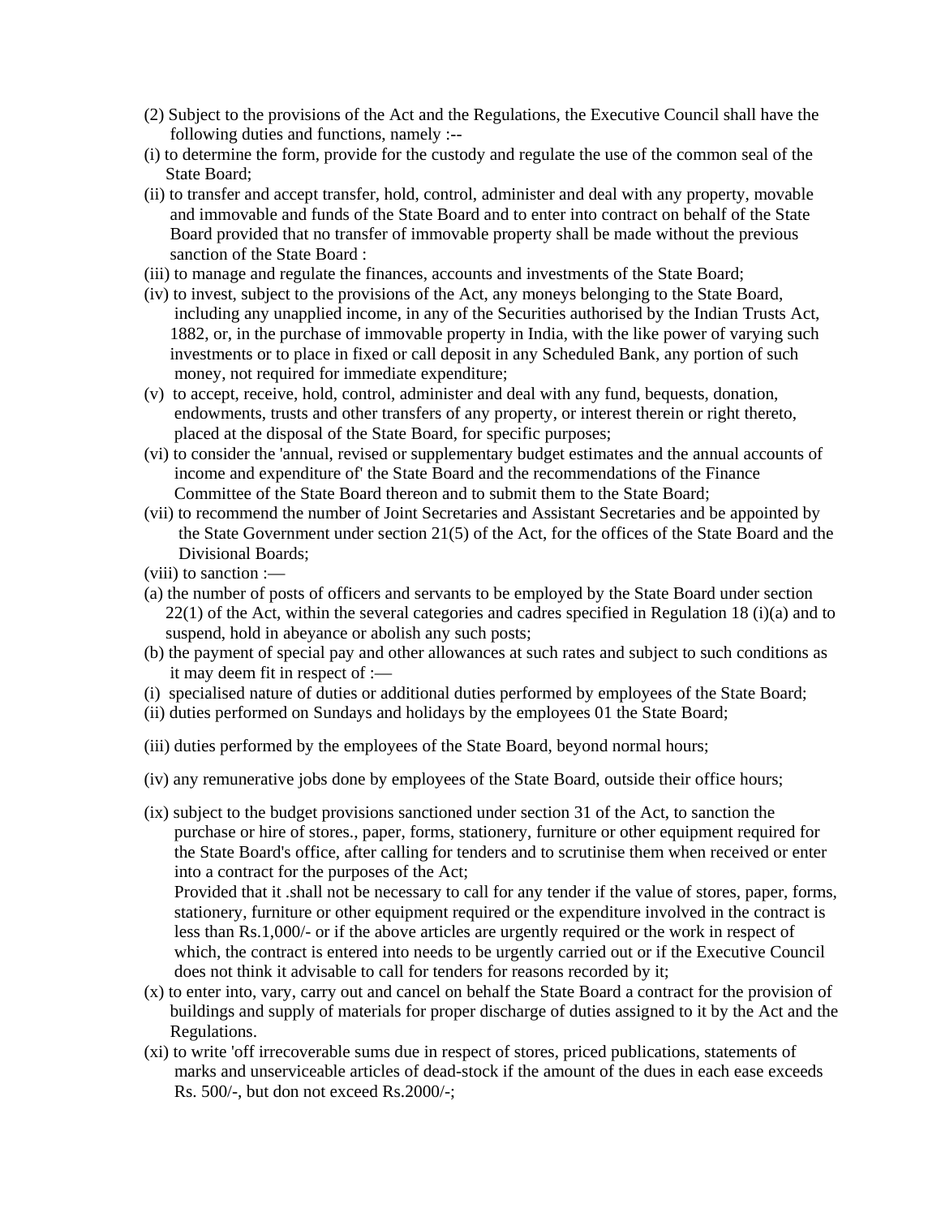(2) Subject to the provisions of the Act and the Regulations, the Executive Council shall have the following duties and functions, namely :--

(i) to determine the form, provide for the custody and regulate the use of the common seal of the State Board;

(ii) to transfer and accept transfer, hold, control, administer and deal with any property, movable and immovable and funds of the State Board and to enter into contract on behalf of the State Board provided that no transfer of immovable property shall be made without the previous sanction of the State Board :

(iii) to manage and regulate the finances, accounts and investments of the State Board;

(iv) to invest, subject to the provisions of the Act, any moneys belonging to the State Board, including any unapplied income, in any of the Securities authorised by the Indian Trusts Act, 1882, or, in the purchase of immovable property in India, with the like power of varying such investments or to place in fixed or call deposit in any Scheduled Bank, any portion of such money, not required for immediate expenditure;

(v) to accept, receive, hold, control, administer and deal with any fund, bequests, donation, endowments, trusts and other transfers of any property, or interest therein or right thereto, placed at the disposal of the State Board, for specific purposes;

(vi) to consider the 'annual, revised or supplementary budget estimates and the annual accounts of income and expenditure of' the State Board and the recommendations of the Finance Committee of the State Board thereon and to submit them to the State Board;

(vii) to recommend the number of Joint Secretaries and Assistant Secretaries and be appointed by the State Government under section 21(5) of the Act, for the offices of the State Board and the Divisional Boards;

(viii) to sanction :—

(a) the number of posts of officers and servants to be employed by the State Board under section 22(1) of the Act, within the several categories and cadres specified in Regulation 18 (i)(a) and to suspend, hold in abeyance or abolish any such posts;

(b) the payment of special pay and other allowances at such rates and subject to such conditions as it may deem fit in respect of :—

(i) specialised nature of duties or additional duties performed by employees of the State Board;

(ii) duties performed on Sundays and holidays by the employees 01 the State Board;

(iii) duties performed by the employees of the State Board, beyond normal hours;

(iv) any remunerative jobs done by employees of the State Board, outside their office hours;

(ix) subject to the budget provisions sanctioned under section 31 of the Act, to sanction the purchase or hire of stores., paper, forms, stationery, furniture or other equipment required for the State Board's office, after calling for tenders and to scrutinise them when received or enter into a contract for the purposes of the Act;

Provided that it .shall not be necessary to call for any tender if the value of stores, paper, forms, stationery, furniture or other equipment required or the expenditure involved in the contract is less than Rs.1,000/- or if the above articles are urgently required or the work in respect of which, the contract is entered into needs to be urgently carried out or if the Executive Council does not think it advisable to call for tenders for reasons recorded by it;

(x) to enter into, vary, carry out and cancel on behalf the State Board a contract for the provision of buildings and supply of materials for proper discharge of duties assigned to it by the Act and the Regulations.

(xi) to write 'off irrecoverable sums due in respect of stores, priced publications, statements of marks and unserviceable articles of dead-stock if the amount of the dues in each ease exceeds Rs. 500/-, but don not exceed Rs.2000/-;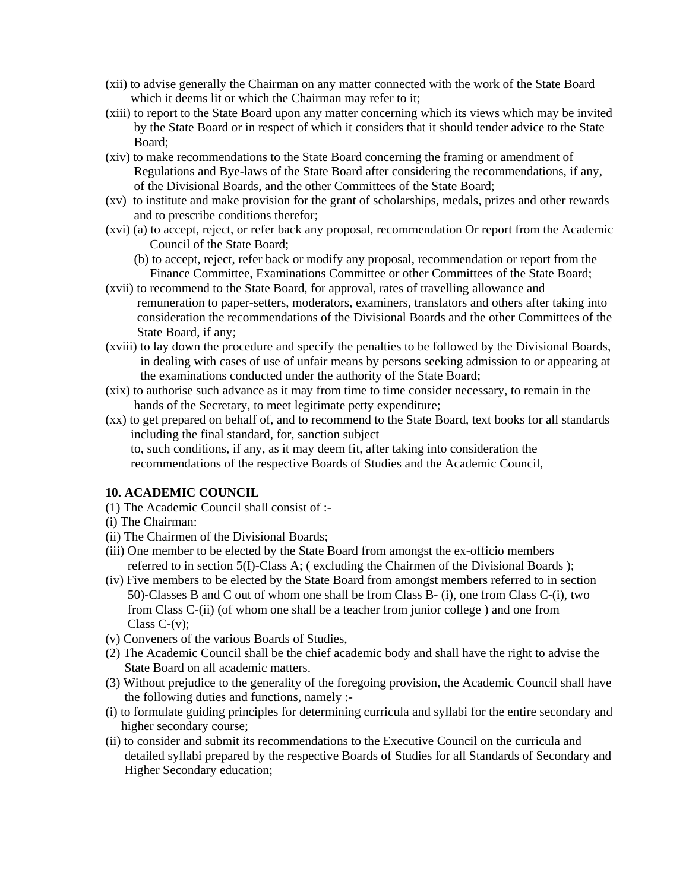(xii) to advise generally the Chairman on any matter connected with the work of the State Board which it deems lit or which the Chairman may refer to it;

(xiii) to report to the State Board upon any matter concerning which its views which may be invited by the State Board or in respect of which it considers that it should tender advice to the State Board;

(xiv) to make recommendations to the State Board concerning the framing or amendment of Regulations and Bye-laws of the State Board after considering the recommendations, if any, of the Divisional Boards, and the other Committees of the State Board;

(xv) to institute and make provision for the grant of scholarships, medals, prizes and other rewards and to prescribe conditions therefor;

(xvi) (a) to accept, reject, or refer back any proposal, recommendation Or report from the Academic Council of the State Board;

(b) to accept, reject, refer back or modify any proposal, recommendation or report from the Finance Committee, Examinations Committee or other Committees of the State Board;

(xvii) to recommend to the State Board, for approval, rates of travelling allowance and remuneration to paper-setters, moderators, examiners, translators and others after taking into consideration the recommendations of the Divisional Boards and the other Committees of the State Board, if any;

(xviii) to lay down the procedure and specify the penalties to be followed by the Divisional Boards, in dealing with cases of use of unfair means by persons seeking admission to or appearing at the examinations conducted under the authority of the State Board;

(xix) to authorise such advance as it may from time to time consider necessary, to remain in the hands of the Secretary, to meet legitimate petty expenditure;

(xx) to get prepared on behalf of, and to recommend to the State Board, text books for all standards including the final standard, for, sanction subject
to, such conditions, if any, as it may deem fit, after taking into consideration the recommendations of the respective Boards of Studies and the Academic Council,

**10. ACADEMIC COUNCIL**

(1) The Academic Council shall consist of :-

(i) The Chairman:

(ii) The Chairmen of the Divisional Boards;

(iii) One member to be elected by the State Board from amongst the ex-officio members referred to in section 5(I)-Class A; ( excluding the Chairmen of the Divisional Boards );

(iv) Five members to be elected by the State Board from amongst members referred to in section 50)-Classes B and C out of whom one shall be from Class B- (i), one from Class C-(i), two from Class C-(ii) (of whom one shall be a teacher from junior college ) and one from Class C-(v);

(v) Conveners of the various Boards of Studies,

(2) The Academic Council shall be the chief academic body and shall have the right to advise the State Board on all academic matters.

(3) Without prejudice to the generality of the foregoing provision, the Academic Council shall have the following duties and functions, namely :-

(i) to formulate guiding principles for determining curricula and syllabi for the entire secondary and higher secondary course;

(ii) to consider and submit its recommendations to the Executive Council on the curricula and detailed syllabi prepared by the respective Boards of Studies for all Standards of Secondary and Higher Secondary education;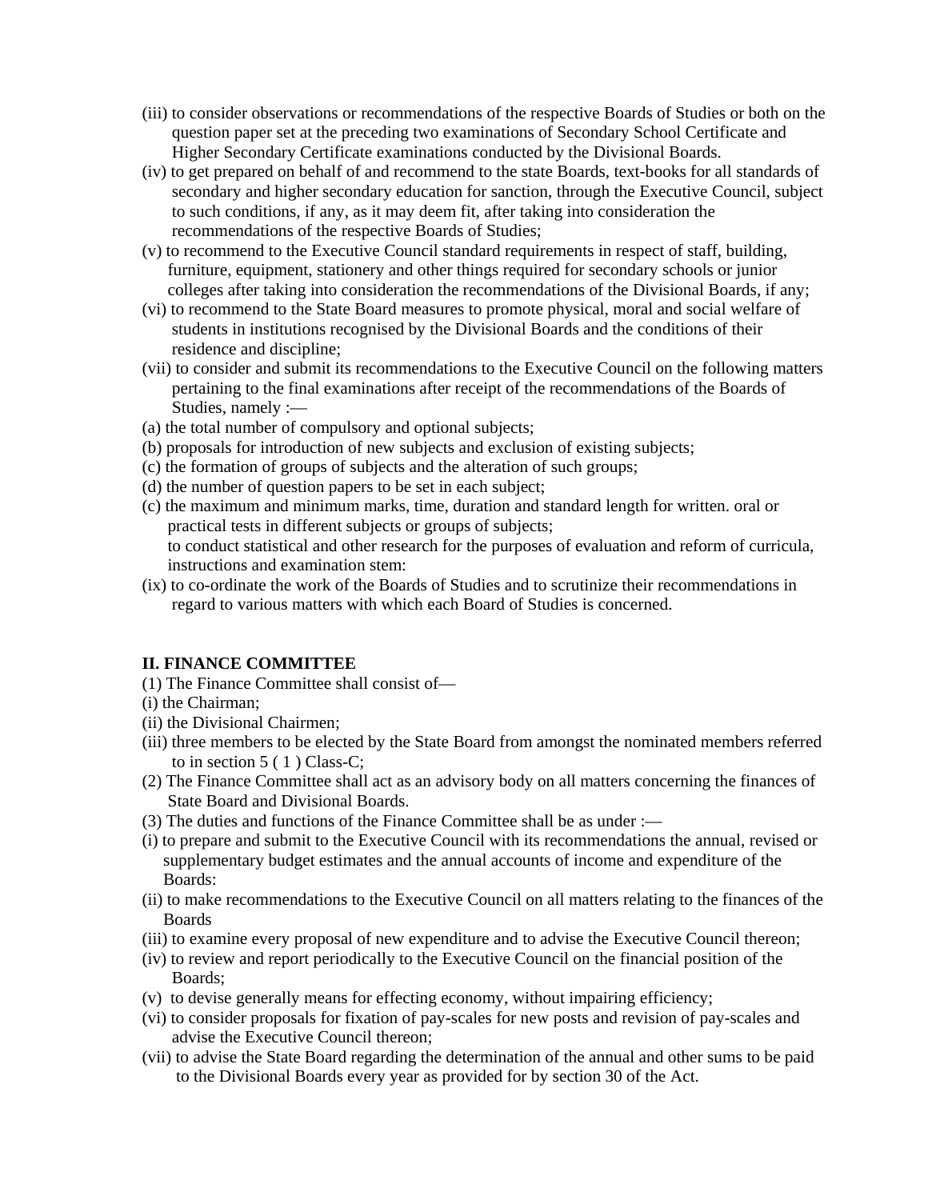(iii) to consider observations or recommendations of the respective Boards of Studies or both on the question paper set at the preceding two examinations of Secondary School Certificate and Higher Secondary Certificate examinations conducted by the Divisional Boards.

(iv) to get prepared on behalf of and recommend to the state Boards, text-books for all standards of secondary and higher secondary education for sanction, through the Executive Council, subject to such conditions, if any, as it may deem fit, after taking into consideration the recommendations of the respective Boards of Studies;

(v) to recommend to the Executive Council standard requirements in respect of staff, building, furniture, equipment, stationery and other things required for secondary schools or junior colleges after taking into consideration the recommendations of the Divisional Boards, if any;

(vi) to recommend to the State Board measures to promote physical, moral and social welfare of students in institutions recognised by the Divisional Boards and the conditions of their residence and discipline;

(vii) to consider and submit its recommendations to the Executive Council on the following matters pertaining to the final examinations after receipt of the recommendations of the Boards of Studies, namely :—

(a) the total number of compulsory and optional subjects;

(b) proposals for introduction of new subjects and exclusion of existing subjects;

(c) the formation of groups of subjects and the alteration of such groups;

(d) the number of question papers to be set in each subject;

(c) the maximum and minimum marks, time, duration and standard length for written. oral or practical tests in different subjects or groups of subjects;

to conduct statistical and other research for the purposes of evaluation and reform of curricula, instructions and examination stem:

(ix) to co-ordinate the work of the Boards of Studies and to scrutinize their recommendations in regard to various matters with which each Board of Studies is concerned.

**II. FINANCE COMMITTEE**

(1) The Finance Committee shall consist of—

(i) the Chairman;

(ii) the Divisional Chairmen;

(iii) three members to be elected by the State Board from amongst the nominated members referred to in section 5 ( 1 ) Class-C;

(2) The Finance Committee shall act as an advisory body on all matters concerning the finances of State Board and Divisional Boards.

(3) The duties and functions of the Finance Committee shall be as under :—

(i) to prepare and submit to the Executive Council with its recommendations the annual, revised or supplementary budget estimates and the annual accounts of income and expenditure of the Boards:

(ii) to make recommendations to the Executive Council on all matters relating to the finances of the Boards

(iii) to examine every proposal of new expenditure and to advise the Executive Council thereon;

(iv) to review and report periodically to the Executive Council on the financial position of the Boards;

(v) to devise generally means for effecting economy, without impairing efficiency;

(vi) to consider proposals for fixation of pay-scales for new posts and revision of pay-scales and advise the Executive Council thereon;

(vii) to advise the State Board regarding the determination of the annual and other sums to be paid to the Divisional Boards every year as provided for by section 30 of the Act.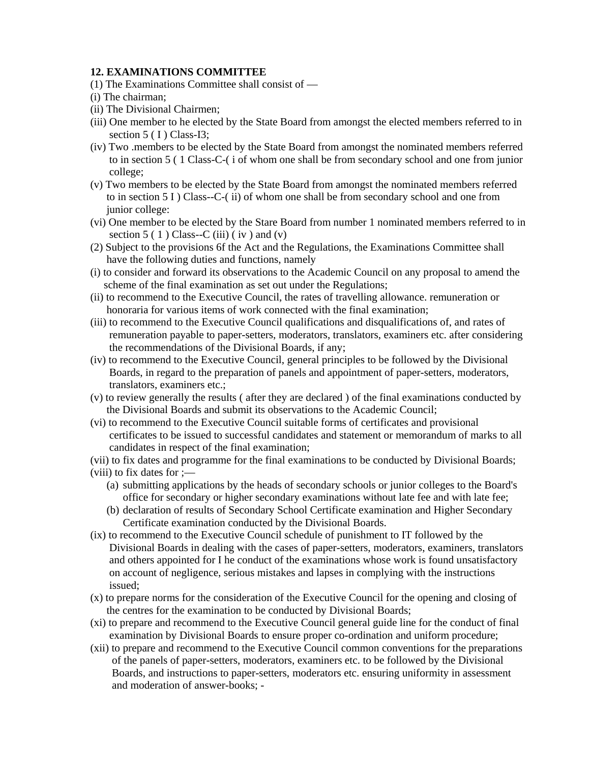**12. EXAMINATIONS COMMITTEE**

(1) The Examinations Committee shall consist of —

(i) The chairman;

(ii) The Divisional Chairmen;

(iii) One member to he elected by the State Board from amongst the elected members referred to in section 5 ( I ) Class-I3;

(iv) Two .members to be elected by the State Board from amongst the nominated members referred to in section 5 ( 1 Class-C-( i of whom one shall be from secondary school and one from junior college;

(v) Two members to be elected by the State Board from amongst the nominated members referred to in section 5 I ) Class--C-( ii) of whom one shall be from secondary school and one from junior college:

(vi) One member to be elected by the Stare Board from number 1 nominated members referred to in section 5 ( 1 ) Class--C (iii) ( iv ) and (v)

(2) Subject to the provisions 6f the Act and the Regulations, the Examinations Committee shall have the following duties and functions, namely

(i) to consider and forward its observations to the Academic Council on any proposal to amend the scheme of the final examination as set out under the Regulations;

(ii) to recommend to the Executive Council, the rates of travelling allowance. remuneration or honoraria for various items of work connected with the final examination;

(iii) to recommend to the Executive Council qualifications and disqualifications of, and rates of remuneration payable to paper-setters, moderators, translators, examiners etc. after considering the recommendations of the Divisional Boards, if any;

(iv) to recommend to the Executive Council, general principles to be followed by the Divisional Boards, in regard to the preparation of panels and appointment of paper-setters, moderators, translators, examiners etc.;

(v) to review generally the results ( after they are declared ) of the final examinations conducted by the Divisional Boards and submit its observations to the Academic Council;

(vi) to recommend to the Executive Council suitable forms of certificates and provisional certificates to be issued to successful candidates and statement or memorandum of marks to all candidates in respect of the final examination;

(vii) to fix dates and programme for the final examinations to be conducted by Divisional Boards;

(viii) to fix dates for ;—

(a) submitting applications by the heads of secondary schools or junior colleges to the Board's office for secondary or higher secondary examinations without late fee and with late fee;

(b) declaration of results of Secondary School Certificate examination and Higher Secondary Certificate examination conducted by the Divisional Boards.

(ix) to recommend to the Executive Council schedule of punishment to IT followed by the Divisional Boards in dealing with the cases of paper-setters, moderators, examiners, translators and others appointed for I he conduct of the examinations whose work is found unsatisfactory on account of negligence, serious mistakes and lapses in complying with the instructions issued;

(x) to prepare norms for the consideration of the Executive Council for the opening and closing of the centres for the examination to be conducted by Divisional Boards;

(xi) to prepare and recommend to the Executive Council general guide line for the conduct of final examination by Divisional Boards to ensure proper co-ordination and uniform procedure;

(xii) to prepare and recommend to the Executive Council common conventions for the preparations of the panels of paper-setters, moderators, examiners etc. to be followed by the Divisional Boards, and instructions to paper-setters, moderators etc. ensuring uniformity in assessment and moderation of answer-books; -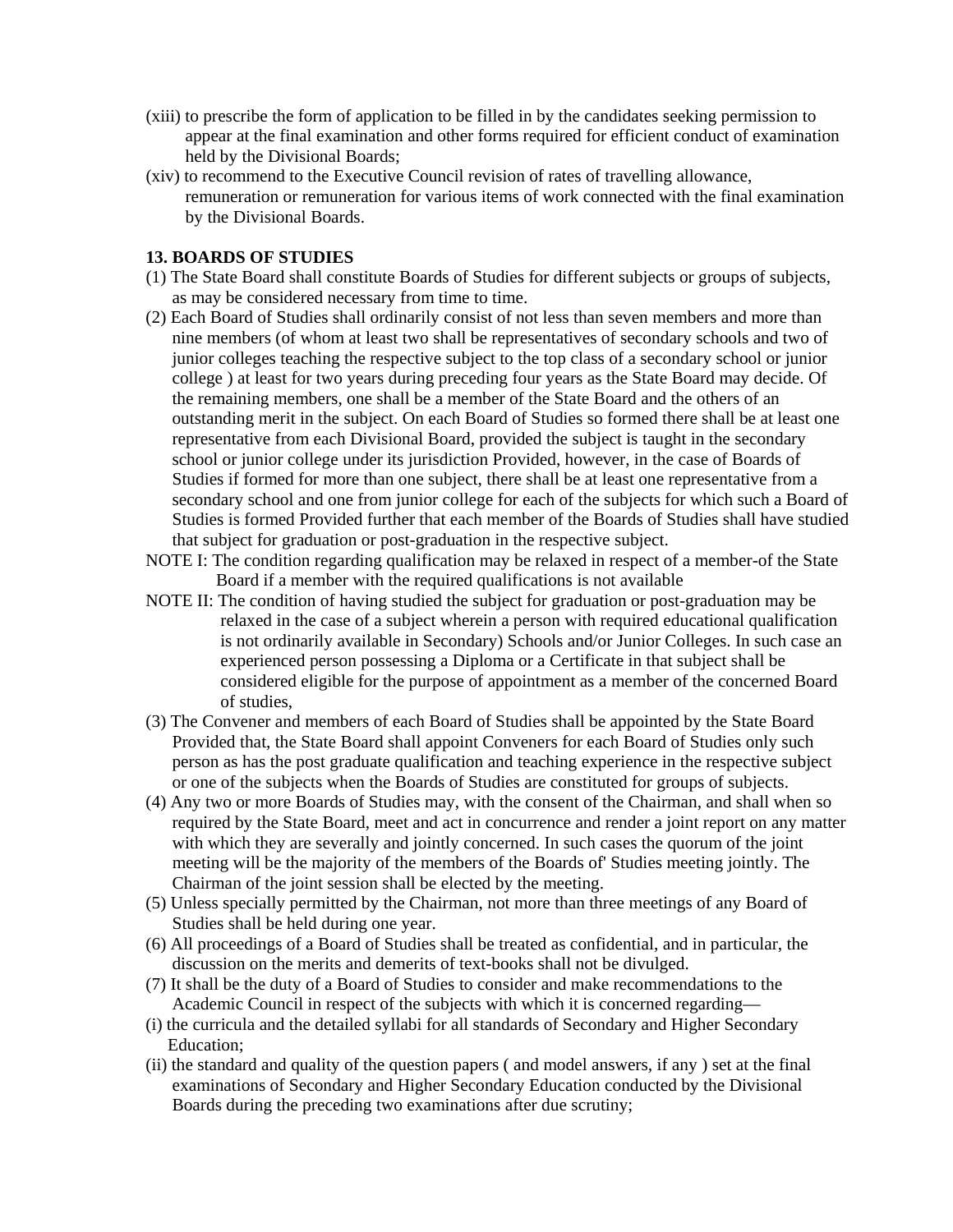(xiii) to prescribe the form of application to be filled in by the candidates seeking permission to appear at the final examination and other forms required for efficient conduct of examination held by the Divisional Boards;

(xiv) to recommend to the Executive Council revision of rates of travelling allowance, remuneration or remuneration for various items of work connected with the final examination by the Divisional Boards.

**13. BOARDS OF STUDIES**

(1) The State Board shall constitute Boards of Studies for different subjects or groups of subjects, as may be considered necessary from time to time.

(2) Each Board of Studies shall ordinarily consist of not less than seven members and more than nine members (of whom at least two shall be representatives of secondary schools and two of junior colleges teaching the respective subject to the top class of a secondary school or junior college ) at least for two years during preceding four years as the State Board may decide. Of the remaining members, one shall be a member of the State Board and the others of an outstanding merit in the subject. On each Board of Studies so formed there shall be at least one representative from each Divisional Board, provided the subject is taught in the secondary school or junior college under its jurisdiction Provided, however, in the case of Boards of Studies if formed for more than one subject, there shall be at least one representative from a secondary school and one from junior college for each of the subjects for which such a Board of Studies is formed Provided further that each member of the Boards of Studies shall have studied that subject for graduation or post-graduation in the respective subject.

NOTE I: The condition regarding qualification may be relaxed in respect of a member-of the State Board if a member with the required qualifications is not available

NOTE II: The condition of having studied the subject for graduation or post-graduation may be relaxed in the case of a subject wherein a person with required educational qualification is not ordinarily available in Secondary) Schools and/or Junior Colleges. In such case an experienced person possessing a Diploma or a Certificate in that subject shall be considered eligible for the purpose of appointment as a member of the concerned Board of studies,

(3) The Convener and members of each Board of Studies shall be appointed by the State Board Provided that, the State Board shall appoint Conveners for each Board of Studies only such person as has the post graduate qualification and teaching experience in the respective subject or one of the subjects when the Boards of Studies are constituted for groups of subjects.

(4) Any two or more Boards of Studies may, with the consent of the Chairman, and shall when so required by the State Board, meet and act in concurrence and render a joint report on any matter with which they are severally and jointly concerned. In such cases the quorum of the joint meeting will be the majority of the members of the Boards of' Studies meeting jointly. The Chairman of the joint session shall be elected by the meeting.

(5) Unless specially permitted by the Chairman, not more than three meetings of any Board of Studies shall be held during one year.

(6) All proceedings of a Board of Studies shall be treated as confidential, and in particular, the discussion on the merits and demerits of text-books shall not be divulged.

(7) It shall be the duty of a Board of Studies to consider and make recommendations to the Academic Council in respect of the subjects with which it is concerned regarding—

(i) the curricula and the detailed syllabi for all standards of Secondary and Higher Secondary Education;

(ii) the standard and quality of the question papers ( and model answers, if any ) set at the final examinations of Secondary and Higher Secondary Education conducted by the Divisional Boards during the preceding two examinations after due scrutiny;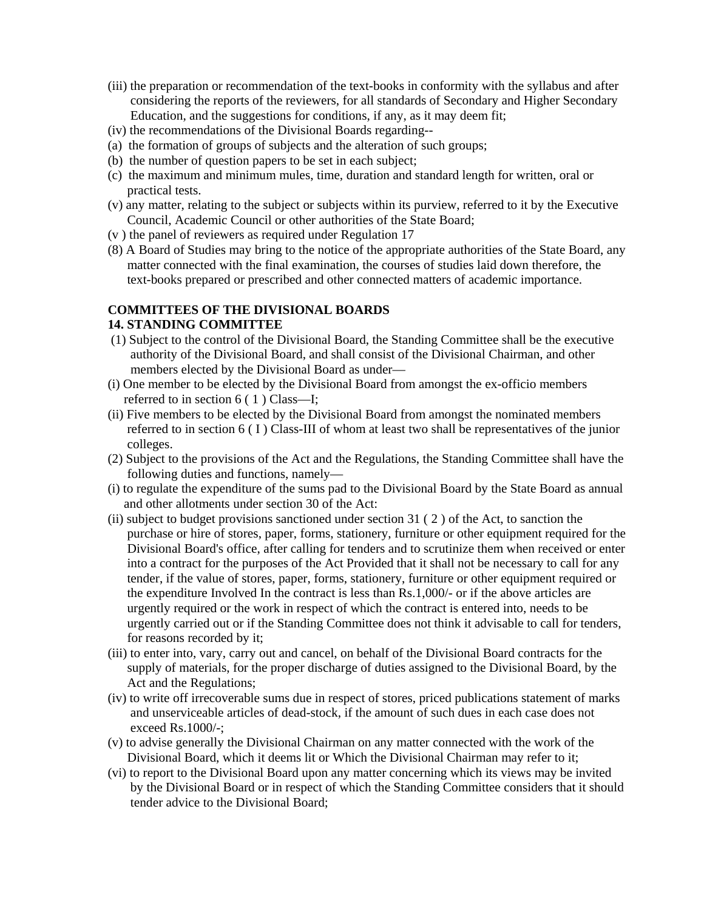(iii) the preparation or recommendation of the text-books in conformity with the syllabus and after considering the reports of the reviewers, for all standards of Secondary and Higher Secondary Education, and the suggestions for conditions, if any, as it may deem fit;

(iv) the recommendations of the Divisional Boards regarding--

(a) the formation of groups of subjects and the alteration of such groups;

(b) the number of question papers to be set in each subject;

(c) the maximum and minimum mules, time, duration and standard length for written, oral or practical tests.

(v) any matter, relating to the subject or subjects within its purview, referred to it by the Executive Council, Academic Council or other authorities of the State Board;

(v ) the panel of reviewers as required under Regulation 17

(8) A Board of Studies may bring to the notice of the appropriate authorities of the State Board, any matter connected with the final examination, the courses of studies laid down therefore, the text-books prepared or prescribed and other connected matters of academic importance.

**COMMITTEES OF THE DIVISIONAL BOARDS**

**14. STANDING COMMITTEE**

(1) Subject to the control of the Divisional Board, the Standing Committee shall be the executive authority of the Divisional Board, and shall consist of the Divisional Chairman, and other members elected by the Divisional Board as under—

(i) One member to be elected by the Divisional Board from amongst the ex-officio members referred to in section 6 ( 1 ) Class—I;

(ii) Five members to be elected by the Divisional Board from amongst the nominated members referred to in section 6 ( I ) Class-III of whom at least two shall be representatives of the junior colleges.

(2) Subject to the provisions of the Act and the Regulations, the Standing Committee shall have the following duties and functions, namely—

(i) to regulate the expenditure of the sums pad to the Divisional Board by the State Board as annual and other allotments under section 30 of the Act:

(ii) subject to budget provisions sanctioned under section 31 ( 2 ) of the Act, to sanction the purchase or hire of stores, paper, forms, stationery, furniture or other equipment required for the Divisional Board's office, after calling for tenders and to scrutinize them when received or enter into a contract for the purposes of the Act Provided that it shall not be necessary to call for any tender, if the value of stores, paper, forms, stationery, furniture or other equipment required or the expenditure Involved In the contract is less than Rs.1,000/- or if the above articles are urgently required or the work in respect of which the contract is entered into, needs to be urgently carried out or if the Standing Committee does not think it advisable to call for tenders, for reasons recorded by it;

(iii) to enter into, vary, carry out and cancel, on behalf of the Divisional Board contracts for the supply of materials, for the proper discharge of duties assigned to the Divisional Board, by the Act and the Regulations;

(iv) to write off irrecoverable sums due in respect of stores, priced publications statement of marks and unserviceable articles of dead-stock, if the amount of such dues in each case does not exceed Rs.1000/-;

(v) to advise generally the Divisional Chairman on any matter connected with the work of the Divisional Board, which it deems lit or Which the Divisional Chairman may refer to it;

(vi) to report to the Divisional Board upon any matter concerning which its views may be invited by the Divisional Board or in respect of which the Standing Committee considers that it should tender advice to the Divisional Board;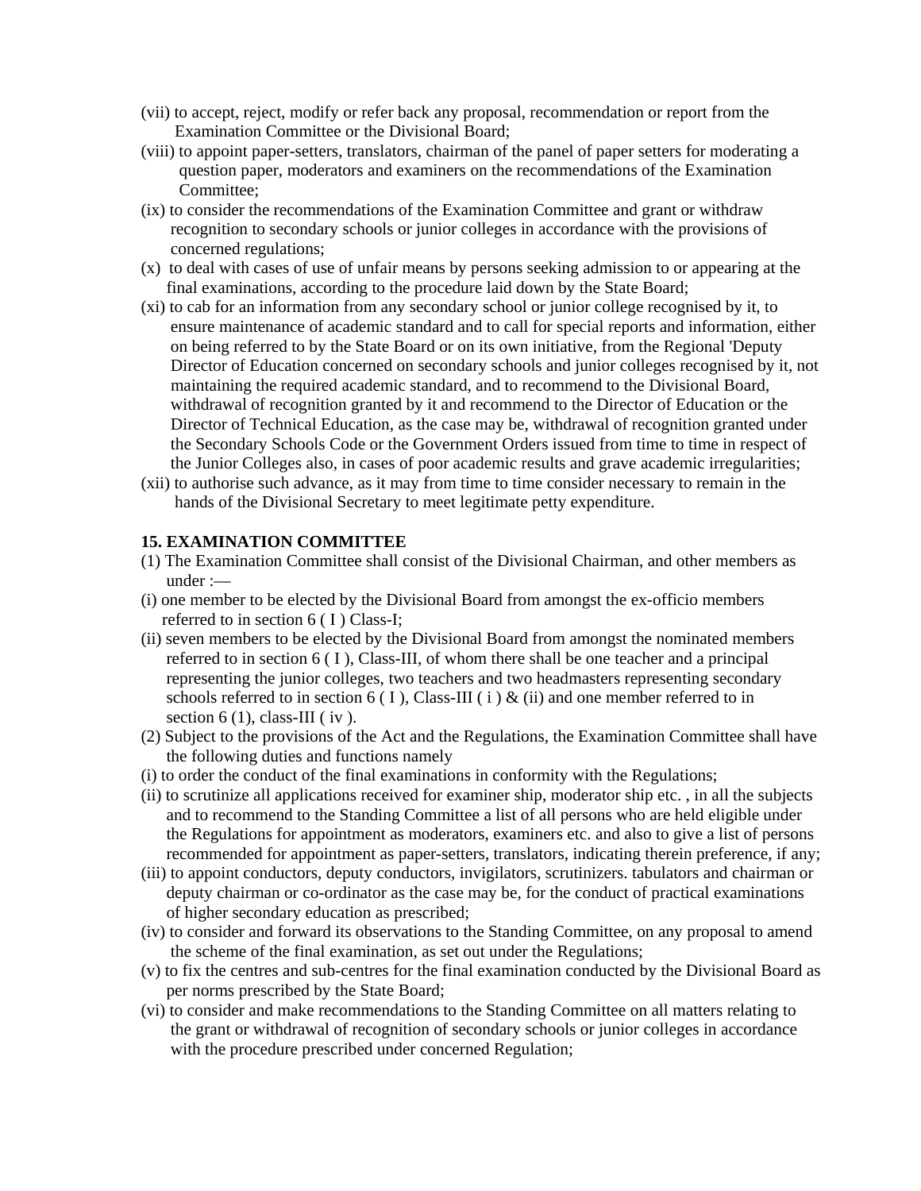(vii) to accept, reject, modify or refer back any proposal, recommendation or report from the Examination Committee or the Divisional Board;

(viii) to appoint paper-setters, translators, chairman of the panel of paper setters for moderating a question paper, moderators and examiners on the recommendations of the Examination Committee;

(ix) to consider the recommendations of the Examination Committee and grant or withdraw recognition to secondary schools or junior colleges in accordance with the provisions of concerned regulations;

(x) to deal with cases of use of unfair means by persons seeking admission to or appearing at the final examinations, according to the procedure laid down by the State Board;

(xi) to cab for an information from any secondary school or junior college recognised by it, to ensure maintenance of academic standard and to call for special reports and information, either on being referred to by the State Board or on its own initiative, from the Regional 'Deputy Director of Education concerned on secondary schools and junior colleges recognised by it, not maintaining the required academic standard, and to recommend to the Divisional Board, withdrawal of recognition granted by it and recommend to the Director of Education or the Director of Technical Education, as the case may be, withdrawal of recognition granted under the Secondary Schools Code or the Government Orders issued from time to time in respect of the Junior Colleges also, in cases of poor academic results and grave academic irregularities;

(xii) to authorise such advance, as it may from time to time consider necessary to remain in the hands of the Divisional Secretary to meet legitimate petty expenditure.

**15. EXAMINATION COMMITTEE**

(1) The Examination Committee shall consist of the Divisional Chairman, and other members as under :—

(i) one member to be elected by the Divisional Board from amongst the ex-officio members referred to in section 6 ( I ) Class-I;

(ii) seven members to be elected by the Divisional Board from amongst the nominated members referred to in section 6 ( I ), Class-III, of whom there shall be one teacher and a principal representing the junior colleges, two teachers and two headmasters representing secondary schools referred to in section 6 ( I ), Class-III ( i ) & (ii) and one member referred to in section 6 (1), class-III ( iv ).

(2) Subject to the provisions of the Act and the Regulations, the Examination Committee shall have the following duties and functions namely

(i) to order the conduct of the final examinations in conformity with the Regulations;

(ii) to scrutinize all applications received for examiner ship, moderator ship etc. , in all the subjects and to recommend to the Standing Committee a list of all persons who are held eligible under the Regulations for appointment as moderators, examiners etc. and also to give a list of persons recommended for appointment as paper-setters, translators, indicating therein preference, if any;

(iii) to appoint conductors, deputy conductors, invigilators, scrutinizers. tabulators and chairman or deputy chairman or co-ordinator as the case may be, for the conduct of practical examinations of higher secondary education as prescribed;

(iv) to consider and forward its observations to the Standing Committee, on any proposal to amend the scheme of the final examination, as set out under the Regulations;

(v) to fix the centres and sub-centres for the final examination conducted by the Divisional Board as per norms prescribed by the State Board;

(vi) to consider and make recommendations to the Standing Committee on all matters relating to the grant or withdrawal of recognition of secondary schools or junior colleges in accordance with the procedure prescribed under concerned Regulation;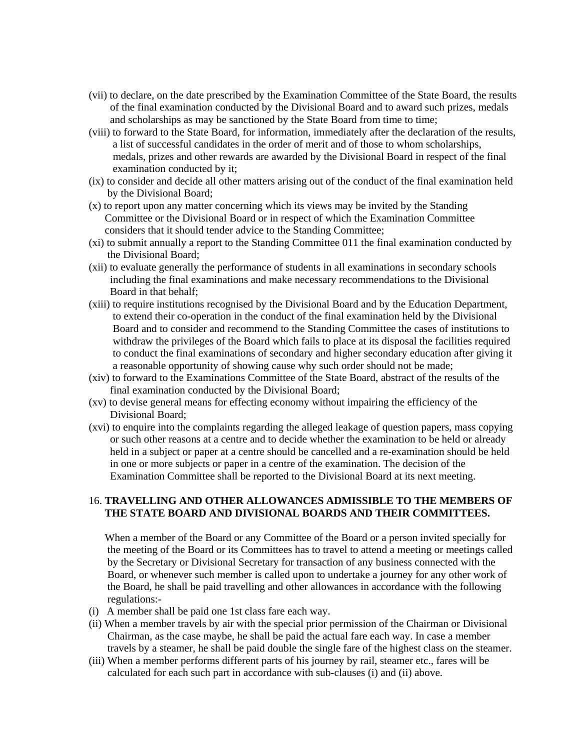(vii) to declare, on the date prescribed by the Examination Committee of the State Board, the results of the final examination conducted by the Divisional Board and to award such prizes, medals and scholarships as may be sanctioned by the State Board from time to time;

(viii) to forward to the State Board, for information, immediately after the declaration of the results, a list of successful candidates in the order of merit and of those to whom scholarships, medals, prizes and other rewards are awarded by the Divisional Board in respect of the final examination conducted by it;

(ix) to consider and decide all other matters arising out of the conduct of the final examination held by the Divisional Board;

(x) to report upon any matter concerning which its views may be invited by the Standing Committee or the Divisional Board or in respect of which the Examination Committee considers that it should tender advice to the Standing Committee;

(xi) to submit annually a report to the Standing Committee 011 the final examination conducted by the Divisional Board;

(xii) to evaluate generally the performance of students in all examinations in secondary schools including the final examinations and make necessary recommendations to the Divisional Board in that behalf;

(xiii) to require institutions recognised by the Divisional Board and by the Education Department, to extend their co-operation in the conduct of the final examination held by the Divisional Board and to consider and recommend to the Standing Committee the cases of institutions to withdraw the privileges of the Board which fails to place at its disposal the facilities required to conduct the final examinations of secondary and higher secondary education after giving it a reasonable opportunity of showing cause why such order should not be made;

(xiv) to forward to the Examinations Committee of the State Board, abstract of the results of the final examination conducted by the Divisional Board;

(xv) to devise general means for effecting economy without impairing the efficiency of the Divisional Board;

(xvi) to enquire into the complaints regarding the alleged leakage of question papers, mass copying or such other reasons at a centre and to decide whether the examination to be held or already held in a subject or paper at a centre should be cancelled and a re-examination should be held in one or more subjects or paper in a centre of the examination. The decision of the Examination Committee shall be reported to the Divisional Board at its next meeting.

16. **TRAVELLING AND OTHER ALLOWANCES ADMISSIBLE TO THE MEMBERS OF THE STATE BOARD AND DIVISIONAL BOARDS AND THEIR COMMITTEES.**

When a member of the Board or any Committee of the Board or a person invited specially for the meeting of the Board or its Committees has to travel to attend a meeting or meetings called by the Secretary or Divisional Secretary for transaction of any business connected with the Board, or whenever such member is called upon to undertake a journey for any other work of the Board, he shall be paid travelling and other allowances in accordance with the following regulations:-

(i) A member shall be paid one 1st class fare each way.

(ii) When a member travels by air with the special prior permission of the Chairman or Divisional Chairman, as the case maybe, he shall be paid the actual fare each way. In case a member travels by a steamer, he shall be paid double the single fare of the highest class on the steamer.

(iii) When a member performs different parts of his journey by rail, steamer etc., fares will be calculated for each such part in accordance with sub-clauses (i) and (ii) above.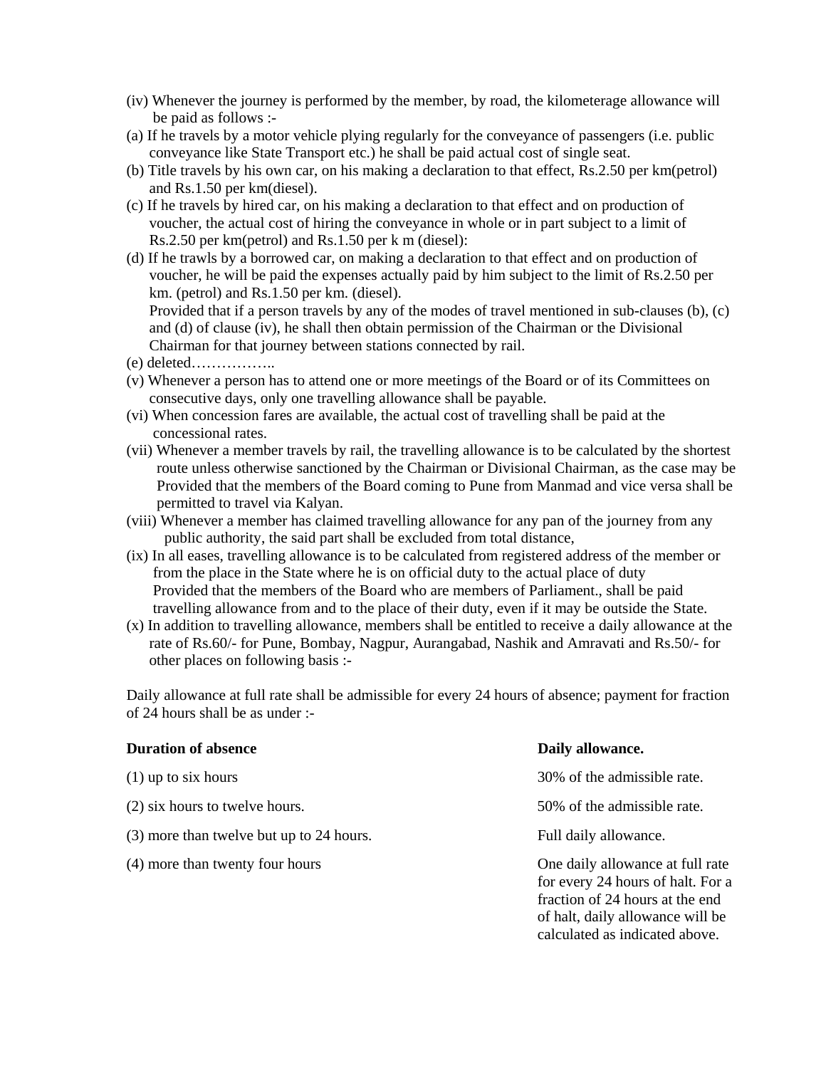(iv) Whenever the journey is performed by the member, by road, the kilometerage allowance will be paid as follows :-

(a) If he travels by a motor vehicle plying regularly for the conveyance of passengers (i.e. public conveyance like State Transport etc.) he shall be paid actual cost of single seat.

(b) Title travels by his own car, on his making a declaration to that effect, Rs.2.50 per km(petrol) and Rs.1.50 per km(diesel).

(c) If he travels by hired car, on his making a declaration to that effect and on production of voucher, the actual cost of hiring the conveyance in whole or in part subject to a limit of Rs.2.50 per km(petrol) and Rs.1.50 per k m (diesel):

(d) If he trawls by a borrowed car, on making a declaration to that effect and on production of voucher, he will be paid the expenses actually paid by him subject to the limit of Rs.2.50 per km. (petrol) and Rs.1.50 per km. (diesel).
Provided that if a person travels by any of the modes of travel mentioned in sub-clauses (b), (c) and (d) of clause (iv), he shall then obtain permission of the Chairman or the Divisional Chairman for that journey between stations connected by rail.

(e) deleted……………..

(v) Whenever a person has to attend one or more meetings of the Board or of its Committees on consecutive days, only one travelling allowance shall be payable.

(vi) When concession fares are available, the actual cost of travelling shall be paid at the concessional rates.

(vii) Whenever a member travels by rail, the travelling allowance is to be calculated by the shortest route unless otherwise sanctioned by the Chairman or Divisional Chairman, as the case may be Provided that the members of the Board coming to Pune from Manmad and vice versa shall be permitted to travel via Kalyan.

(viii) Whenever a member has claimed travelling allowance for any pan of the journey from any public authority, the said part shall be excluded from total distance,

(ix) In all eases, travelling allowance is to be calculated from registered address of the member or from the place in the State where he is on official duty to the actual place of duty
Provided that the members of the Board who are members of Parliament., shall be paid travelling allowance from and to the place of their duty, even if it may be outside the State.

(x) In addition to travelling allowance, members shall be entitled to receive a daily allowance at the rate of Rs.60/- for Pune, Bombay, Nagpur, Aurangabad, Nashik and Amravati and Rs.50/- for other places on following basis :-

Daily allowance at full rate shall be admissible for every 24 hours of absence; payment for fraction of 24 hours shall be as under :-

| **Duration of absence** | **Daily allowance.** |
|---|---|
| (1) up to six hours | 30% of the admissible rate. |
| (2) six hours to twelve hours. | 50% of the admissible rate. |
| (3) more than twelve but up to 24 hours. | Full daily allowance. |
| (4) more than twenty four hours | One daily allowance at full rate for every 24 hours of halt. For a fraction of 24 hours at the end of halt, daily allowance will be calculated as indicated above. |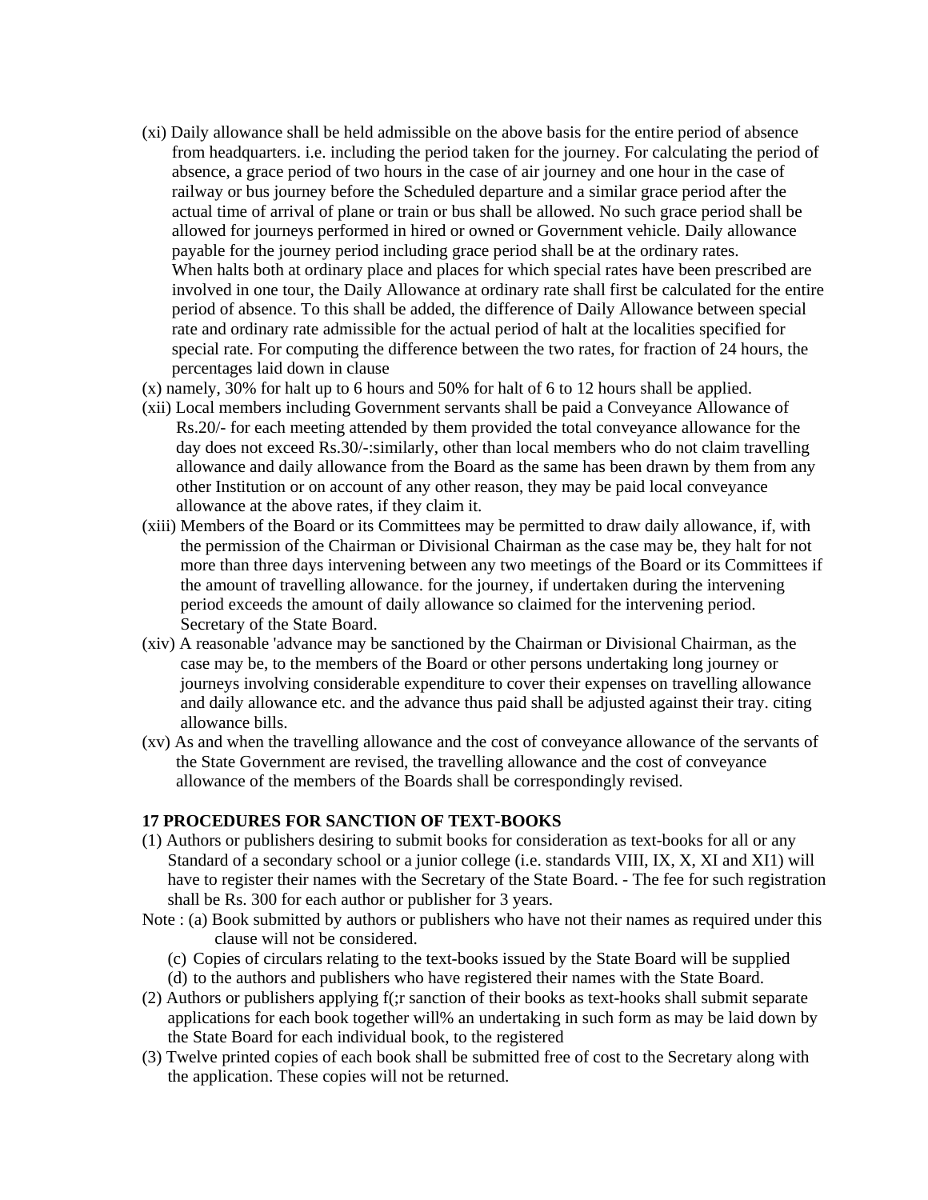(xi) Daily allowance shall be held admissible on the above basis for the entire period of absence from headquarters. i.e. including the period taken for the journey. For calculating the period of absence, a grace period of two hours in the case of air journey and one hour in the case of railway or bus journey before the Scheduled departure and a similar grace period after the actual time of arrival of plane or train or bus shall be allowed. No such grace period shall be allowed for journeys performed in hired or owned or Government vehicle. Daily allowance payable for the journey period including grace period shall be at the ordinary rates.
When halts both at ordinary place and places for which special rates have been prescribed are involved in one tour, the Daily Allowance at ordinary rate shall first be calculated for the entire period of absence. To this shall be added, the difference of Daily Allowance between special rate and ordinary rate admissible for the actual period of halt at the localities specified for special rate. For computing the difference between the two rates, for fraction of 24 hours, the percentages laid down in clause

(x) namely, 30% for halt up to 6 hours and 50% for halt of 6 to 12 hours shall be applied.

(xii) Local members including Government servants shall be paid a Conveyance Allowance of Rs.20/- for each meeting attended by them provided the total conveyance allowance for the day does not exceed Rs.30/-:similarly, other than local members who do not claim travelling allowance and daily allowance from the Board as the same has been drawn by them from any other Institution or on account of any other reason, they may be paid local conveyance allowance at the above rates, if they claim it.

(xiii) Members of the Board or its Committees may be permitted to draw daily allowance, if, with the permission of the Chairman or Divisional Chairman as the case may be, they halt for not more than three days intervening between any two meetings of the Board or its Committees if the amount of travelling allowance. for the journey, if undertaken during the intervening period exceeds the amount of daily allowance so claimed for the intervening period. Secretary of the State Board.

(xiv) A reasonable 'advance may be sanctioned by the Chairman or Divisional Chairman, as the case may be, to the members of the Board or other persons undertaking long journey or journeys involving considerable expenditure to cover their expenses on travelling allowance and daily allowance etc. and the advance thus paid shall be adjusted against their tray. citing allowance bills.

(xv) As and when the travelling allowance and the cost of conveyance allowance of the servants of the State Government are revised, the travelling allowance and the cost of conveyance allowance of the members of the Boards shall be correspondingly revised.

**17 PROCEDURES FOR SANCTION OF TEXT-BOOKS**

(1) Authors or publishers desiring to submit books for consideration as text-books for all or any Standard of a secondary school or a junior college (i.e. standards VIII, IX, X, XI and XI1) will have to register their names with the Secretary of the State Board. - The fee for such registration shall be Rs. 300 for each author or publisher for 3 years.

Note : (a) Book submitted by authors or publishers who have not their names as required under this clause will not be considered.

(c) Copies of circulars relating to the text-books issued by the State Board will be supplied

(d) to the authors and publishers who have registered their names with the State Board.

(2) Authors or publishers applying f(;r sanction of their books as text-hooks shall submit separate applications for each book together will% an undertaking in such form as may be laid down by the State Board for each individual book, to the registered

(3) Twelve printed copies of each book shall be submitted free of cost to the Secretary along with the application. These copies will not be returned.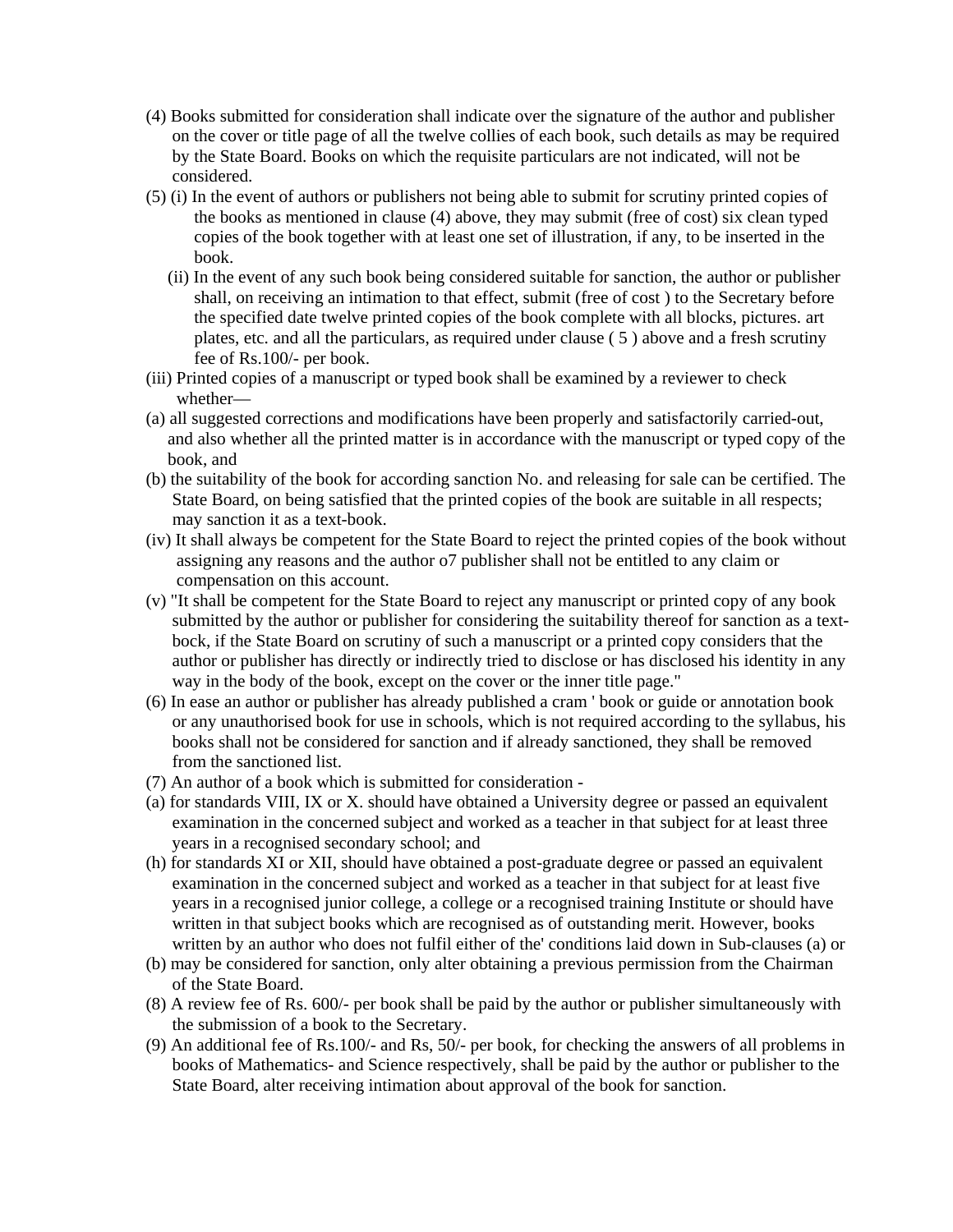(4) Books submitted for consideration shall indicate over the signature of the author and publisher on the cover or title page of all the twelve collies of each book, such details as may be required by the State Board. Books on which the requisite particulars are not indicated, will not be considered.

(5) (i) In the event of authors or publishers not being able to submit for scrutiny printed copies of the books as mentioned in clause (4) above, they may submit (free of cost) six clean typed copies of the book together with at least one set of illustration, if any, to be inserted in the book.

(ii) In the event of any such book being considered suitable for sanction, the author or publisher shall, on receiving an intimation to that effect, submit (free of cost ) to the Secretary before the specified date twelve printed copies of the book complete with all blocks, pictures. art plates, etc. and all the particulars, as required under clause ( 5 ) above and a fresh scrutiny fee of Rs.100/- per book.

(iii) Printed copies of a manuscript or typed book shall be examined by a reviewer to check whether—

(a) all suggested corrections and modifications have been properly and satisfactorily carried-out, and also whether all the printed matter is in accordance with the manuscript or typed copy of the book, and

(b) the suitability of the book for according sanction No. and releasing for sale can be certified. The State Board, on being satisfied that the printed copies of the book are suitable in all respects; may sanction it as a text-book.

(iv) It shall always be competent for the State Board to reject the printed copies of the book without assigning any reasons and the author o7 publisher shall not be entitled to any claim or compensation on this account.

(v) "It shall be competent for the State Board to reject any manuscript or printed copy of any book submitted by the author or publisher for considering the suitability thereof for sanction as a text-bock, if the State Board on scrutiny of such a manuscript or a printed copy considers that the author or publisher has directly or indirectly tried to disclose or has disclosed his identity in any way in the body of the book, except on the cover or the inner title page."

(6) In ease an author or publisher has already published a cram ' book or guide or annotation book or any unauthorised book for use in schools, which is not required according to the syllabus, his books shall not be considered for sanction and if already sanctioned, they shall be removed from the sanctioned list.

(7) An author of a book which is submitted for consideration -

(a) for standards VIII, IX or X. should have obtained a University degree or passed an equivalent examination in the concerned subject and worked as a teacher in that subject for at least three years in a recognised secondary school; and

(h) for standards XI or XII, should have obtained a post-graduate degree or passed an equivalent examination in the concerned subject and worked as a teacher in that subject for at least five years in a recognised junior college, a college or a recognised training Institute or should have written in that subject books which are recognised as of outstanding merit. However, books written by an author who does not fulfil either of the' conditions laid down in Sub-clauses (a) or

(b) may be considered for sanction, only alter obtaining a previous permission from the Chairman of the State Board.

(8) A review fee of Rs. 600/- per book shall be paid by the author or publisher simultaneously with the submission of a book to the Secretary.

(9) An additional fee of Rs.100/- and Rs, 50/- per book, for checking the answers of all problems in books of Mathematics- and Science respectively, shall be paid by the author or publisher to the State Board, alter receiving intimation about approval of the book for sanction.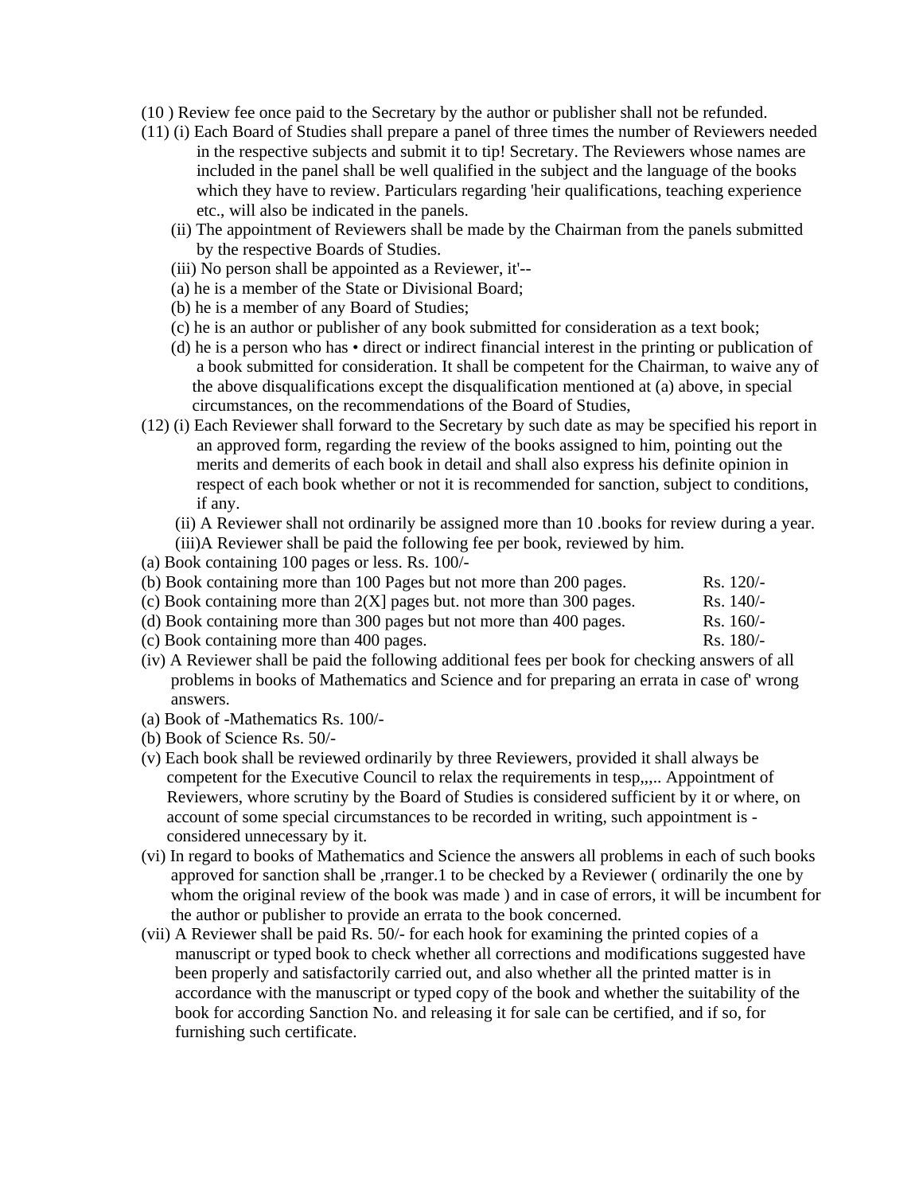(10 ) Review fee once paid to the Secretary by the author or publisher shall not be refunded.

(11) (i) Each Board of Studies shall prepare a panel of three times the number of Reviewers needed in the respective subjects and submit it to tip! Secretary. The Reviewers whose names are included in the panel shall be well qualified in the subject and the language of the books which they have to review. Particulars regarding 'heir qualifications, teaching experience etc., will also be indicated in the panels.

(ii) The appointment of Reviewers shall be made by the Chairman from the panels submitted by the respective Boards of Studies.

(iii) No person shall be appointed as a Reviewer, it'--

(a) he is a member of the State or Divisional Board;

(b) he is a member of any Board of Studies;

(c) he is an author or publisher of any book submitted for consideration as a text book;

(d) he is a person who has • direct or indirect financial interest in the printing or publication of a book submitted for consideration. It shall be competent for the Chairman, to waive any of the above disqualifications except the disqualification mentioned at (a) above, in special circumstances, on the recommendations of the Board of Studies,

(12) (i) Each Reviewer shall forward to the Secretary by such date as may be specified his report in an approved form, regarding the review of the books assigned to him, pointing out the merits and demerits of each book in detail and shall also express his definite opinion in respect of each book whether or not it is recommended for sanction, subject to conditions, if any.

(ii) A Reviewer shall not ordinarily be assigned more than 10 .books for review during a year.

(iii)A Reviewer shall be paid the following fee per book, reviewed by him.

(a) Book containing 100 pages or less. Rs. 100/-

(b) Book containing more than 100 Pages but not more than 200 pages. Rs. 120/-

(c) Book containing more than 2(X] pages but. not more than 300 pages. Rs. 140/-

(d) Book containing more than 300 pages but not more than 400 pages. Rs. 160/-

(c) Book containing more than 400 pages. Rs. 180/-

(iv) A Reviewer shall be paid the following additional fees per book for checking answers of all problems in books of Mathematics and Science and for preparing an errata in case of' wrong answers.

(a) Book of -Mathematics Rs. 100/-

(b) Book of Science Rs. 50/-

(v) Each book shall be reviewed ordinarily by three Reviewers, provided it shall always be competent for the Executive Council to relax the requirements in tesp,,,.. Appointment of Reviewers, whore scrutiny by the Board of Studies is considered sufficient by it or where, on account of some special circumstances to be recorded in writing, such appointment is - considered unnecessary by it.

(vi) In regard to books of Mathematics and Science the answers all problems in each of such books approved for sanction shall be ,rranger.1 to be checked by a Reviewer ( ordinarily the one by whom the original review of the book was made ) and in case of errors, it will be incumbent for the author or publisher to provide an errata to the book concerned.

(vii) A Reviewer shall be paid Rs. 50/- for each hook for examining the printed copies of a manuscript or typed book to check whether all corrections and modifications suggested have been properly and satisfactorily carried out, and also whether all the printed matter is in accordance with the manuscript or typed copy of the book and whether the suitability of the book for according Sanction No. and releasing it for sale can be certified, and if so, for furnishing such certificate.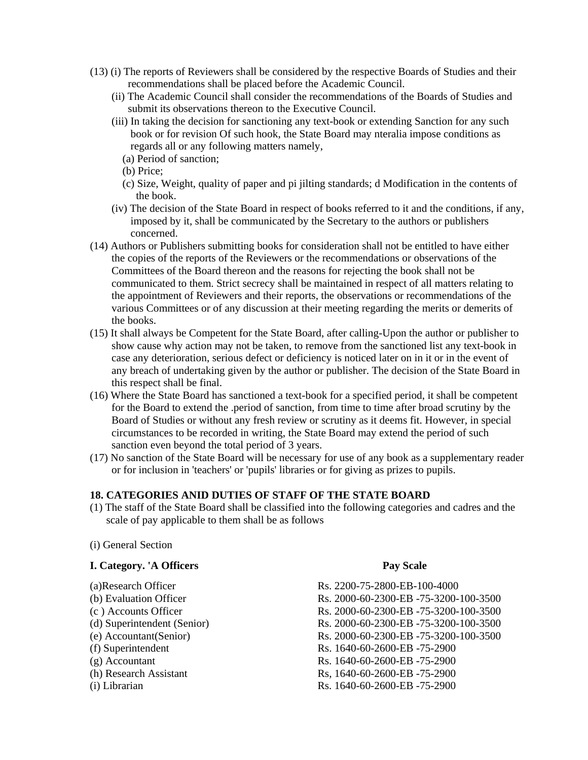(13) (i) The reports of Reviewers shall be considered by the respective Boards of Studies and their recommendations shall be placed before the Academic Council.

(ii) The Academic Council shall consider the recommendations of the Boards of Studies and submit its observations thereon to the Executive Council.

(iii) In taking the decision for sanctioning any text-book or extending Sanction for any such book or for revision Of such hook, the State Board may nteralia impose conditions as regards all or any following matters namely,

(a) Period of sanction;

(b) Price;

(c) Size, Weight, quality of paper and pi jilting standards; d Modification in the contents of the book.

(iv) The decision of the State Board in respect of books referred to it and the conditions, if any, imposed by it, shall be communicated by the Secretary to the authors or publishers concerned.

(14) Authors or Publishers submitting books for consideration shall not be entitled to have either the copies of the reports of the Reviewers or the recommendations or observations of the Committees of the Board thereon and the reasons for rejecting the book shall not be communicated to them. Strict secrecy shall be maintained in respect of all matters relating to the appointment of Reviewers and their reports, the observations or recommendations of the various Committees or of any discussion at their meeting regarding the merits or demerits of the books.

(15) It shall always be Competent for the State Board, after calling-Upon the author or publisher to show cause why action may not be taken, to remove from the sanctioned list any text-book in case any deterioration, serious defect or deficiency is noticed later on in it or in the event of any breach of undertaking given by the author or publisher. The decision of the State Board in this respect shall be final.

(16) Where the State Board has sanctioned a text-book for a specified period, it shall be competent for the Board to extend the .period of sanction, from time to time after broad scrutiny by the Board of Studies or without any fresh review or scrutiny as it deems fit. However, in special circumstances to be recorded in writing, the State Board may extend the period of such sanction even beyond the total period of 3 years.

(17) No sanction of the State Board will be necessary for use of any book as a supplementary reader or for inclusion in 'teachers' or 'pupils' libraries or for giving as prizes to pupils.

**18. CATEGORIES ANID DUTIES OF STAFF OF THE STATE BOARD**

(1) The staff of the State Board shall be classified into the following categories and cadres and the scale of pay applicable to them shall be as follows

(i) General Section

| **I. Category. 'A Officers** | **Pay Scale** |
|---|---|
| (a)Research Officer | Rs. 2200-75-2800-EB-100-4000 |
| (b) Evaluation Officer | Rs. 2000-60-2300-EB -75-3200-100-3500 |
| (c ) Accounts Officer | Rs. 2000-60-2300-EB -75-3200-100-3500 |
| (d) Superintendent (Senior) | Rs. 2000-60-2300-EB -75-3200-100-3500 |
| (e) Accountant(Senior) | Rs. 2000-60-2300-EB -75-3200-100-3500 |
| (f) Superintendent | Rs. 1640-60-2600-EB -75-2900 |
| (g) Accountant | Rs. 1640-60-2600-EB -75-2900 |
| (h) Research Assistant | Rs, 1640-60-2600-EB -75-2900 |
| (i) Librarian | Rs. 1640-60-2600-EB -75-2900 |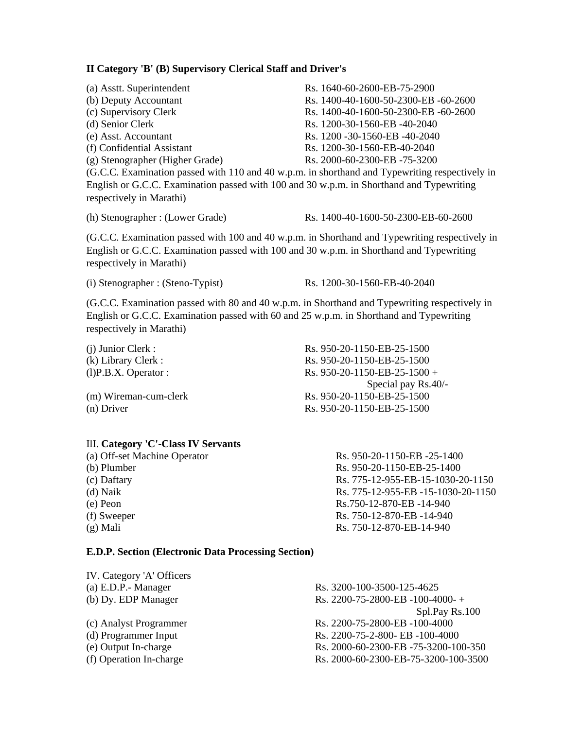**II Category 'B' (B) Supervisory Clerical Staff and Driver's**

| | |
|---|---|
| (a) Asstt. Superintendent | Rs. 1640-60-2600-EB-75-2900 |
| (b) Deputy Accountant | Rs. 1400-40-1600-50-2300-EB -60-2600 |
| (c) Supervisory Clerk | Rs. 1400-40-1600-50-2300-EB -60-2600 |
| (d) Senior Clerk | Rs. 1200-30-1560-EB -40-2040 |
| (e) Asst. Accountant | Rs. 1200 -30-1560-EB -40-2040 |
| (f) Confidential Assistant | Rs. 1200-30-1560-EB-40-2040 |
| (g) Stenographer (Higher Grade) | Rs. 2000-60-2300-EB -75-3200 |

(G.C.C. Examination passed with 110 and 40 w.p.m. in shorthand and Typewriting respectively in English or G.C.C. Examination passed with 100 and 30 w.p.m. in Shorthand and Typewriting respectively in Marathi)

| | |
|---|---|
| (h) Stenographer : (Lower Grade) | Rs. 1400-40-1600-50-2300-EB-60-2600 |

(G.C.C. Examination passed with 100 and 40 w.p.m. in Shorthand and Typewriting respectively in English or G.C.C. Examination passed with 100 and 30 w.p.m. in Shorthand and Typewriting respectively in Marathi)

| | |
|---|---|
| (i) Stenographer : (Steno-Typist) | Rs. 1200-30-1560-EB-40-2040 |

(G.C.C. Examination passed with 80 and 40 w.p.m. in Shorthand and Typewriting respectively in English or G.C.C. Examination passed with 60 and 25 w.p.m. in Shorthand and Typewriting respectively in Marathi)

| | |
|---|---|
| (j) Junior Clerk : | Rs. 950-20-1150-EB-25-1500 |
| (k) Library Clerk : | Rs. 950-20-1150-EB-25-1500 |
| (l)P.B.X. Operator : | Rs. 950-20-1150-EB-25-1500 + Special pay Rs.40/- |
| (m) Wireman-cum-clerk | Rs. 950-20-1150-EB-25-1500 |
| (n) Driver | Rs. 950-20-1150-EB-25-1500 |

IlI. **Category 'C'-Class IV Servants**

| | |
|---|---|
| (a) Off-set Machine Operator | Rs. 950-20-1150-EB -25-1400 |
| (b) Plumber | Rs. 950-20-1150-EB-25-1400 |
| (c) Daftary | Rs. 775-12-955-EB-15-1030-20-1150 |
| (d) Naik | Rs. 775-12-955-EB -15-1030-20-1150 |
| (e) Peon | Rs.750-12-870-EB -14-940 |
| (f) Sweeper | Rs. 750-12-870-EB -14-940 |
| (g) Mali | Rs. 750-12-870-EB-14-940 |

**E.D.P. Section (Electronic Data Processing Section)**

IV. Category 'A' Officers

| | |
|---|---|
| (a) E.D.P.- Manager | Rs. 3200-100-3500-125-4625 |
| (b) Dy. EDP Manager | Rs. 2200-75-2800-EB -100-4000- + Spl.Pay Rs.100 |
| (c) Analyst Programmer | Rs. 2200-75-2800-EB -100-4000 |
| (d) Programmer Input | Rs. 2200-75-2-800- EB -100-4000 |
| (e) Output In-charge | Rs. 2000-60-2300-EB -75-3200-100-350 |
| (f) Operation In-charge | Rs. 2000-60-2300-EB-75-3200-100-3500 |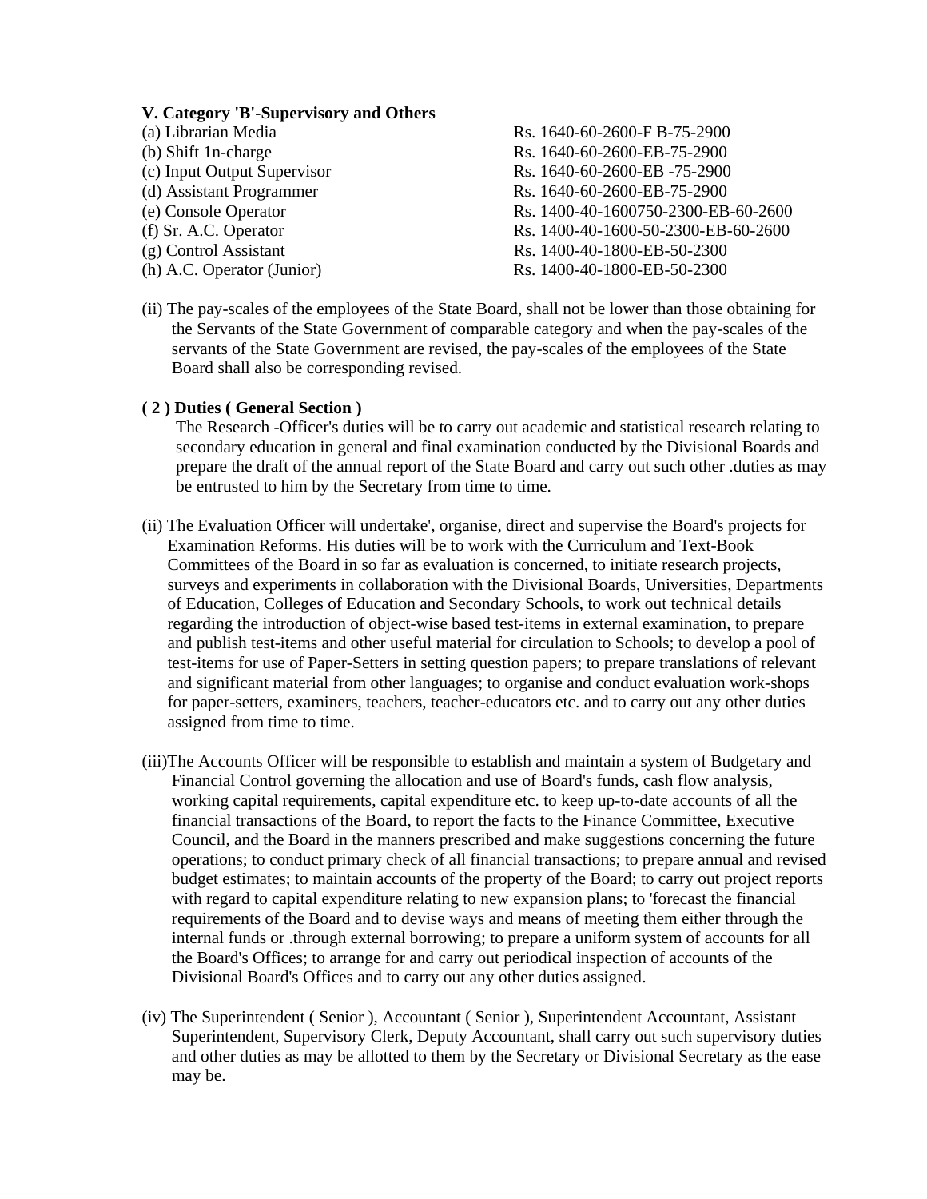**V. Category 'B'-Supervisory and Others**

| | |
|---|---|
| (a) Librarian Media | Rs. 1640-60-2600-F B-75-2900 |
| (b) Shift 1n-charge | Rs. 1640-60-2600-EB-75-2900 |
| (c) Input Output Supervisor | Rs. 1640-60-2600-EB -75-2900 |
| (d) Assistant Programmer | Rs. 1640-60-2600-EB-75-2900 |
| (e) Console Operator | Rs. 1400-40-1600750-2300-EB-60-2600 |
| (f) Sr. A.C. Operator | Rs. 1400-40-1600-50-2300-EB-60-2600 |
| (g) Control Assistant | Rs. 1400-40-1800-EB-50-2300 |
| (h) A.C. Operator (Junior) | Rs. 1400-40-1800-EB-50-2300 |

(ii) The pay-scales of the employees of the State Board, shall not be lower than those obtaining for the Servants of the State Government of comparable category and when the pay-scales of the servants of the State Government are revised, the pay-scales of the employees of the State Board shall also be corresponding revised.

**( 2 ) Duties ( General Section )**

The Research -Officer's duties will be to carry out academic and statistical research relating to secondary education in general and final examination conducted by the Divisional Boards and prepare the draft of the annual report of the State Board and carry out such other .duties as may be entrusted to him by the Secretary from time to time.

(ii) The Evaluation Officer will undertake', organise, direct and supervise the Board's projects for Examination Reforms. His duties will be to work with the Curriculum and Text-Book Committees of the Board in so far as evaluation is concerned, to initiate research projects, surveys and experiments in collaboration with the Divisional Boards, Universities, Departments of Education, Colleges of Education and Secondary Schools, to work out technical details regarding the introduction of object-wise based test-items in external examination, to prepare and publish test-items and other useful material for circulation to Schools; to develop a pool of test-items for use of Paper-Setters in setting question papers; to prepare translations of relevant and significant material from other languages; to organise and conduct evaluation work-shops for paper-setters, examiners, teachers, teacher-educators etc. and to carry out any other duties assigned from time to time.

(iii)The Accounts Officer will be responsible to establish and maintain a system of Budgetary and Financial Control governing the allocation and use of Board's funds, cash flow analysis, working capital requirements, capital expenditure etc. to keep up-to-date accounts of all the financial transactions of the Board, to report the facts to the Finance Committee, Executive Council, and the Board in the manners prescribed and make suggestions concerning the future operations; to conduct primary check of all financial transactions; to prepare annual and revised budget estimates; to maintain accounts of the property of the Board; to carry out project reports with regard to capital expenditure relating to new expansion plans; to 'forecast the financial requirements of the Board and to devise ways and means of meeting them either through the internal funds or .through external borrowing; to prepare a uniform system of accounts for all the Board's Offices; to arrange for and carry out periodical inspection of accounts of the Divisional Board's Offices and to carry out any other duties assigned.

(iv) The Superintendent ( Senior ), Accountant ( Senior ), Superintendent Accountant, Assistant Superintendent, Supervisory Clerk, Deputy Accountant, shall carry out such supervisory duties and other duties as may be allotted to them by the Secretary or Divisional Secretary as the ease may be.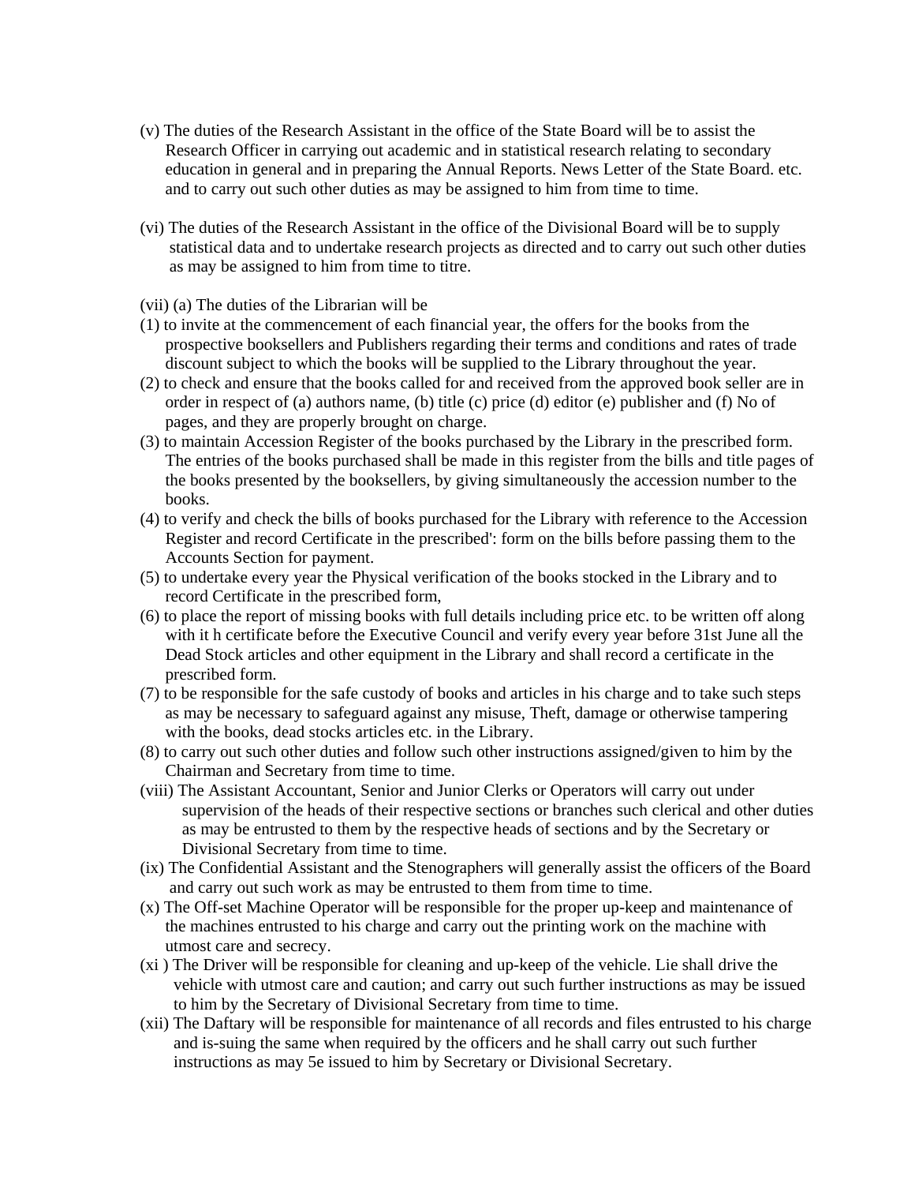(v) The duties of the Research Assistant in the office of the State Board will be to assist the Research Officer in carrying out academic and in statistical research relating to secondary education in general and in preparing the Annual Reports. News Letter of the State Board. etc. and to carry out such other duties as may be assigned to him from time to time.

(vi) The duties of the Research Assistant in the office of the Divisional Board will be to supply statistical data and to undertake research projects as directed and to carry out such other duties as may be assigned to him from time to titre.

(vii) (a) The duties of the Librarian will be

(1) to invite at the commencement of each financial year, the offers for the books from the prospective booksellers and Publishers regarding their terms and conditions and rates of trade discount subject to which the books will be supplied to the Library throughout the year.

(2) to check and ensure that the books called for and received from the approved book seller are in order in respect of (a) authors name, (b) title (c) price (d) editor (e) publisher and (f) No of pages, and they are properly brought on charge.

(3) to maintain Accession Register of the books purchased by the Library in the prescribed form. The entries of the books purchased shall be made in this register from the bills and title pages of the books presented by the booksellers, by giving simultaneously the accession number to the books.

(4) to verify and check the bills of books purchased for the Library with reference to the Accession Register and record Certificate in the prescribed': form on the bills before passing them to the Accounts Section for payment.

(5) to undertake every year the Physical verification of the books stocked in the Library and to record Certificate in the prescribed form,

(6) to place the report of missing books with full details including price etc. to be written off along with it h certificate before the Executive Council and verify every year before 31st June all the Dead Stock articles and other equipment in the Library and shall record a certificate in the prescribed form.

(7) to be responsible for the safe custody of books and articles in his charge and to take such steps as may be necessary to safeguard against any misuse, Theft, damage or otherwise tampering with the books, dead stocks articles etc. in the Library.

(8) to carry out such other duties and follow such other instructions assigned/given to him by the Chairman and Secretary from time to time.

(viii) The Assistant Accountant, Senior and Junior Clerks or Operators will carry out under supervision of the heads of their respective sections or branches such clerical and other duties as may be entrusted to them by the respective heads of sections and by the Secretary or Divisional Secretary from time to time.

(ix) The Confidential Assistant and the Stenographers will generally assist the officers of the Board and carry out such work as may be entrusted to them from time to time.

(x) The Off-set Machine Operator will be responsible for the proper up-keep and maintenance of the machines entrusted to his charge and carry out the printing work on the machine with utmost care and secrecy.

(xi ) The Driver will be responsible for cleaning and up-keep of the vehicle. Lie shall drive the vehicle with utmost care and caution; and carry out such further instructions as may be issued to him by the Secretary of Divisional Secretary from time to time.

(xii) The Daftary will be responsible for maintenance of all records and files entrusted to his charge and is-suing the same when required by the officers and he shall carry out such further instructions as may 5e issued to him by Secretary or Divisional Secretary.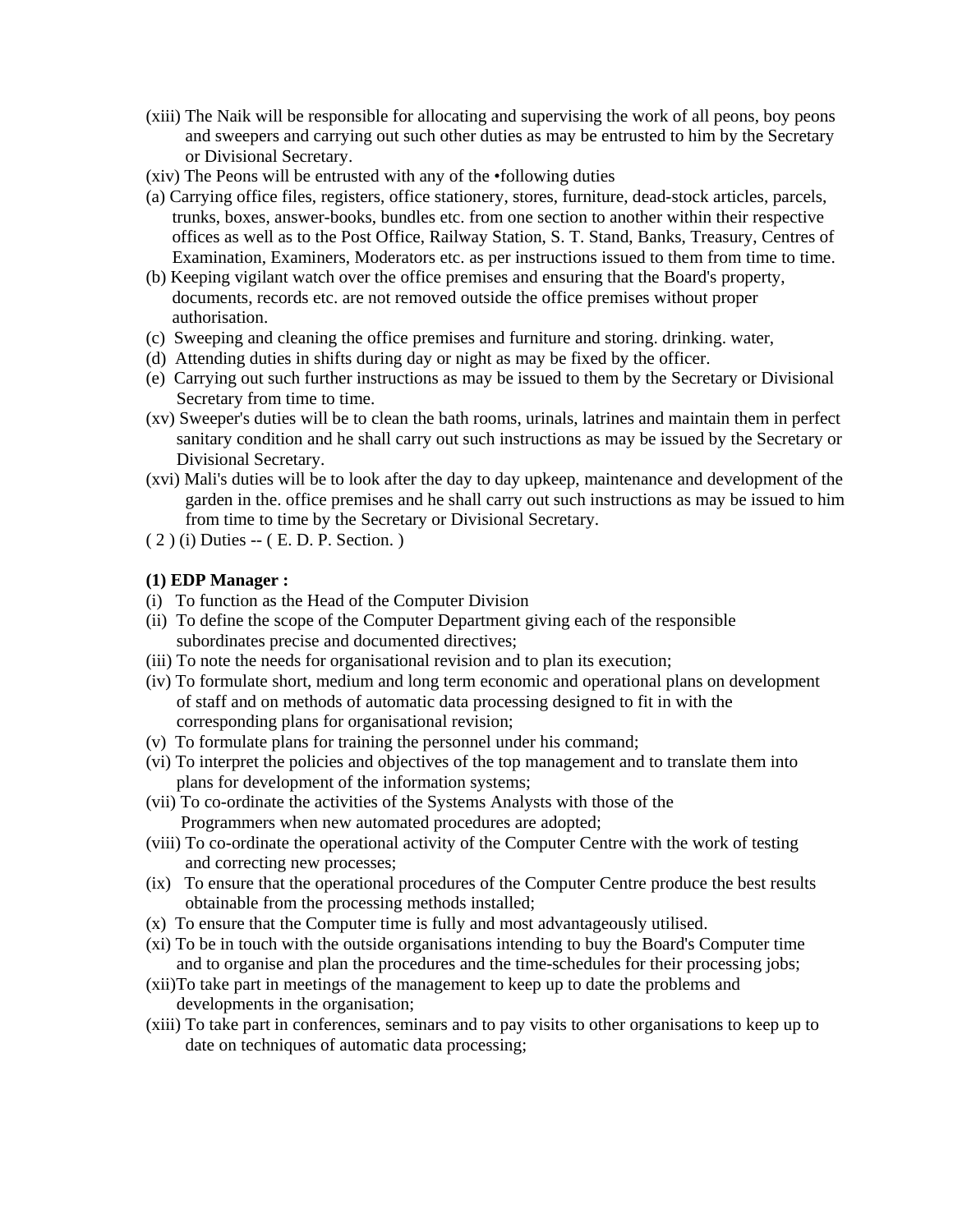(xiii) The Naik will be responsible for allocating and supervising the work of all peons, boy peons and sweepers and carrying out such other duties as may be entrusted to him by the Secretary or Divisional Secretary.

(xiv) The Peons will be entrusted with any of the •following duties

(a) Carrying office files, registers, office stationery, stores, furniture, dead-stock articles, parcels, trunks, boxes, answer-books, bundles etc. from one section to another within their respective offices as well as to the Post Office, Railway Station, S. T. Stand, Banks, Treasury, Centres of Examination, Examiners, Moderators etc. as per instructions issued to them from time to time.

(b) Keeping vigilant watch over the office premises and ensuring that the Board's property, documents, records etc. are not removed outside the office premises without proper authorisation.

(c) Sweeping and cleaning the office premises and furniture and storing. drinking. water,

(d) Attending duties in shifts during day or night as may be fixed by the officer.

(e) Carrying out such further instructions as may be issued to them by the Secretary or Divisional Secretary from time to time.

(xv) Sweeper's duties will be to clean the bath rooms, urinals, latrines and maintain them in perfect sanitary condition and he shall carry out such instructions as may be issued by the Secretary or Divisional Secretary.

(xvi) Mali's duties will be to look after the day to day upkeep, maintenance and development of the garden in the. office premises and he shall carry out such instructions as may be issued to him from time to time by the Secretary or Divisional Secretary.

( 2 ) (i) Duties -- ( E. D. P. Section. )

**(1) EDP Manager :**

(i) To function as the Head of the Computer Division

(ii) To define the scope of the Computer Department giving each of the responsible subordinates precise and documented directives;

(iii) To note the needs for organisational revision and to plan its execution;

(iv) To formulate short, medium and long term economic and operational plans on development of staff and on methods of automatic data processing designed to fit in with the corresponding plans for organisational revision;

(v) To formulate plans for training the personnel under his command;

(vi) To interpret the policies and objectives of the top management and to translate them into plans for development of the information systems;

(vii) To co-ordinate the activities of the Systems Analysts with those of the Programmers when new automated procedures are adopted;

(viii) To co-ordinate the operational activity of the Computer Centre with the work of testing and correcting new processes;

(ix) To ensure that the operational procedures of the Computer Centre produce the best results obtainable from the processing methods installed;

(x) To ensure that the Computer time is fully and most advantageously utilised.

(xi) To be in touch with the outside organisations intending to buy the Board's Computer time and to organise and plan the procedures and the time-schedules for their processing jobs;

(xii)To take part in meetings of the management to keep up to date the problems and developments in the organisation;

(xiii) To take part in conferences, seminars and to pay visits to other organisations to keep up to date on techniques of automatic data processing;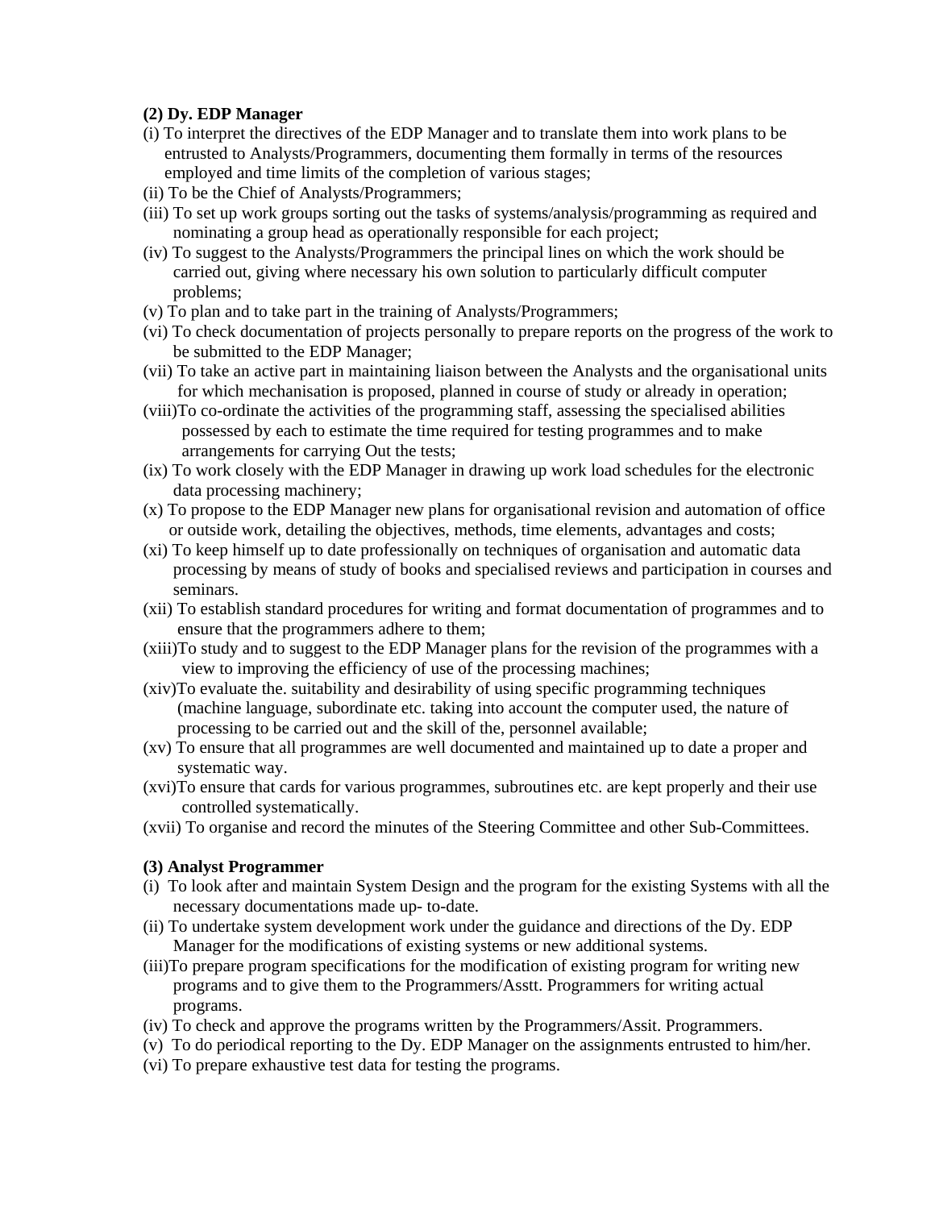**(2) Dy. EDP Manager**

(i) To interpret the directives of the EDP Manager and to translate them into work plans to be entrusted to Analysts/Programmers, documenting them formally in terms of the resources employed and time limits of the completion of various stages;

(ii) To be the Chief of Analysts/Programmers;

(iii) To set up work groups sorting out the tasks of systems/analysis/programming as required and nominating a group head as operationally responsible for each project;

(iv) To suggest to the Analysts/Programmers the principal lines on which the work should be carried out, giving where necessary his own solution to particularly difficult computer problems;

(v) To plan and to take part in the training of Analysts/Programmers;

(vi) To check documentation of projects personally to prepare reports on the progress of the work to be submitted to the EDP Manager;

(vii) To take an active part in maintaining liaison between the Analysts and the organisational units for which mechanisation is proposed, planned in course of study or already in operation;

(viii)To co-ordinate the activities of the programming staff, assessing the specialised abilities possessed by each to estimate the time required for testing programmes and to make arrangements for carrying Out the tests;

(ix) To work closely with the EDP Manager in drawing up work load schedules for the electronic data processing machinery;

(x) To propose to the EDP Manager new plans for organisational revision and automation of office or outside work, detailing the objectives, methods, time elements, advantages and costs;

(xi) To keep himself up to date professionally on techniques of organisation and automatic data processing by means of study of books and specialised reviews and participation in courses and seminars.

(xii) To establish standard procedures for writing and format documentation of programmes and to ensure that the programmers adhere to them;

(xiii)To study and to suggest to the EDP Manager plans for the revision of the programmes with a view to improving the efficiency of use of the processing machines;

(xiv)To evaluate the. suitability and desirability of using specific programming techniques (machine language, subordinate etc. taking into account the computer used, the nature of processing to be carried out and the skill of the, personnel available;

(xv) To ensure that all programmes are well documented and maintained up to date a proper and systematic way.

(xvi)To ensure that cards for various programmes, subroutines etc. are kept properly and their use controlled systematically.

(xvii) To organise and record the minutes of the Steering Committee and other Sub-Committees.

**(3) Analyst Programmer**

(i) To look after and maintain System Design and the program for the existing Systems with all the necessary documentations made up- to-date.

(ii) To undertake system development work under the guidance and directions of the Dy. EDP Manager for the modifications of existing systems or new additional systems.

(iii)To prepare program specifications for the modification of existing program for writing new programs and to give them to the Programmers/Asstt. Programmers for writing actual programs.

(iv) To check and approve the programs written by the Programmers/Assit. Programmers.

(v) To do periodical reporting to the Dy. EDP Manager on the assignments entrusted to him/her.

(vi) To prepare exhaustive test data for testing the programs.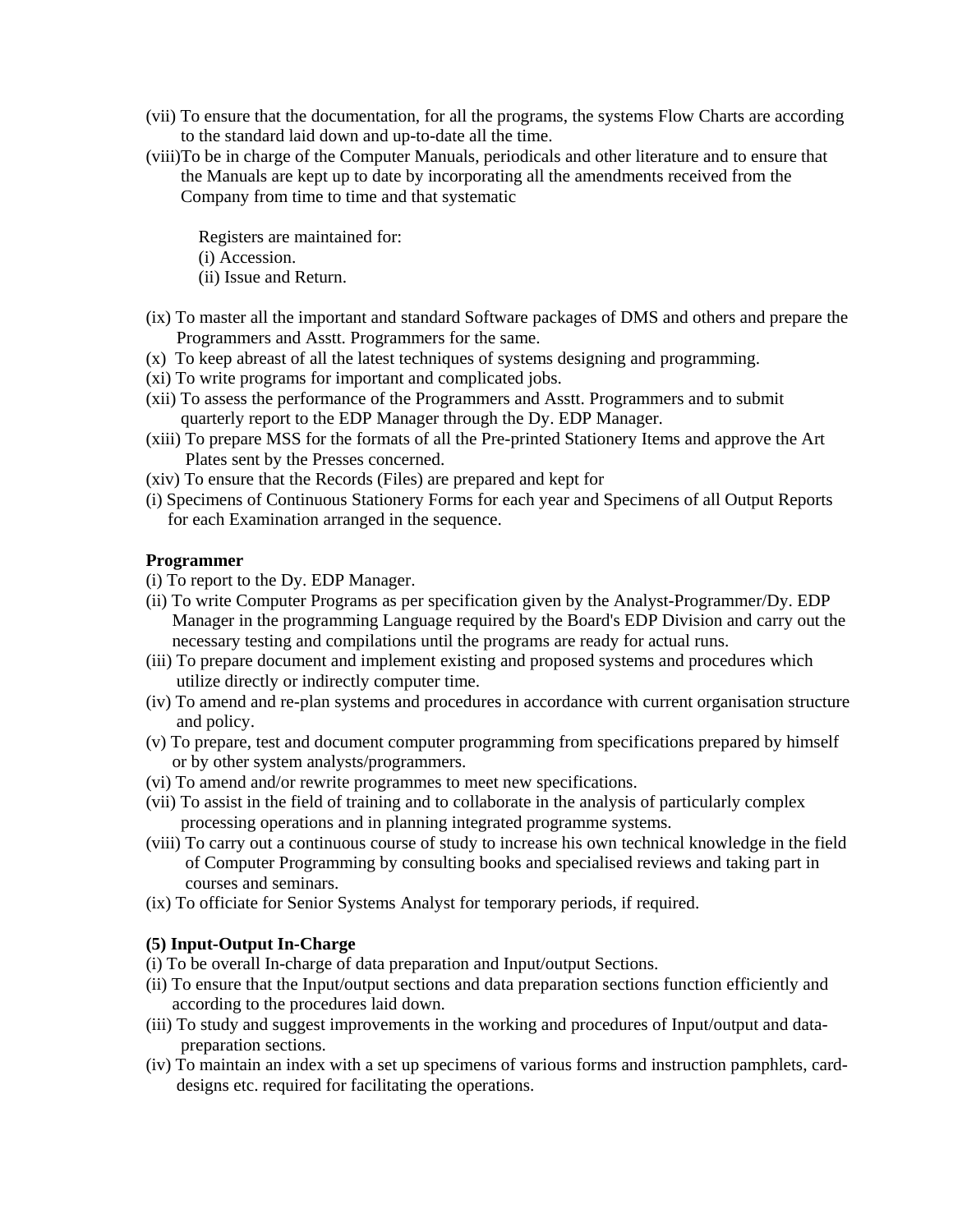(vii) To ensure that the documentation, for all the programs, the systems Flow Charts are according to the standard laid down and up-to-date all the time.

(viii)To be in charge of the Computer Manuals, periodicals and other literature and to ensure that the Manuals are kept up to date by incorporating all the amendments received from the Company from time to time and that systematic

Registers are maintained for:
(i) Accession.
(ii) Issue and Return.

(ix) To master all the important and standard Software packages of DMS and others and prepare the Programmers and Asstt. Programmers for the same.

(x) To keep abreast of all the latest techniques of systems designing and programming.

(xi) To write programs for important and complicated jobs.

(xii) To assess the performance of the Programmers and Asstt. Programmers and to submit quarterly report to the EDP Manager through the Dy. EDP Manager.

(xiii) To prepare MSS for the formats of all the Pre-printed Stationery Items and approve the Art Plates sent by the Presses concerned.

(xiv) To ensure that the Records (Files) are prepared and kept for

(i) Specimens of Continuous Stationery Forms for each year and Specimens of all Output Reports for each Examination arranged in the sequence.

**Programmer**

(i) To report to the Dy. EDP Manager.

(ii) To write Computer Programs as per specification given by the Analyst-Programmer/Dy. EDP Manager in the programming Language required by the Board's EDP Division and carry out the necessary testing and compilations until the programs are ready for actual runs.

(iii) To prepare document and implement existing and proposed systems and procedures which utilize directly or indirectly computer time.

(iv) To amend and re-plan systems and procedures in accordance with current organisation structure and policy.

(v) To prepare, test and document computer programming from specifications prepared by himself or by other system analysts/programmers.

(vi) To amend and/or rewrite programmes to meet new specifications.

(vii) To assist in the field of training and to collaborate in the analysis of particularly complex processing operations and in planning integrated programme systems.

(viii) To carry out a continuous course of study to increase his own technical knowledge in the field of Computer Programming by consulting books and specialised reviews and taking part in courses and seminars.

(ix) To officiate for Senior Systems Analyst for temporary periods, if required.

**(5) Input-Output In-Charge**

(i) To be overall In-charge of data preparation and Input/output Sections.

(ii) To ensure that the Input/output sections and data preparation sections function efficiently and according to the procedures laid down.

(iii) To study and suggest improvements in the working and procedures of Input/output and data-preparation sections.

(iv) To maintain an index with a set up specimens of various forms and instruction pamphlets, card-designs etc. required for facilitating the operations.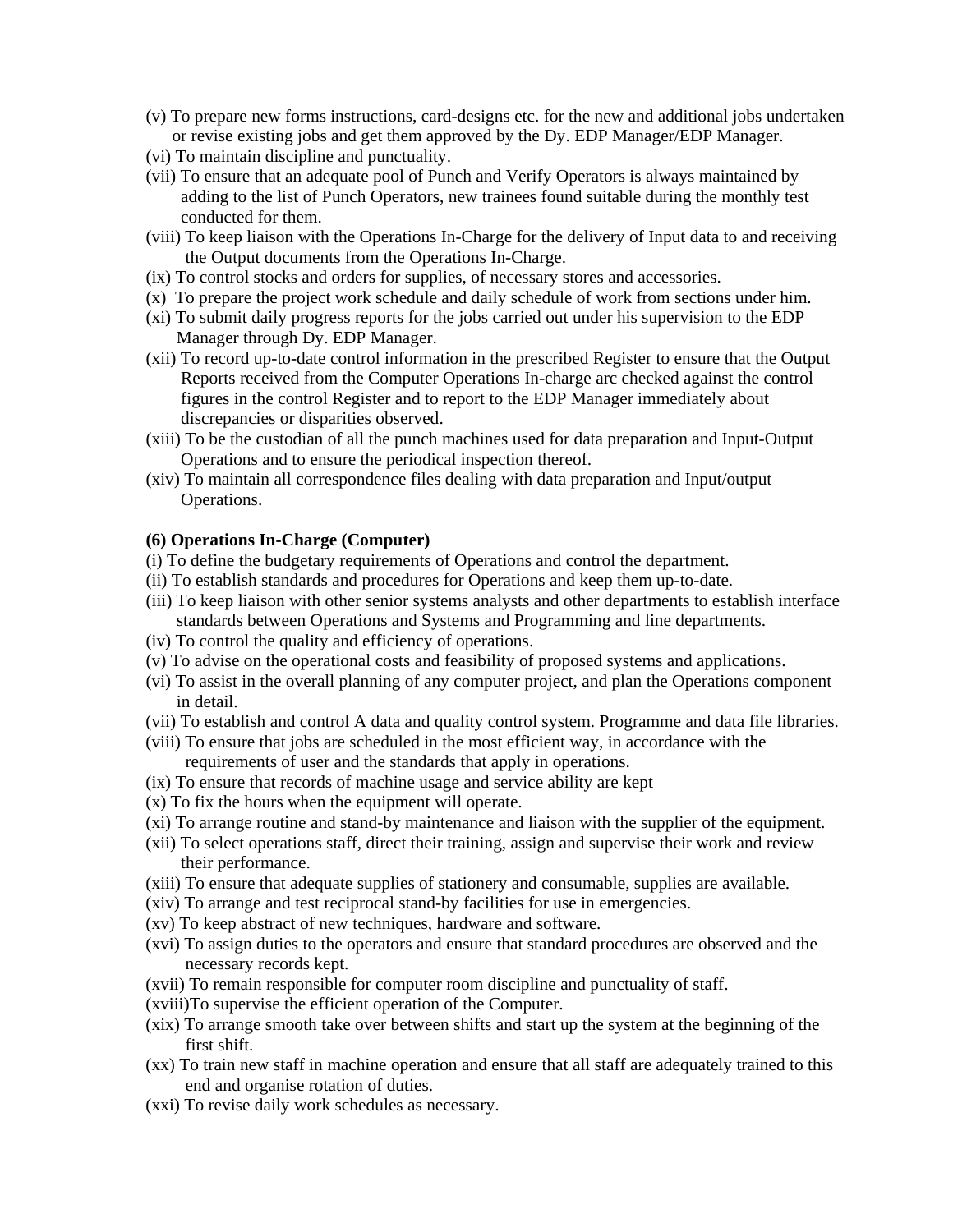(v) To prepare new forms instructions, card-designs etc. for the new and additional jobs undertaken or revise existing jobs and get them approved by the Dy. EDP Manager/EDP Manager.

(vi) To maintain discipline and punctuality.

(vii) To ensure that an adequate pool of Punch and Verify Operators is always maintained by adding to the list of Punch Operators, new trainees found suitable during the monthly test conducted for them.

(viii) To keep liaison with the Operations In-Charge for the delivery of Input data to and receiving the Output documents from the Operations In-Charge.

(ix) To control stocks and orders for supplies, of necessary stores and accessories.

(x) To prepare the project work schedule and daily schedule of work from sections under him.

(xi) To submit daily progress reports for the jobs carried out under his supervision to the EDP Manager through Dy. EDP Manager.

(xii) To record up-to-date control information in the prescribed Register to ensure that the Output Reports received from the Computer Operations In-charge arc checked against the control figures in the control Register and to report to the EDP Manager immediately about discrepancies or disparities observed.

(xiii) To be the custodian of all the punch machines used for data preparation and Input-Output Operations and to ensure the periodical inspection thereof.

(xiv) To maintain all correspondence files dealing with data preparation and Input/output Operations.

**(6) Operations In-Charge (Computer)**

(i) To define the budgetary requirements of Operations and control the department.

(ii) To establish standards and procedures for Operations and keep them up-to-date.

(iii) To keep liaison with other senior systems analysts and other departments to establish interface standards between Operations and Systems and Programming and line departments.

(iv) To control the quality and efficiency of operations.

(v) To advise on the operational costs and feasibility of proposed systems and applications.

(vi) To assist in the overall planning of any computer project, and plan the Operations component in detail.

(vii) To establish and control A data and quality control system. Programme and data file libraries.

(viii) To ensure that jobs are scheduled in the most efficient way, in accordance with the requirements of user and the standards that apply in operations.

(ix) To ensure that records of machine usage and service ability are kept

(x) To fix the hours when the equipment will operate.

(xi) To arrange routine and stand-by maintenance and liaison with the supplier of the equipment.

(xii) To select operations staff, direct their training, assign and supervise their work and review their performance.

(xiii) To ensure that adequate supplies of stationery and consumable, supplies are available.

(xiv) To arrange and test reciprocal stand-by facilities for use in emergencies.

(xv) To keep abstract of new techniques, hardware and software.

(xvi) To assign duties to the operators and ensure that standard procedures are observed and the necessary records kept.

(xvii) To remain responsible for computer room discipline and punctuality of staff.

(xviii)To supervise the efficient operation of the Computer.

(xix) To arrange smooth take over between shifts and start up the system at the beginning of the first shift.

(xx) To train new staff in machine operation and ensure that all staff are adequately trained to this end and organise rotation of duties.

(xxi) To revise daily work schedules as necessary.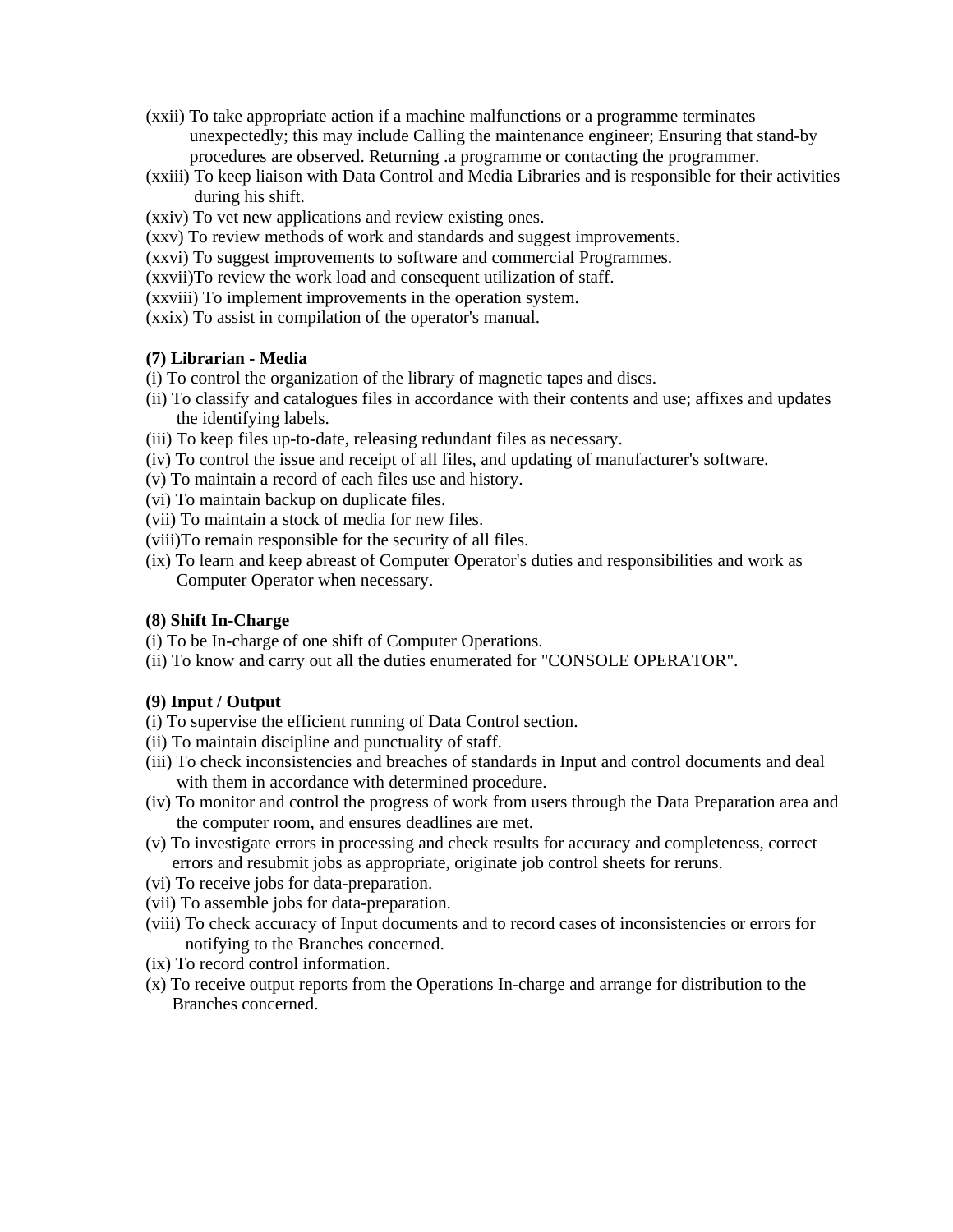(xxii) To take appropriate action if a machine malfunctions or a programme terminates unexpectedly; this may include Calling the maintenance engineer; Ensuring that stand-by procedures are observed. Returning .a programme or contacting the programmer.
(xxiii) To keep liaison with Data Control and Media Libraries and is responsible for their activities during his shift.
(xxiv) To vet new applications and review existing ones.
(xxv) To review methods of work and standards and suggest improvements.
(xxvi) To suggest improvements to software and commercial Programmes.
(xxvii)To review the work load and consequent utilization of staff.
(xxviii) To implement improvements in the operation system.
(xxix) To assist in compilation of the operator's manual.

**(7) Librarian - Media**

(i) To control the organization of the library of magnetic tapes and discs.
(ii) To classify and catalogues files in accordance with their contents and use; affixes and updates the identifying labels.
(iii) To keep files up-to-date, releasing redundant files as necessary.
(iv) To control the issue and receipt of all files, and updating of manufacturer's software.
(v) To maintain a record of each files use and history.
(vi) To maintain backup on duplicate files.
(vii) To maintain a stock of media for new files.
(viii)To remain responsible for the security of all files.
(ix) To learn and keep abreast of Computer Operator's duties and responsibilities and work as Computer Operator when necessary.

**(8) Shift In-Charge**

(i) To be In-charge of one shift of Computer Operations.
(ii) To know and carry out all the duties enumerated for "CONSOLE OPERATOR".

**(9) Input / Output**

(i) To supervise the efficient running of Data Control section.
(ii) To maintain discipline and punctuality of staff.
(iii) To check inconsistencies and breaches of standards in Input and control documents and deal with them in accordance with determined procedure.
(iv) To monitor and control the progress of work from users through the Data Preparation area and the computer room, and ensures deadlines are met.
(v) To investigate errors in processing and check results for accuracy and completeness, correct errors and resubmit jobs as appropriate, originate job control sheets for reruns.
(vi) To receive jobs for data-preparation.
(vii) To assemble jobs for data-preparation.
(viii) To check accuracy of Input documents and to record cases of inconsistencies or errors for notifying to the Branches concerned.
(ix) To record control information.
(x) To receive output reports from the Operations In-charge and arrange for distribution to the Branches concerned.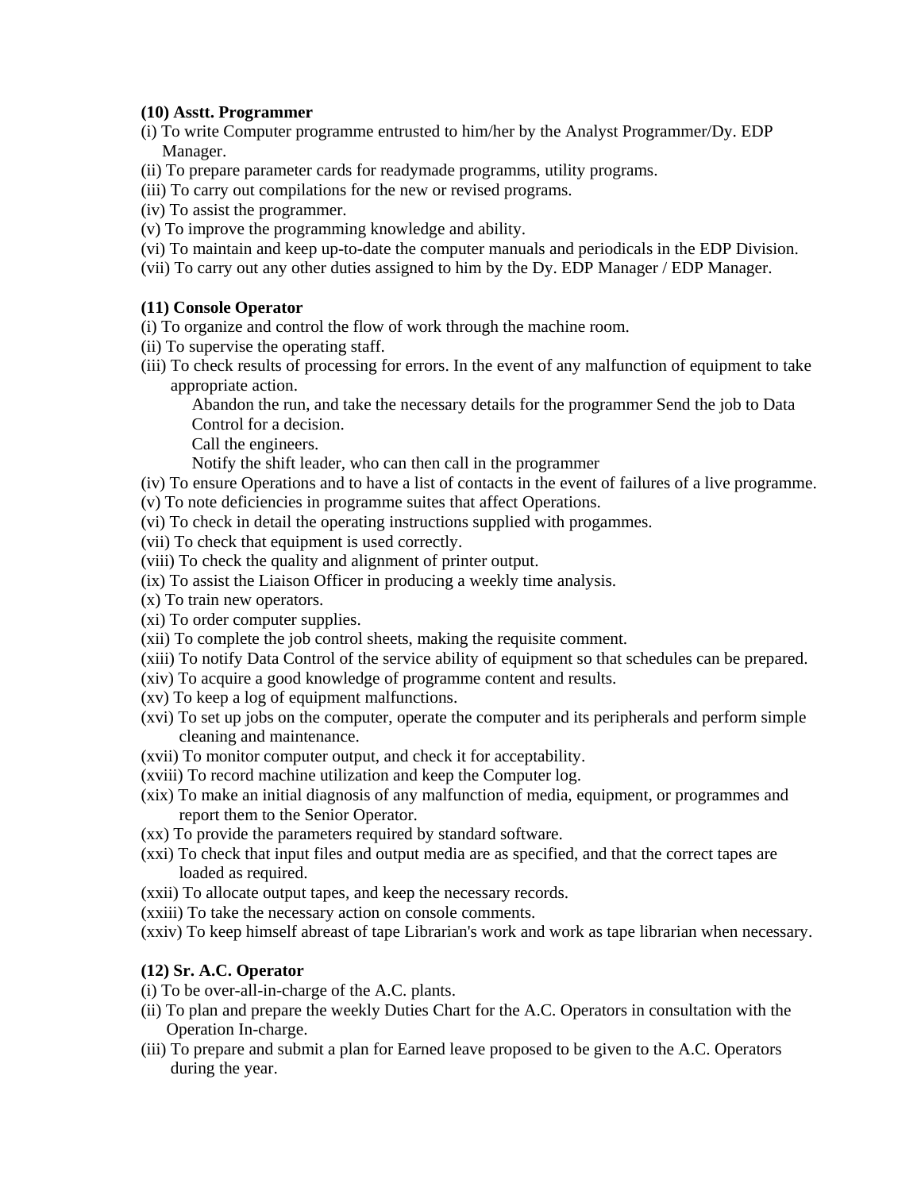**(10) Asstt. Programmer**

(i) To write Computer programme entrusted to him/her by the Analyst Programmer/Dy. EDP Manager.
(ii) To prepare parameter cards for readymade programms, utility programs.
(iii) To carry out compilations for the new or revised programs.
(iv) To assist the programmer.
(v) To improve the programming knowledge and ability.
(vi) To maintain and keep up-to-date the computer manuals and periodicals in the EDP Division.
(vii) To carry out any other duties assigned to him by the Dy. EDP Manager / EDP Manager.

**(11) Console Operator**

(i) To organize and control the flow of work through the machine room.
(ii) To supervise the operating staff.
(iii) To check results of processing for errors. In the event of any malfunction of equipment to take appropriate action.

    Abandon the run, and take the necessary details for the programmer Send the job to Data Control for a decision.
    Call the engineers.
    Notify the shift leader, who can then call in the programmer

(iv) To ensure Operations and to have a list of contacts in the event of failures of a live programme.
(v) To note deficiencies in programme suites that affect Operations.
(vi) To check in detail the operating instructions supplied with progammes.
(vii) To check that equipment is used correctly.
(viii) To check the quality and alignment of printer output.
(ix) To assist the Liaison Officer in producing a weekly time analysis.
(x) To train new operators.
(xi) To order computer supplies.
(xii) To complete the job control sheets, making the requisite comment.
(xiii) To notify Data Control of the service ability of equipment so that schedules can be prepared.
(xiv) To acquire a good knowledge of programme content and results.
(xv) To keep a log of equipment malfunctions.
(xvi) To set up jobs on the computer, operate the computer and its peripherals and perform simple cleaning and maintenance.
(xvii) To monitor computer output, and check it for acceptability.
(xviii) To record machine utilization and keep the Computer log.
(xix) To make an initial diagnosis of any malfunction of media, equipment, or programmes and report them to the Senior Operator.
(xx) To provide the parameters required by standard software.
(xxi) To check that input files and output media are as specified, and that the correct tapes are loaded as required.
(xxii) To allocate output tapes, and keep the necessary records.
(xxiii) To take the necessary action on console comments.
(xxiv) To keep himself abreast of tape Librarian's work and work as tape librarian when necessary.

**(12) Sr. A.C. Operator**

(i) To be over-all-in-charge of the A.C. plants.
(ii) To plan and prepare the weekly Duties Chart for the A.C. Operators in consultation with the Operation In-charge.
(iii) To prepare and submit a plan for Earned leave proposed to be given to the A.C. Operators during the year.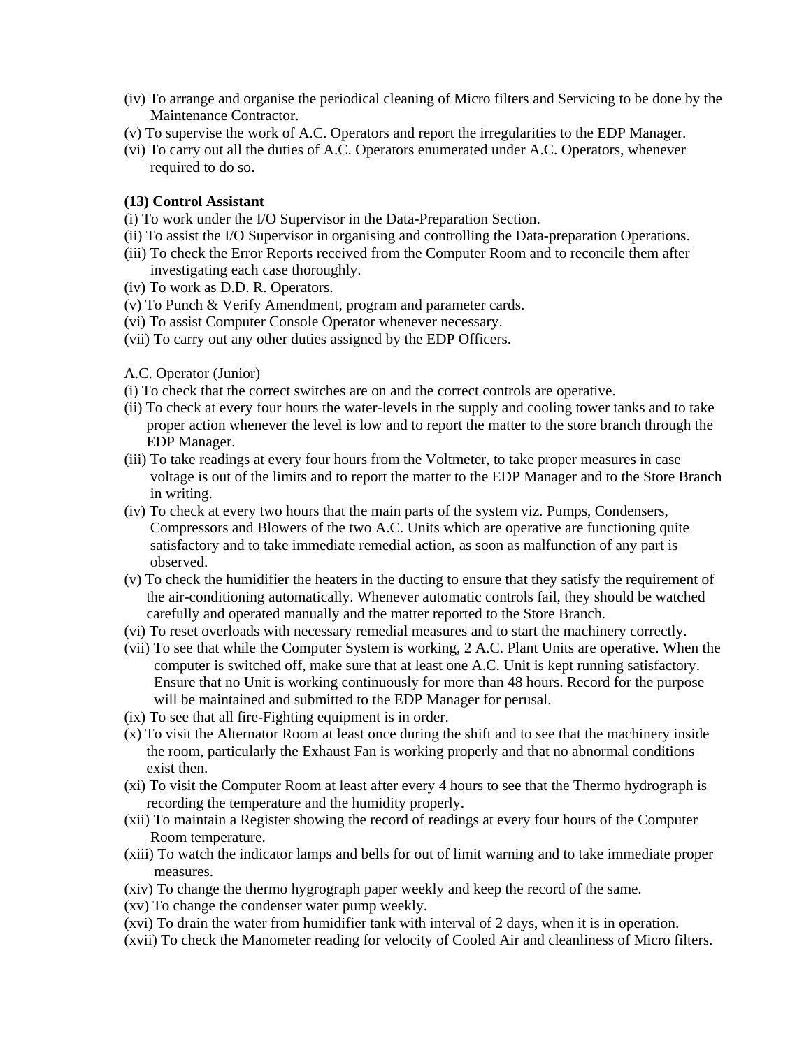(iv) To arrange and organise the periodical cleaning of Micro filters and Servicing to be done by the Maintenance Contractor.
(v) To supervise the work of A.C. Operators and report the irregularities to the EDP Manager.
(vi) To carry out all the duties of A.C. Operators enumerated under A.C. Operators, whenever required to do so.

**(13) Control Assistant**

(i) To work under the I/O Supervisor in the Data-Preparation Section.
(ii) To assist the I/O Supervisor in organising and controlling the Data-preparation Operations.
(iii) To check the Error Reports received from the Computer Room and to reconcile them after investigating each case thoroughly.
(iv) To work as D.D. R. Operators.
(v) To Punch & Verify Amendment, program and parameter cards.
(vi) To assist Computer Console Operator whenever necessary.
(vii) To carry out any other duties assigned by the EDP Officers.

A.C. Operator (Junior)

(i) To check that the correct switches are on and the correct controls are operative.
(ii) To check at every four hours the water-levels in the supply and cooling tower tanks and to take proper action whenever the level is low and to report the matter to the store branch through the EDP Manager.
(iii) To take readings at every four hours from the Voltmeter, to take proper measures in case voltage is out of the limits and to report the matter to the EDP Manager and to the Store Branch in writing.
(iv) To check at every two hours that the main parts of the system viz. Pumps, Condensers, Compressors and Blowers of the two A.C. Units which are operative are functioning quite satisfactory and to take immediate remedial action, as soon as malfunction of any part is observed.
(v) To check the humidifier the heaters in the ducting to ensure that they satisfy the requirement of the air-conditioning automatically. Whenever automatic controls fail, they should be watched carefully and operated manually and the matter reported to the Store Branch.
(vi) To reset overloads with necessary remedial measures and to start the machinery correctly.
(vii) To see that while the Computer System is working, 2 A.C. Plant Units are operative. When the computer is switched off, make sure that at least one A.C. Unit is kept running satisfactory. Ensure that no Unit is working continuously for more than 48 hours. Record for the purpose will be maintained and submitted to the EDP Manager for perusal.
(ix) To see that all fire-Fighting equipment is in order.
(x) To visit the Alternator Room at least once during the shift and to see that the machinery inside the room, particularly the Exhaust Fan is working properly and that no abnormal conditions exist then.
(xi) To visit the Computer Room at least after every 4 hours to see that the Thermo hydrograph is recording the temperature and the humidity properly.
(xii) To maintain a Register showing the record of readings at every four hours of the Computer Room temperature.
(xiii) To watch the indicator lamps and bells for out of limit warning and to take immediate proper measures.
(xiv) To change the thermo hygrograph paper weekly and keep the record of the same.
(xv) To change the condenser water pump weekly.
(xvi) To drain the water from humidifier tank with interval of 2 days, when it is in operation.
(xvii) To check the Manometer reading for velocity of Cooled Air and cleanliness of Micro filters.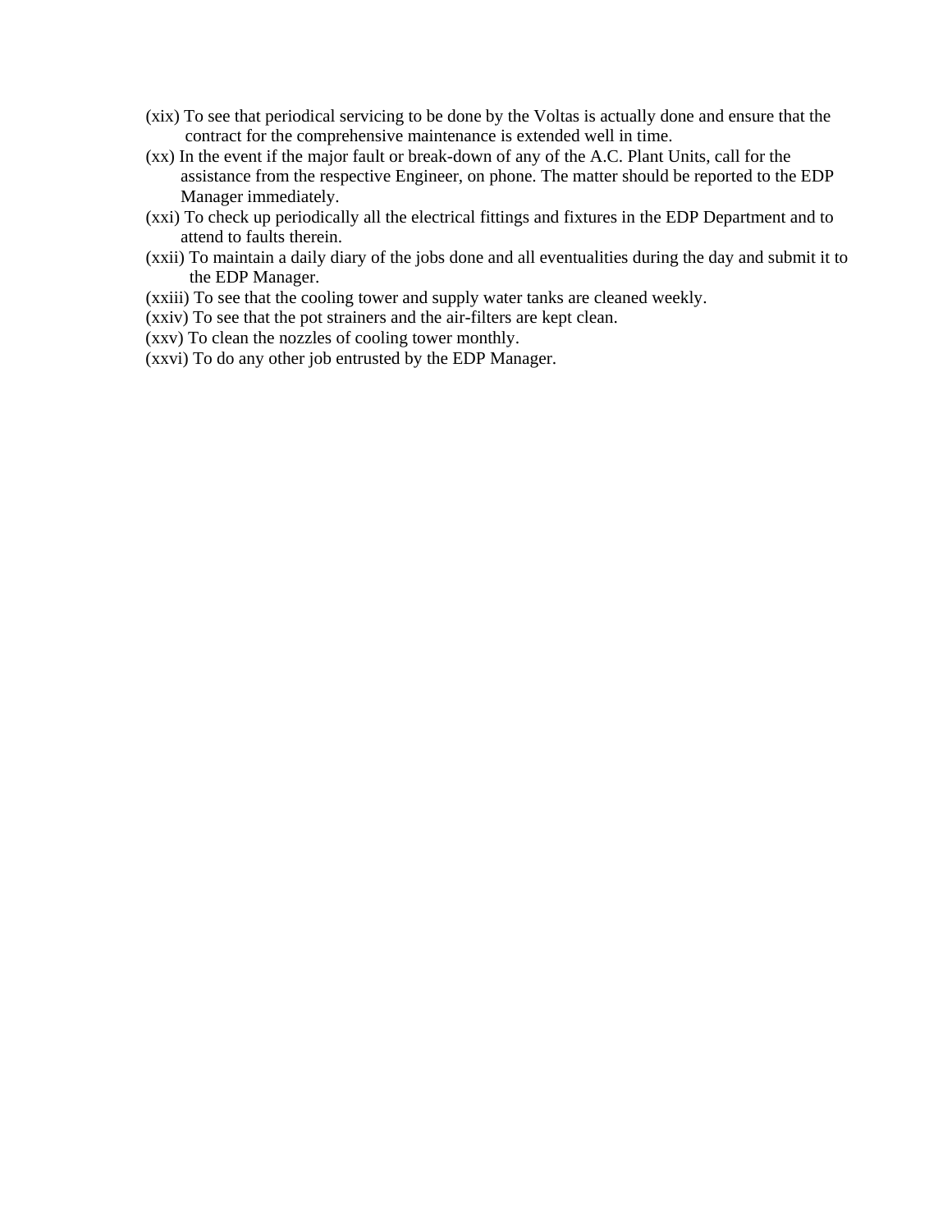(xix) To see that periodical servicing to be done by the Voltas is actually done and ensure that the contract for the comprehensive maintenance is extended well in time.

(xx) In the event if the major fault or break-down of any of the A.C. Plant Units, call for the assistance from the respective Engineer, on phone. The matter should be reported to the EDP Manager immediately.

(xxi) To check up periodically all the electrical fittings and fixtures in the EDP Department and to attend to faults therein.

(xxii) To maintain a daily diary of the jobs done and all eventualities during the day and submit it to the EDP Manager.

(xxiii) To see that the cooling tower and supply water tanks are cleaned weekly.

(xxiv) To see that the pot strainers and the air-filters are kept clean.

(xxv) To clean the nozzles of cooling tower monthly.

(xxvi) To do any other job entrusted by the EDP Manager.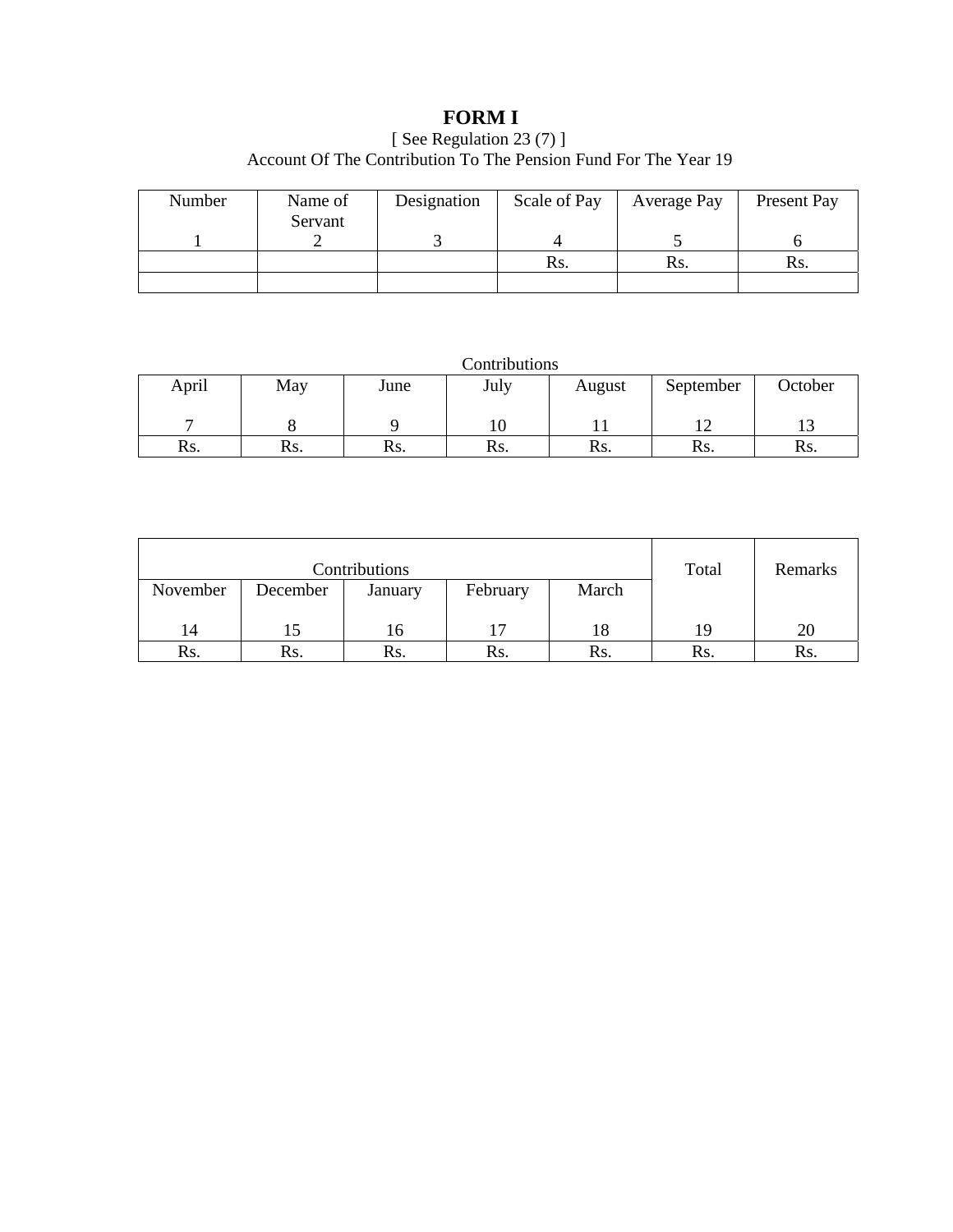# FORM I

[ See Regulation 23 (7) ]

Account Of The Contribution To The Pension Fund For The Year 19

| Number<br><br>1 | Name of Servant<br>2 | Designation<br><br>3 | Scale of Pay<br><br>4 | Average Pay<br><br>5 | Present Pay<br><br>6 |
|---|---|---|---|---|---|
| | | | Rs. | Rs. | Rs. |
| | | | | | |

| Contributions | | | | | | |
|---|---|---|---|---|---|---|
| April<br><br>7 | May<br><br>8 | June<br><br>9 | July<br><br>10 | August<br><br>11 | September<br><br>12 | October<br><br>13 |
| Rs. | Rs. | Rs. | Rs. | Rs. | Rs. | Rs. |

| Contributions | | | | | Total | Remarks |
|---|---|---|---|---|---|---|
| November<br><br>14 | December<br><br>15 | January<br><br>16 | February<br><br>17 | March<br><br>18 | 19 | 20 |
| Rs. | Rs. | Rs. | Rs. | Rs. | Rs. | Rs. |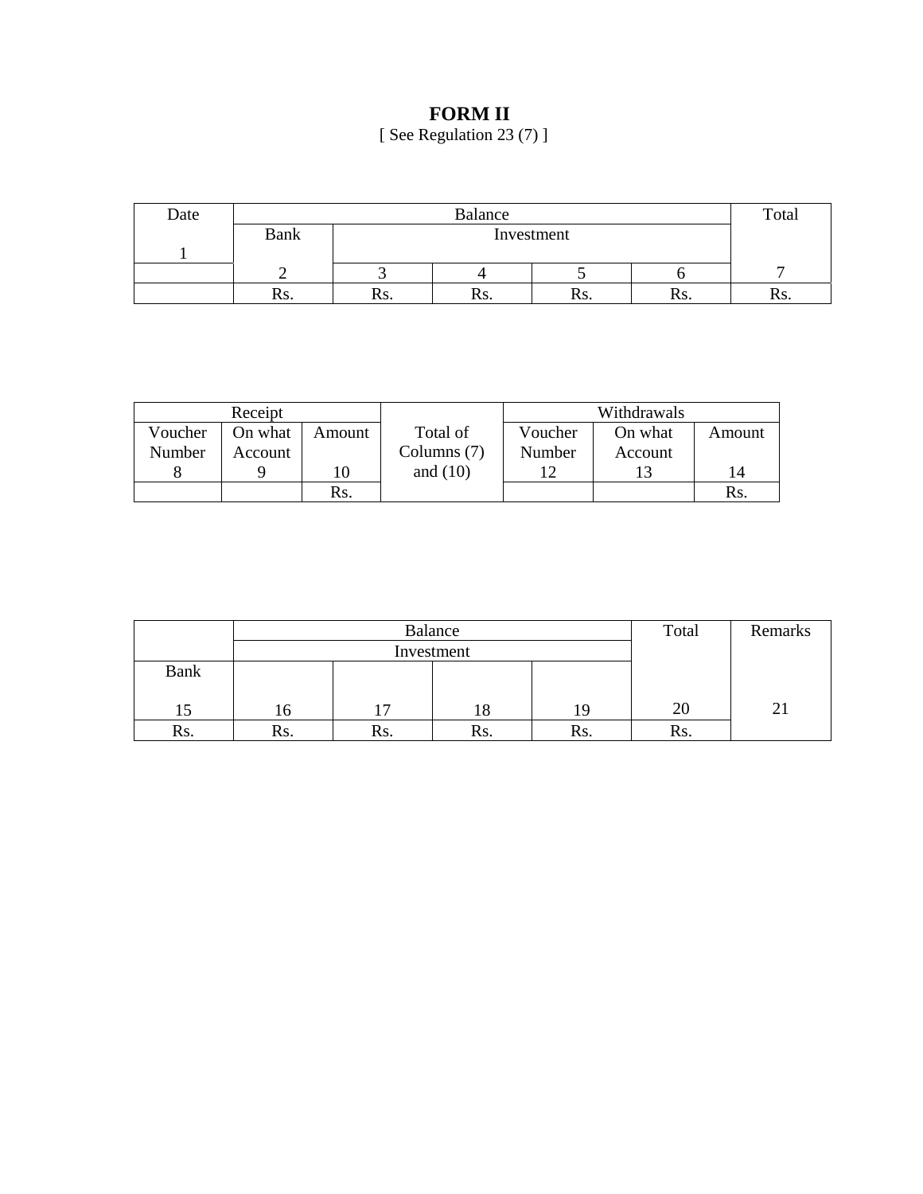# FORM II

[ See Regulation 23 (7) ]

| Date | Balance | | | | | Total |
|---|---|---|---|---|---|---|
| | Bank | Investment | | | | |
| 1 | 2 | 3 | 4 | 5 | 6 | 7 |
| | Rs. | Rs. | Rs. | Rs. | Rs. | Rs. |

| Receipt | | | Total of Columns (7) and (10) | Withdrawals | | |
|---|---|---|---|---|---|---|
| Voucher Number | On what Account | Amount | | Voucher Number | On what Account | Amount |
| 8 | 9 | 10 | | 12 | 13 | 14 |
| | | Rs. | | | | Rs. |

| Balance | | | | | Total | Remarks |
|---|---|---|---|---|---|---|
| | Investment | | | | | |
| Bank | | | | | | |
| 15 | 16 | 17 | 18 | 19 | 20 | 21 |
| Rs. | Rs. | Rs. | Rs. | Rs. | Rs. | |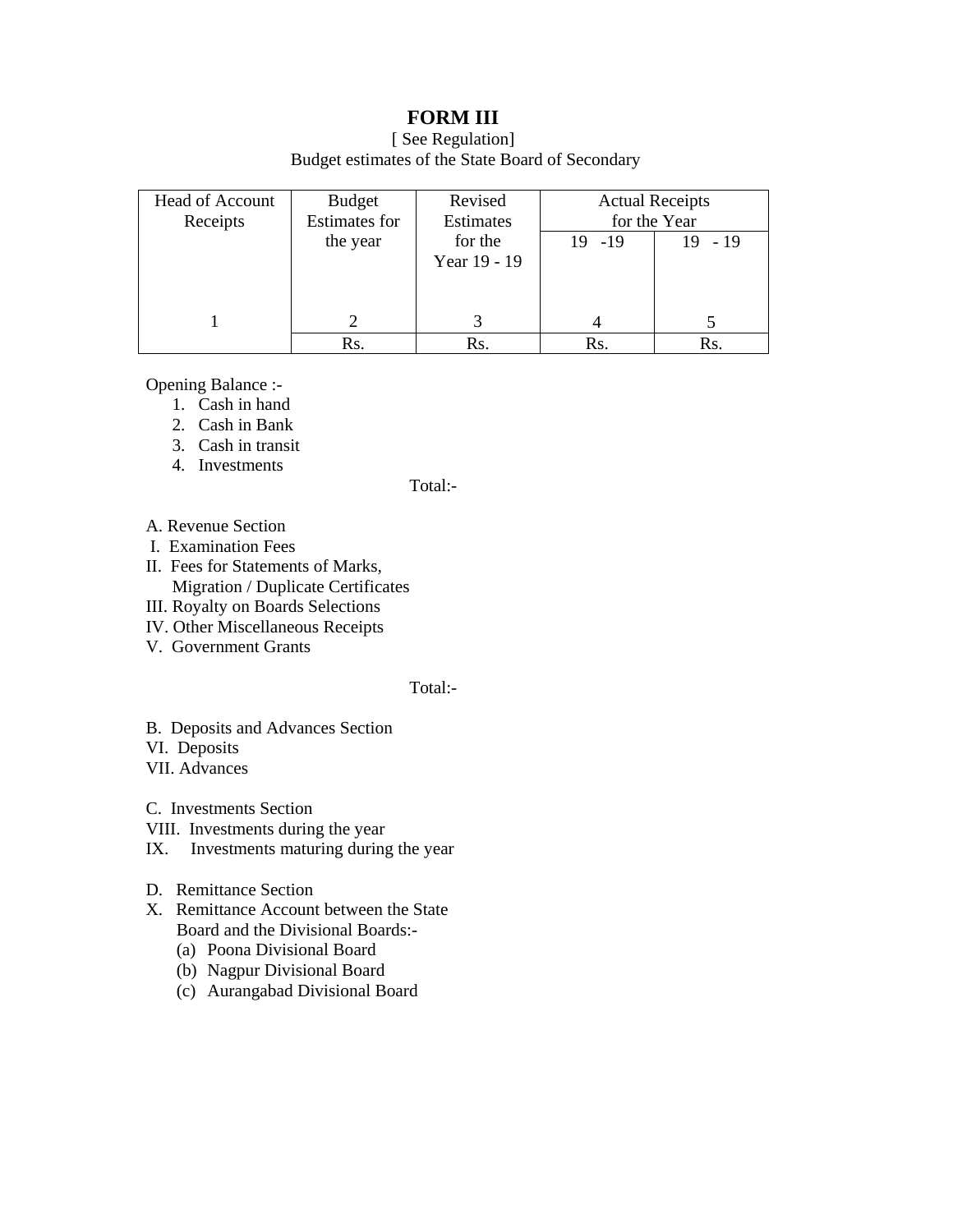# FORM III

[ See Regulation]

Budget estimates of the State Board of Secondary

| Head of Account Receipts | Budget Estimates for the year | Revised Estimates for the Year 19 - 19 | Actual Receipts for the Year | |
|---|---|---|---|---|
| | | | 19 -19 | 19 - 19 |
| 1 | 2 | 3 | 4 | 5 |
| | Rs. | Rs. | Rs. | Rs. |

Opening Balance :-

1. Cash in hand
2. Cash in Bank
3. Cash in transit
4. Investments

Total:-

A. Revenue Section

I. Examination Fees

II. Fees for Statements of Marks, Migration / Duplicate Certificates

III. Royalty on Boards Selections

IV. Other Miscellaneous Receipts

V. Government Grants

Total:-

B. Deposits and Advances Section

VI. Deposits

VII. Advances

C. Investments Section

VIII. Investments during the year

IX. Investments maturing during the year

D. Remittance Section

X. Remittance Account between the State Board and the Divisional Boards:-

(a) Poona Divisional Board
(b) Nagpur Divisional Board
(c) Aurangabad Divisional Board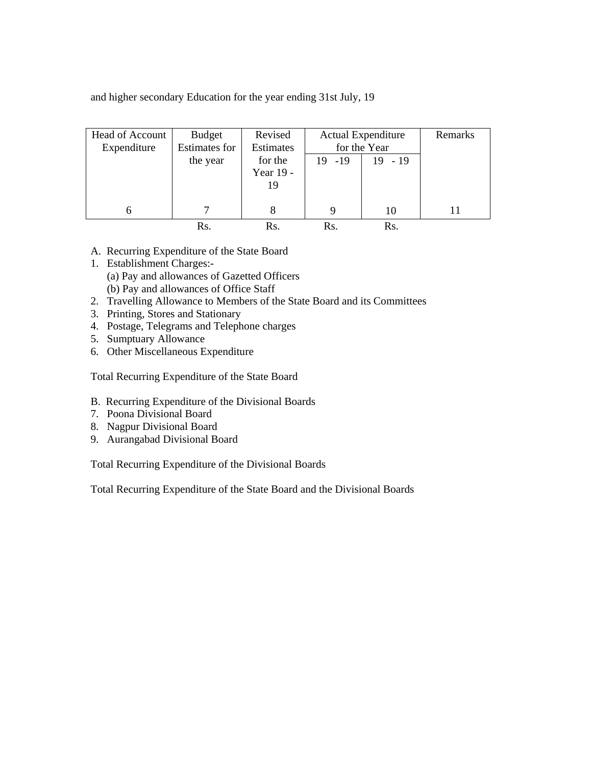and higher secondary Education for the year ending 31st July, 19

| Head of Account Expenditure | Budget Estimates for the year | Revised Estimates for the Year 19 - 19 | Actual Expenditure for the Year | | Remarks |
|---|---|---|---|---|---|
| | | | 19 -19 | 19 - 19 | |
| 6 | 7 | 8 | 9 | 10 | 11 |
| | Rs. | Rs. | Rs. | Rs. | |

A. Recurring Expenditure of the State Board

1. Establishment Charges:-
   (a) Pay and allowances of Gazetted Officers
   (b) Pay and allowances of Office Staff
2. Travelling Allowance to Members of the State Board and its Committees
3. Printing, Stores and Stationary
4. Postage, Telegrams and Telephone charges
5. Sumptuary Allowance
6. Other Miscellaneous Expenditure

Total Recurring Expenditure of the State Board

B. Recurring Expenditure of the Divisional Boards

7. Poona Divisional Board
8. Nagpur Divisional Board
9. Aurangabad Divisional Board

Total Recurring Expenditure of the Divisional Boards

Total Recurring Expenditure of the State Board and the Divisional Boards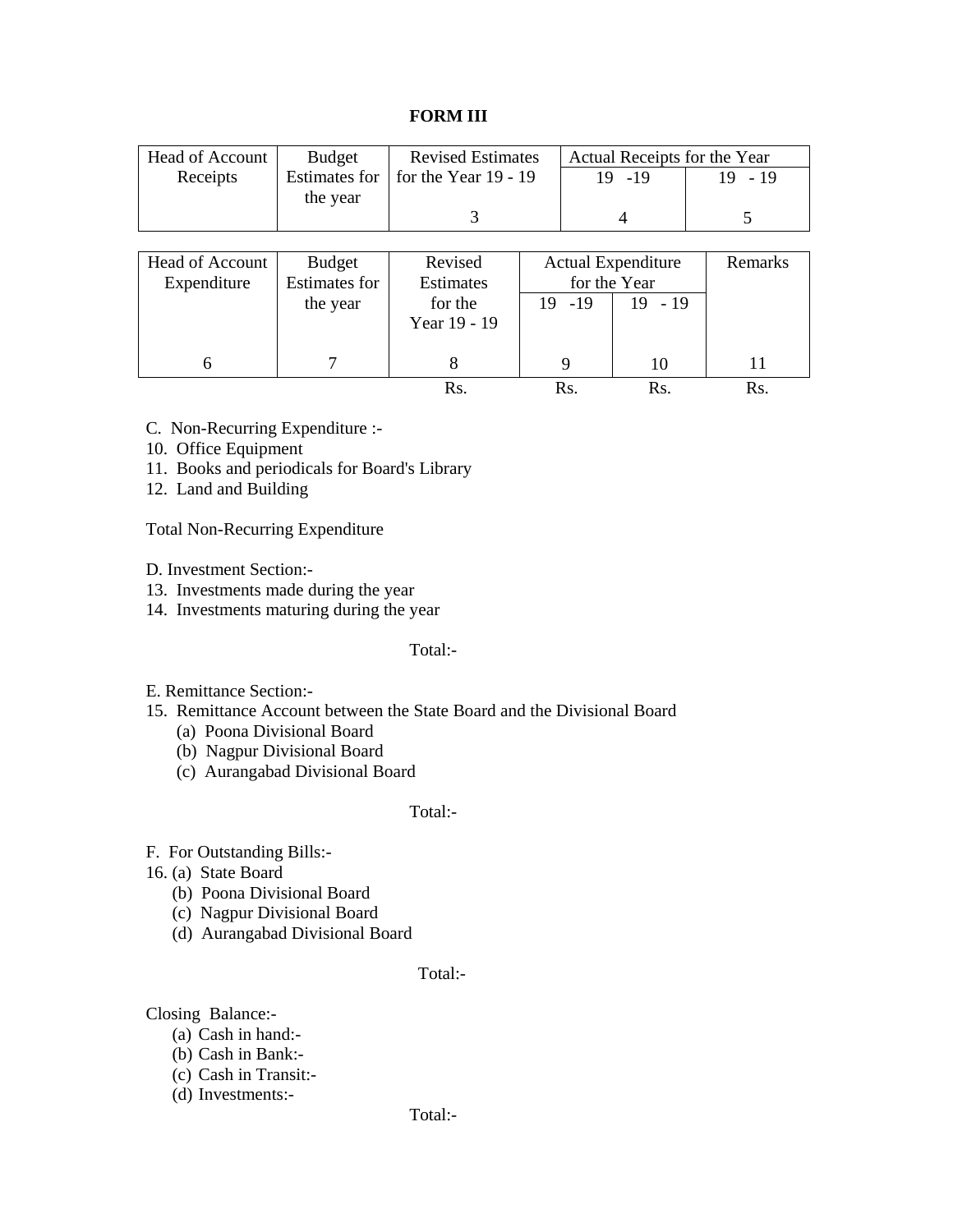**FORM III**

| Head of Account Receipts | Budget Estimates for the year | Revised Estimates for the Year 19 - 19 | Actual Receipts for the Year | |
|---|---|---|---|---|
| | | | 19 -19 | 19 - 19 |
| | | 3 | 4 | 5 |

| Head of Account Expenditure | Budget Estimates for the year | Revised Estimates for the Year 19 - 19 | Actual Expenditure for the Year | | Remarks |
|---|---|---|---|---|---|
| | | | 19 -19 | 19 - 19 | |
| 6 | 7 | 8 | 9 | 10 | 11 |
| | | Rs. | Rs. | Rs. | Rs. |

C. Non-Recurring Expenditure :-

10. Office Equipment
11. Books and periodicals for Board's Library
12. Land and Building

Total Non-Recurring Expenditure

D. Investment Section:-

13. Investments made during the year
14. Investments maturing during the year

Total:-

E. Remittance Section:-

15. Remittance Account between the State Board and the Divisional Board
    - (a) Poona Divisional Board
    - (b) Nagpur Divisional Board
    - (c) Aurangabad Divisional Board

Total:-

F. For Outstanding Bills:-

16. (a) State Board
    - (b) Poona Divisional Board
    - (c) Nagpur Divisional Board
    - (d) Aurangabad Divisional Board

Total:-

Closing Balance:-

- (a) Cash in hand:-
- (b) Cash in Bank:-
- (c) Cash in Transit:-
- (d) Investments:-

Total:-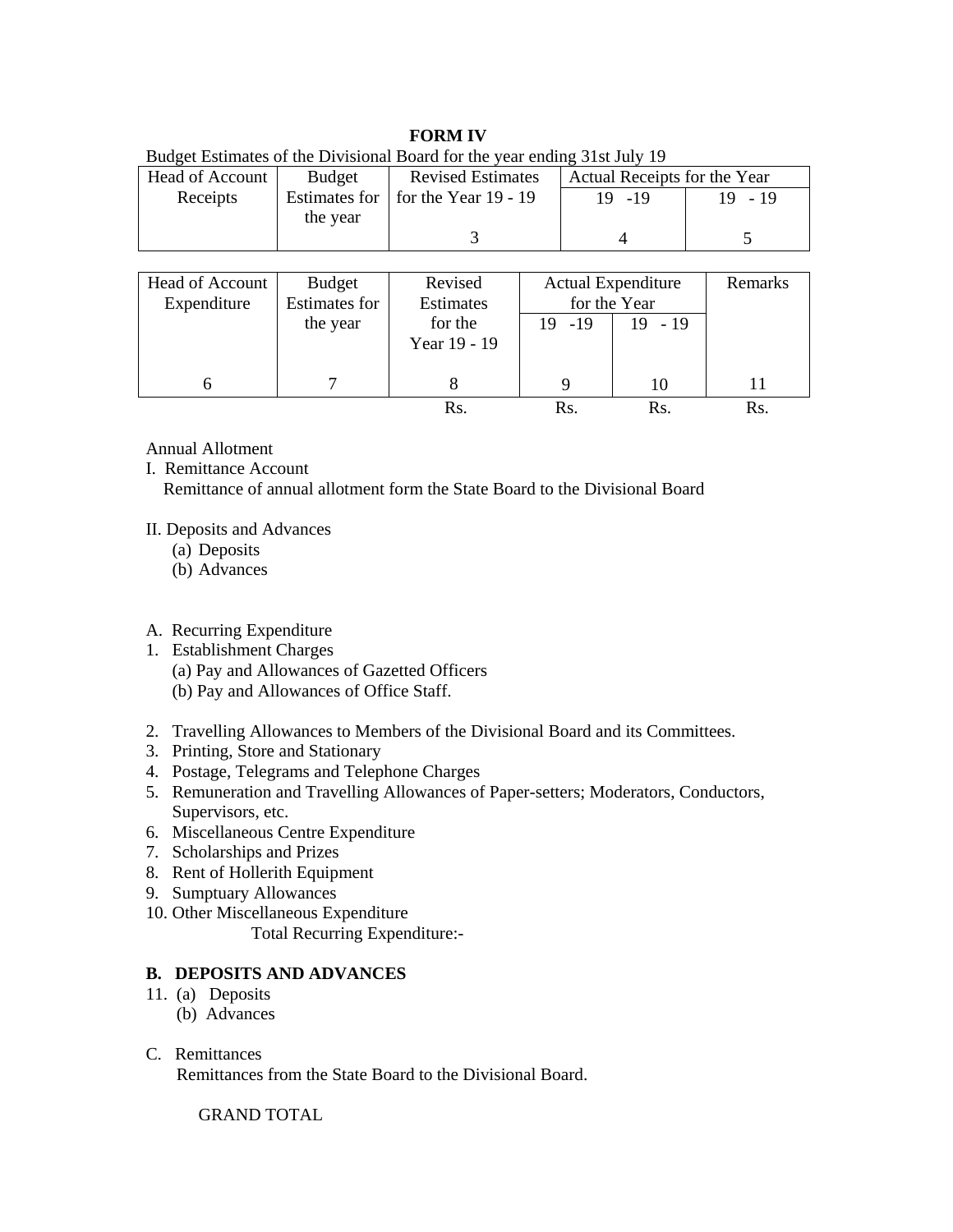# FORM IV

Budget Estimates of the Divisional Board for the year ending 31st July 19

| Head of Account Receipts | Budget Estimates for the year | Revised Estimates for the Year 19 - 19 | Actual Receipts for the Year | |
|---|---|---|---|---|
| | | | 19 -19 | 19 - 19 |
| | | 3 | 4 | 5 |

| Head of Account Expenditure | Budget Estimates for the year | Revised Estimates for the Year 19 - 19 | Actual Expenditure for the Year | | Remarks |
|---|---|---|---|---|---|
| | | | 19 -19 | 19 - 19 | |
| 6 | 7 | 8 | 9 | 10 | 11 |
| | | Rs. | Rs. | Rs. | Rs. |

Annual Allotment

I. Remittance Account

Remittance of annual allotment form the State Board to the Divisional Board

II. Deposits and Advances

(a) Deposits

(b) Advances

A. Recurring Expenditure

1. Establishment Charges
   (a) Pay and Allowances of Gazetted Officers
   (b) Pay and Allowances of Office Staff.

2. Travelling Allowances to Members of the Divisional Board and its Committees.
3. Printing, Store and Stationary
4. Postage, Telegrams and Telephone Charges
5. Remuneration and Travelling Allowances of Paper-setters; Moderators, Conductors, Supervisors, etc.
6. Miscellaneous Centre Expenditure
7. Scholarships and Prizes
8. Rent of Hollerith Equipment
9. Sumptuary Allowances
10. Other Miscellaneous Expenditure

Total Recurring Expenditure:-

**B. DEPOSITS AND ADVANCES**

11. (a) Deposits
    (b) Advances

C. Remittances

Remittances from the State Board to the Divisional Board.

GRAND TOTAL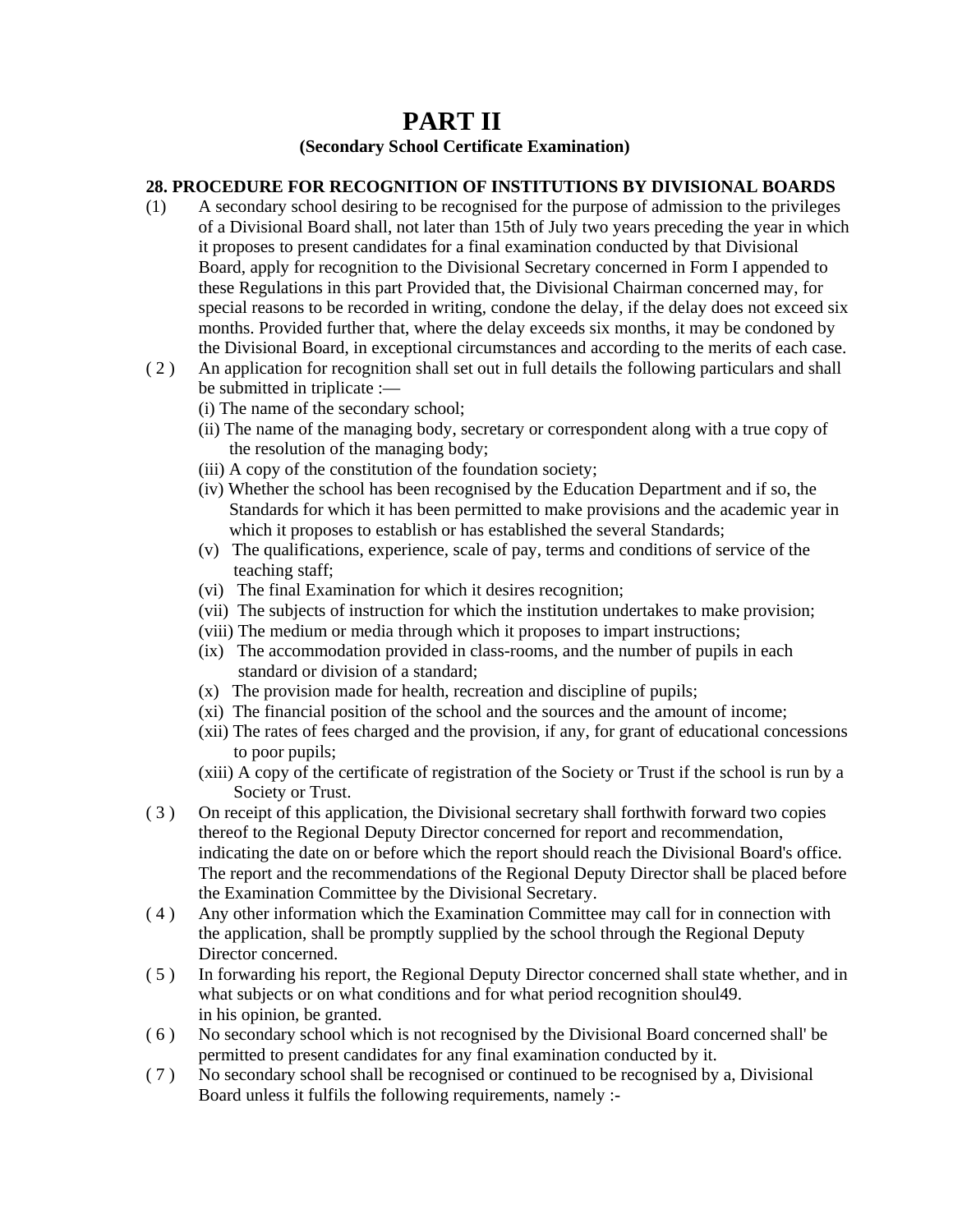# PART II

### (Secondary School Certificate Examination)

**28. PROCEDURE FOR RECOGNITION OF INSTITUTIONS BY DIVISIONAL BOARDS**

(1) A secondary school desiring to be recognised for the purpose of admission to the privileges of a Divisional Board shall, not later than 15th of July two years preceding the year in which it proposes to present candidates for a final examination conducted by that Divisional Board, apply for recognition to the Divisional Secretary concerned in Form I appended to these Regulations in this part Provided that, the Divisional Chairman concerned may, for special reasons to be recorded in writing, condone the delay, if the delay does not exceed six months. Provided further that, where the delay exceeds six months, it may be condoned by the Divisional Board, in exceptional circumstances and according to the merits of each case.

( 2 ) An application for recognition shall set out in full details the following particulars and shall be submitted in triplicate :—

(i) The name of the secondary school;
(ii) The name of the managing body, secretary or correspondent along with a true copy of the resolution of the managing body;
(iii) A copy of the constitution of the foundation society;
(iv) Whether the school has been recognised by the Education Department and if so, the Standards for which it has been permitted to make provisions and the academic year in which it proposes to establish or has established the several Standards;
(v) The qualifications, experience, scale of pay, terms and conditions of service of the teaching staff;
(vi) The final Examination for which it desires recognition;
(vii) The subjects of instruction for which the institution undertakes to make provision;
(viii) The medium or media through which it proposes to impart instructions;
(ix) The accommodation provided in class-rooms, and the number of pupils in each standard or division of a standard;
(x) The provision made for health, recreation and discipline of pupils;
(xi) The financial position of the school and the sources and the amount of income;
(xii) The rates of fees charged and the provision, if any, for grant of educational concessions to poor pupils;
(xiii) A copy of the certificate of registration of the Society or Trust if the school is run by a Society or Trust.

( 3 ) On receipt of this application, the Divisional secretary shall forthwith forward two copies thereof to the Regional Deputy Director concerned for report and recommendation, indicating the date on or before which the report should reach the Divisional Board's office. The report and the recommendations of the Regional Deputy Director shall be placed before the Examination Committee by the Divisional Secretary.

( 4 ) Any other information which the Examination Committee may call for in connection with the application, shall be promptly supplied by the school through the Regional Deputy Director concerned.

( 5 ) In forwarding his report, the Regional Deputy Director concerned shall state whether, and in what subjects or on what conditions and for what period recognition shoul49.
in his opinion, be granted.

( 6 ) No secondary school which is not recognised by the Divisional Board concerned shall' be permitted to present candidates for any final examination conducted by it.

( 7 ) No secondary school shall be recognised or continued to be recognised by a, Divisional Board unless it fulfils the following requirements, namely :-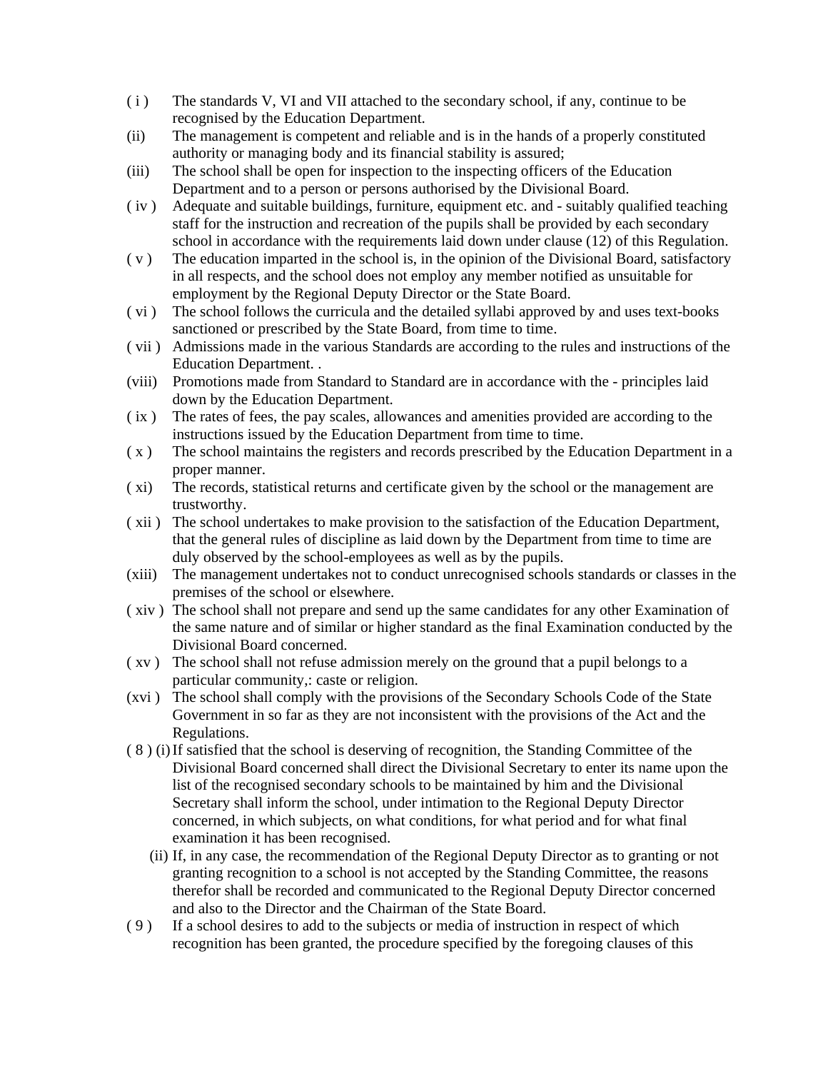( i ) The standards V, VI and VII attached to the secondary school, if any, continue to be recognised by the Education Department.

(ii) The management is competent and reliable and is in the hands of a properly constituted authority or managing body and its financial stability is assured;

(iii) The school shall be open for inspection to the inspecting officers of the Education Department and to a person or persons authorised by the Divisional Board.

( iv ) Adequate and suitable buildings, furniture, equipment etc. and - suitably qualified teaching staff for the instruction and recreation of the pupils shall be provided by each secondary school in accordance with the requirements laid down under clause (12) of this Regulation.

( v ) The education imparted in the school is, in the opinion of the Divisional Board, satisfactory in all respects, and the school does not employ any member notified as unsuitable for employment by the Regional Deputy Director or the State Board.

( vi ) The school follows the curricula and the detailed syllabi approved by and uses text-books sanctioned or prescribed by the State Board, from time to time.

( vii ) Admissions made in the various Standards are according to the rules and instructions of the Education Department. .

(viii) Promotions made from Standard to Standard are in accordance with the - principles laid down by the Education Department.

( ix ) The rates of fees, the pay scales, allowances and amenities provided are according to the instructions issued by the Education Department from time to time.

( x ) The school maintains the registers and records prescribed by the Education Department in a proper manner.

( xi) The records, statistical returns and certificate given by the school or the management are trustworthy.

( xii ) The school undertakes to make provision to the satisfaction of the Education Department, that the general rules of discipline as laid down by the Department from time to time are duly observed by the school-employees as well as by the pupils.

(xiii) The management undertakes not to conduct unrecognised schools standards or classes in the premises of the school or elsewhere.

( xiv ) The school shall not prepare and send up the same candidates for any other Examination of the same nature and of similar or higher standard as the final Examination conducted by the Divisional Board concerned.

( xv ) The school shall not refuse admission merely on the ground that a pupil belongs to a particular community,: caste or religion.

(xvi ) The school shall comply with the provisions of the Secondary Schools Code of the State Government in so far as they are not inconsistent with the provisions of the Act and the Regulations.

( 8 ) (i) If satisfied that the school is deserving of recognition, the Standing Committee of the Divisional Board concerned shall direct the Divisional Secretary to enter its name upon the list of the recognised secondary schools to be maintained by him and the Divisional Secretary shall inform the school, under intimation to the Regional Deputy Director concerned, in which subjects, on what conditions, for what period and for what final examination it has been recognised.

(ii) If, in any case, the recommendation of the Regional Deputy Director as to granting or not granting recognition to a school is not accepted by the Standing Committee, the reasons therefor shall be recorded and communicated to the Regional Deputy Director concerned and also to the Director and the Chairman of the State Board.

( 9 ) If a school desires to add to the subjects or media of instruction in respect of which recognition has been granted, the procedure specified by the foregoing clauses of this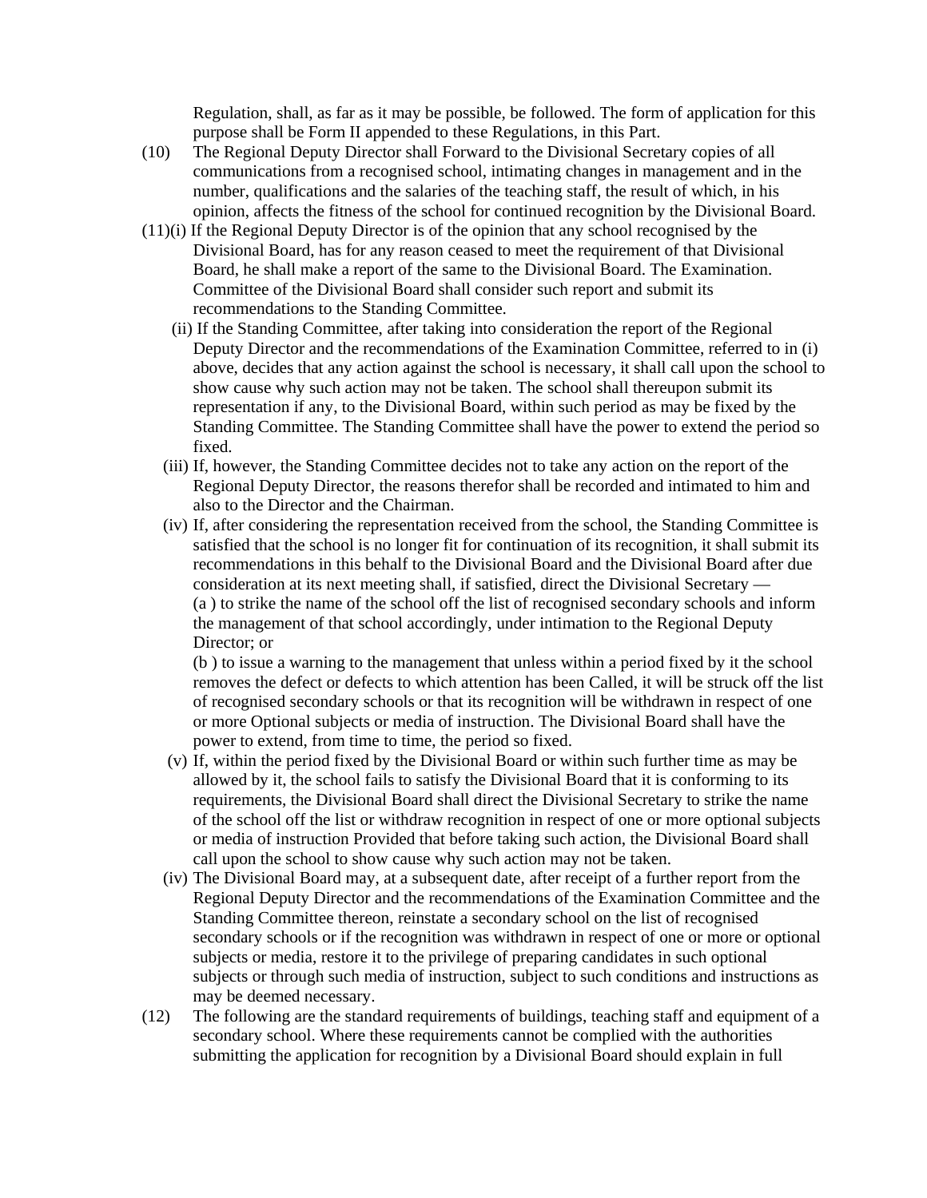Regulation, shall, as far as it may be possible, be followed. The form of application for this purpose shall be Form II appended to these Regulations, in this Part.

(10) The Regional Deputy Director shall Forward to the Divisional Secretary copies of all communications from a recognised school, intimating changes in management and in the number, qualifications and the salaries of the teaching staff, the result of which, in his opinion, affects the fitness of the school for continued recognition by the Divisional Board.

(11)(i) If the Regional Deputy Director is of the opinion that any school recognised by the Divisional Board, has for any reason ceased to meet the requirement of that Divisional Board, he shall make a report of the same to the Divisional Board. The Examination. Committee of the Divisional Board shall consider such report and submit its recommendations to the Standing Committee.

(ii) If the Standing Committee, after taking into consideration the report of the Regional Deputy Director and the recommendations of the Examination Committee, referred to in (i) above, decides that any action against the school is necessary, it shall call upon the school to show cause why such action may not be taken. The school shall thereupon submit its representation if any, to the Divisional Board, within such period as may be fixed by the Standing Committee. The Standing Committee shall have the power to extend the period so fixed.

(iii) If, however, the Standing Committee decides not to take any action on the report of the Regional Deputy Director, the reasons therefor shall be recorded and intimated to him and also to the Director and the Chairman.

(iv) If, after considering the representation received from the school, the Standing Committee is satisfied that the school is no longer fit for continuation of its recognition, it shall submit its recommendations in this behalf to the Divisional Board and the Divisional Board after due consideration at its next meeting shall, if satisfied, direct the Divisional Secretary —

(a ) to strike the name of the school off the list of recognised secondary schools and inform the management of that school accordingly, under intimation to the Regional Deputy Director; or

(b ) to issue a warning to the management that unless within a period fixed by it the school removes the defect or defects to which attention has been Called, it will be struck off the list of recognised secondary schools or that its recognition will be withdrawn in respect of one or more Optional subjects or media of instruction. The Divisional Board shall have the power to extend, from time to time, the period so fixed.

(v) If, within the period fixed by the Divisional Board or within such further time as may be allowed by it, the school fails to satisfy the Divisional Board that it is conforming to its requirements, the Divisional Board shall direct the Divisional Secretary to strike the name of the school off the list or withdraw recognition in respect of one or more optional subjects or media of instruction Provided that before taking such action, the Divisional Board shall call upon the school to show cause why such action may not be taken.

(iv) The Divisional Board may, at a subsequent date, after receipt of a further report from the Regional Deputy Director and the recommendations of the Examination Committee and the Standing Committee thereon, reinstate a secondary school on the list of recognised secondary schools or if the recognition was withdrawn in respect of one or more or optional subjects or media, restore it to the privilege of preparing candidates in such optional subjects or through such media of instruction, subject to such conditions and instructions as may be deemed necessary.

(12) The following are the standard requirements of buildings, teaching staff and equipment of a secondary school. Where these requirements cannot be complied with the authorities submitting the application for recognition by a Divisional Board should explain in full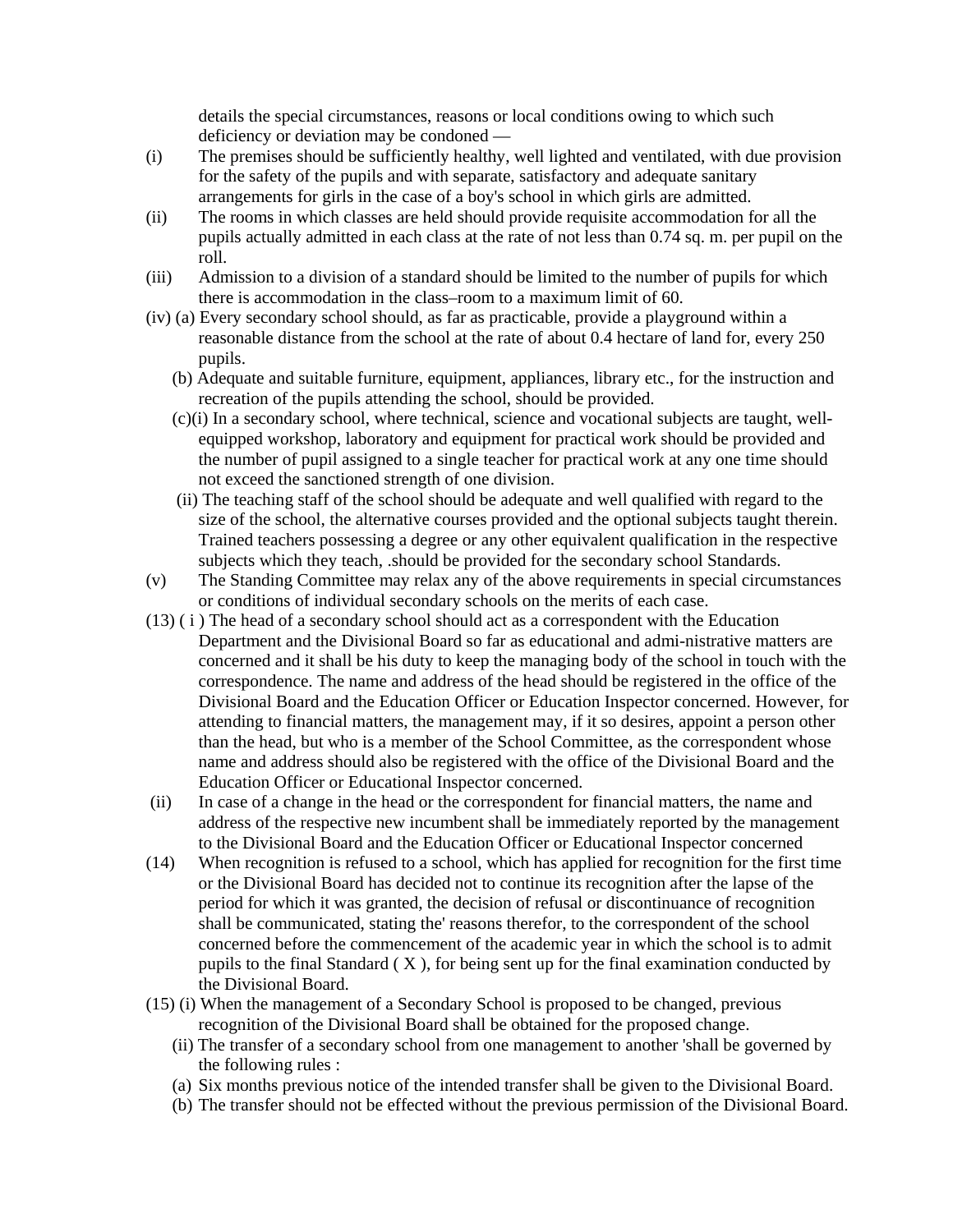details the special circumstances, reasons or local conditions owing to which such deficiency or deviation may be condoned —

(i) The premises should be sufficiently healthy, well lighted and ventilated, with due provision for the safety of the pupils and with separate, satisfactory and adequate sanitary arrangements for girls in the case of a boy's school in which girls are admitted.

(ii) The rooms in which classes are held should provide requisite accommodation for all the pupils actually admitted in each class at the rate of not less than 0.74 sq. m. per pupil on the roll.

(iii) Admission to a division of a standard should be limited to the number of pupils for which there is accommodation in the class–room to a maximum limit of 60.

(iv) (a) Every secondary school should, as far as practicable, provide a playground within a reasonable distance from the school at the rate of about 0.4 hectare of land for, every 250 pupils.

(b) Adequate and suitable furniture, equipment, appliances, library etc., for the instruction and recreation of the pupils attending the school, should be provided.

(c)(i) In a secondary school, where technical, science and vocational subjects are taught, well-equipped workshop, laboratory and equipment for practical work should be provided and the number of pupil assigned to a single teacher for practical work at any one time should not exceed the sanctioned strength of one division.

(ii) The teaching staff of the school should be adequate and well qualified with regard to the size of the school, the alternative courses provided and the optional subjects taught therein. Trained teachers possessing a degree or any other equivalent qualification in the respective subjects which they teach, .should be provided for the secondary school Standards.

(v) The Standing Committee may relax any of the above requirements in special circumstances or conditions of individual secondary schools on the merits of each case.

(13) ( i ) The head of a secondary school should act as a correspondent with the Education Department and the Divisional Board so far as educational and admi-nistrative matters are concerned and it shall be his duty to keep the managing body of the school in touch with the correspondence. The name and address of the head should be registered in the office of the Divisional Board and the Education Officer or Education Inspector concerned. However, for attending to financial matters, the management may, if it so desires, appoint a person other than the head, but who is a member of the School Committee, as the correspondent whose name and address should also be registered with the office of the Divisional Board and the Education Officer or Educational Inspector concerned.

(ii) In case of a change in the head or the correspondent for financial matters, the name and address of the respective new incumbent shall be immediately reported by the management to the Divisional Board and the Education Officer or Educational Inspector concerned

(14) When recognition is refused to a school, which has applied for recognition for the first time or the Divisional Board has decided not to continue its recognition after the lapse of the period for which it was granted, the decision of refusal or discontinuance of recognition shall be communicated, stating the' reasons therefor, to the correspondent of the school concerned before the commencement of the academic year in which the school is to admit pupils to the final Standard ( X ), for being sent up for the final examination conducted by the Divisional Board.

(15) (i) When the management of a Secondary School is proposed to be changed, previous recognition of the Divisional Board shall be obtained for the proposed change.

(ii) The transfer of a secondary school from one management to another 'shall be governed by the following rules :

(a) Six months previous notice of the intended transfer shall be given to the Divisional Board.

(b) The transfer should not be effected without the previous permission of the Divisional Board.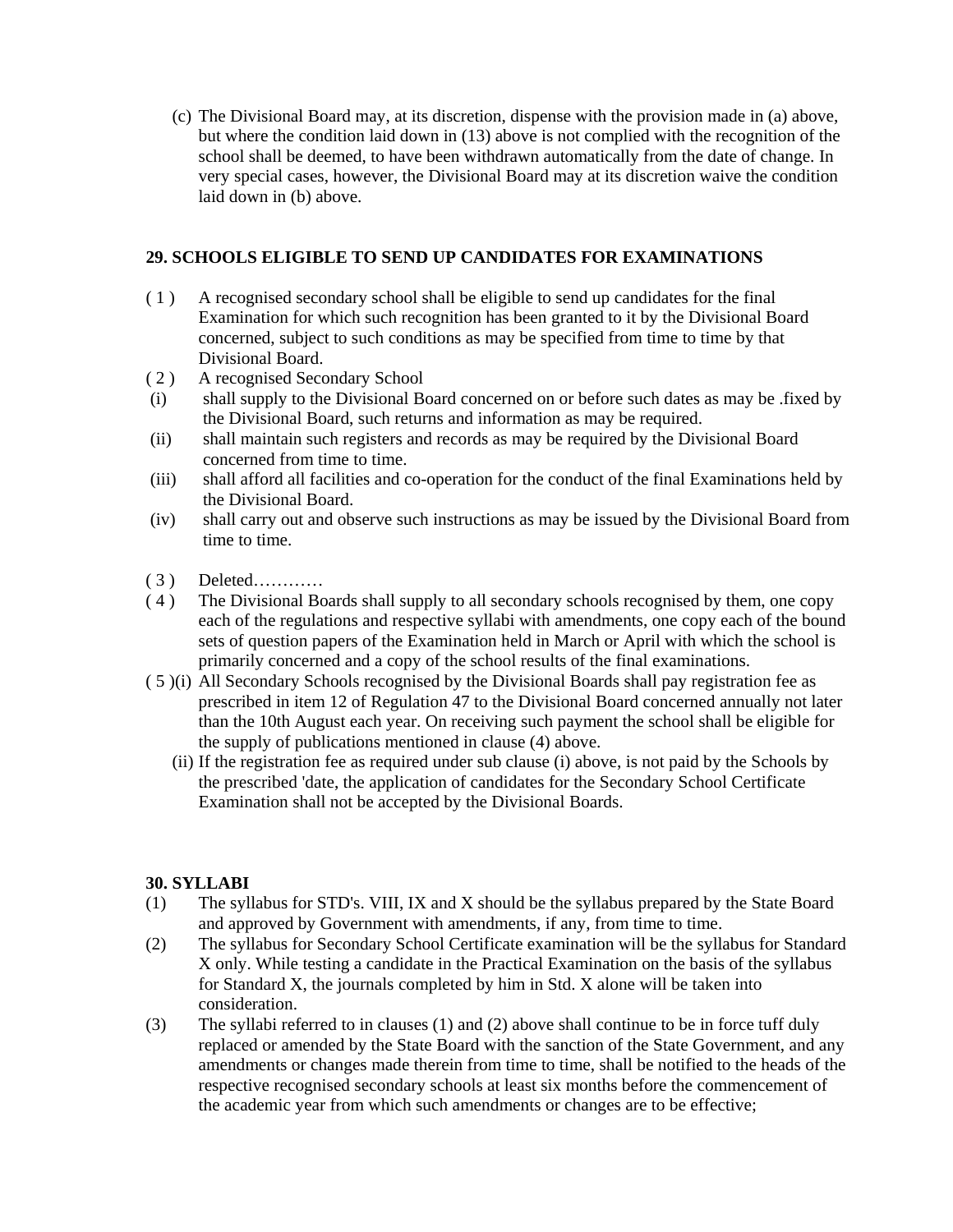(c) The Divisional Board may, at its discretion, dispense with the provision made in (a) above, but where the condition laid down in (13) above is not complied with the recognition of the school shall be deemed, to have been withdrawn automatically from the date of change. In very special cases, however, the Divisional Board may at its discretion waive the condition laid down in (b) above.

**29. SCHOOLS ELIGIBLE TO SEND UP CANDIDATES FOR EXAMINATIONS**

( 1 ) A recognised secondary school shall be eligible to send up candidates for the final Examination for which such recognition has been granted to it by the Divisional Board concerned, subject to such conditions as may be specified from time to time by that Divisional Board.

( 2 ) A recognised Secondary School

(i) shall supply to the Divisional Board concerned on or before such dates as may be .fixed by the Divisional Board, such returns and information as may be required.

(ii) shall maintain such registers and records as may be required by the Divisional Board concerned from time to time.

(iii) shall afford all facilities and co-operation for the conduct of the final Examinations held by the Divisional Board.

(iv) shall carry out and observe such instructions as may be issued by the Divisional Board from time to time.

( 3 ) Deleted…………

( 4 ) The Divisional Boards shall supply to all secondary schools recognised by them, one copy each of the regulations and respective syllabi with amendments, one copy each of the bound sets of question papers of the Examination held in March or April with which the school is primarily concerned and a copy of the school results of the final examinations.

( 5 )(i) All Secondary Schools recognised by the Divisional Boards shall pay registration fee as prescribed in item 12 of Regulation 47 to the Divisional Board concerned annually not later than the 10th August each year. On receiving such payment the school shall be eligible for the supply of publications mentioned in clause (4) above.

(ii) If the registration fee as required under sub clause (i) above, is not paid by the Schools by the prescribed 'date, the application of candidates for the Secondary School Certificate Examination shall not be accepted by the Divisional Boards.

**30. SYLLABI**

(1) The syllabus for STD's. VIII, IX and X should be the syllabus prepared by the State Board and approved by Government with amendments, if any, from time to time.

(2) The syllabus for Secondary School Certificate examination will be the syllabus for Standard X only. While testing a candidate in the Practical Examination on the basis of the syllabus for Standard X, the journals completed by him in Std. X alone will be taken into consideration.

(3) The syllabi referred to in clauses (1) and (2) above shall continue to be in force tuff duly replaced or amended by the State Board with the sanction of the State Government, and any amendments or changes made therein from time to time, shall be notified to the heads of the respective recognised secondary schools at least six months before the commencement of the academic year from which such amendments or changes are to be effective;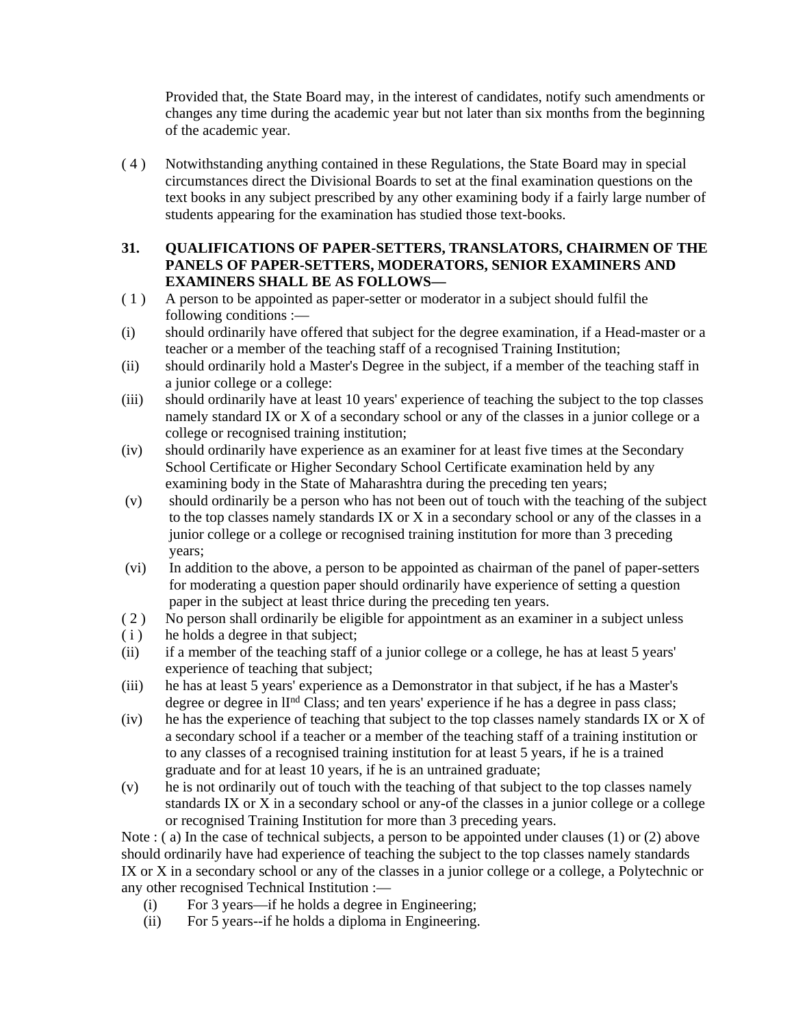Provided that, the State Board may, in the interest of candidates, notify such amendments or changes any time during the academic year but not later than six months from the beginning of the academic year.

( 4 ) Notwithstanding anything contained in these Regulations, the State Board may in special circumstances direct the Divisional Boards to set at the final examination questions on the text books in any subject prescribed by any other examining body if a fairly large number of students appearing for the examination has studied those text-books.

**31. QUALIFICATIONS OF PAPER-SETTERS, TRANSLATORS, CHAIRMEN OF THE PANELS OF PAPER-SETTERS, MODERATORS, SENIOR EXAMINERS AND EXAMINERS SHALL BE AS FOLLOWS—**

( 1 ) A person to be appointed as paper-setter or moderator in a subject should fulfil the following conditions :—

(i) should ordinarily have offered that subject for the degree examination, if a Head-master or a teacher or a member of the teaching staff of a recognised Training Institution;

(ii) should ordinarily hold a Master's Degree in the subject, if a member of the teaching staff in a junior college or a college:

(iii) should ordinarily have at least 10 years' experience of teaching the subject to the top classes namely standard IX or X of a secondary school or any of the classes in a junior college or a college or recognised training institution;

(iv) should ordinarily have experience as an examiner for at least five times at the Secondary School Certificate or Higher Secondary School Certificate examination held by any examining body in the State of Maharashtra during the preceding ten years;

(v) should ordinarily be a person who has not been out of touch with the teaching of the subject to the top classes namely standards IX or X in a secondary school or any of the classes in a junior college or a college or recognised training institution for more than 3 preceding years;

(vi) In addition to the above, a person to be appointed as chairman of the panel of paper-setters for moderating a question paper should ordinarily have experience of setting a question paper in the subject at least thrice during the preceding ten years.

( 2 ) No person shall ordinarily be eligible for appointment as an examiner in a subject unless

( i ) he holds a degree in that subject;

(ii) if a member of the teaching staff of a junior college or a college, he has at least 5 years' experience of teaching that subject;

(iii) he has at least 5 years' experience as a Demonstrator in that subject, if he has a Master's degree or degree in II[nd] Class; and ten years' experience if he has a degree in pass class;

(iv) he has the experience of teaching that subject to the top classes namely standards IX or X of a secondary school if a teacher or a member of the teaching staff of a training institution or to any classes of a recognised training institution for at least 5 years, if he is a trained graduate and for at least 10 years, if he is an untrained graduate;

(v) he is not ordinarily out of touch with the teaching of that subject to the top classes namely standards IX or X in a secondary school or any-of the classes in a junior college or a college or recognised Training Institution for more than 3 preceding years.

Note : ( a) In the case of technical subjects, a person to be appointed under clauses (1) or (2) above should ordinarily have had experience of teaching the subject to the top classes namely standards IX or X in a secondary school or any of the classes in a junior college or a college, a Polytechnic or any other recognised Technical Institution :—

(i) For 3 years—if he holds a degree in Engineering;

(ii) For 5 years--if he holds a diploma in Engineering.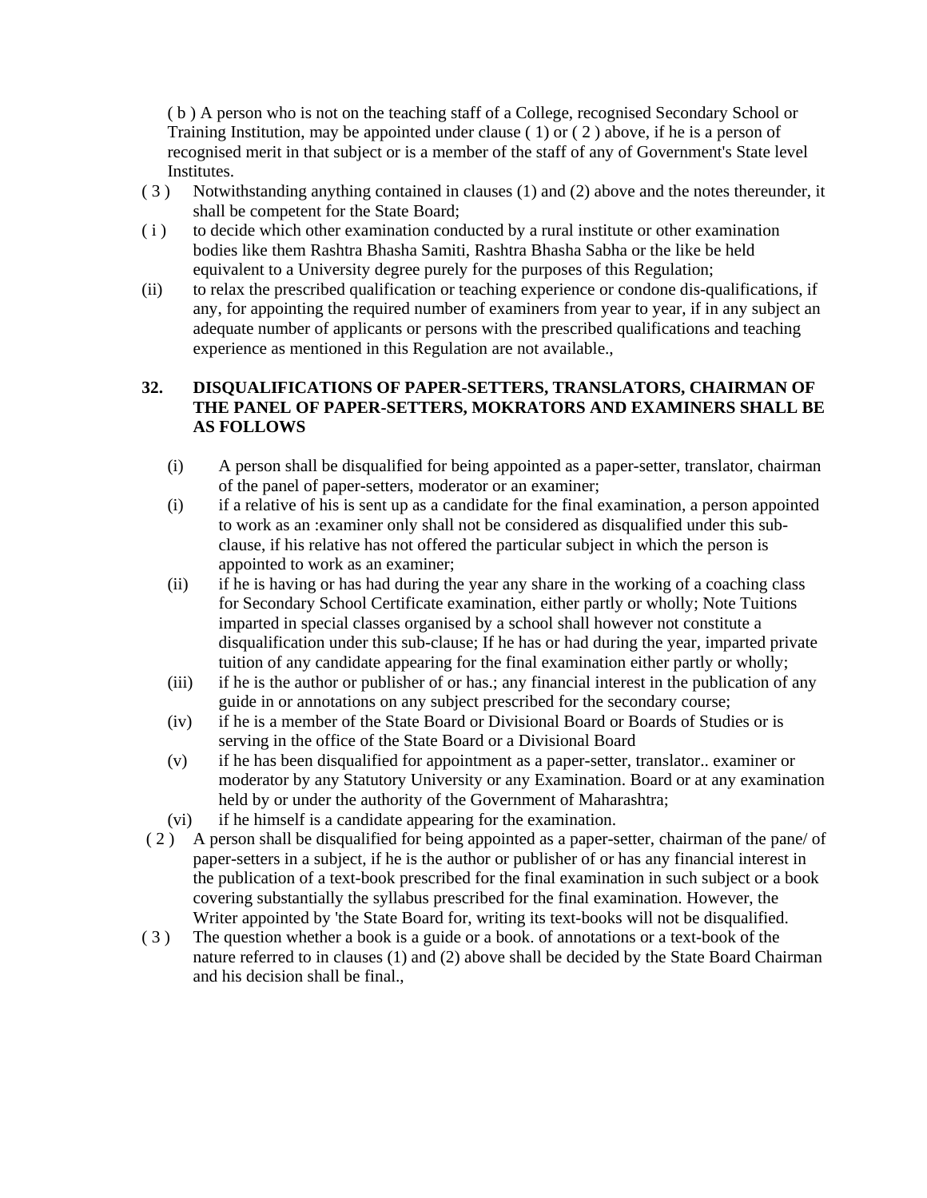( b ) A person who is not on the teaching staff of a College, recognised Secondary School or Training Institution, may be appointed under clause ( 1) or ( 2 ) above, if he is a person of recognised merit in that subject or is a member of the staff of any of Government's State level Institutes.

( 3 ) Notwithstanding anything contained in clauses (1) and (2) above and the notes thereunder, it shall be competent for the State Board;

( i ) to decide which other examination conducted by a rural institute or other examination bodies like them Rashtra Bhasha Samiti, Rashtra Bhasha Sabha or the like be held equivalent to a University degree purely for the purposes of this Regulation;

(ii) to relax the prescribed qualification or teaching experience or condone dis-qualifications, if any, for appointing the required number of examiners from year to year, if in any subject an adequate number of applicants or persons with the prescribed qualifications and teaching experience as mentioned in this Regulation are not available.,

**32. DISQUALIFICATIONS OF PAPER-SETTERS, TRANSLATORS, CHAIRMAN OF THE PANEL OF PAPER-SETTERS, MOKRATORS AND EXAMINERS SHALL BE AS FOLLOWS**

(i) A person shall be disqualified for being appointed as a paper-setter, translator, chairman of the panel of paper-setters, moderator or an examiner;

(i) if a relative of his is sent up as a candidate for the final examination, a person appointed to work as an :examiner only shall not be considered as disqualified under this sub-clause, if his relative has not offered the particular subject in which the person is appointed to work as an examiner;

(ii) if he is having or has had during the year any share in the working of a coaching class for Secondary School Certificate examination, either partly or wholly; Note Tuitions imparted in special classes organised by a school shall however not constitute a disqualification under this sub-clause; If he has or had during the year, imparted private tuition of any candidate appearing for the final examination either partly or wholly;

(iii) if he is the author or publisher of or has.; any financial interest in the publication of any guide in or annotations on any subject prescribed for the secondary course;

(iv) if he is a member of the State Board or Divisional Board or Boards of Studies or is serving in the office of the State Board or a Divisional Board

(v) if he has been disqualified for appointment as a paper-setter, translator.. examiner or moderator by any Statutory University or any Examination. Board or at any examination held by or under the authority of the Government of Maharashtra;

(vi) if he himself is a candidate appearing for the examination.

( 2 ) A person shall be disqualified for being appointed as a paper-setter, chairman of the pane/ of paper-setters in a subject, if he is the author or publisher of or has any financial interest in the publication of a text-book prescribed for the final examination in such subject or a book covering substantially the syllabus prescribed for the final examination. However, the Writer appointed by 'the State Board for, writing its text-books will not be disqualified.

( 3 ) The question whether a book is a guide or a book. of annotations or a text-book of the nature referred to in clauses (1) and (2) above shall be decided by the State Board Chairman and his decision shall be final.,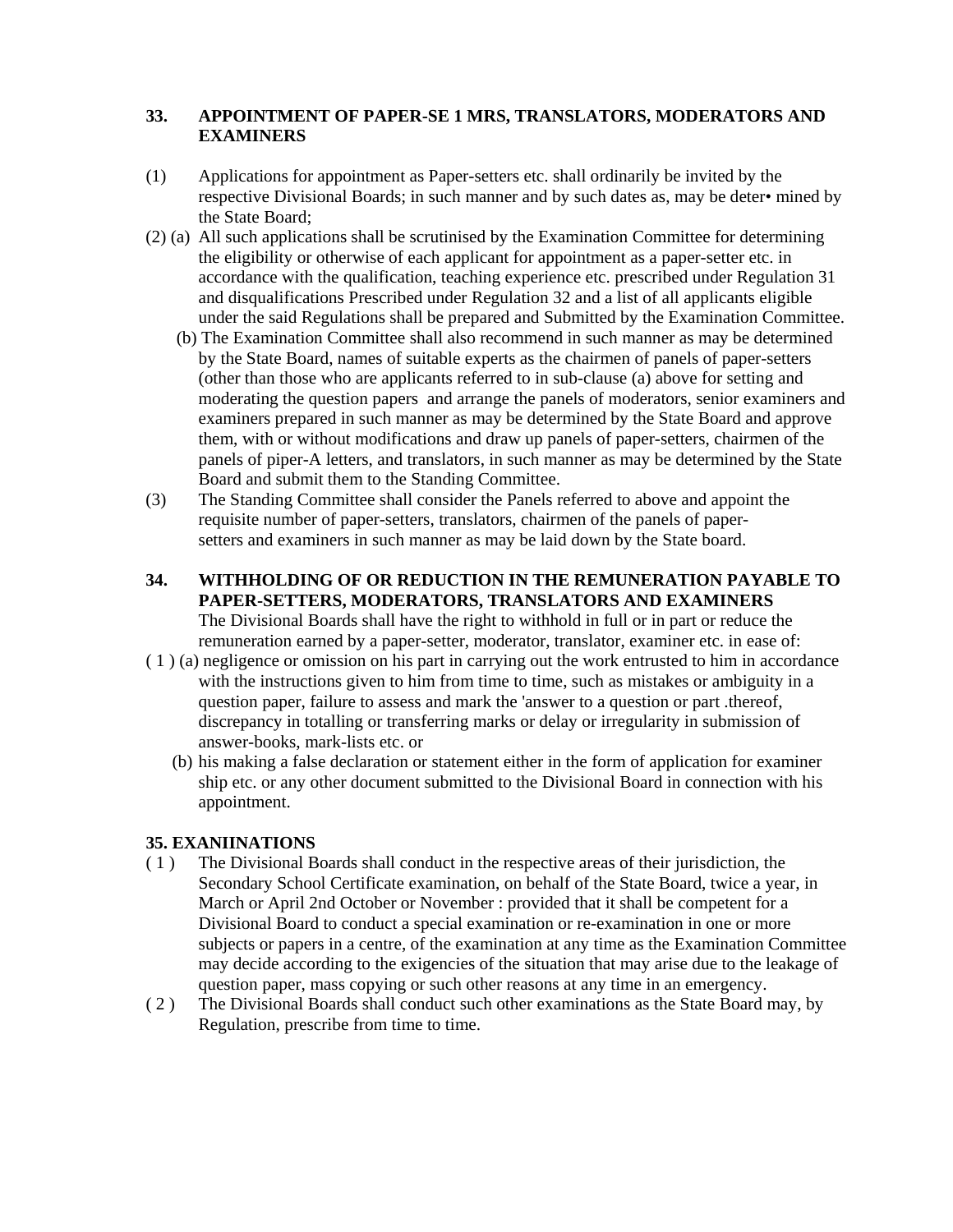### 33. APPOINTMENT OF PAPER-SE 1 MRS, TRANSLATORS, MODERATORS AND EXAMINERS

(1) Applications for appointment as Paper-setters etc. shall ordinarily be invited by the respective Divisional Boards; in such manner and by such dates as, may be deter• mined by the State Board;

(2) (a) All such applications shall be scrutinised by the Examination Committee for determining the eligibility or otherwise of each applicant for appointment as a paper-setter etc. in accordance with the qualification, teaching experience etc. prescribed under Regulation 31 and disqualifications Prescribed under Regulation 32 and a list of all applicants eligible under the said Regulations shall be prepared and Submitted by the Examination Committee.

(b) The Examination Committee shall also recommend in such manner as may be determined by the State Board, names of suitable experts as the chairmen of panels of paper-setters (other than those who are applicants referred to in sub-clause (a) above for setting and moderating the question papers and arrange the panels of moderators, senior examiners and examiners prepared in such manner as may be determined by the State Board and approve them, with or without modifications and draw up panels of paper-setters, chairmen of the panels of piper-A letters, and translators, in such manner as may be determined by the State Board and submit them to the Standing Committee.

(3) The Standing Committee shall consider the Panels referred to above and appoint the requisite number of paper-setters, translators, chairmen of the panels of paper-setters and examiners in such manner as may be laid down by the State board.

### 34. WITHHOLDING OF OR REDUCTION IN THE REMUNERATION PAYABLE TO PAPER-SETTERS, MODERATORS, TRANSLATORS AND EXAMINERS

The Divisional Boards shall have the right to withhold in full or in part or reduce the remuneration earned by a paper-setter, moderator, translator, examiner etc. in ease of:

( 1 ) (a) negligence or omission on his part in carrying out the work entrusted to him in accordance with the instructions given to him from time to time, such as mistakes or ambiguity in a question paper, failure to assess and mark the 'answer to a question or part .thereof, discrepancy in totalling or transferring marks or delay or irregularity in submission of answer-books, mark-lists etc. or

(b) his making a false declaration or statement either in the form of application for examiner ship etc. or any other document submitted to the Divisional Board in connection with his appointment.

### 35. EXANIINATIONS

( 1 ) The Divisional Boards shall conduct in the respective areas of their jurisdiction, the Secondary School Certificate examination, on behalf of the State Board, twice a year, in March or April 2nd October or November : provided that it shall be competent for a Divisional Board to conduct a special examination or re-examination in one or more subjects or papers in a centre, of the examination at any time as the Examination Committee may decide according to the exigencies of the situation that may arise due to the leakage of question paper, mass copying or such other reasons at any time in an emergency.

( 2 ) The Divisional Boards shall conduct such other examinations as the State Board may, by Regulation, prescribe from time to time.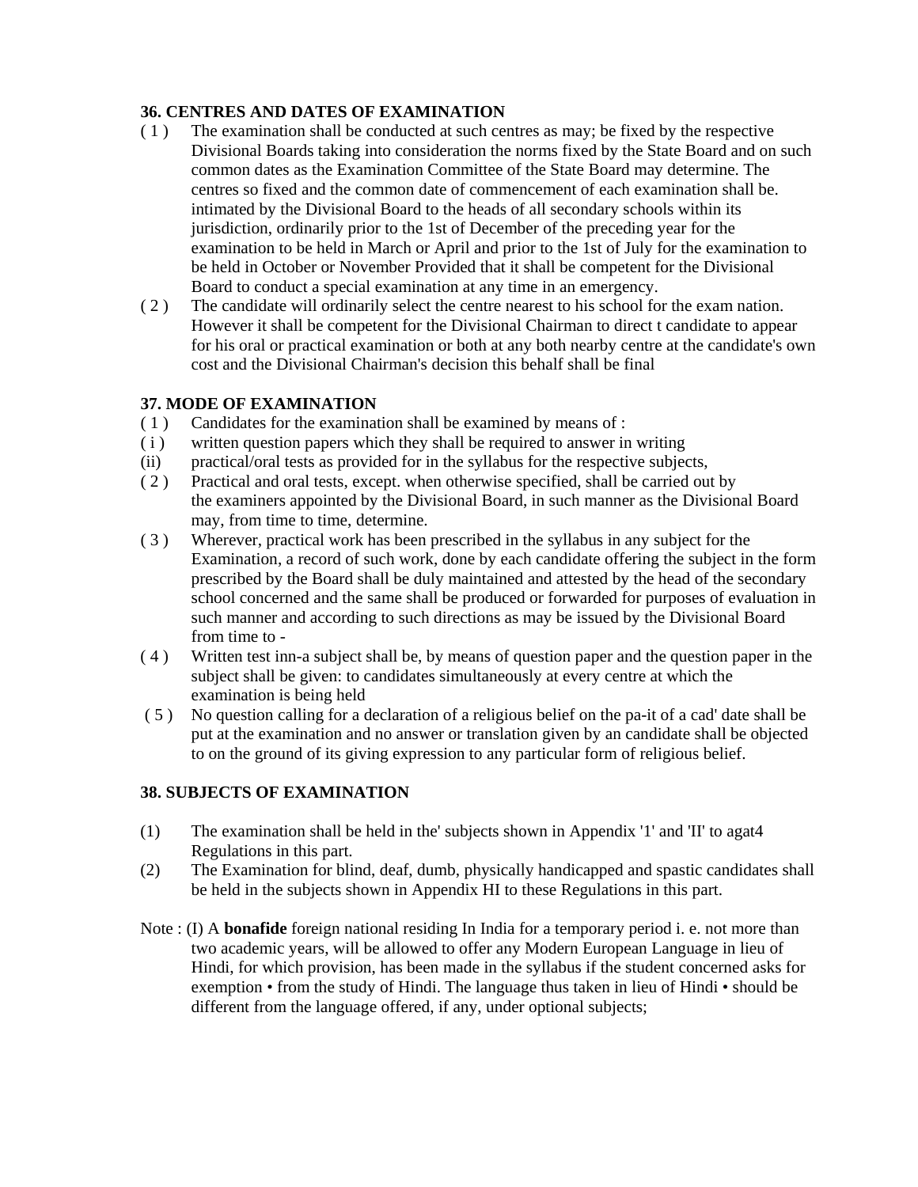### 36. CENTRES AND DATES OF EXAMINATION

( 1 ) The examination shall be conducted at such centres as may; be fixed by the respective Divisional Boards taking into consideration the norms fixed by the State Board and on such common dates as the Examination Committee of the State Board may determine. The centres so fixed and the common date of commencement of each examination shall be. intimated by the Divisional Board to the heads of all secondary schools within its jurisdiction, ordinarily prior to the 1st of December of the preceding year for the examination to be held in March or April and prior to the 1st of July for the examination to be held in October or November Provided that it shall be competent for the Divisional Board to conduct a special examination at any time in an emergency.

( 2 ) The candidate will ordinarily select the centre nearest to his school for the exam nation. However it shall be competent for the Divisional Chairman to direct t candidate to appear for his oral or practical examination or both at any both nearby centre at the candidate's own cost and the Divisional Chairman's decision this behalf shall be final

### 37. MODE OF EXAMINATION

( 1 ) Candidates for the examination shall be examined by means of :

( i ) written question papers which they shall be required to answer in writing

(ii) practical/oral tests as provided for in the syllabus for the respective subjects,

( 2 ) Practical and oral tests, except. when otherwise specified, shall be carried out by the examiners appointed by the Divisional Board, in such manner as the Divisional Board may, from time to time, determine.

( 3 ) Wherever, practical work has been prescribed in the syllabus in any subject for the Examination, a record of such work, done by each candidate offering the subject in the form prescribed by the Board shall be duly maintained and attested by the head of the secondary school concerned and the same shall be produced or forwarded for purposes of evaluation in such manner and according to such directions as may be issued by the Divisional Board from time to -

( 4 ) Written test inn-a subject shall be, by means of question paper and the question paper in the subject shall be given: to candidates simultaneously at every centre at which the examination is being held

( 5 ) No question calling for a declaration of a religious belief on the pa-it of a cad' date shall be put at the examination and no answer or translation given by an candidate shall be objected to on the ground of its giving expression to any particular form of religious belief.

### 38. SUBJECTS OF EXAMINATION

(1) The examination shall be held in the' subjects shown in Appendix '1' and 'II' to agat4 Regulations in this part.

(2) The Examination for blind, deaf, dumb, physically handicapped and spastic candidates shall be held in the subjects shown in Appendix HI to these Regulations in this part.

Note : (I) A **bonafide** foreign national residing In India for a temporary period i. e. not more than two academic years, will be allowed to offer any Modern European Language in lieu of Hindi, for which provision, has been made in the syllabus if the student concerned asks for exemption • from the study of Hindi. The language thus taken in lieu of Hindi • should be different from the language offered, if any, under optional subjects;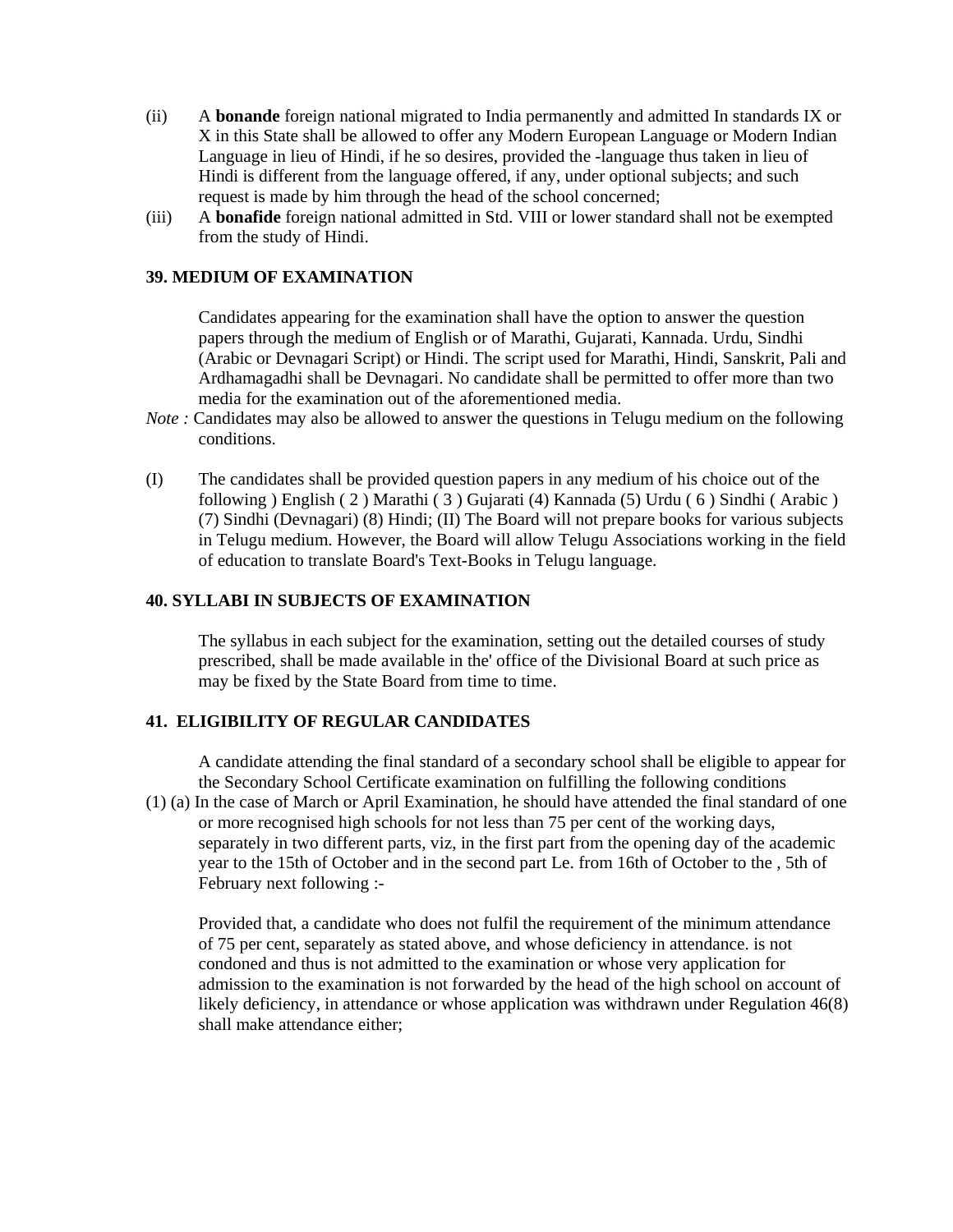(ii) A **bonande** foreign national migrated to India permanently and admitted In standards IX or X in this State shall be allowed to offer any Modern European Language or Modern Indian Language in lieu of Hindi, if he so desires, provided the -language thus taken in lieu of Hindi is different from the language offered, if any, under optional subjects; and such request is made by him through the head of the school concerned;

(iii) A **bonafide** foreign national admitted in Std. VIII or lower standard shall not be exempted from the study of Hindi.

### 39. MEDIUM OF EXAMINATION

Candidates appearing for the examination shall have the option to answer the question papers through the medium of English or of Marathi, Gujarati, Kannada. Urdu, Sindhi (Arabic or Devnagari Script) or Hindi. The script used for Marathi, Hindi, Sanskrit, Pali and Ardhamagadhi shall be Devnagari. No candidate shall be permitted to offer more than two media for the examination out of the aforementioned media.

*Note :* Candidates may also be allowed to answer the questions in Telugu medium on the following conditions.

(I) The candidates shall be provided question papers in any medium of his choice out of the following ) English ( 2 ) Marathi ( 3 ) Gujarati (4) Kannada (5) Urdu ( 6 ) Sindhi ( Arabic ) (7) Sindhi (Devnagari) (8) Hindi; (II) The Board will not prepare books for various subjects in Telugu medium. However, the Board will allow Telugu Associations working in the field of education to translate Board's Text-Books in Telugu language.

### 40. SYLLABI IN SUBJECTS OF EXAMINATION

The syllabus in each subject for the examination, setting out the detailed courses of study prescribed, shall be made available in the' office of the Divisional Board at such price as may be fixed by the State Board from time to time.

### 41. ELIGIBILITY OF REGULAR CANDIDATES

A candidate attending the final standard of a secondary school shall be eligible to appear for the Secondary School Certificate examination on fulfilling the following conditions

(1) (a) In the case of March or April Examination, he should have attended the final standard of one or more recognised high schools for not less than 75 per cent of the working days, separately in two different parts, viz, in the first part from the opening day of the academic year to the 15th of October and in the second part Le. from 16th of October to the , 5th of February next following :-

Provided that, a candidate who does not fulfil the requirement of the minimum attendance of 75 per cent, separately as stated above, and whose deficiency in attendance. is not condoned and thus is not admitted to the examination or whose very application for admission to the examination is not forwarded by the head of the high school on account of likely deficiency, in attendance or whose application was withdrawn under Regulation 46(8) shall make attendance either;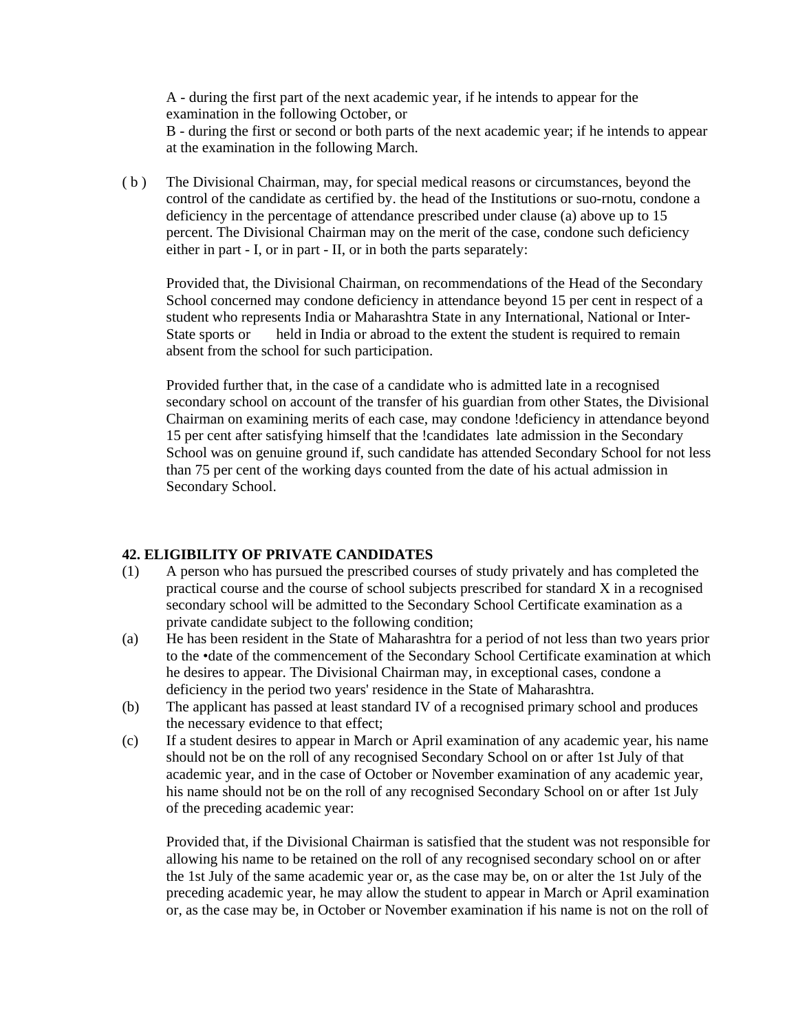A - during the first part of the next academic year, if he intends to appear for the examination in the following October, or
B - during the first or second or both parts of the next academic year; if he intends to appear at the examination in the following March.

( b ) The Divisional Chairman, may, for special medical reasons or circumstances, beyond the control of the candidate as certified by. the head of the Institutions or suo-rnotu, condone a deficiency in the percentage of attendance prescribed under clause (a) above up to 15 percent. The Divisional Chairman may on the merit of the case, condone such deficiency either in part - I, or in part - II, or in both the parts separately:

Provided that, the Divisional Chairman, on recommendations of the Head of the Secondary School concerned may condone deficiency in attendance beyond 15 per cent in respect of a student who represents India or Maharashtra State in any International, National or Inter-State sports or held in India or abroad to the extent the student is required to remain absent from the school for such participation.

Provided further that, in the case of a candidate who is admitted late in a recognised secondary school on account of the transfer of his guardian from other States, the Divisional Chairman on examining merits of each case, may condone !deficiency in attendance beyond 15 per cent after satisfying himself that the !candidates late admission in the Secondary School was on genuine ground if, such candidate has attended Secondary School for not less than 75 per cent of the working days counted from the date of his actual admission in Secondary School.

**42. ELIGIBILITY OF PRIVATE CANDIDATES**

(1) A person who has pursued the prescribed courses of study privately and has completed the practical course and the course of school subjects prescribed for standard X in a recognised secondary school will be admitted to the Secondary School Certificate examination as a private candidate subject to the following condition;

(a) He has been resident in the State of Maharashtra for a period of not less than two years prior to the •date of the commencement of the Secondary School Certificate examination at which he desires to appear. The Divisional Chairman may, in exceptional cases, condone a deficiency in the period two years' residence in the State of Maharashtra.

(b) The applicant has passed at least standard IV of a recognised primary school and produces the necessary evidence to that effect;

(c) If a student desires to appear in March or April examination of any academic year, his name should not be on the roll of any recognised Secondary School on or after 1st July of that academic year, and in the case of October or November examination of any academic year, his name should not be on the roll of any recognised Secondary School on or after 1st July of the preceding academic year:

Provided that, if the Divisional Chairman is satisfied that the student was not responsible for allowing his name to be retained on the roll of any recognised secondary school on or after the 1st July of the same academic year or, as the case may be, on or alter the 1st July of the preceding academic year, he may allow the student to appear in March or April examination or, as the case may be, in October or November examination if his name is not on the roll of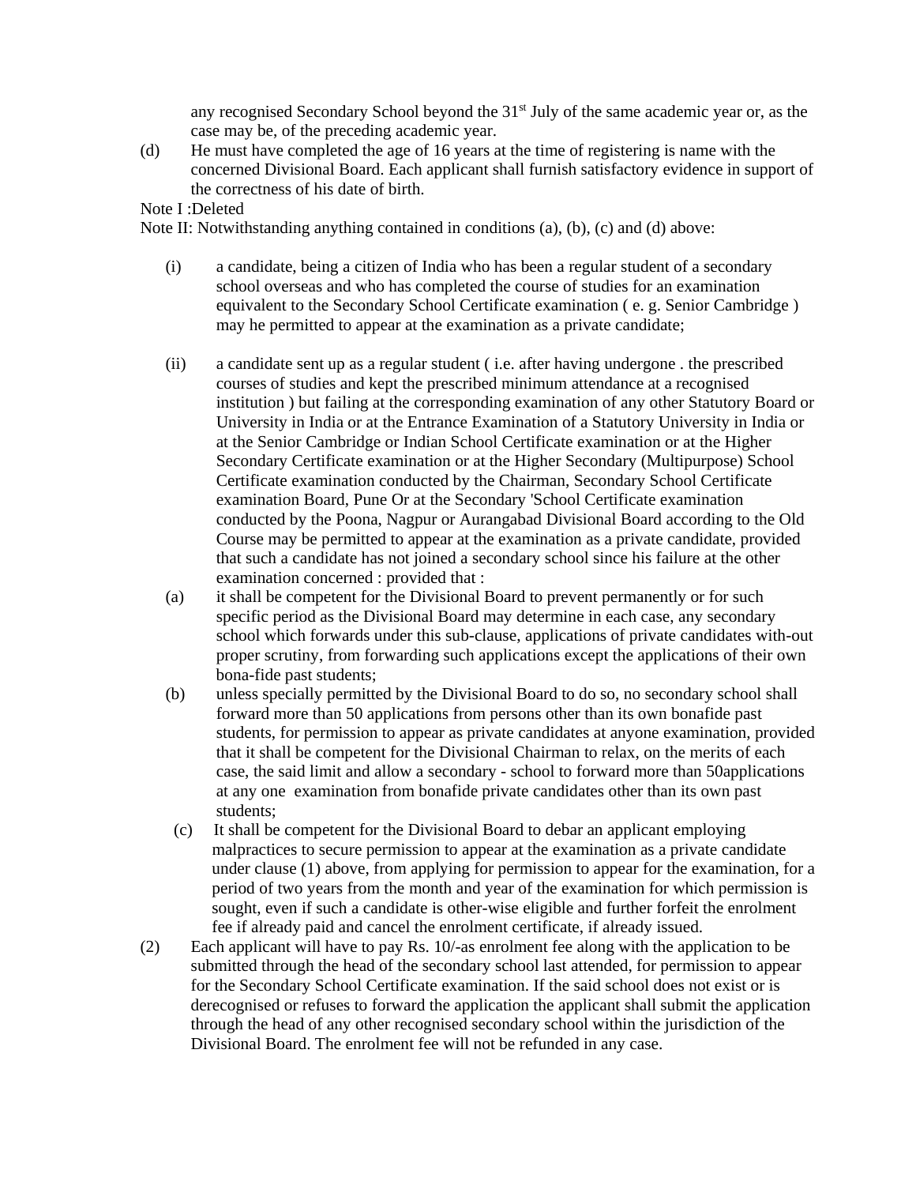any recognised Secondary School beyond the 31st July of the same academic year or, as the case may be, of the preceding academic year.

(d) He must have completed the age of 16 years at the time of registering is name with the concerned Divisional Board. Each applicant shall furnish satisfactory evidence in support of the correctness of his date of birth.

Note I :Deleted

Note II: Notwithstanding anything contained in conditions (a), (b), (c) and (d) above:

(i) a candidate, being a citizen of India who has been a regular student of a secondary school overseas and who has completed the course of studies for an examination equivalent to the Secondary School Certificate examination ( e. g. Senior Cambridge ) may he permitted to appear at the examination as a private candidate;

(ii) a candidate sent up as a regular student ( i.e. after having undergone . the prescribed courses of studies and kept the prescribed minimum attendance at a recognised institution ) but failing at the corresponding examination of any other Statutory Board or University in India or at the Entrance Examination of a Statutory University in India or at the Senior Cambridge or Indian School Certificate examination or at the Higher Secondary Certificate examination or at the Higher Secondary (Multipurpose) School Certificate examination conducted by the Chairman, Secondary School Certificate examination Board, Pune Or at the Secondary 'School Certificate examination conducted by the Poona, Nagpur or Aurangabad Divisional Board according to the Old Course may be permitted to appear at the examination as a private candidate, provided that such a candidate has not joined a secondary school since his failure at the other examination concerned : provided that :

(a) it shall be competent for the Divisional Board to prevent permanently or for such specific period as the Divisional Board may determine in each case, any secondary school which forwards under this sub-clause, applications of private candidates with-out proper scrutiny, from forwarding such applications except the applications of their own bona-fide past students;

(b) unless specially permitted by the Divisional Board to do so, no secondary school shall forward more than 50 applications from persons other than its own bonafide past students, for permission to appear as private candidates at anyone examination, provided that it shall be competent for the Divisional Chairman to relax, on the merits of each case, the said limit and allow a secondary - school to forward more than 50applications at any one examination from bonafide private candidates other than its own past students;

(c) It shall be competent for the Divisional Board to debar an applicant employing malpractices to secure permission to appear at the examination as a private candidate under clause (1) above, from applying for permission to appear for the examination, for a period of two years from the month and year of the examination for which permission is sought, even if such a candidate is other-wise eligible and further forfeit the enrolment fee if already paid and cancel the enrolment certificate, if already issued.

(2) Each applicant will have to pay Rs. 10/-as enrolment fee along with the application to be submitted through the head of the secondary school last attended, for permission to appear for the Secondary School Certificate examination. If the said school does not exist or is derecognised or refuses to forward the application the applicant shall submit the application through the head of any other recognised secondary school within the jurisdiction of the Divisional Board. The enrolment fee will not be refunded in any case.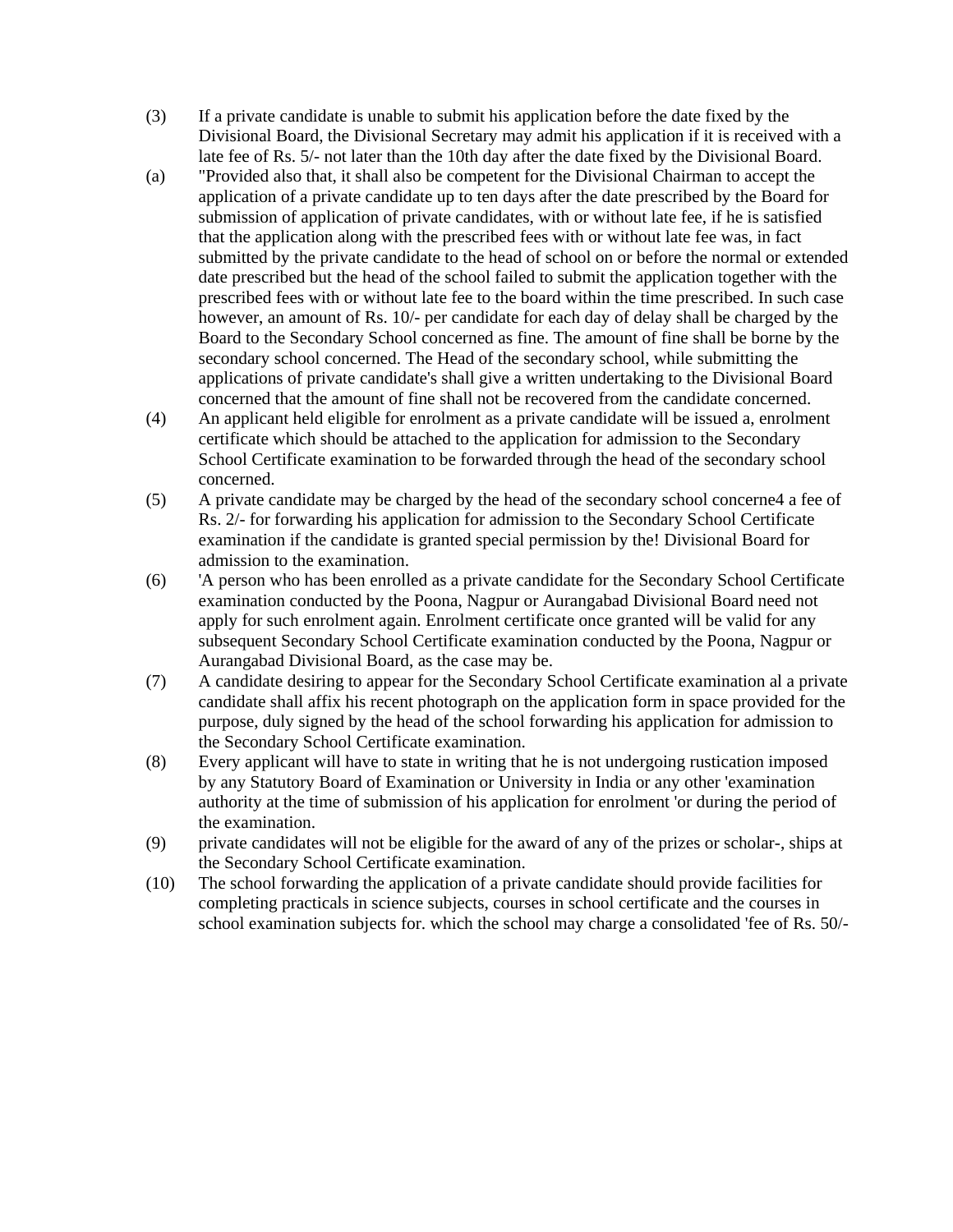(3) If a private candidate is unable to submit his application before the date fixed by the Divisional Board, the Divisional Secretary may admit his application if it is received with a late fee of Rs. 5/- not later than the 10th day after the date fixed by the Divisional Board.

(a) "Provided also that, it shall also be competent for the Divisional Chairman to accept the application of a private candidate up to ten days after the date prescribed by the Board for submission of application of private candidates, with or without late fee, if he is satisfied that the application along with the prescribed fees with or without late fee was, in fact submitted by the private candidate to the head of school on or before the normal or extended date prescribed but the head of the school failed to submit the application together with the prescribed fees with or without late fee to the board within the time prescribed. In such case however, an amount of Rs. 10/- per candidate for each day of delay shall be charged by the Board to the Secondary School concerned as fine. The amount of fine shall be borne by the secondary school concerned. The Head of the secondary school, while submitting the applications of private candidate's shall give a written undertaking to the Divisional Board concerned that the amount of fine shall not be recovered from the candidate concerned.

(4) An applicant held eligible for enrolment as a private candidate will be issued a, enrolment certificate which should be attached to the application for admission to the Secondary School Certificate examination to be forwarded through the head of the secondary school concerned.

(5) A private candidate may be charged by the head of the secondary school concerne4 a fee of Rs. 2/- for forwarding his application for admission to the Secondary School Certificate examination if the candidate is granted special permission by the! Divisional Board for admission to the examination.

(6) 'A person who has been enrolled as a private candidate for the Secondary School Certificate examination conducted by the Poona, Nagpur or Aurangabad Divisional Board need not apply for such enrolment again. Enrolment certificate once granted will be valid for any subsequent Secondary School Certificate examination conducted by the Poona, Nagpur or Aurangabad Divisional Board, as the case may be.

(7) A candidate desiring to appear for the Secondary School Certificate examination al a private candidate shall affix his recent photograph on the application form in space provided for the purpose, duly signed by the head of the school forwarding his application for admission to the Secondary School Certificate examination.

(8) Every applicant will have to state in writing that he is not undergoing rustication imposed by any Statutory Board of Examination or University in India or any other 'examination authority at the time of submission of his application for enrolment 'or during the period of the examination.

(9) private candidates will not be eligible for the award of any of the prizes or scholar-, ships at the Secondary School Certificate examination.

(10) The school forwarding the application of a private candidate should provide facilities for completing practicals in science subjects, courses in school certificate and the courses in school examination subjects for. which the school may charge a consolidated 'fee of Rs. 50/-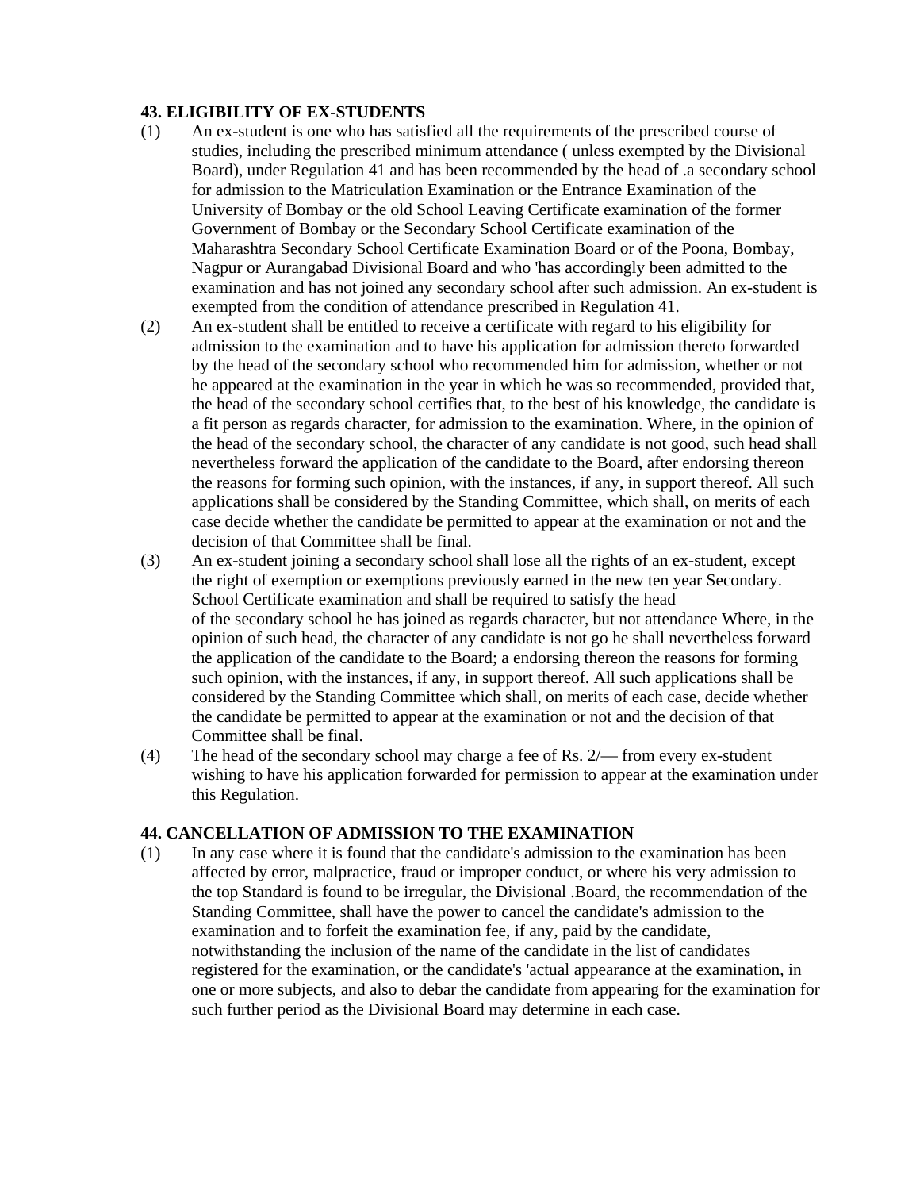**43. ELIGIBILITY OF EX-STUDENTS**

(1) An ex-student is one who has satisfied all the requirements of the prescribed course of studies, including the prescribed minimum attendance ( unless exempted by the Divisional Board), under Regulation 41 and has been recommended by the head of .a secondary school for admission to the Matriculation Examination or the Entrance Examination of the University of Bombay or the old School Leaving Certificate examination of the former Government of Bombay or the Secondary School Certificate examination of the Maharashtra Secondary School Certificate Examination Board or of the Poona, Bombay, Nagpur or Aurangabad Divisional Board and who 'has accordingly been admitted to the examination and has not joined any secondary school after such admission. An ex-student is exempted from the condition of attendance prescribed in Regulation 41.

(2) An ex-student shall be entitled to receive a certificate with regard to his eligibility for admission to the examination and to have his application for admission thereto forwarded by the head of the secondary school who recommended him for admission, whether or not he appeared at the examination in the year in which he was so recommended, provided that, the head of the secondary school certifies that, to the best of his knowledge, the candidate is a fit person as regards character, for admission to the examination. Where, in the opinion of the head of the secondary school, the character of any candidate is not good, such head shall nevertheless forward the application of the candidate to the Board, after endorsing thereon the reasons for forming such opinion, with the instances, if any, in support thereof. All such applications shall be considered by the Standing Committee, which shall, on merits of each case decide whether the candidate be permitted to appear at the examination or not and the decision of that Committee shall be final.

(3) An ex-student joining a secondary school shall lose all the rights of an ex-student, except the right of exemption or exemptions previously earned in the new ten year Secondary. School Certificate examination and shall be required to satisfy the head of the secondary school he has joined as regards character, but not attendance Where, in the opinion of such head, the character of any candidate is not go he shall nevertheless forward the application of the candidate to the Board; a endorsing thereon the reasons for forming such opinion, with the instances, if any, in support thereof. All such applications shall be considered by the Standing Committee which shall, on merits of each case, decide whether the candidate be permitted to appear at the examination or not and the decision of that Committee shall be final.

(4) The head of the secondary school may charge a fee of Rs. 2/— from every ex-student wishing to have his application forwarded for permission to appear at the examination under this Regulation.

**44. CANCELLATION OF ADMISSION TO THE EXAMINATION**

(1) In any case where it is found that the candidate's admission to the examination has been affected by error, malpractice, fraud or improper conduct, or where his very admission to the top Standard is found to be irregular, the Divisional .Board, the recommendation of the Standing Committee, shall have the power to cancel the candidate's admission to the examination and to forfeit the examination fee, if any, paid by the candidate, notwithstanding the inclusion of the name of the candidate in the list of candidates registered for the examination, or the candidate's 'actual appearance at the examination, in one or more subjects, and also to debar the candidate from appearing for the examination for such further period as the Divisional Board may determine in each case.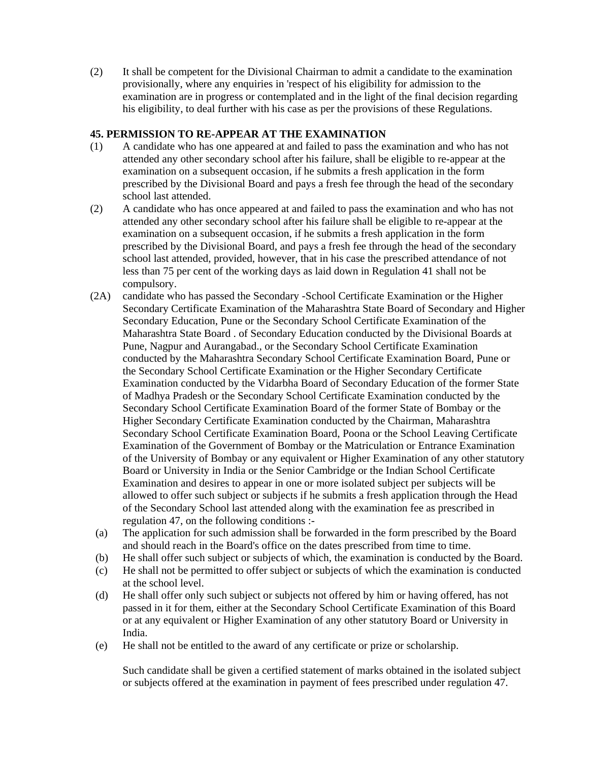(2) It shall be competent for the Divisional Chairman to admit a candidate to the examination provisionally, where any enquiries in 'respect of his eligibility for admission to the examination are in progress or contemplated and in the light of the final decision regarding his eligibility, to deal further with his case as per the provisions of these Regulations.

**45. PERMISSION TO RE-APPEAR AT THE EXAMINATION**

(1) A candidate who has one appeared at and failed to pass the examination and who has not attended any other secondary school after his failure, shall be eligible to re-appear at the examination on a subsequent occasion, if he submits a fresh application in the form prescribed by the Divisional Board and pays a fresh fee through the head of the secondary school last attended.

(2) A candidate who has once appeared at and failed to pass the examination and who has not attended any other secondary school after his failure shall be eligible to re-appear at the examination on a subsequent occasion, if he submits a fresh application in the form prescribed by the Divisional Board, and pays a fresh fee through the head of the secondary school last attended, provided, however, that in his case the prescribed attendance of not less than 75 per cent of the working days as laid down in Regulation 41 shall not be compulsory.

(2A) candidate who has passed the Secondary -School Certificate Examination or the Higher Secondary Certificate Examination of the Maharashtra State Board of Secondary and Higher Secondary Education, Pune or the Secondary School Certificate Examination of the Maharashtra State Board . of Secondary Education conducted by the Divisional Boards at Pune, Nagpur and Aurangabad., or the Secondary School Certificate Examination conducted by the Maharashtra Secondary School Certificate Examination Board, Pune or the Secondary School Certificate Examination or the Higher Secondary Certificate Examination conducted by the Vidarbha Board of Secondary Education of the former State of Madhya Pradesh or the Secondary School Certificate Examination conducted by the Secondary School Certificate Examination Board of the former State of Bombay or the Higher Secondary Certificate Examination conducted by the Chairman, Maharashtra Secondary School Certificate Examination Board, Poona or the School Leaving Certificate Examination of the Government of Bombay or the Matriculation or Entrance Examination of the University of Bombay or any equivalent or Higher Examination of any other statutory Board or University in India or the Senior Cambridge or the Indian School Certificate Examination and desires to appear in one or more isolated subject per subjects will be allowed to offer such subject or subjects if he submits a fresh application through the Head of the Secondary School last attended along with the examination fee as prescribed in regulation 47, on the following conditions :-

(a) The application for such admission shall be forwarded in the form prescribed by the Board and should reach in the Board's office on the dates prescribed from time to time.

(b) He shall offer such subject or subjects of which, the examination is conducted by the Board.

(c) He shall not be permitted to offer subject or subjects of which the examination is conducted at the school level.

(d) He shall offer only such subject or subjects not offered by him or having offered, has not passed in it for them, either at the Secondary School Certificate Examination of this Board or at any equivalent or Higher Examination of any other statutory Board or University in India.

(e) He shall not be entitled to the award of any certificate or prize or scholarship.

Such candidate shall be given a certified statement of marks obtained in the isolated subject or subjects offered at the examination in payment of fees prescribed under regulation 47.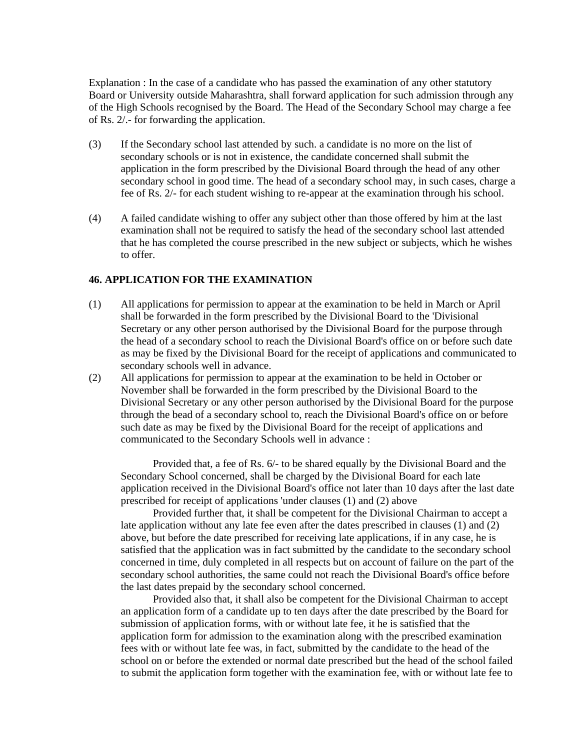Explanation : In the case of a candidate who has passed the examination of any other statutory Board or University outside Maharashtra, shall forward application for such admission through any of the High Schools recognised by the Board. The Head of the Secondary School may charge a fee of Rs. 2/.- for forwarding the application.

(3) If the Secondary school last attended by such. a candidate is no more on the list of secondary schools or is not in existence, the candidate concerned shall submit the application in the form prescribed by the Divisional Board through the head of any other secondary school in good time. The head of a secondary school may, in such cases, charge a fee of Rs. 2/- for each student wishing to re-appear at the examination through his school.

(4) A failed candidate wishing to offer any subject other than those offered by him at the last examination shall not be required to satisfy the head of the secondary school last attended that he has completed the course prescribed in the new subject or subjects, which he wishes to offer.

**46. APPLICATION FOR THE EXAMINATION**

(1) All applications for permission to appear at the examination to be held in March or April shall be forwarded in the form prescribed by the Divisional Board to the 'Divisional Secretary or any other person authorised by the Divisional Board for the purpose through the head of a secondary school to reach the Divisional Board's office on or before such date as may be fixed by the Divisional Board for the receipt of applications and communicated to secondary schools well in advance.

(2) All applications for permission to appear at the examination to be held in October or November shall be forwarded in the form prescribed by the Divisional Board to the Divisional Secretary or any other person authorised by the Divisional Board for the purpose through the bead of a secondary school to, reach the Divisional Board's office on or before such date as may be fixed by the Divisional Board for the receipt of applications and communicated to the Secondary Schools well in advance :

Provided that, a fee of Rs. 6/- to be shared equally by the Divisional Board and the Secondary School concerned, shall be charged by the Divisional Board for each late application received in the Divisional Board's office not later than 10 days after the last date prescribed for receipt of applications 'under clauses (1) and (2) above

Provided further that, it shall be competent for the Divisional Chairman to accept a late application without any late fee even after the dates prescribed in clauses (1) and (2) above, but before the date prescribed for receiving late applications, if in any case, he is satisfied that the application was in fact submitted by the candidate to the secondary school concerned in time, duly completed in all respects but on account of failure on the part of the secondary school authorities, the same could not reach the Divisional Board's office before the last dates prepaid by the secondary school concerned.

Provided also that, it shall also be competent for the Divisional Chairman to accept an application form of a candidate up to ten days after the date prescribed by the Board for submission of application forms, with or without late fee, it he is satisfied that the application form for admission to the examination along with the prescribed examination fees with or without late fee was, in fact, submitted by the candidate to the head of the school on or before the extended or normal date prescribed but the head of the school failed to submit the application form together with the examination fee, with or without late fee to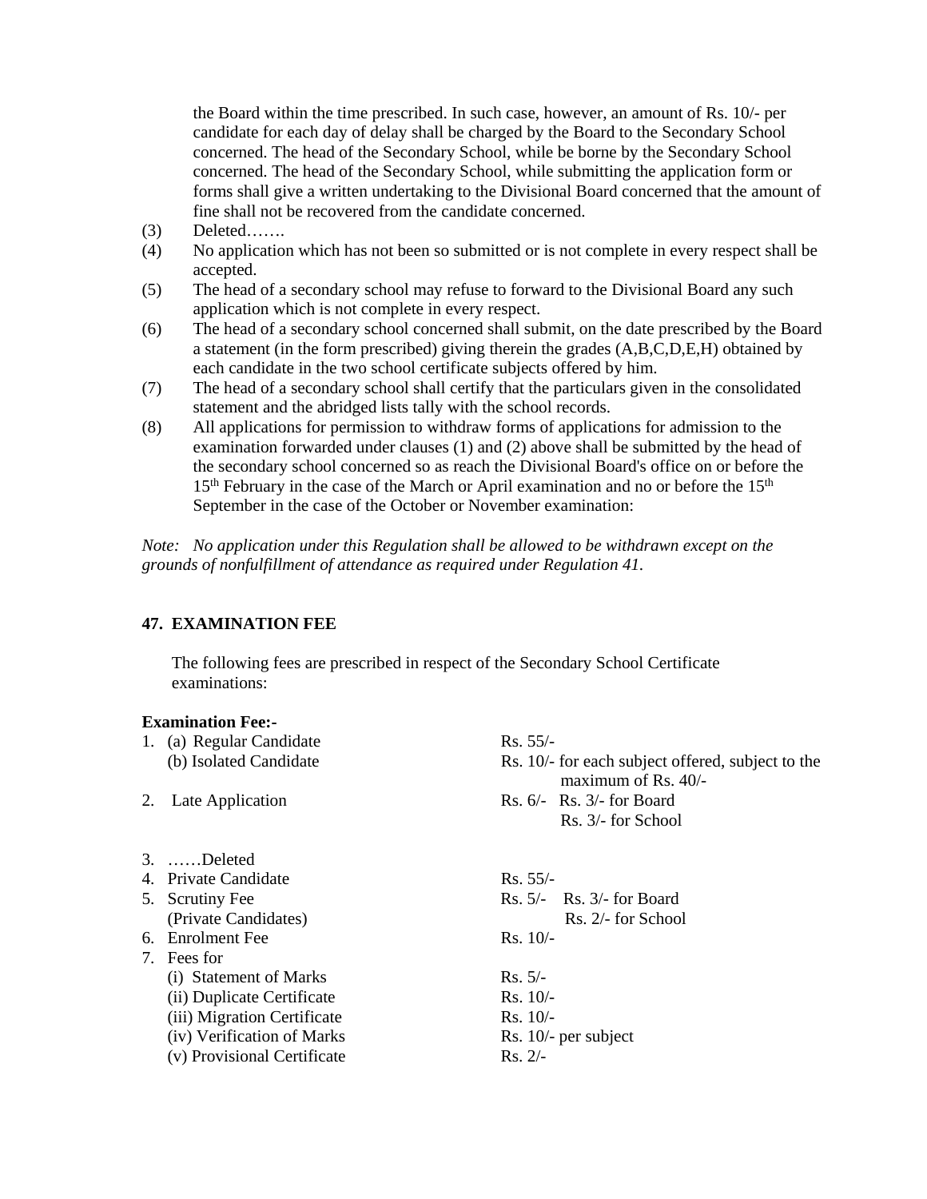the Board within the time prescribed. In such case, however, an amount of Rs. 10/- per candidate for each day of delay shall be charged by the Board to the Secondary School concerned. The head of the Secondary School, while be borne by the Secondary School concerned. The head of the Secondary School, while submitting the application form or forms shall give a written undertaking to the Divisional Board concerned that the amount of fine shall not be recovered from the candidate concerned.

(3) Deleted…….

(4) No application which has not been so submitted or is not complete in every respect shall be accepted.

(5) The head of a secondary school may refuse to forward to the Divisional Board any such application which is not complete in every respect.

(6) The head of a secondary school concerned shall submit, on the date prescribed by the Board a statement (in the form prescribed) giving therein the grades (A,B,C,D,E,H) obtained by each candidate in the two school certificate subjects offered by him.

(7) The head of a secondary school shall certify that the particulars given in the consolidated statement and the abridged lists tally with the school records.

(8) All applications for permission to withdraw forms of applications for admission to the examination forwarded under clauses (1) and (2) above shall be submitted by the head of the secondary school concerned so as reach the Divisional Board's office on or before the 15th February in the case of the March or April examination and no or before the 15th September in the case of the October or November examination:

*Note: No application under this Regulation shall be allowed to be withdrawn except on the grounds of nonfulfillment of attendance as required under Regulation 41.*

### 47. EXAMINATION FEE

The following fees are prescribed in respect of the Secondary School Certificate examinations:

**Examination Fee:-**

| | |
|---|---|
| 1. (a) Regular Candidate | Rs. 55/- |
| (b) Isolated Candidate | Rs. 10/- for each subject offered, subject to the maximum of Rs. 40/- |
| 2. Late Application | Rs. 6/- Rs. 3/- for Board<br>Rs. 3/- for School |
| 3. ……Deleted | |
| 4. Private Candidate | Rs. 55/- |
| 5. Scrutiny Fee (Private Candidates) | Rs. 5/- Rs. 3/- for Board<br>Rs. 2/- for School |
| 6. Enrolment Fee | Rs. 10/- |
| 7. Fees for | |
| (i) Statement of Marks | Rs. 5/- |
| (ii) Duplicate Certificate | Rs. 10/- |
| (iii) Migration Certificate | Rs. 10/- |
| (iv) Verification of Marks | Rs. 10/- per subject |
| (v) Provisional Certificate | Rs. 2/- |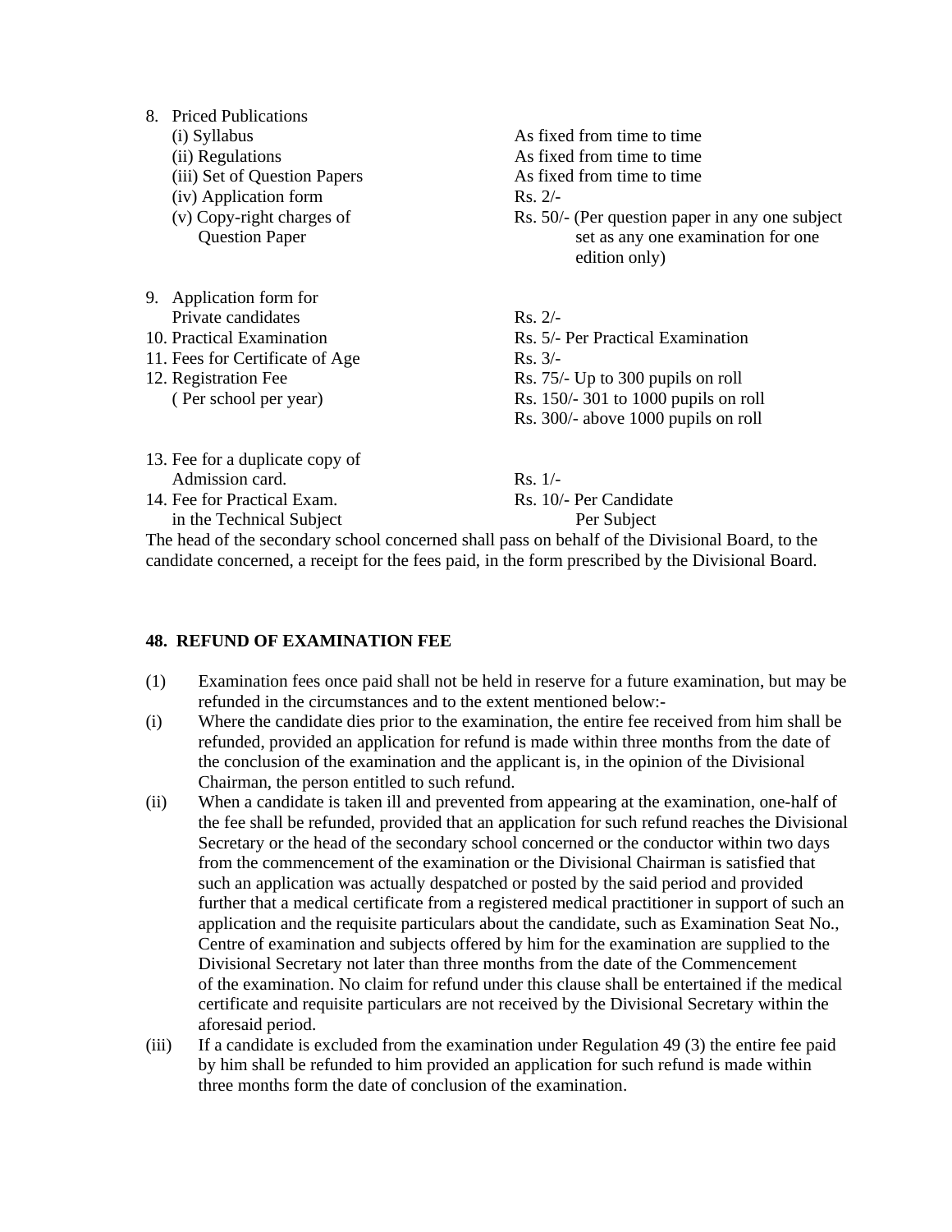8. Priced Publications

| | |
|---|---|
| (i) Syllabus | As fixed from time to time |
| (ii) Regulations | As fixed from time to time |
| (iii) Set of Question Papers | As fixed from time to time |
| (iv) Application form | Rs. 2/- |
| (v) Copy-right charges of Question Paper | Rs. 50/- (Per question paper in any one subject set as any one examination for one edition only) |

| | |
|---|---|
| 9. Application form for Private candidates | Rs. 2/- |
| 10. Practical Examination | Rs. 5/- Per Practical Examination |
| 11. Fees for Certificate of Age | Rs. 3/- |
| 12. Registration Fee ( Per school per year) | Rs. 75/- Up to 300 pupils on roll<br>Rs. 150/- 301 to 1000 pupils on roll<br>Rs. 300/- above 1000 pupils on roll |
| 13. Fee for a duplicate copy of Admission card. | Rs. 1/- |
| 14. Fee for Practical Exam. in the Technical Subject | Rs. 10/- Per Candidate Per Subject |

The head of the secondary school concerned shall pass on behalf of the Divisional Board, to the candidate concerned, a receipt for the fees paid, in the form prescribed by the Divisional Board.

**48. REFUND OF EXAMINATION FEE**

(1) Examination fees once paid shall not be held in reserve for a future examination, but may be refunded in the circumstances and to the extent mentioned below:-

(i) Where the candidate dies prior to the examination, the entire fee received from him shall be refunded, provided an application for refund is made within three months from the date of the conclusion of the examination and the applicant is, in the opinion of the Divisional Chairman, the person entitled to such refund.

(ii) When a candidate is taken ill and prevented from appearing at the examination, one-half of the fee shall be refunded, provided that an application for such refund reaches the Divisional Secretary or the head of the secondary school concerned or the conductor within two days from the commencement of the examination or the Divisional Chairman is satisfied that such an application was actually despatched or posted by the said period and provided further that a medical certificate from a registered medical practitioner in support of such an application and the requisite particulars about the candidate, such as Examination Seat No., Centre of examination and subjects offered by him for the examination are supplied to the Divisional Secretary not later than three months from the date of the Commencement of the examination. No claim for refund under this clause shall be entertained if the medical certificate and requisite particulars are not received by the Divisional Secretary within the aforesaid period.

(iii) If a candidate is excluded from the examination under Regulation 49 (3) the entire fee paid by him shall be refunded to him provided an application for such refund is made within three months form the date of conclusion of the examination.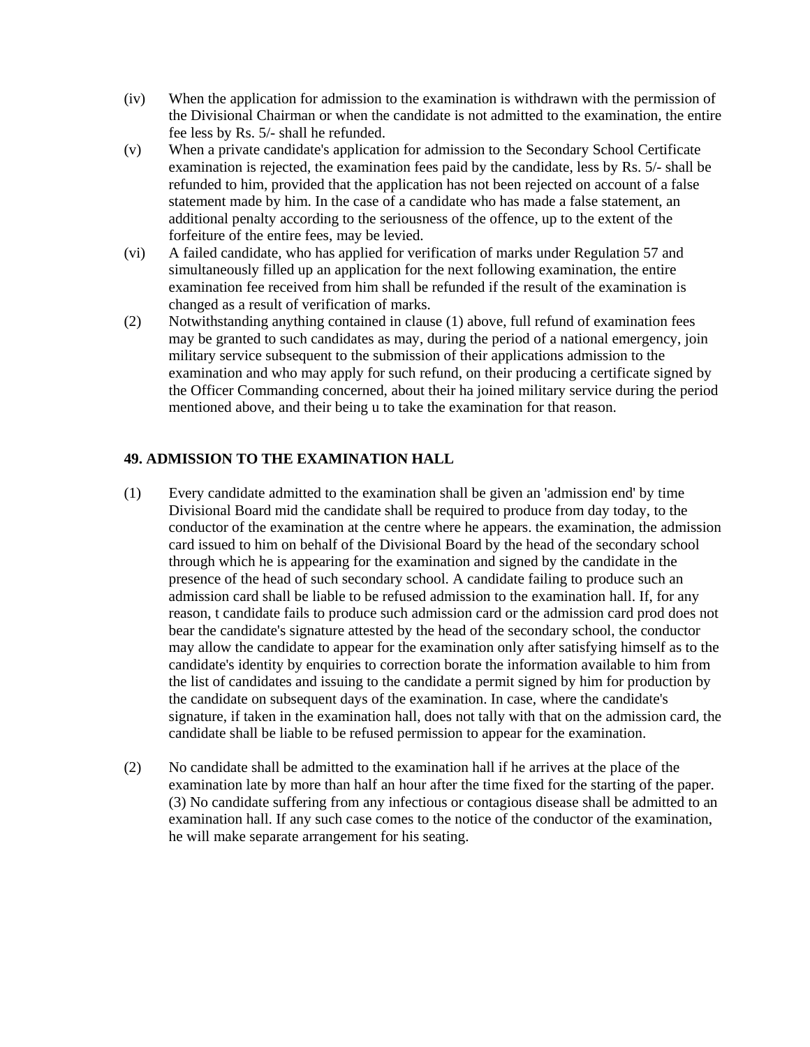(iv) When the application for admission to the examination is withdrawn with the permission of the Divisional Chairman or when the candidate is not admitted to the examination, the entire fee less by Rs. 5/- shall he refunded.

(v) When a private candidate's application for admission to the Secondary School Certificate examination is rejected, the examination fees paid by the candidate, less by Rs. 5/- shall be refunded to him, provided that the application has not been rejected on account of a false statement made by him. In the case of a candidate who has made a false statement, an additional penalty according to the seriousness of the offence, up to the extent of the forfeiture of the entire fees, may be levied.

(vi) A failed candidate, who has applied for verification of marks under Regulation 57 and simultaneously filled up an application for the next following examination, the entire examination fee received from him shall be refunded if the result of the examination is changed as a result of verification of marks.

(2) Notwithstanding anything contained in clause (1) above, full refund of examination fees may be granted to such candidates as may, during the period of a national emergency, join military service subsequent to the submission of their applications admission to the examination and who may apply for such refund, on their producing a certificate signed by the Officer Commanding concerned, about their ha joined military service during the period mentioned above, and their being u to take the examination for that reason.

**49. ADMISSION TO THE EXAMINATION HALL**

(1) Every candidate admitted to the examination shall be given an 'admission end' by time Divisional Board mid the candidate shall be required to produce from day today, to the conductor of the examination at the centre where he appears. the examination, the admission card issued to him on behalf of the Divisional Board by the head of the secondary school through which he is appearing for the examination and signed by the candidate in the presence of the head of such secondary school. A candidate failing to produce such an admission card shall be liable to be refused admission to the examination hall. If, for any reason, t candidate fails to produce such admission card or the admission card prod does not bear the candidate's signature attested by the head of the secondary school, the conductor may allow the candidate to appear for the examination only after satisfying himself as to the candidate's identity by enquiries to correction borate the information available to him from the list of candidates and issuing to the candidate a permit signed by him for production by the candidate on subsequent days of the examination. In case, where the candidate's signature, if taken in the examination hall, does not tally with that on the admission card, the candidate shall be liable to be refused permission to appear for the examination.

(2) No candidate shall be admitted to the examination hall if he arrives at the place of the examination late by more than half an hour after the time fixed for the starting of the paper. (3) No candidate suffering from any infectious or contagious disease shall be admitted to an examination hall. If any such case comes to the notice of the conductor of the examination, he will make separate arrangement for his seating.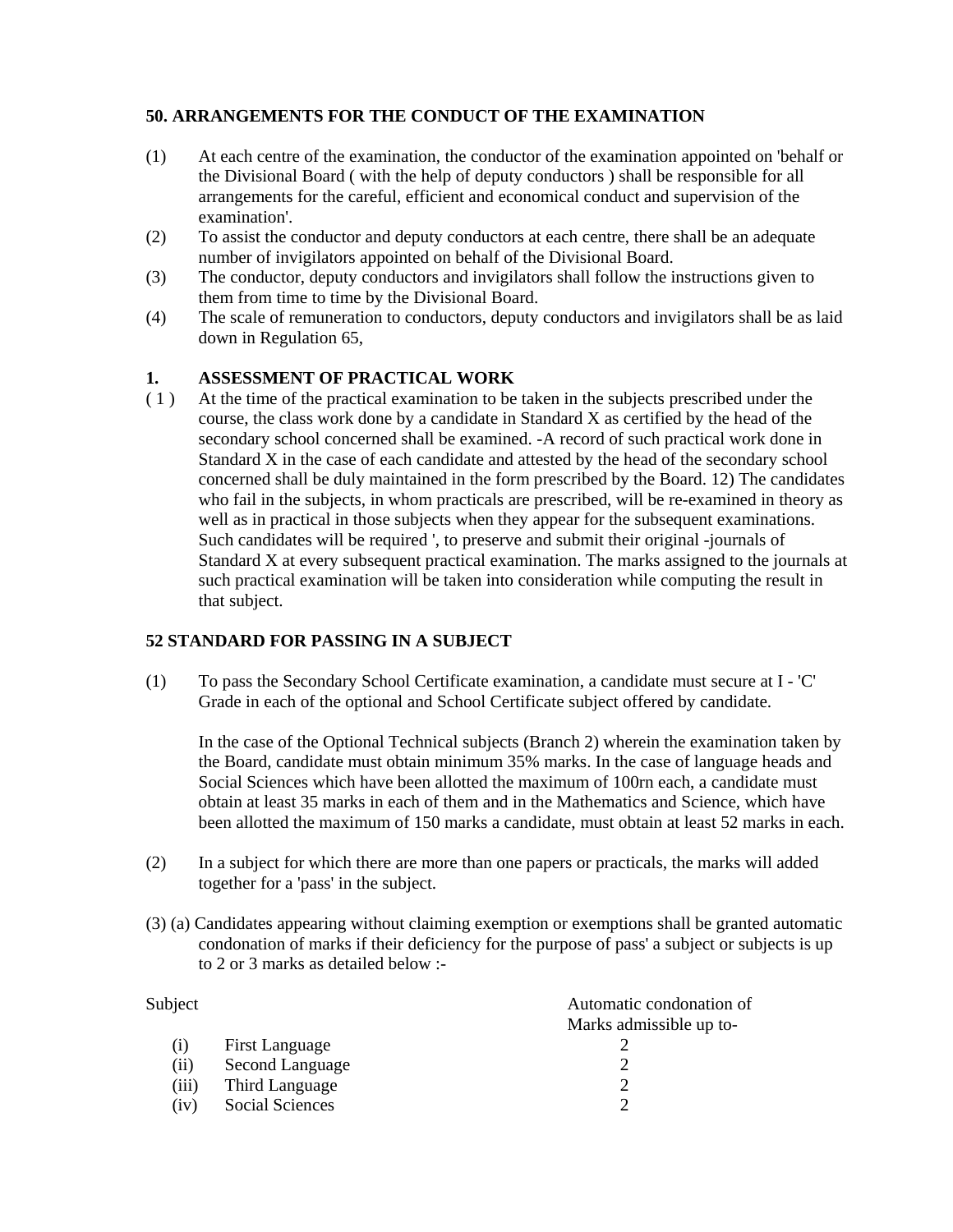### 50. ARRANGEMENTS FOR THE CONDUCT OF THE EXAMINATION

(1) At each centre of the examination, the conductor of the examination appointed on 'behalf or the Divisional Board ( with the help of deputy conductors ) shall be responsible for all arrangements for the careful, efficient and economical conduct and supervision of the examination'.

(2) To assist the conductor and deputy conductors at each centre, there shall be an adequate number of invigilators appointed on behalf of the Divisional Board.

(3) The conductor, deputy conductors and invigilators shall follow the instructions given to them from time to time by the Divisional Board.

(4) The scale of remuneration to conductors, deputy conductors and invigilators shall be as laid down in Regulation 65,

### 1. ASSESSMENT OF PRACTICAL WORK

( 1 ) At the time of the practical examination to be taken in the subjects prescribed under the course, the class work done by a candidate in Standard X as certified by the head of the secondary school concerned shall be examined. -A record of such practical work done in Standard X in the case of each candidate and attested by the head of the secondary school concerned shall be duly maintained in the form prescribed by the Board. 12) The candidates who fail in the subjects, in whom practicals are prescribed, will be re-examined in theory as well as in practical in those subjects when they appear for the subsequent examinations. Such candidates will be required ', to preserve and submit their original -journals of Standard X at every subsequent practical examination. The marks assigned to the journals at such practical examination will be taken into consideration while computing the result in that subject.

### 52 STANDARD FOR PASSING IN A SUBJECT

(1) To pass the Secondary School Certificate examination, a candidate must secure at I - 'C' Grade in each of the optional and School Certificate subject offered by candidate.

In the case of the Optional Technical subjects (Branch 2) wherein the examination taken by the Board, candidate must obtain minimum 35% marks. In the case of language heads and Social Sciences which have been allotted the maximum of 100rn each, a candidate must obtain at least 35 marks in each of them and in the Mathematics and Science, which have been allotted the maximum of 150 marks a candidate, must obtain at least 52 marks in each.

(2) In a subject for which there are more than one papers or practicals, the marks will added together for a 'pass' in the subject.

(3) (a) Candidates appearing without claiming exemption or exemptions shall be granted automatic condonation of marks if their deficiency for the purpose of pass' a subject or subjects is up to 2 or 3 marks as detailed below :-

| Subject | | Automatic condonation of Marks admissible up to- |
|---|---|---|
| (i) | First Language | 2 |
| (ii) | Second Language | 2 |
| (iii) | Third Language | 2 |
| (iv) | Social Sciences | 2 |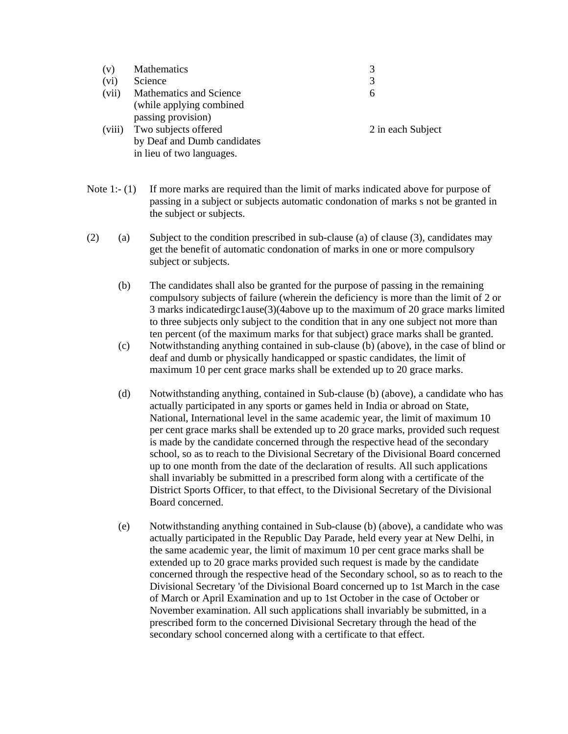| | | |
|---|---|---|
| (v) | Mathematics | 3 |
| (vi) | Science | 3 |
| (vii) | Mathematics and Science (while applying combined passing provision) | 6 |
| (viii) | Two subjects offered by Deaf and Dumb candidates in lieu of two languages. | 2 in each Subject |

Note 1:- (1) If more marks are required than the limit of marks indicated above for purpose of passing in a subject or subjects automatic condonation of marks s not be granted in the subject or subjects.

(2) (a) Subject to the condition prescribed in sub-clause (a) of clause (3), candidates may get the benefit of automatic condonation of marks in one or more compulsory subject or subjects.

(b) The candidates shall also be granted for the purpose of passing in the remaining compulsory subjects of failure (wherein the deficiency is more than the limit of 2 or 3 marks indicatedirgc1ause(3)(4above up to the maximum of 20 grace marks limited to three subjects only subject to the condition that in any one subject not more than ten percent (of the maximum marks for that subject) grace marks shall be granted.

(c) Notwithstanding anything contained in sub-clause (b) (above), in the case of blind or deaf and dumb or physically handicapped or spastic candidates, the limit of maximum 10 per cent grace marks shall be extended up to 20 grace marks.

(d) Notwithstanding anything, contained in Sub-clause (b) (above), a candidate who has actually participated in any sports or games held in India or abroad on State, National, International level in the same academic year, the limit of maximum 10 per cent grace marks shall be extended up to 20 grace marks, provided such request is made by the candidate concerned through the respective head of the secondary school, so as to reach to the Divisional Secretary of the Divisional Board concerned up to one month from the date of the declaration of results. All such applications shall invariably be submitted in a prescribed form along with a certificate of the District Sports Officer, to that effect, to the Divisional Secretary of the Divisional Board concerned.

(e) Notwithstanding anything contained in Sub-clause (b) (above), a candidate who was actually participated in the Republic Day Parade, held every year at New Delhi, in the same academic year, the limit of maximum 10 per cent grace marks shall be extended up to 20 grace marks provided such request is made by the candidate concerned through the respective head of the Secondary school, so as to reach to the Divisional Secretary 'of the Divisional Board concerned up to 1st March in the case of March or April Examination and up to 1st October in the case of October or November examination. All such applications shall invariably be submitted, in a prescribed form to the concerned Divisional Secretary through the head of the secondary school concerned along with a certificate to that effect.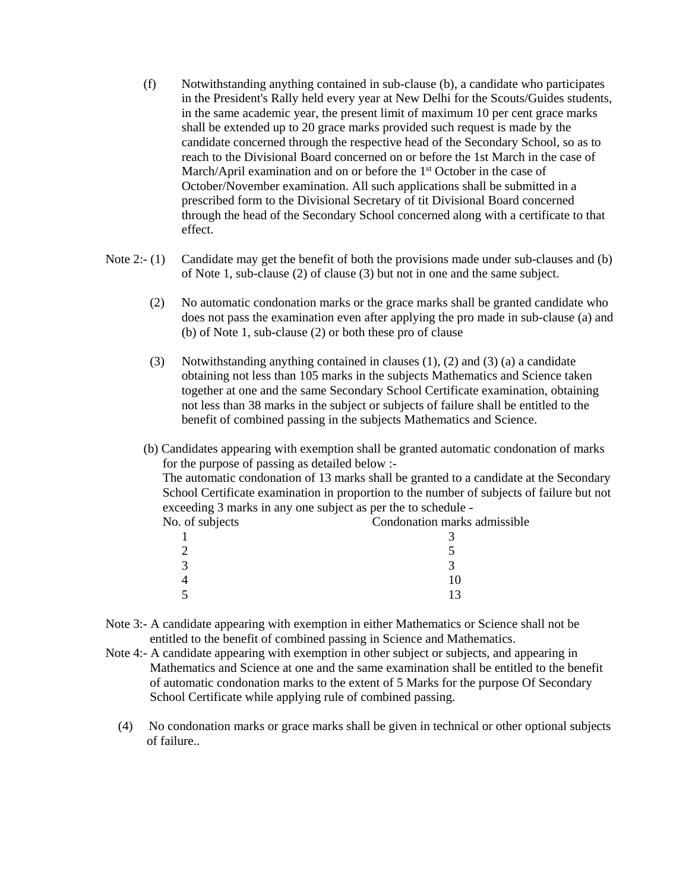(f) Notwithstanding anything contained in sub-clause (b), a candidate who participates in the President's Rally held every year at New Delhi for the Scouts/Guides students, in the same academic year, the present limit of maximum 10 per cent grace marks shall be extended up to 20 grace marks provided such request is made by the candidate concerned through the respective head of the Secondary School, so as to reach to the Divisional Board concerned on or before the 1st March in the case of March/April examination and on or before the 1st October in the case of October/November examination. All such applications shall be submitted in a prescribed form to the Divisional Secretary of tit Divisional Board concerned through the head of the Secondary School concerned along with a certificate to that effect.

Note 2:- (1) Candidate may get the benefit of both the provisions made under sub-clauses and (b) of Note 1, sub-clause (2) of clause (3) but not in one and the same subject.

(2) No automatic condonation marks or the grace marks shall be granted candidate who does not pass the examination even after applying the pro made in sub-clause (a) and (b) of Note 1, sub-clause (2) or both these pro of clause

(3) Notwithstanding anything contained in clauses (1), (2) and (3) (a) a candidate obtaining not less than 105 marks in the subjects Mathematics and Science taken together at one and the same Secondary School Certificate examination, obtaining not less than 38 marks in the subject or subjects of failure shall be entitled to the benefit of combined passing in the subjects Mathematics and Science.

(b) Candidates appearing with exemption shall be granted automatic condonation of marks for the purpose of passing as detailed below :-
The automatic condonation of 13 marks shall be granted to a candidate at the Secondary School Certificate examination in proportion to the number of subjects of failure but not exceeding 3 marks in any one subject as per the to schedule -

| No. of subjects | Condonation marks admissible |
| --- | --- |
| 1 | 3 |
| 2 | 5 |
| 3 | 3 |
| 4 | 10 |
| 5 | 13 |

Note 3:- A candidate appearing with exemption in either Mathematics or Science shall not be entitled to the benefit of combined passing in Science and Mathematics.

Note 4:- A candidate appearing with exemption in other subject or subjects, and appearing in Mathematics and Science at one and the same examination shall be entitled to the benefit of automatic condonation marks to the extent of 5 Marks for the purpose Of Secondary School Certificate while applying rule of combined passing.

(4) No condonation marks or grace marks shall be given in technical or other optional subjects of failure..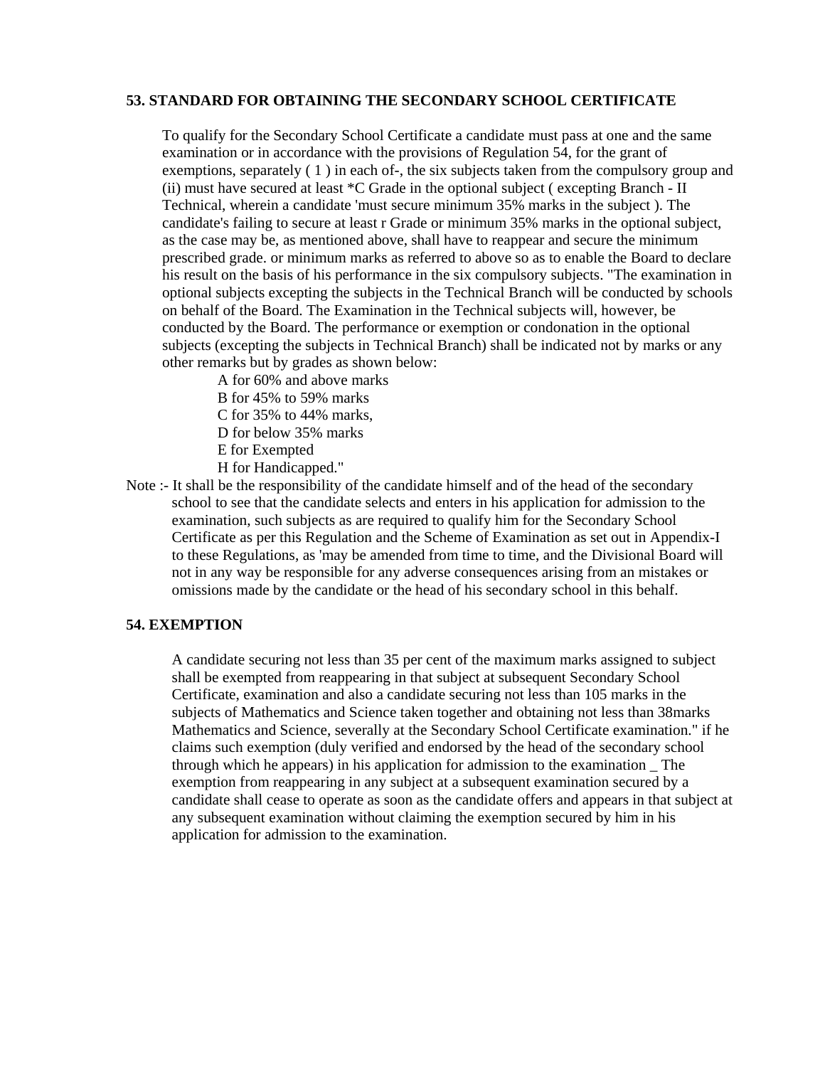**53. STANDARD FOR OBTAINING THE SECONDARY SCHOOL CERTIFICATE**

To qualify for the Secondary School Certificate a candidate must pass at one and the same examination or in accordance with the provisions of Regulation 54, for the grant of exemptions, separately ( 1 ) in each of-, the six subjects taken from the compulsory group and (ii) must have secured at least *C Grade in the optional subject ( excepting Branch - II Technical, wherein a candidate 'must secure minimum 35% marks in the subject ). The candidate's failing to secure at least r Grade or minimum 35% marks in the optional subject, as the case may be, as mentioned above, shall have to reappear and secure the minimum prescribed grade. or minimum marks as referred to above so as to enable the Board to declare his result on the basis of his performance in the six compulsory subjects. "The examination in optional subjects excepting the subjects in the Technical Branch will be conducted by schools on behalf of the Board. The Examination in the Technical subjects will, however, be conducted by the Board. The performance or exemption or condonation in the optional subjects (excepting the subjects in Technical Branch) shall be indicated not by marks or any other remarks but by grades as shown below:

A for 60% and above marks
B for 45% to 59% marks
C for 35% to 44% marks,
D for below 35% marks
E for Exempted
H for Handicapped."

Note :- It shall be the responsibility of the candidate himself and of the head of the secondary school to see that the candidate selects and enters in his application for admission to the examination, such subjects as are required to qualify him for the Secondary School Certificate as per this Regulation and the Scheme of Examination as set out in Appendix-I to these Regulations, as 'may be amended from time to time, and the Divisional Board will not in any way be responsible for any adverse consequences arising from an mistakes or omissions made by the candidate or the head of his secondary school in this behalf.

**54. EXEMPTION**

A candidate securing not less than 35 per cent of the maximum marks assigned to subject shall be exempted from reappearing in that subject at subsequent Secondary School Certificate, examination and also a candidate securing not less than 105 marks in the subjects of Mathematics and Science taken together and obtaining not less than 38marks Mathematics and Science, severally at the Secondary School Certificate examination." if he claims such exemption (duly verified and endorsed by the head of the secondary school through which he appears) in his application for admission to the examination _ The exemption from reappearing in any subject at a subsequent examination secured by a candidate shall cease to operate as soon as the candidate offers and appears in that subject at any subsequent examination without claiming the exemption secured by him in his application for admission to the examination.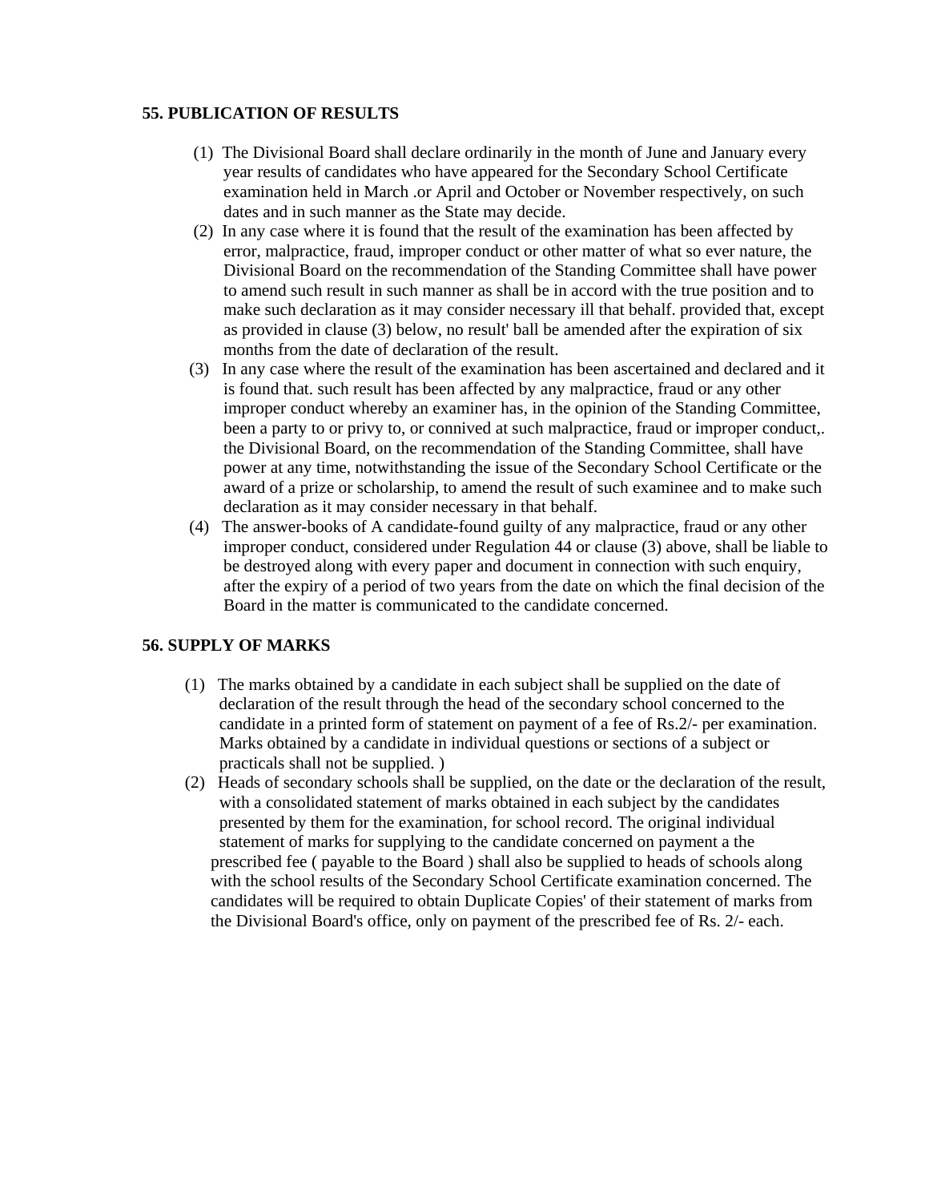### 55. PUBLICATION OF RESULTS

(1) The Divisional Board shall declare ordinarily in the month of June and January every year results of candidates who have appeared for the Secondary School Certificate examination held in March .or April and October or November respectively, on such dates and in such manner as the State may decide.

(2) In any case where it is found that the result of the examination has been affected by error, malpractice, fraud, improper conduct or other matter of what so ever nature, the Divisional Board on the recommendation of the Standing Committee shall have power to amend such result in such manner as shall be in accord with the true position and to make such declaration as it may consider necessary ill that behalf. provided that, except as provided in clause (3) below, no result' ball be amended after the expiration of six months from the date of declaration of the result.

(3) In any case where the result of the examination has been ascertained and declared and it is found that. such result has been affected by any malpractice, fraud or any other improper conduct whereby an examiner has, in the opinion of the Standing Committee, been a party to or privy to, or connived at such malpractice, fraud or improper conduct,. the Divisional Board, on the recommendation of the Standing Committee, shall have power at any time, notwithstanding the issue of the Secondary School Certificate or the award of a prize or scholarship, to amend the result of such examinee and to make such declaration as it may consider necessary in that behalf.

(4) The answer-books of A candidate-found guilty of any malpractice, fraud or any other improper conduct, considered under Regulation 44 or clause (3) above, shall be liable to be destroyed along with every paper and document in connection with such enquiry, after the expiry of a period of two years from the date on which the final decision of the Board in the matter is communicated to the candidate concerned.

### 56. SUPPLY OF MARKS

(1) The marks obtained by a candidate in each subject shall be supplied on the date of declaration of the result through the head of the secondary school concerned to the candidate in a printed form of statement on payment of a fee of Rs.2/- per examination. Marks obtained by a candidate in individual questions or sections of a subject or practicals shall not be supplied. )

(2) Heads of secondary schools shall be supplied, on the date or the declaration of the result, with a consolidated statement of marks obtained in each subject by the candidates presented by them for the examination, for school record. The original individual statement of marks for supplying to the candidate concerned on payment a the prescribed fee ( payable to the Board ) shall also be supplied to heads of schools along with the school results of the Secondary School Certificate examination concerned. The candidates will be required to obtain Duplicate Copies' of their statement of marks from the Divisional Board's office, only on payment of the prescribed fee of Rs. 2/- each.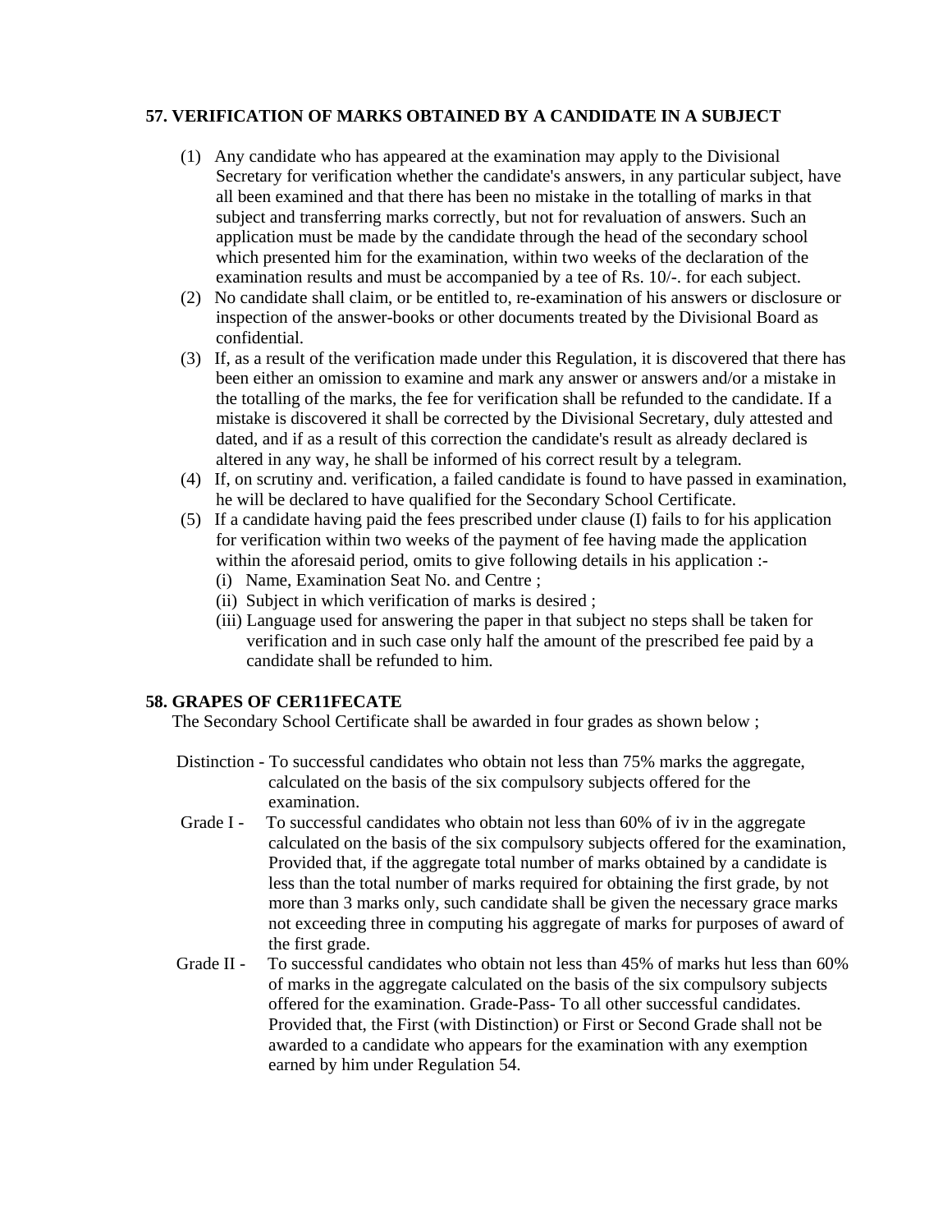### 57. VERIFICATION OF MARKS OBTAINED BY A CANDIDATE IN A SUBJECT

(1) Any candidate who has appeared at the examination may apply to the Divisional Secretary for verification whether the candidate's answers, in any particular subject, have all been examined and that there has been no mistake in the totalling of marks in that subject and transferring marks correctly, but not for revaluation of answers. Such an application must be made by the candidate through the head of the secondary school which presented him for the examination, within two weeks of the declaration of the examination results and must be accompanied by a tee of Rs. 10/-. for each subject.

(2) No candidate shall claim, or be entitled to, re-examination of his answers or disclosure or inspection of the answer-books or other documents treated by the Divisional Board as confidential.

(3) If, as a result of the verification made under this Regulation, it is discovered that there has been either an omission to examine and mark any answer or answers and/or a mistake in the totalling of the marks, the fee for verification shall be refunded to the candidate. If a mistake is discovered it shall be corrected by the Divisional Secretary, duly attested and dated, and if as a result of this correction the candidate's result as already declared is altered in any way, he shall be informed of his correct result by a telegram.

(4) If, on scrutiny and. verification, a failed candidate is found to have passed in examination, he will be declared to have qualified for the Secondary School Certificate.

(5) If a candidate having paid the fees prescribed under clause (I) fails to for his application for verification within two weeks of the payment of fee having made the application within the aforesaid period, omits to give following details in his application :-
   - (i) Name, Examination Seat No. and Centre ;
   - (ii) Subject in which verification of marks is desired ;
   - (iii) Language used for answering the paper in that subject no steps shall be taken for verification and in such case only half the amount of the prescribed fee paid by a candidate shall be refunded to him.

### 58. GRAPES OF CER11FECATE

The Secondary School Certificate shall be awarded in four grades as shown below ;

Distinction - To successful candidates who obtain not less than 75% marks the aggregate, calculated on the basis of the six compulsory subjects offered for the examination.

Grade I - To successful candidates who obtain not less than 60% of iv in the aggregate calculated on the basis of the six compulsory subjects offered for the examination, Provided that, if the aggregate total number of marks obtained by a candidate is less than the total number of marks required for obtaining the first grade, by not more than 3 marks only, such candidate shall be given the necessary grace marks not exceeding three in computing his aggregate of marks for purposes of award of the first grade.

Grade II - To successful candidates who obtain not less than 45% of marks hut less than 60% of marks in the aggregate calculated on the basis of the six compulsory subjects offered for the examination. Grade-Pass- To all other successful candidates. Provided that, the First (with Distinction) or First or Second Grade shall not be awarded to a candidate who appears for the examination with any exemption earned by him under Regulation 54.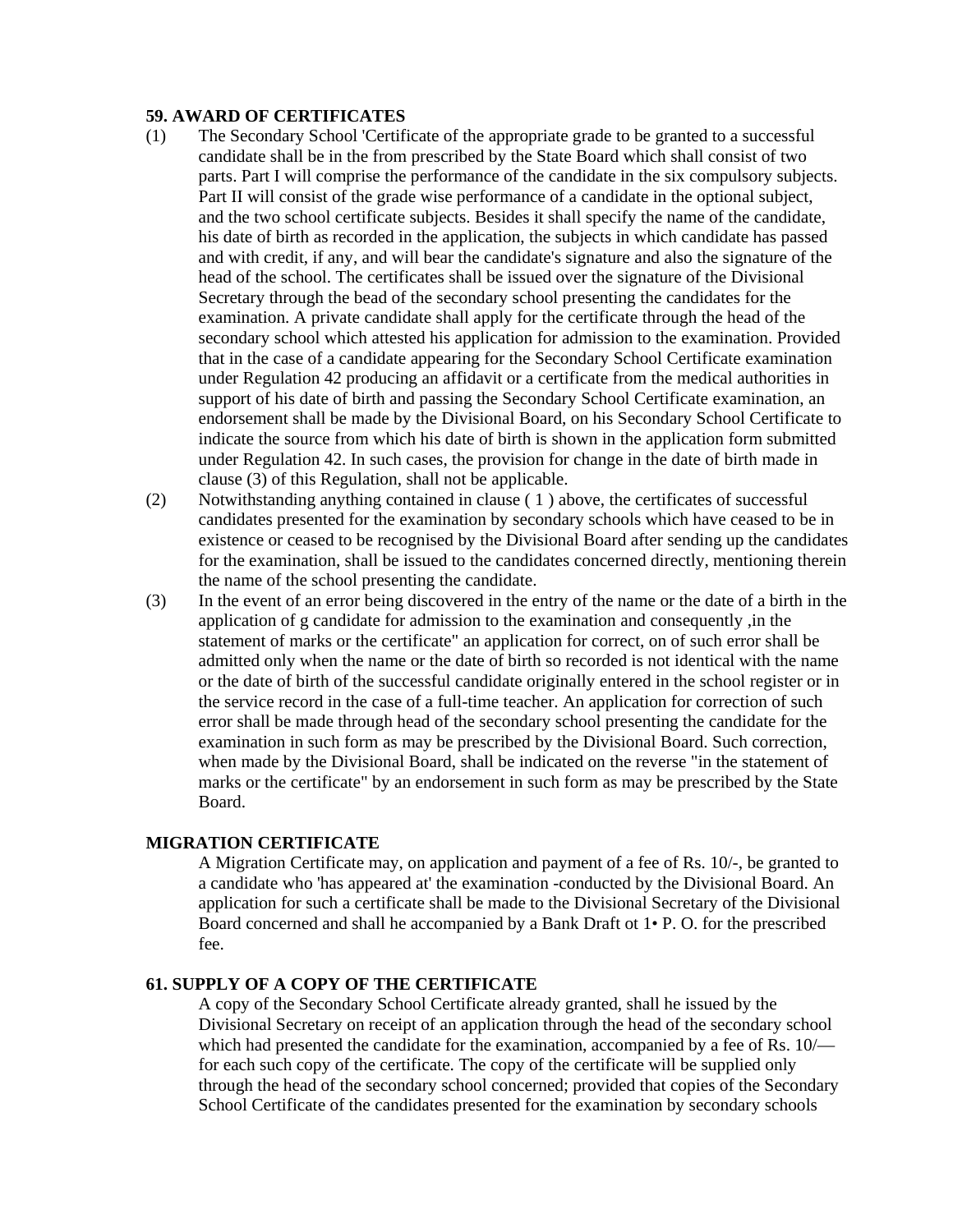### 59. AWARD OF CERTIFICATES

(1) The Secondary School 'Certificate of the appropriate grade to be granted to a successful candidate shall be in the from prescribed by the State Board which shall consist of two parts. Part I will comprise the performance of the candidate in the six compulsory subjects. Part II will consist of the grade wise performance of a candidate in the optional subject, and the two school certificate subjects. Besides it shall specify the name of the candidate, his date of birth as recorded in the application, the subjects in which candidate has passed and with credit, if any, and will bear the candidate's signature and also the signature of the head of the school. The certificates shall be issued over the signature of the Divisional Secretary through the bead of the secondary school presenting the candidates for the examination. A private candidate shall apply for the certificate through the head of the secondary school which attested his application for admission to the examination. Provided that in the case of a candidate appearing for the Secondary School Certificate examination under Regulation 42 producing an affidavit or a certificate from the medical authorities in support of his date of birth and passing the Secondary School Certificate examination, an endorsement shall be made by the Divisional Board, on his Secondary School Certificate to indicate the source from which his date of birth is shown in the application form submitted under Regulation 42. In such cases, the provision for change in the date of birth made in clause (3) of this Regulation, shall not be applicable.

(2) Notwithstanding anything contained in clause ( 1 ) above, the certificates of successful candidates presented for the examination by secondary schools which have ceased to be in existence or ceased to be recognised by the Divisional Board after sending up the candidates for the examination, shall be issued to the candidates concerned directly, mentioning therein the name of the school presenting the candidate.

(3) In the event of an error being discovered in the entry of the name or the date of a birth in the application of g candidate for admission to the examination and consequently ,in the statement of marks or the certificate" an application for correct, on of such error shall be admitted only when the name or the date of birth so recorded is not identical with the name or the date of birth of the successful candidate originally entered in the school register or in the service record in the case of a full-time teacher. An application for correction of such error shall be made through head of the secondary school presenting the candidate for the examination in such form as may be prescribed by the Divisional Board. Such correction, when made by the Divisional Board, shall be indicated on the reverse "in the statement of marks or the certificate" by an endorsement in such form as may be prescribed by the State Board.

### MIGRATION CERTIFICATE

A Migration Certificate may, on application and payment of a fee of Rs. 10/-, be granted to a candidate who 'has appeared at' the examination -conducted by the Divisional Board. An application for such a certificate shall be made to the Divisional Secretary of the Divisional Board concerned and shall he accompanied by a Bank Draft ot 1• P. O. for the prescribed fee.

### 61. SUPPLY OF A COPY OF THE CERTIFICATE

A copy of the Secondary School Certificate already granted, shall he issued by the Divisional Secretary on receipt of an application through the head of the secondary school which had presented the candidate for the examination, accompanied by a fee of Rs. 10/— for each such copy of the certificate. The copy of the certificate will be supplied only through the head of the secondary school concerned; provided that copies of the Secondary School Certificate of the candidates presented for the examination by secondary schools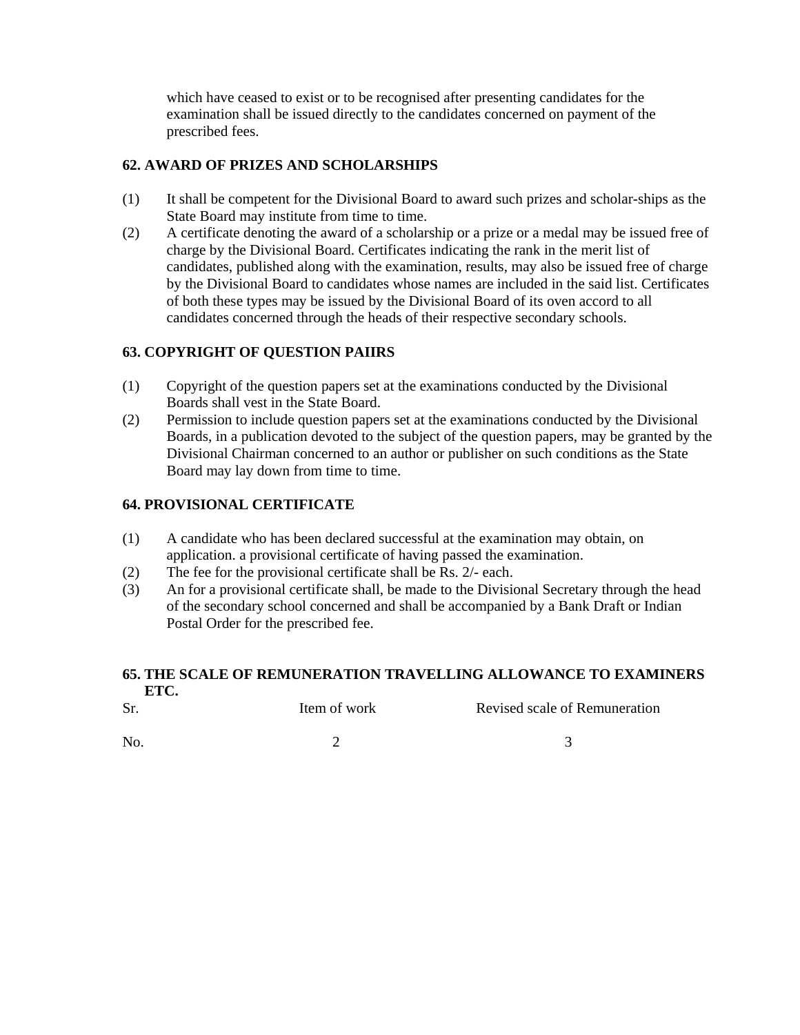which have ceased to exist or to be recognised after presenting candidates for the examination shall be issued directly to the candidates concerned on payment of the prescribed fees.

### 62. AWARD OF PRIZES AND SCHOLARSHIPS

(1) It shall be competent for the Divisional Board to award such prizes and scholar-ships as the State Board may institute from time to time.

(2) A certificate denoting the award of a scholarship or a prize or a medal may be issued free of charge by the Divisional Board. Certificates indicating the rank in the merit list of candidates, published along with the examination, results, may also be issued free of charge by the Divisional Board to candidates whose names are included in the said list. Certificates of both these types may be issued by the Divisional Board of its oven accord to all candidates concerned through the heads of their respective secondary schools.

### 63. COPYRIGHT OF QUESTION PAIIRS

(1) Copyright of the question papers set at the examinations conducted by the Divisional Boards shall vest in the State Board.

(2) Permission to include question papers set at the examinations conducted by the Divisional Boards, in a publication devoted to the subject of the question papers, may be granted by the Divisional Chairman concerned to an author or publisher on such conditions as the State Board may lay down from time to time.

### 64. PROVISIONAL CERTIFICATE

(1) A candidate who has been declared successful at the examination may obtain, on application. a provisional certificate of having passed the examination.

(2) The fee for the provisional certificate shall be Rs. 2/- each.

(3) An for a provisional certificate shall, be made to the Divisional Secretary through the head of the secondary school concerned and shall be accompanied by a Bank Draft or Indian Postal Order for the prescribed fee.

### 65. THE SCALE OF REMUNERATION TRAVELLING ALLOWANCE TO EXAMINERS ETC.

| Sr. | Item of work | Revised scale of Remuneration |
|---|---|---|
| No. | 2 | 3 |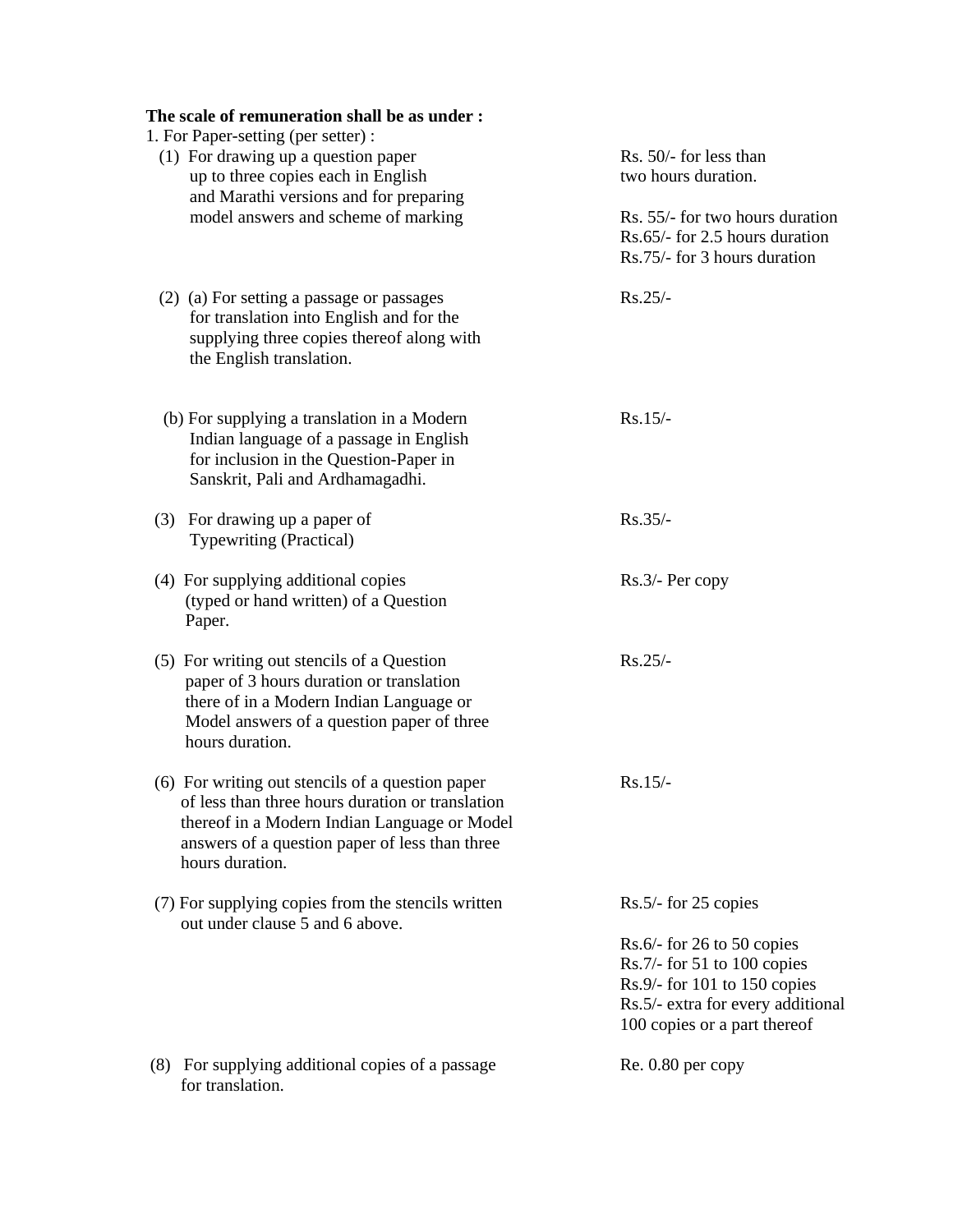**The scale of remuneration shall be as under :**

1. For Paper-setting (per setter) :

| | |
|---|---|
| (1) For drawing up a question paper up to three copies each in English and Marathi versions and for preparing model answers and scheme of marking | Rs. 50/- for less than two hours duration.<br><br>Rs. 55/- for two hours duration<br>Rs.65/- for 2.5 hours duration<br>Rs.75/- for 3 hours duration |
| (2) (a) For setting a passage or passages for translation into English and for the supplying three copies thereof along with the English translation. | Rs.25/- |
| (b) For supplying a translation in a Modern Indian language of a passage in English for inclusion in the Question-Paper in Sanskrit, Pali and Ardhamagadhi. | Rs.15/- |
| (3) For drawing up a paper of Typewriting (Practical) | Rs.35/- |
| (4) For supplying additional copies (typed or hand written) of a Question Paper. | Rs.3/- Per copy |
| (5) For writing out stencils of a Question paper of 3 hours duration or translation there of in a Modern Indian Language or Model answers of a question paper of three hours duration. | Rs.25/- |
| (6) For writing out stencils of a question paper of less than three hours duration or translation thereof in a Modern Indian Language or Model answers of a question paper of less than three hours duration. | Rs.15/- |
| (7) For supplying copies from the stencils written out under clause 5 and 6 above. | Rs.5/- for 25 copies<br><br>Rs.6/- for 26 to 50 copies<br>Rs.7/- for 51 to 100 copies<br>Rs.9/- for 101 to 150 copies<br>Rs.5/- extra for every additional 100 copies or a part thereof |
| (8) For supplying additional copies of a passage for translation. | Re. 0.80 per copy |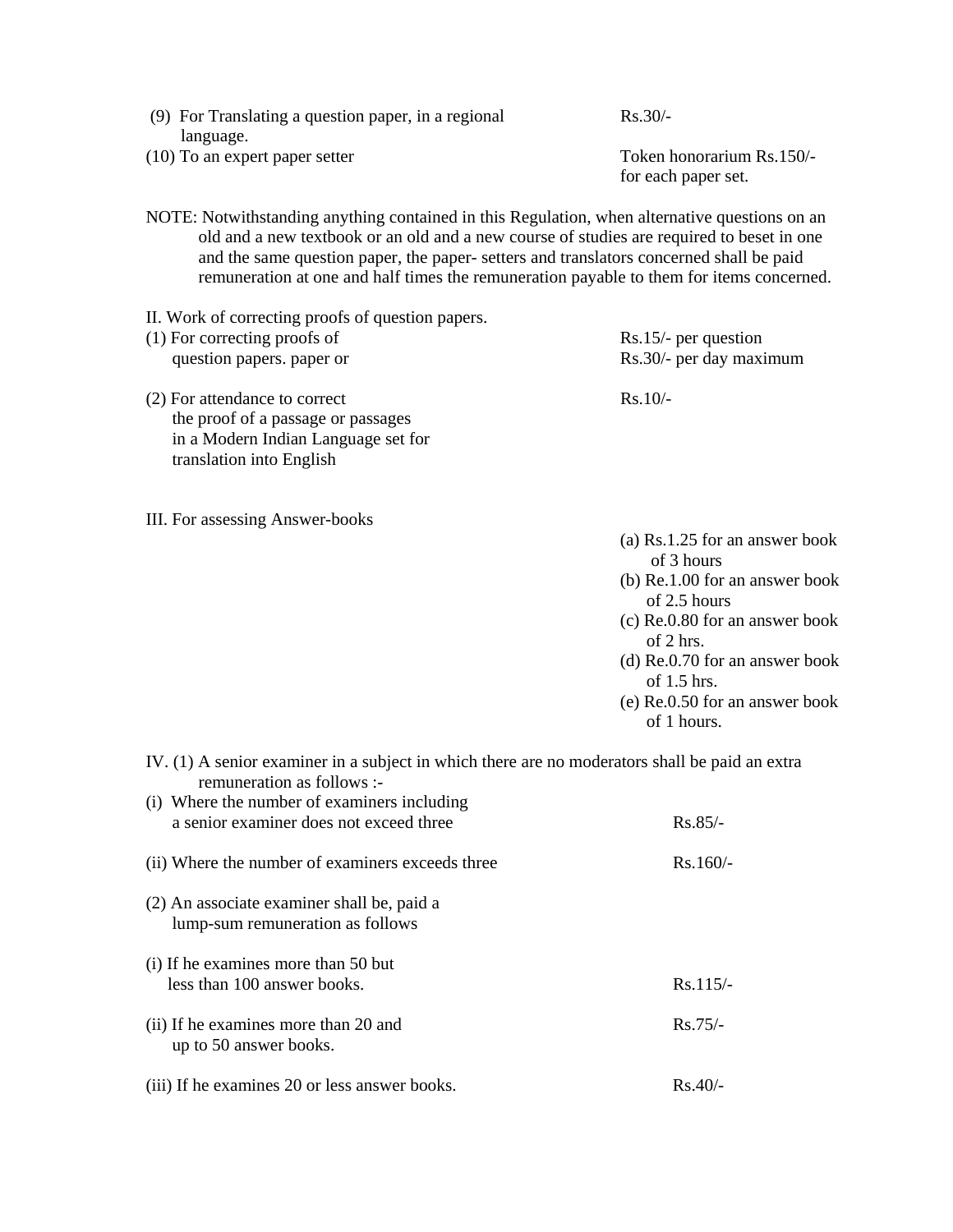(9) For Translating a question paper, in a regional language. — Rs.30/-

(10) To an expert paper setter — Token honorarium Rs.150/- for each paper set.

NOTE: Notwithstanding anything contained in this Regulation, when alternative questions on an old and a new textbook or an old and a new course of studies are required to beset in one and the same question paper, the paper- setters and translators concerned shall be paid remuneration at one and half times the remuneration payable to them for items concerned.

II. Work of correcting proofs of question papers.

(1) For correcting proofs of question papers. paper or — Rs.15/- per question Rs.30/- per day maximum

(2) For attendance to correct the proof of a passage or passages in a Modern Indian Language set for translation into English — Rs.10/-

III. For assessing Answer-books

(a) Rs.1.25 for an answer book of 3 hours
(b) Re.1.00 for an answer book of 2.5 hours
(c) Re.0.80 for an answer book of 2 hrs.
(d) Re.0.70 for an answer book of 1.5 hrs.
(e) Re.0.50 for an answer book of 1 hours.

IV. (1) A senior examiner in a subject in which there are no moderators shall be paid an extra remuneration as follows :-

(i) Where the number of examiners including a senior examiner does not exceed three — Rs.85/-

(ii) Where the number of examiners exceeds three — Rs.160/-

(2) An associate examiner shall be, paid a lump-sum remuneration as follows

(i) If he examines more than 50 but less than 100 answer books. — Rs.115/-

(ii) If he examines more than 20 and up to 50 answer books. — Rs.75/-

(iii) If he examines 20 or less answer books. — Rs.40/-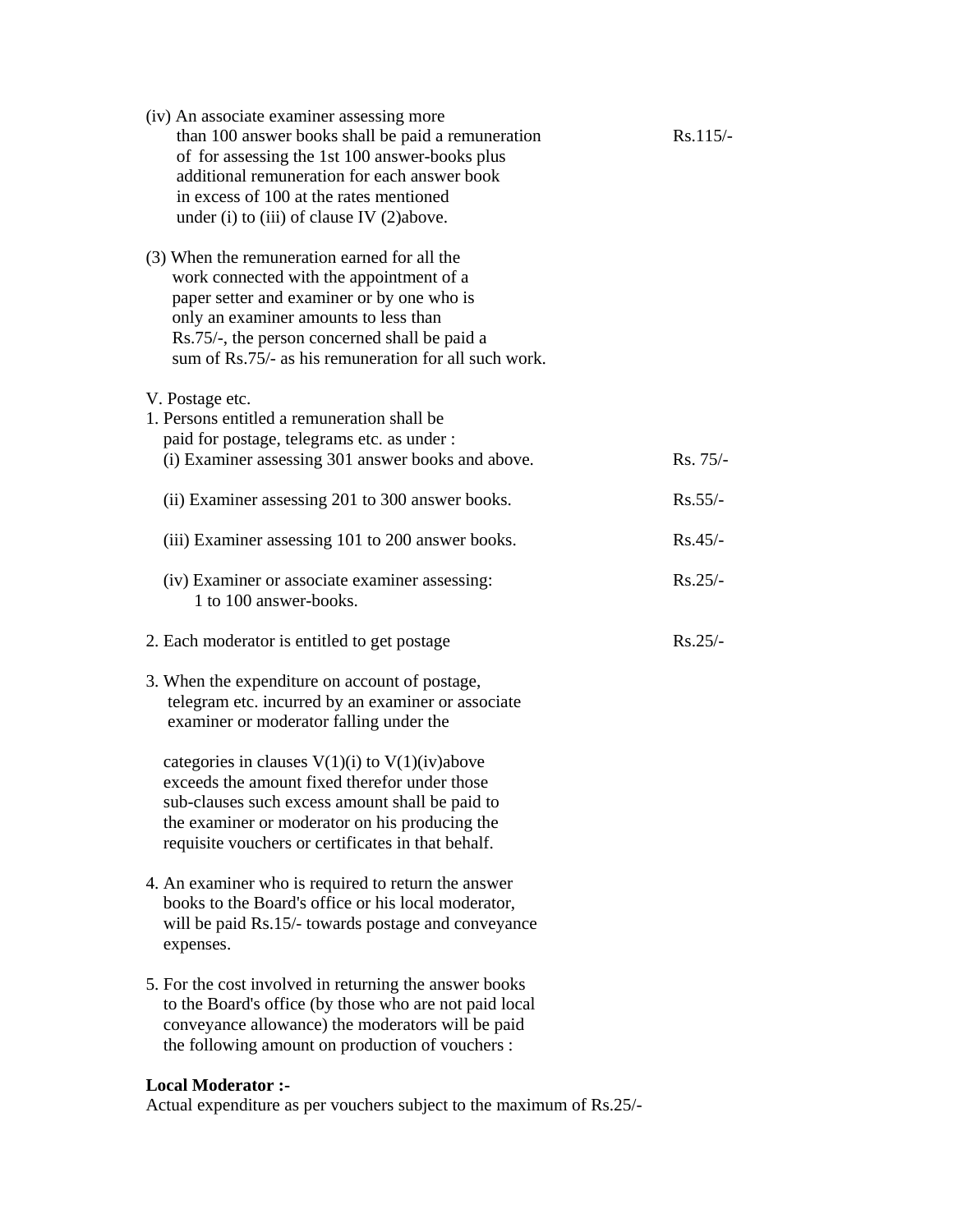(iv) An associate examiner assessing more than 100 answer books shall be paid a remuneration of for assessing the 1st 100 answer-books plus additional remuneration for each answer book in excess of 100 at the rates mentioned under (i) to (iii) of clause IV (2)above. Rs.115/-

(3) When the remuneration earned for all the work connected with the appointment of a paper setter and examiner or by one who is only an examiner amounts to less than Rs.75/-, the person concerned shall be paid a sum of Rs.75/- as his remuneration for all such work.

V. Postage etc.

1. Persons entitled a remuneration shall be paid for postage, telegrams etc. as under :

| | |
|---|---|
| (i) Examiner assessing 301 answer books and above. | Rs. 75/- |
| (ii) Examiner assessing 201 to 300 answer books. | Rs.55/- |
| (iii) Examiner assessing 101 to 200 answer books. | Rs.45/- |
| (iv) Examiner or associate examiner assessing: 1 to 100 answer-books. | Rs.25/- |

2. Each moderator is entitled to get postage Rs.25/-

3. When the expenditure on account of postage, telegram etc. incurred by an examiner or associate examiner or moderator falling under the categories in clauses V(1)(i) to V(1)(iv)above exceeds the amount fixed therefor under those sub-clauses such excess amount shall be paid to the examiner or moderator on his producing the requisite vouchers or certificates in that behalf.

4. An examiner who is required to return the answer books to the Board's office or his local moderator, will be paid Rs.15/- towards postage and conveyance expenses.

5. For the cost involved in returning the answer books to the Board's office (by those who are not paid local conveyance allowance) the moderators will be paid the following amount on production of vouchers :

**Local Moderator :-**
Actual expenditure as per vouchers subject to the maximum of Rs.25/-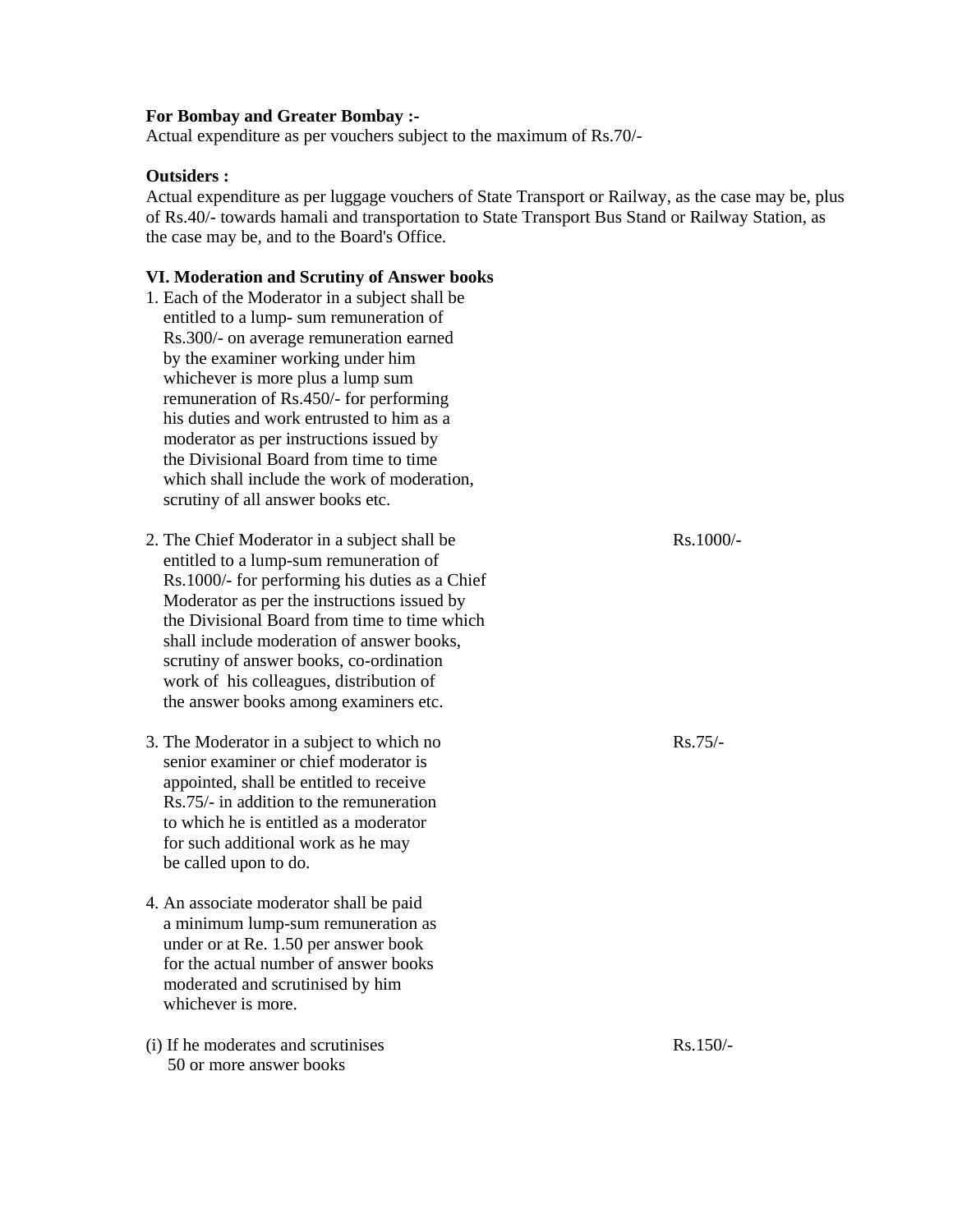**For Bombay and Greater Bombay :-**
Actual expenditure as per vouchers subject to the maximum of Rs.70/-

**Outsiders :**
Actual expenditure as per luggage vouchers of State Transport or Railway, as the case may be, plus of Rs.40/- towards hamali and transportation to State Transport Bus Stand or Railway Station, as the case may be, and to the Board's Office.

**VI. Moderation and Scrutiny of Answer books**

1. Each of the Moderator in a subject shall be entitled to a lump- sum remuneration of Rs.300/- on average remuneration earned by the examiner working under him whichever is more plus a lump sum remuneration of Rs.450/- for performing his duties and work entrusted to him as a moderator as per instructions issued by the Divisional Board from time to time which shall include the work of moderation, scrutiny of all answer books etc.

2. The Chief Moderator in a subject shall be entitled to a lump-sum remuneration of Rs.1000/- for performing his duties as a Chief Moderator as per the instructions issued by the Divisional Board from time to time which shall include moderation of answer books, scrutiny of answer books, co-ordination work of his colleagues, distribution of the answer books among examiners etc. — Rs.1000/-

3. The Moderator in a subject to which no senior examiner or chief moderator is appointed, shall be entitled to receive Rs.75/- in addition to the remuneration to which he is entitled as a moderator for such additional work as he may be called upon to do. — Rs.75/-

4. An associate moderator shall be paid a minimum lump-sum remuneration as under or at Re. 1.50 per answer book for the actual number of answer books moderated and scrutinised by him whichever is more.

(i) If he moderates and scrutinises 50 or more answer books — Rs.150/-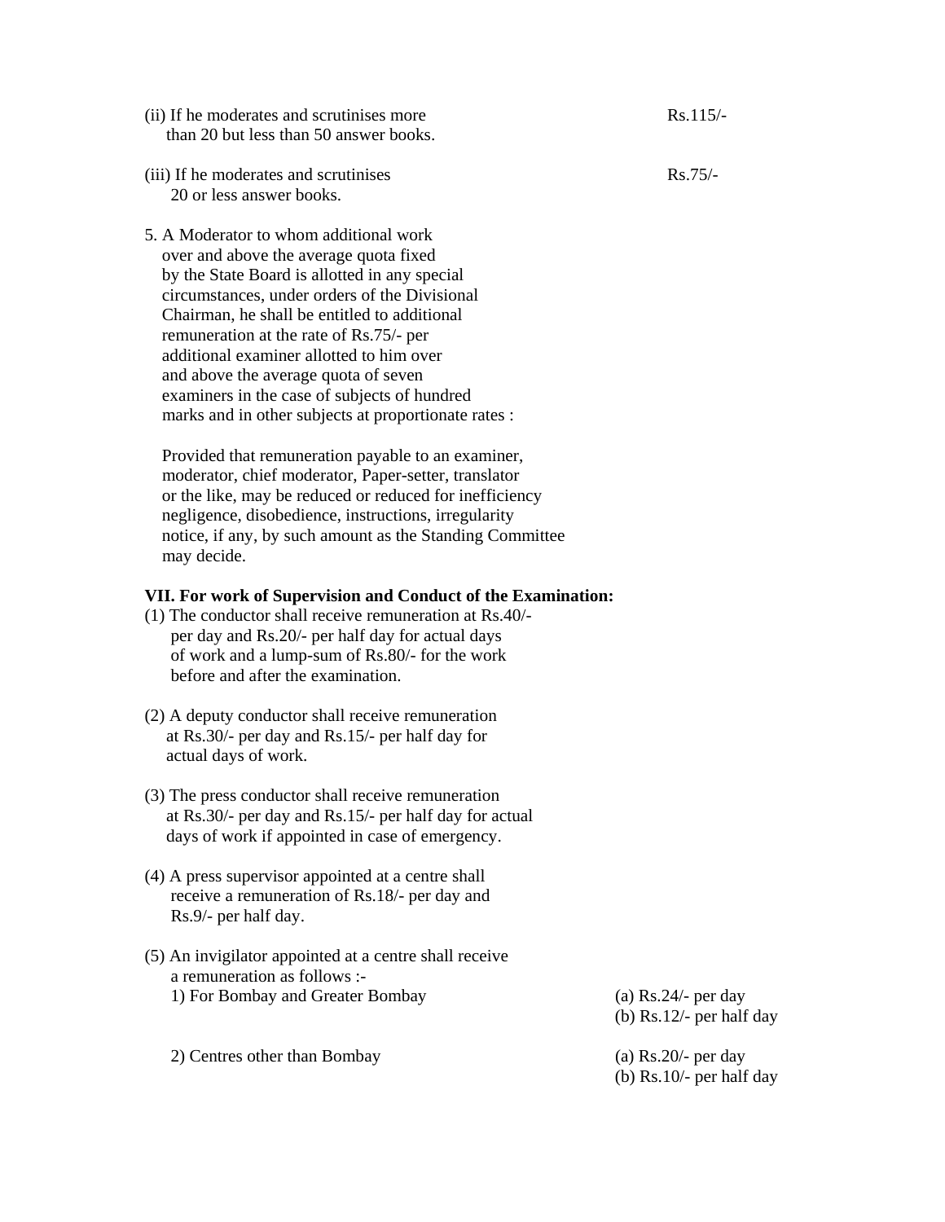(ii) If he moderates and scrutinises more than 20 but less than 50 answer books. Rs.115/-

(iii) If he moderates and scrutinises 20 or less answer books. Rs.75/-

5. A Moderator to whom additional work over and above the average quota fixed by the State Board is allotted in any special circumstances, under orders of the Divisional Chairman, he shall be entitled to additional remuneration at the rate of Rs.75/- per additional examiner allotted to him over and above the average quota of seven examiners in the case of subjects of hundred marks and in other subjects at proportionate rates :

Provided that remuneration payable to an examiner, moderator, chief moderator, Paper-setter, translator or the like, may be reduced or reduced for inefficiency negligence, disobedience, instructions, irregularity notice, if any, by such amount as the Standing Committee may decide.

**VII. For work of Supervision and Conduct of the Examination:**

(1) The conductor shall receive remuneration at Rs.40/- per day and Rs.20/- per half day for actual days of work and a lump-sum of Rs.80/- for the work before and after the examination.

(2) A deputy conductor shall receive remuneration at Rs.30/- per day and Rs.15/- per half day for actual days of work.

(3) The press conductor shall receive remuneration at Rs.30/- per day and Rs.15/- per half day for actual days of work if appointed in case of emergency.

(4) A press supervisor appointed at a centre shall receive a remuneration of Rs.18/- per day and Rs.9/- per half day.

(5) An invigilator appointed at a centre shall receive a remuneration as follows :-

1) For Bombay and Greater Bombay
(a) Rs.24/- per day
(b) Rs.12/- per half day

2) Centres other than Bombay
(a) Rs.20/- per day
(b) Rs.10/- per half day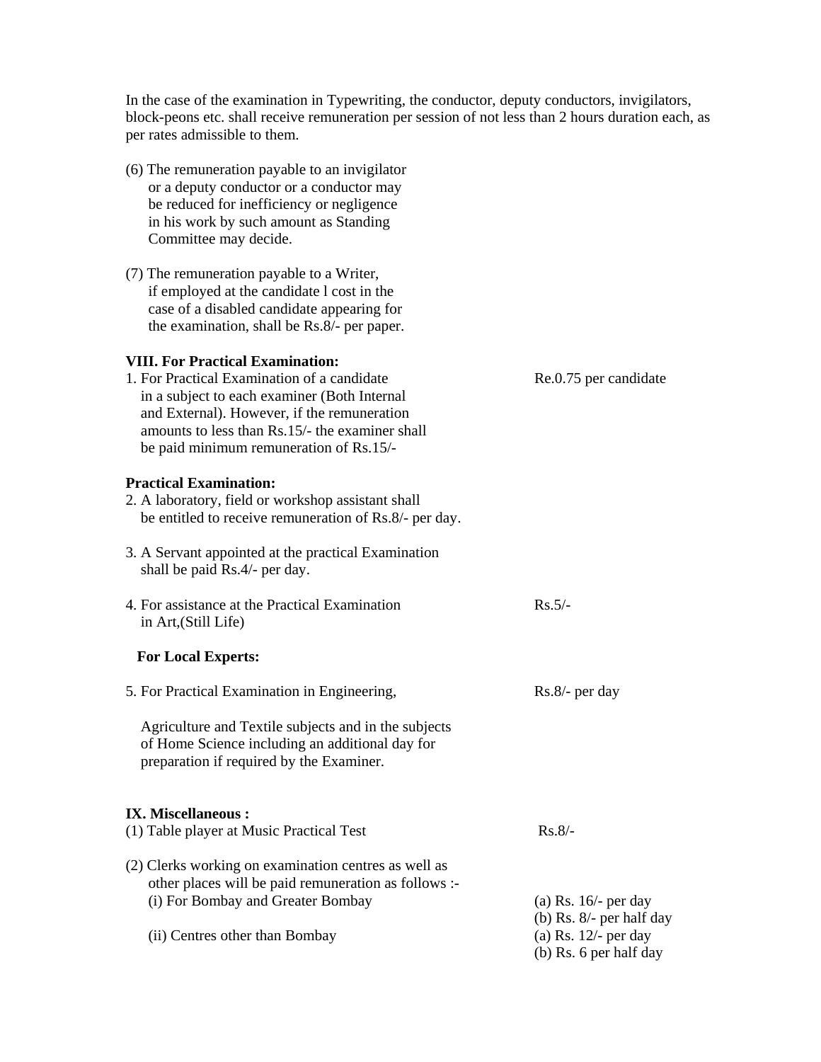In the case of the examination in Typewriting, the conductor, deputy conductors, invigilators, block-peons etc. shall receive remuneration per session of not less than 2 hours duration each, as per rates admissible to them.

(6) The remuneration payable to an invigilator or a deputy conductor or a conductor may be reduced for inefficiency or negligence in his work by such amount as Standing Committee may decide.

(7) The remuneration payable to a Writer, if employed at the candidate l cost in the case of a disabled candidate appearing for the examination, shall be Rs.8/- per paper.

**VIII. For Practical Examination:**

| | |
|---|---|
| 1. For Practical Examination of a candidate in a subject to each examiner (Both Internal and External). However, if the remuneration amounts to less than Rs.15/- the examiner shall be paid minimum remuneration of Rs.15/- | Re.0.75 per candidate |

**Practical Examination:**

2. A laboratory, field or workshop assistant shall be entitled to receive remuneration of Rs.8/- per day.

3. A Servant appointed at the practical Examination shall be paid Rs.4/- per day.

| | |
|---|---|
| 4. For assistance at the Practical Examination in Art,(Still Life) | Rs.5/- |

**For Local Experts:**

| | |
|---|---|
| 5. For Practical Examination in Engineering, Agriculture and Textile subjects and in the subjects of Home Science including an additional day for preparation if required by the Examiner. | Rs.8/- per day |

**IX. Miscellaneous :**

| | |
|---|---|
| (1) Table player at Music Practical Test | Rs.8/- |
| (2) Clerks working on examination centres as well as other places will be paid remuneration as follows :- | |
| (i) For Bombay and Greater Bombay | (a) Rs. 16/- per day<br>(b) Rs. 8/- per half day |
| (ii) Centres other than Bombay | (a) Rs. 12/- per day<br>(b) Rs. 6 per half day |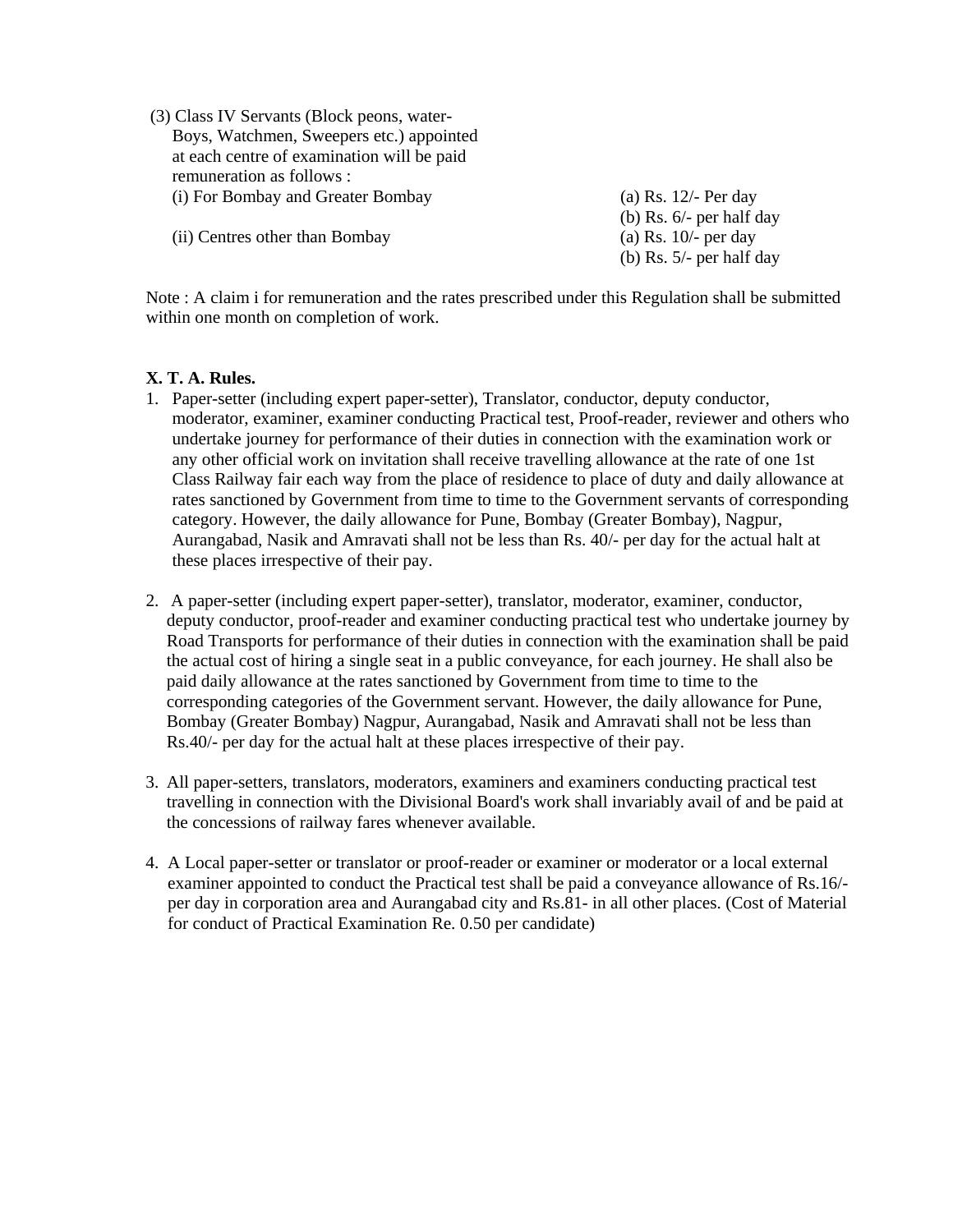(3) Class IV Servants (Block peons, water-Boys, Watchmen, Sweepers etc.) appointed at each centre of examination will be paid remuneration as follows :

| | |
|---|---|
| (i) For Bombay and Greater Bombay | (a) Rs. 12/- Per day |
| | (b) Rs. 6/- per half day |
| (ii) Centres other than Bombay | (a) Rs. 10/- per day |
| | (b) Rs. 5/- per half day |

Note : A claim i for remuneration and the rates prescribed under this Regulation shall be submitted within one month on completion of work.

**X. T. A. Rules.**

1. Paper-setter (including expert paper-setter), Translator, conductor, deputy conductor, moderator, examiner, examiner conducting Practical test, Proof-reader, reviewer and others who undertake journey for performance of their duties in connection with the examination work or any other official work on invitation shall receive travelling allowance at the rate of one 1st Class Railway fair each way from the place of residence to place of duty and daily allowance at rates sanctioned by Government from time to time to the Government servants of corresponding category. However, the daily allowance for Pune, Bombay (Greater Bombay), Nagpur, Aurangabad, Nasik and Amravati shall not be less than Rs. 40/- per day for the actual halt at these places irrespective of their pay.

2. A paper-setter (including expert paper-setter), translator, moderator, examiner, conductor, deputy conductor, proof-reader and examiner conducting practical test who undertake journey by Road Transports for performance of their duties in connection with the examination shall be paid the actual cost of hiring a single seat in a public conveyance, for each journey. He shall also be paid daily allowance at the rates sanctioned by Government from time to time to the corresponding categories of the Government servant. However, the daily allowance for Pune, Bombay (Greater Bombay) Nagpur, Aurangabad, Nasik and Amravati shall not be less than Rs.40/- per day for the actual halt at these places irrespective of their pay.

3. All paper-setters, translators, moderators, examiners and examiners conducting practical test travelling in connection with the Divisional Board's work shall invariably avail of and be paid at the concessions of railway fares whenever available.

4. A Local paper-setter or translator or proof-reader or examiner or moderator or a local external examiner appointed to conduct the Practical test shall be paid a conveyance allowance of Rs.16/- per day in corporation area and Aurangabad city and Rs.81- in all other places. (Cost of Material for conduct of Practical Examination Re. 0.50 per candidate)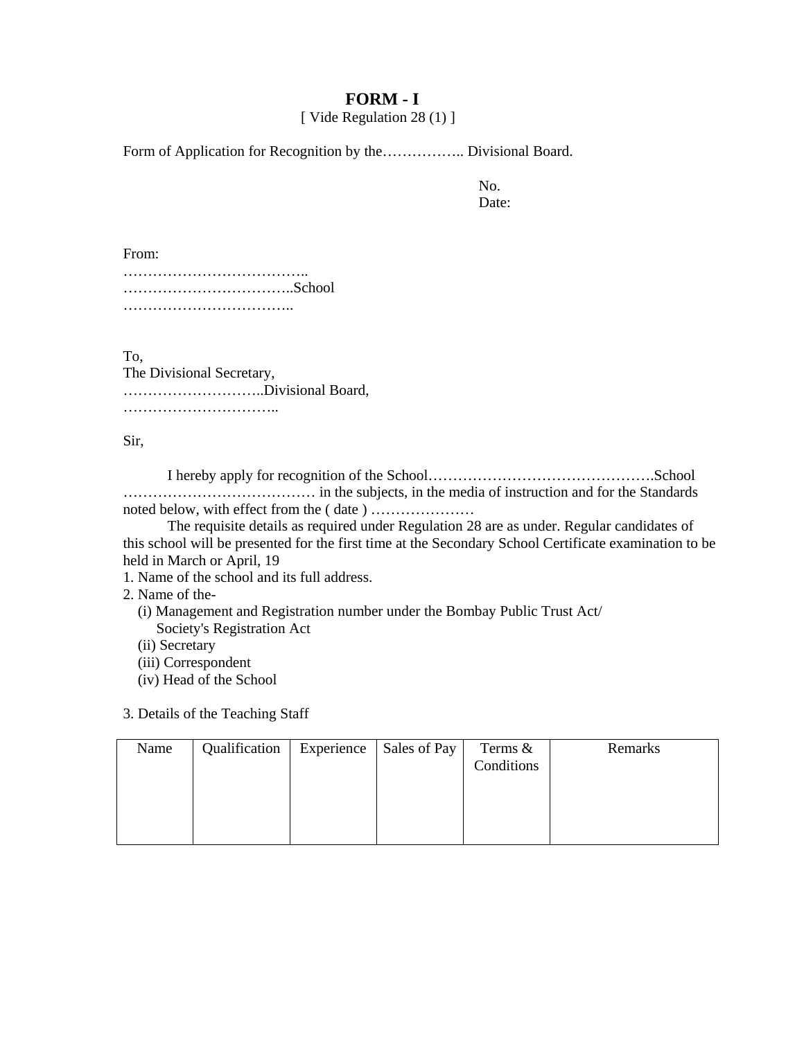# FORM - I

[ Vide Regulation 28 (1) ]

Form of Application for Recognition by the…………….. Divisional Board.

No.
Date:

From:
………………………………..
……………………………..School
……………………………..

To,
The Divisional Secretary,
………………………..Divisional Board,
…………………………..

Sir,

I hereby apply for recognition of the School……………………………………….School ………………………………… in the subjects, in the media of instruction and for the Standards noted below, with effect from the ( date ) …………………

The requisite details as required under Regulation 28 are as under. Regular candidates of this school will be presented for the first time at the Secondary School Certificate examination to be held in March or April, 19

1. Name of the school and its full address.
2. Name of the-
   (i) Management and Registration number under the Bombay Public Trust Act/ Society's Registration Act
   (ii) Secretary
   (iii) Correspondent
   (iv) Head of the School

3. Details of the Teaching Staff

| Name | Qualification | Experience | Sales of Pay | Terms & Conditions | Remarks |
|---|---|---|---|---|---|
| | | | | | |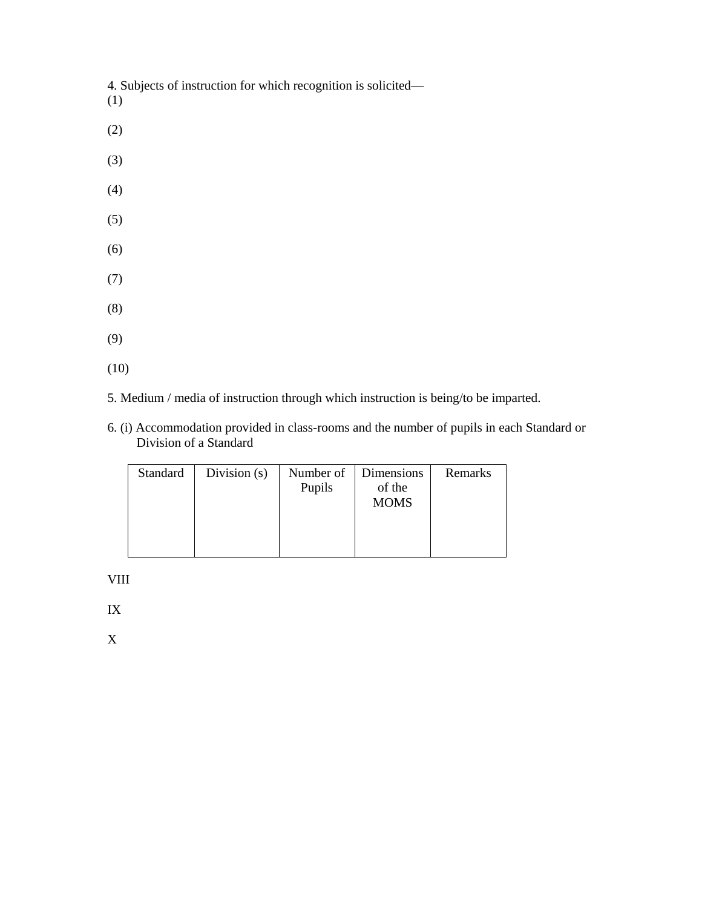4. Subjects of instruction for which recognition is solicited—

(1)

(2)

(3)

(4)

(5)

(6)

(7)

(8)

(9)

(10)

5. Medium / media of instruction through which instruction is being/to be imparted.

6. (i) Accommodation provided in class-rooms and the number of pupils in each Standard or Division of a Standard

| Standard | Division (s) | Number of Pupils | Dimensions of the MOMS | Remarks |
|---|---|---|---|---|
| | | | | |

VIII

IX

X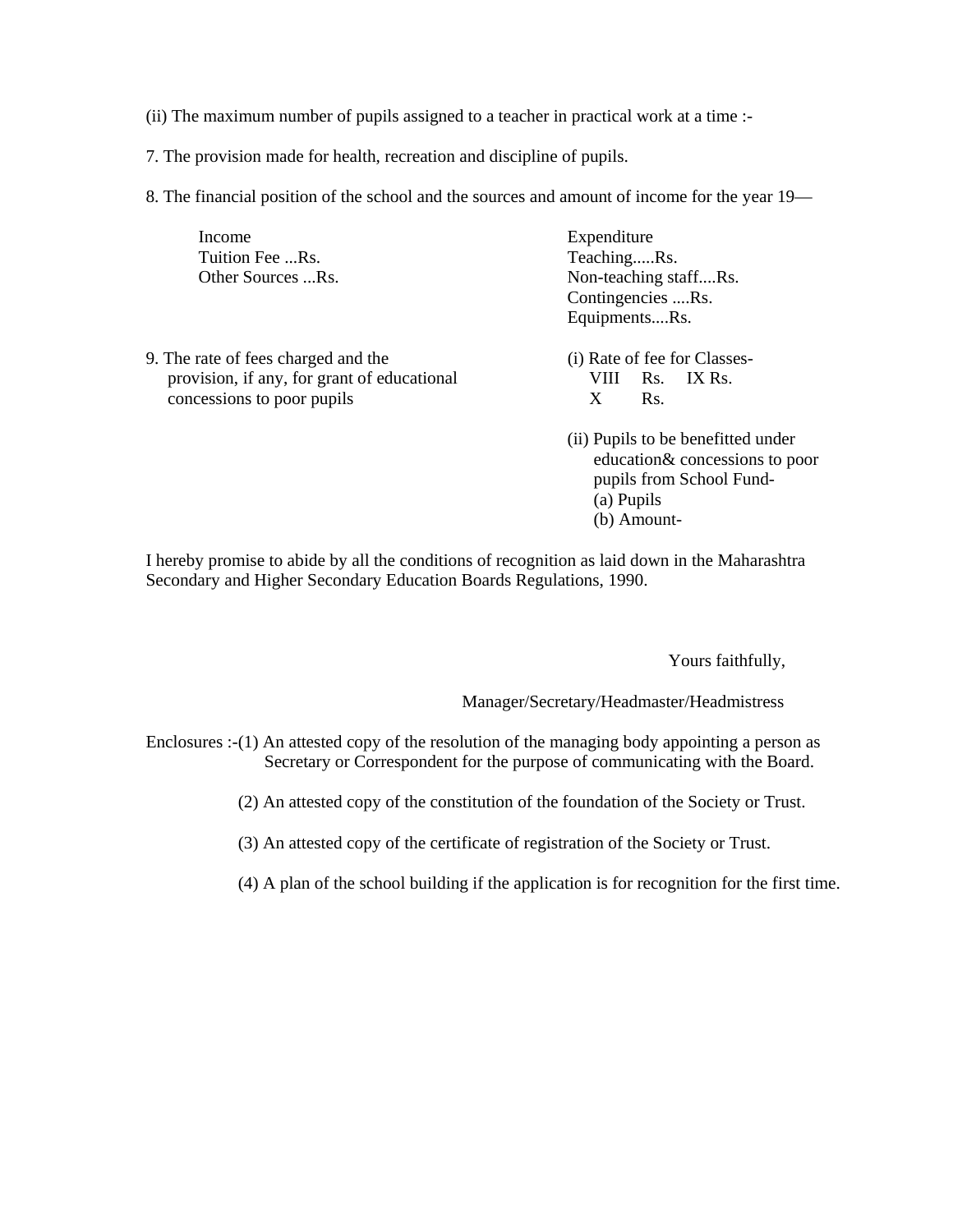(ii) The maximum number of pupils assigned to a teacher in practical work at a time :-

7. The provision made for health, recreation and discipline of pupils.

8. The financial position of the school and the sources and amount of income for the year 19—

| Income | Expenditure |
|---|---|
| Tuition Fee ...Rs. | Teaching.....Rs. |
| Other Sources ...Rs. | Non-teaching staff....Rs. |
| | Contingencies ....Rs. |
| | Equipments....Rs. |

9. The rate of fees charged and the provision, if any, for grant of educational concessions to poor pupils

(i) Rate of fee for Classes-
VIII Rs. IX Rs.
X Rs.

(ii) Pupils to be benefitted under education& concessions to poor pupils from School Fund-
(a) Pupils
(b) Amount-

I hereby promise to abide by all the conditions of recognition as laid down in the Maharashtra Secondary and Higher Secondary Education Boards Regulations, 1990.

Yours faithfully,

Manager/Secretary/Headmaster/Headmistress

Enclosures :-(1) An attested copy of the resolution of the managing body appointing a person as Secretary or Correspondent for the purpose of communicating with the Board.

(2) An attested copy of the constitution of the foundation of the Society or Trust.

(3) An attested copy of the certificate of registration of the Society or Trust.

(4) A plan of the school building if the application is for recognition for the first time.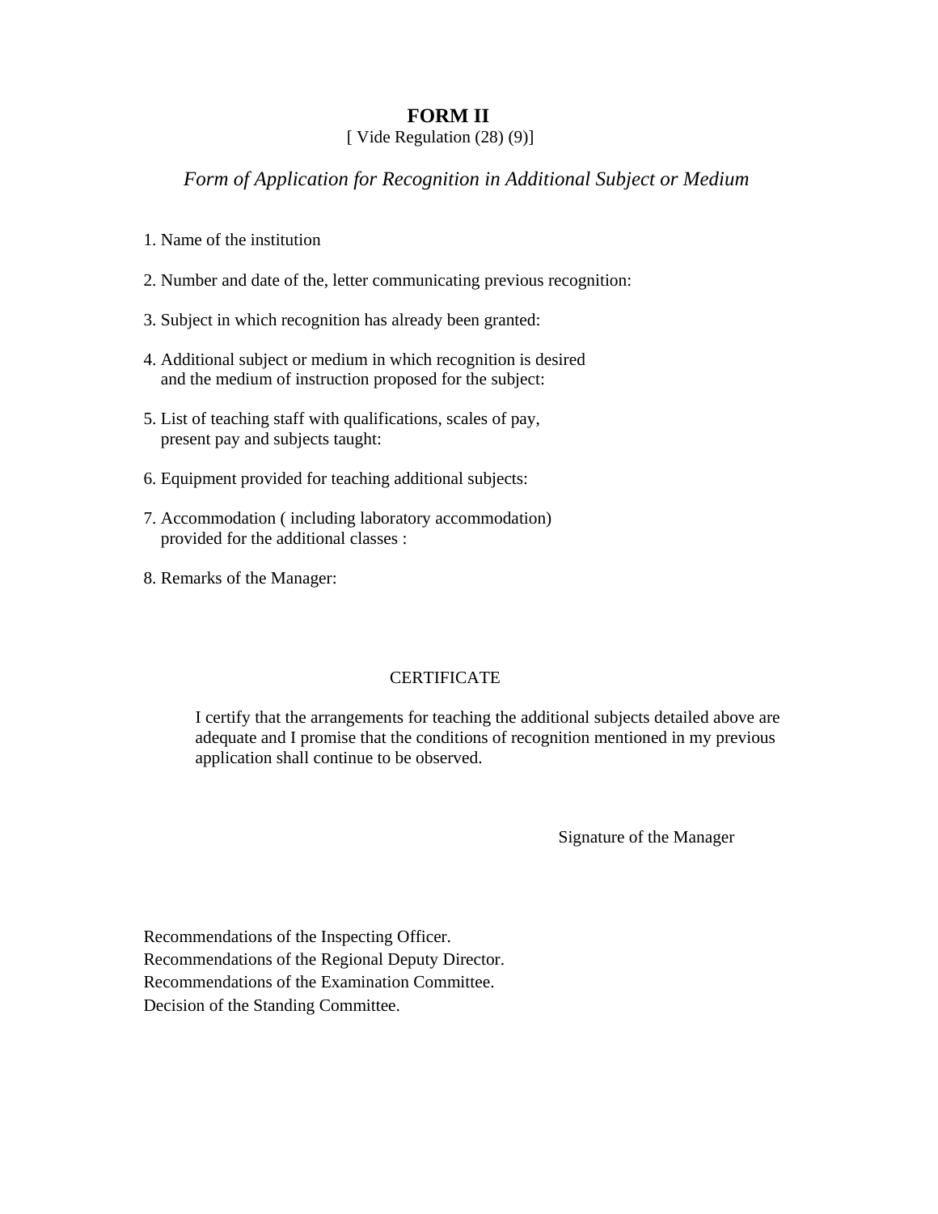# FORM II

[ Vide Regulation (28) (9)]

*Form of Application for Recognition in Additional Subject or Medium*

1. Name of the institution
2. Number and date of the, letter communicating previous recognition:
3. Subject in which recognition has already been granted:
4. Additional subject or medium in which recognition is desired and the medium of instruction proposed for the subject:
5. List of teaching staff with qualifications, scales of pay, present pay and subjects taught:
6. Equipment provided for teaching additional subjects:
7. Accommodation ( including laboratory accommodation) provided for the additional classes :
8. Remarks of the Manager:

CERTIFICATE

I certify that the arrangements for teaching the additional subjects detailed above are adequate and I promise that the conditions of recognition mentioned in my previous application shall continue to be observed.

Signature of the Manager

Recommendations of the Inspecting Officer.
Recommendations of the Regional Deputy Director.
Recommendations of the Examination Committee.
Decision of the Standing Committee.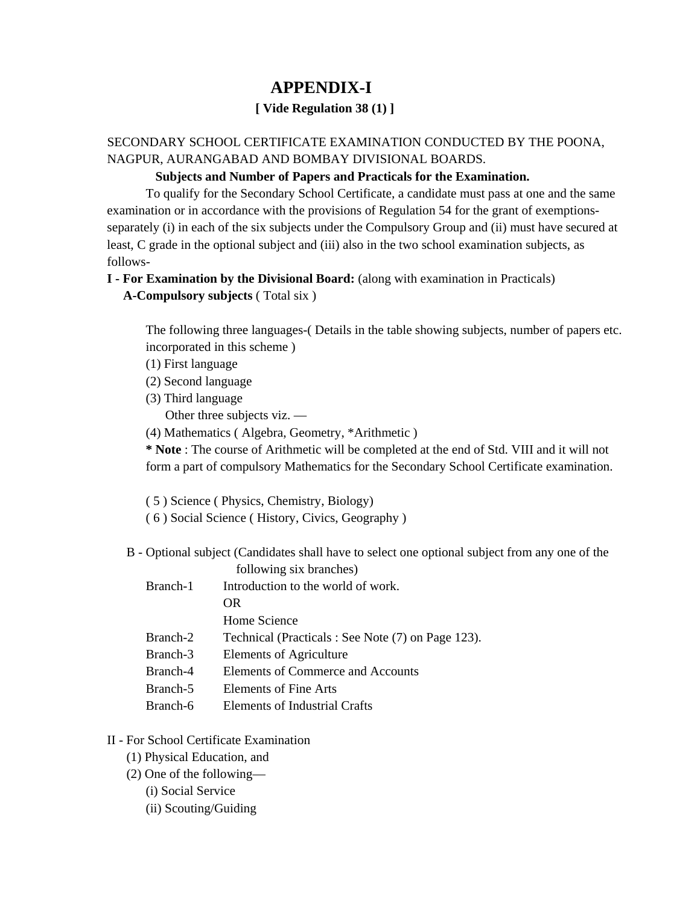# APPENDIX-I

**[ Vide Regulation 38 (1) ]**

SECONDARY SCHOOL CERTIFICATE EXAMINATION CONDUCTED BY THE POONA, NAGPUR, AURANGABAD AND BOMBAY DIVISIONAL BOARDS.

**Subjects and Number of Papers and Practicals for the Examination.**

To qualify for the Secondary School Certificate, a candidate must pass at one and the same examination or in accordance with the provisions of Regulation 54 for the grant of exemptions- separately (i) in each of the six subjects under the Compulsory Group and (ii) must have secured at least, C grade in the optional subject and (iii) also in the two school examination subjects, as follows-

**I - For Examination by the Divisional Board:** (along with examination in Practicals)

**A-Compulsory subjects** ( Total six )

The following three languages-( Details in the table showing subjects, number of papers etc. incorporated in this scheme )

(1) First language

(2) Second language

(3) Third language

Other three subjects viz. —

(4) Mathematics ( Algebra, Geometry, *Arithmetic )

**\* Note** : The course of Arithmetic will be completed at the end of Std. VIII and it will not form a part of compulsory Mathematics for the Secondary School Certificate examination.

( 5 ) Science ( Physics, Chemistry, Biology)

( 6 ) Social Science ( History, Civics, Geography )

B - Optional subject (Candidates shall have to select one optional subject from any one of the following six branches)

| | |
|---|---|
| Branch-1 | Introduction to the world of work. |
| | OR |
| | Home Science |
| Branch-2 | Technical (Practicals : See Note (7) on Page 123). |
| Branch-3 | Elements of Agriculture |
| Branch-4 | Elements of Commerce and Accounts |
| Branch-5 | Elements of Fine Arts |
| Branch-6 | Elements of Industrial Crafts |

II - For School Certificate Examination

(1) Physical Education, and

(2) One of the following—

(i) Social Service

(ii) Scouting/Guiding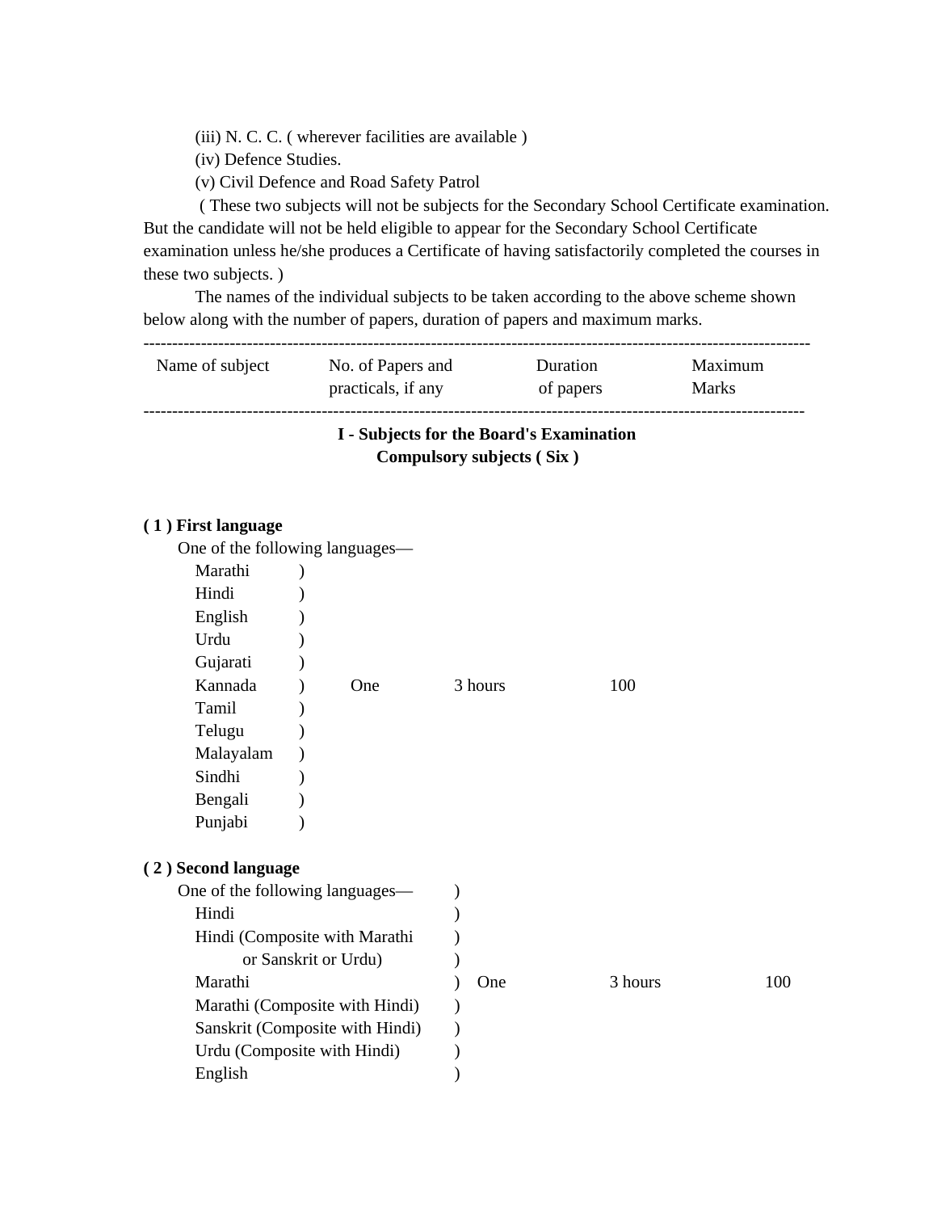(iii) N. C. C. ( wherever facilities are available )

(iv) Defence Studies.

(v) Civil Defence and Road Safety Patrol

( These two subjects will not be subjects for the Secondary School Certificate examination. But the candidate will not be held eligible to appear for the Secondary School Certificate examination unless he/she produces a Certificate of having satisfactorily completed the courses in these two subjects. )

The names of the individual subjects to be taken according to the above scheme shown below along with the number of papers, duration of papers and maximum marks.

| Name of subject | No. of Papers and practicals, if any | Duration of papers | Maximum Marks |
|---|---|---|---|

**I - Subjects for the Board's Examination**

**Compulsory subjects ( Six )**

**( 1 ) First language**

| One of the following languages— | | | |
|---|---|---|---|
| Marathi | | | |
| Hindi | | | |
| English | | | |
| Urdu | | | |
| Gujarati | | | |
| Kannada | One | 3 hours | 100 |
| Tamil | | | |
| Telugu | | | |
| Malayalam | | | |
| Sindhi | | | |
| Bengali | | | |
| Punjabi | | | |

**( 2 ) Second language**

| One of the following languages— | | | |
|---|---|---|---|
| Hindi | | | |
| Hindi (Composite with Marathi or Sanskrit or Urdu) | | | |
| Marathi | One | 3 hours | 100 |
| Marathi (Composite with Hindi) | | | |
| Sanskrit (Composite with Hindi) | | | |
| Urdu (Composite with Hindi) | | | |
| English | | | |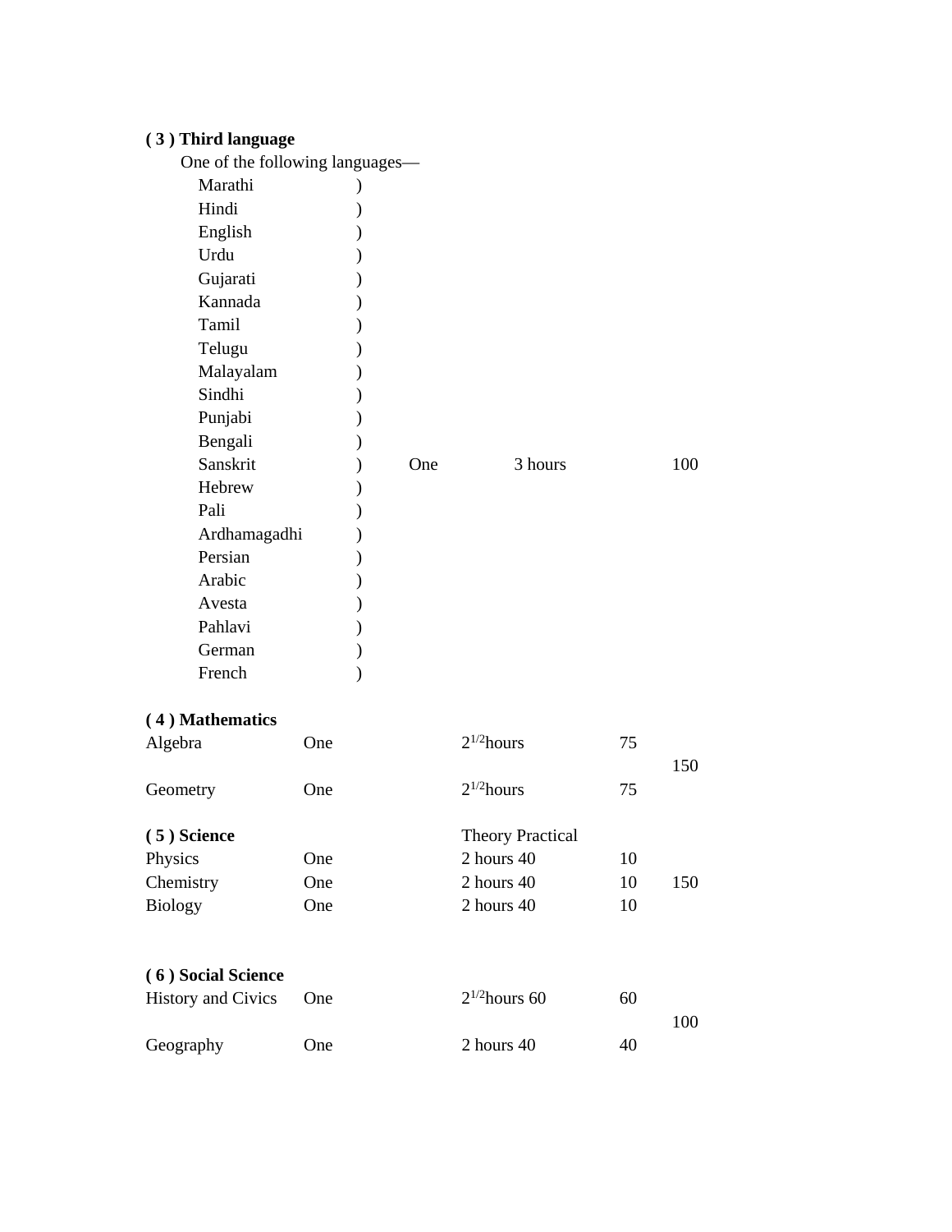**( 3 ) Third language**

One of the following languages—

| Language | | Papers | Duration | Marks |
|---|---|---|---|---|
| Marathi | ) | | | |
| Hindi | ) | | | |
| English | ) | | | |
| Urdu | ) | | | |
| Gujarati | ) | | | |
| Kannada | ) | | | |
| Tamil | ) | | | |
| Telugu | ) | | | |
| Malayalam | ) | | | |
| Sindhi | ) | | | |
| Punjabi | ) | | | |
| Bengali | ) | | | |
| Sanskrit | ) | One | 3 hours | 100 |
| Hebrew | ) | | | |
| Pali | ) | | | |
| Ardhamagadhi | ) | | | |
| Persian | ) | | | |
| Arabic | ) | | | |
| Avesta | ) | | | |
| Pahlavi | ) | | | |
| German | ) | | | |
| French | ) | | | |

**( 4 ) Mathematics**

| | | | | |
|---|---|---|---|---|
| Algebra | One | $2^{1/2}$hours | 75 | |
| | | | | 150 |
| Geometry | One | $2^{1/2}$hours | 75 | |

**( 5 ) Science**

| | | Theory Practical | | |
|---|---|---|---|---|
| Physics | One | 2 hours 40 | 10 | |
| Chemistry | One | 2 hours 40 | 10 | 150 |
| Biology | One | 2 hours 40 | 10 | |

**( 6 ) Social Science**

| | | | | |
|---|---|---|---|---|
| History and Civics | One | $2^{1/2}$hours 60 | 60 | |
| | | | | 100 |
| Geography | One | 2 hours 40 | 40 | |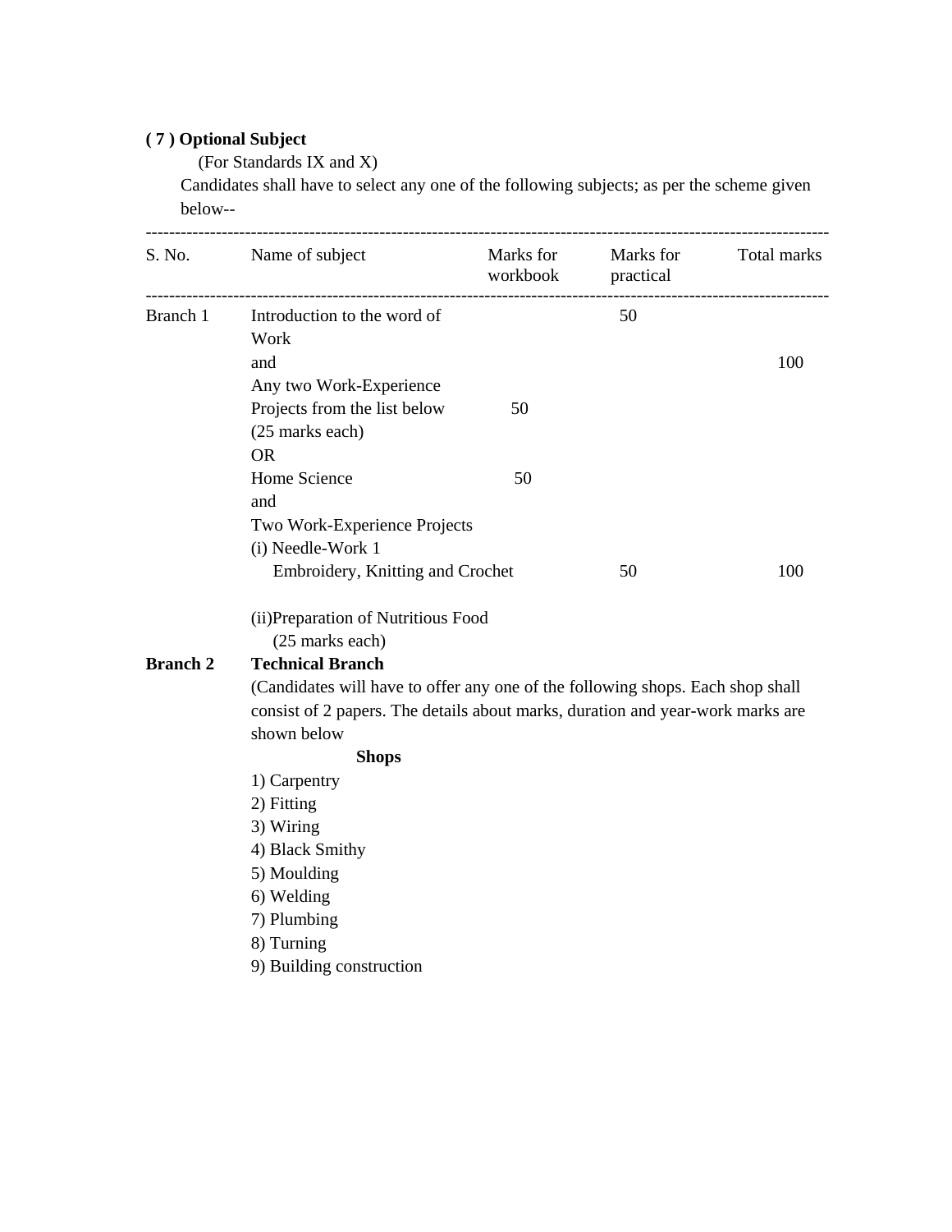**( 7 ) Optional Subject**

(For Standards IX and X)

Candidates shall have to select any one of the following subjects; as per the scheme given below--

| S. No. | Name of subject | Marks for workbook | Marks for practical | Total marks |
|---|---|---|---|---|
| Branch 1 | Introduction to the word of Work | | 50 | |
| | and | | | 100 |
| | Any two Work-Experience Projects from the list below (25 marks each) | 50 | | |
| | OR | | | |
| | Home Science | 50 | | |
| | and | | | |
| | Two Work-Experience Projects | | | |
| | (i) Needle-Work 1 Embroidery, Knitting and Crochet | | 50 | 100 |
| | (ii)Preparation of Nutritious Food (25 marks each) | | | |

**Branch 2** **Technical Branch**

(Candidates will have to offer any one of the following shops. Each shop shall consist of 2 papers. The details about marks, duration and year-work marks are shown below

**Shops**

1) Carpentry
2) Fitting
3) Wiring
4) Black Smithy
5) Moulding
6) Welding
7) Plumbing
8) Turning
9) Building construction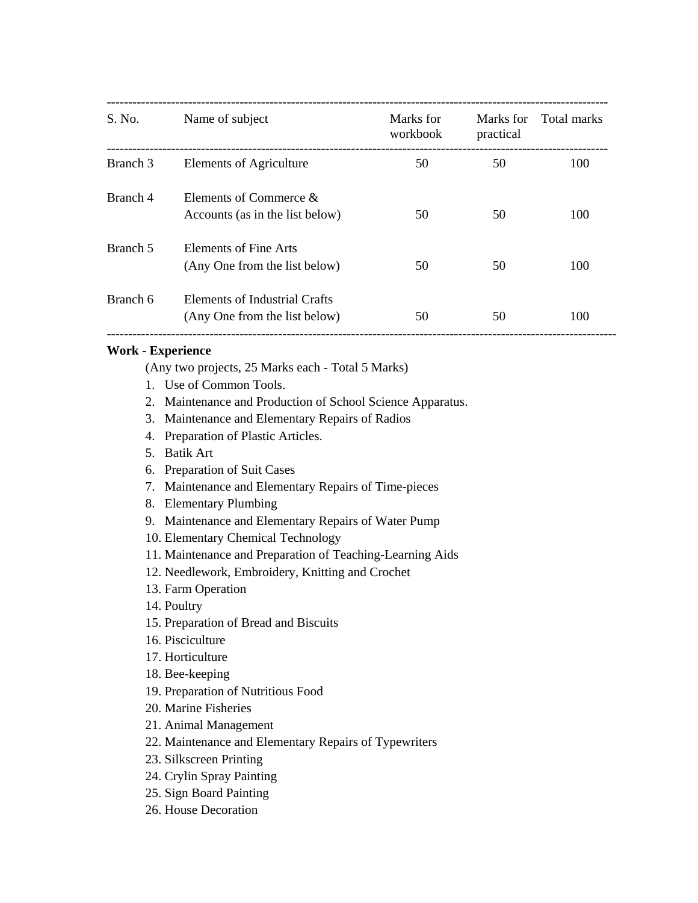| S. No. | Name of subject | Marks for workbook | Marks for practical | Total marks |
|---|---|---|---|---|
| Branch 3 | Elements of Agriculture | 50 | 50 | 100 |
| Branch 4 | Elements of Commerce & Accounts (as in the list below) | 50 | 50 | 100 |
| Branch 5 | Elements of Fine Arts (Any One from the list below) | 50 | 50 | 100 |
| Branch 6 | Elements of Industrial Crafts (Any One from the list below) | 50 | 50 | 100 |

**Work - Experience**

(Any two projects, 25 Marks each - Total 5 Marks)

1. Use of Common Tools.
2. Maintenance and Production of School Science Apparatus.
3. Maintenance and Elementary Repairs of Radios
4. Preparation of Plastic Articles.
5. Batik Art
6. Preparation of Suit Cases
7. Maintenance and Elementary Repairs of Time-pieces
8. Elementary Plumbing
9. Maintenance and Elementary Repairs of Water Pump
10. Elementary Chemical Technology
11. Maintenance and Preparation of Teaching-Learning Aids
12. Needlework, Embroidery, Knitting and Crochet
13. Farm Operation
14. Poultry
15. Preparation of Bread and Biscuits
16. Pisciculture
17. Horticulture
18. Bee-keeping
19. Preparation of Nutritious Food
20. Marine Fisheries
21. Animal Management
22. Maintenance and Elementary Repairs of Typewriters
23. Silkscreen Printing
24. Crylin Spray Painting
25. Sign Board Painting
26. House Decoration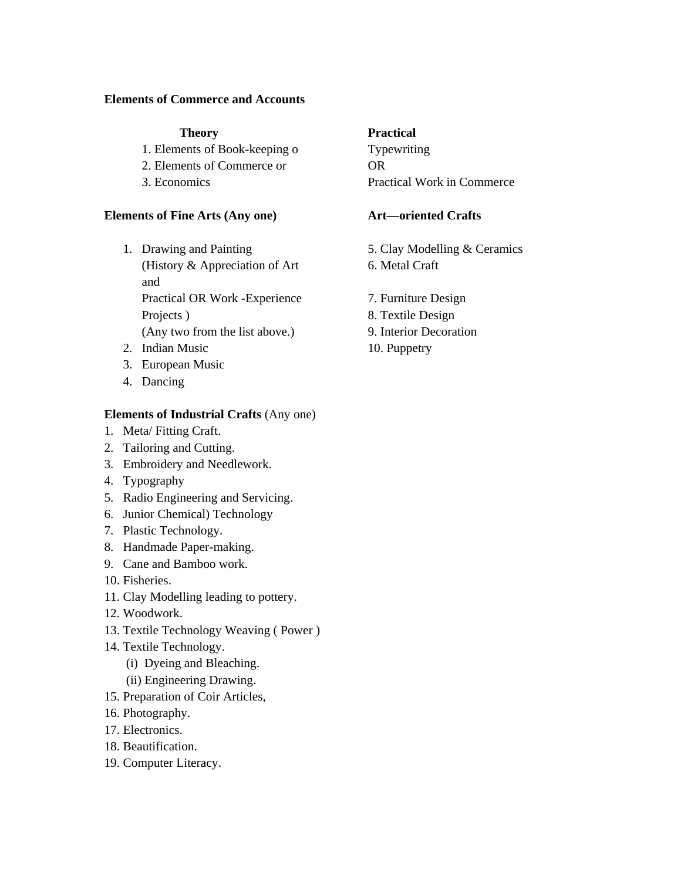**Elements of Commerce and Accounts**

**Theory**

1. Elements of Book-keeping o
2. Elements of Commerce or
3. Economics

**Practical**

Typewriting
OR
Practical Work in Commerce

**Elements of Fine Arts (Any one)**

1. Drawing and Painting
   (History & Appreciation of Art and
   Practical OR Work -Experience Projects )
   (Any two from the list above.)
2. Indian Music
3. European Music
4. Dancing

**Art—oriented Crafts**

5. Clay Modelling & Ceramics
6. Metal Craft
7. Furniture Design
8. Textile Design
9. Interior Decoration
10. Puppetry

**Elements of Industrial Crafts** (Any one)

1. Meta/ Fitting Craft.
2. Tailoring and Cutting.
3. Embroidery and Needlework.
4. Typography
5. Radio Engineering and Servicing.
6. Junior Chemical) Technology
7. Plastic Technology.
8. Handmade Paper-making.
9. Cane and Bamboo work.
10. Fisheries.
11. Clay Modelling leading to pottery.
12. Woodwork.
13. Textile Technology Weaving ( Power )
14. Textile Technology.
    (i) Dyeing and Bleaching.
    (ii) Engineering Drawing.
15. Preparation of Coir Articles,
16. Photography.
17. Electronics.
18. Beautification.
19. Computer Literacy.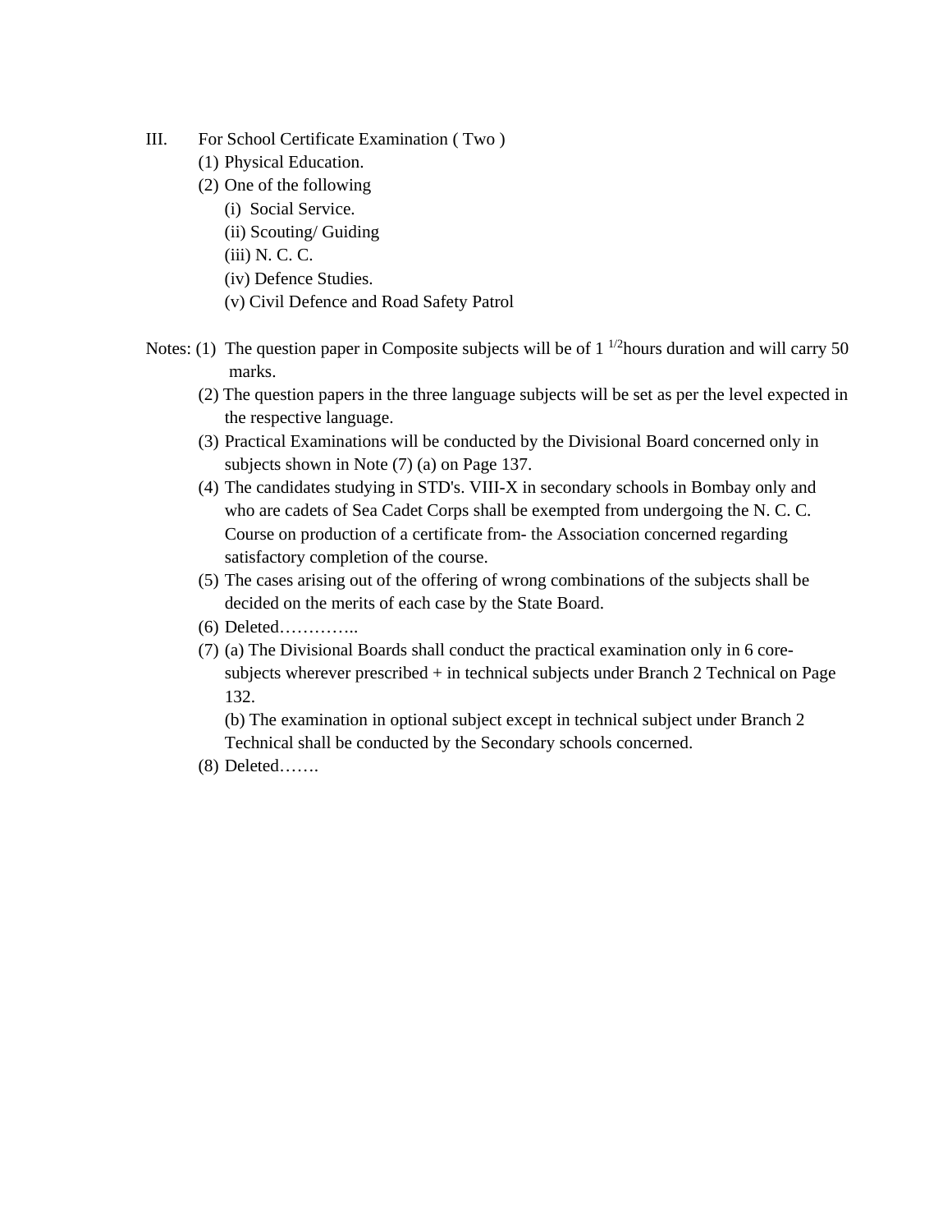III. For School Certificate Examination ( Two )

(1) Physical Education.

(2) One of the following

(i) Social Service.

(ii) Scouting/ Guiding

(iii) N. C. C.

(iv) Defence Studies.

(v) Civil Defence and Road Safety Patrol

Notes: (1) The question paper in Composite subjects will be of 1 $^{1/2}$hours duration and will carry 50 marks.

(2) The question papers in the three language subjects will be set as per the level expected in the respective language.

(3) Practical Examinations will be conducted by the Divisional Board concerned only in subjects shown in Note (7) (a) on Page 137.

(4) The candidates studying in STD's. VIII-X in secondary schools in Bombay only and who are cadets of Sea Cadet Corps shall be exempted from undergoing the N. C. C. Course on production of a certificate from- the Association concerned regarding satisfactory completion of the course.

(5) The cases arising out of the offering of wrong combinations of the subjects shall be decided on the merits of each case by the State Board.

(6) Deleted…………..

(7) (a) The Divisional Boards shall conduct the practical examination only in 6 core-subjects wherever prescribed + in technical subjects under Branch 2 Technical on Page 132.

(b) The examination in optional subject except in technical subject under Branch 2 Technical shall be conducted by the Secondary schools concerned.

(8) Deleted…….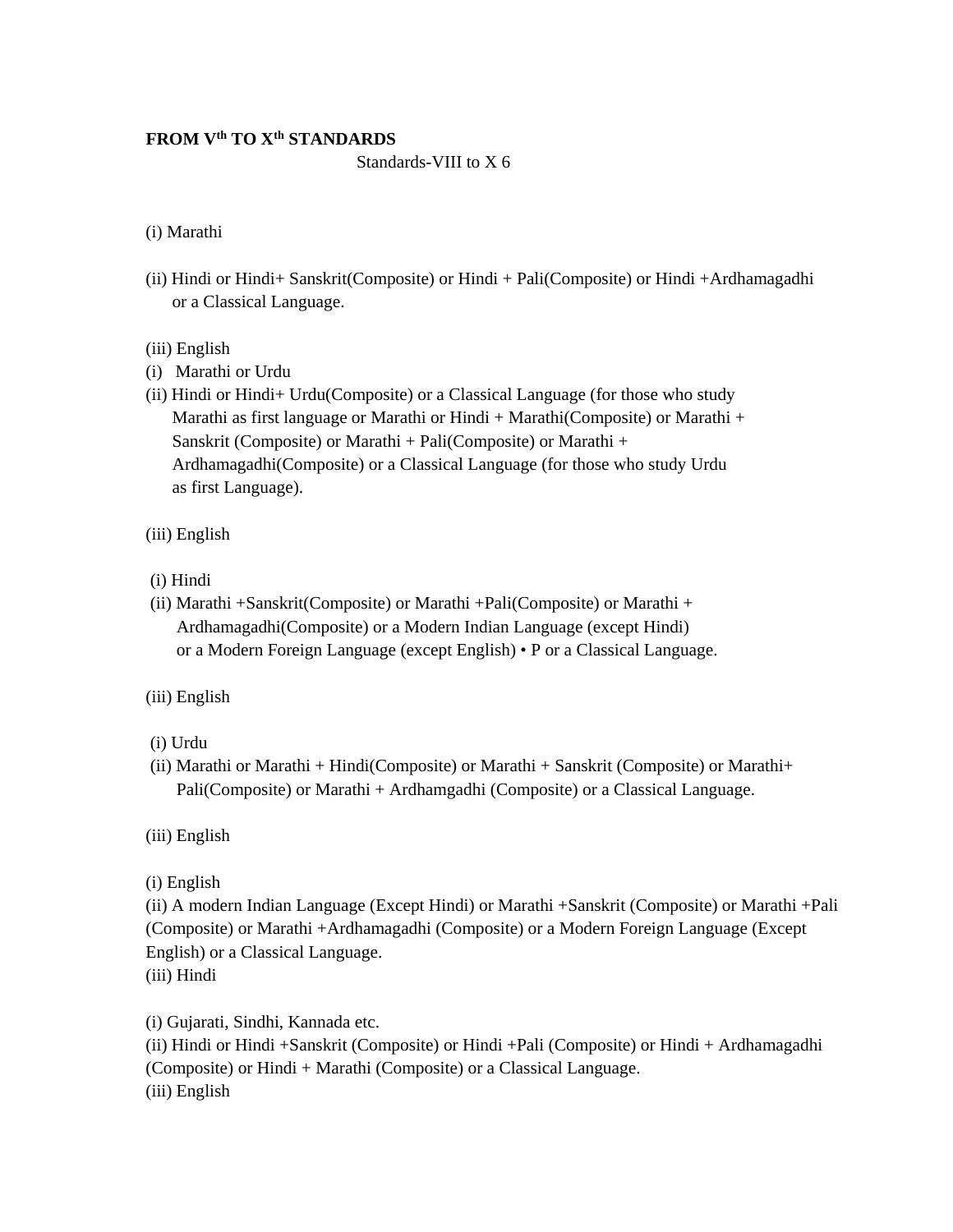**FROM V$^{th}$ TO X$^{th}$ STANDARDS**

Standards-VIII to X 6

(i) Marathi

(ii) Hindi or Hindi+ Sanskrit(Composite) or Hindi + Pali(Composite) or Hindi +Ardhamagadhi or a Classical Language.

(iii) English

(i) Marathi or Urdu

(ii) Hindi or Hindi+ Urdu(Composite) or a Classical Language (for those who study Marathi as first language or Marathi or Hindi + Marathi(Composite) or Marathi + Sanskrit (Composite) or Marathi + Pali(Composite) or Marathi + Ardhamagadhi(Composite) or a Classical Language (for those who study Urdu as first Language).

(iii) English

(i) Hindi

(ii) Marathi +Sanskrit(Composite) or Marathi +Pali(Composite) or Marathi + Ardhamagadhi(Composite) or a Modern Indian Language (except Hindi) or a Modern Foreign Language (except English) • P or a Classical Language.

(iii) English

(i) Urdu

(ii) Marathi or Marathi + Hindi(Composite) or Marathi + Sanskrit (Composite) or Marathi+ Pali(Composite) or Marathi + Ardhamgadhi (Composite) or a Classical Language.

(iii) English

(i) English

(ii) A modern Indian Language (Except Hindi) or Marathi +Sanskrit (Composite) or Marathi +Pali (Composite) or Marathi +Ardhamagadhi (Composite) or a Modern Foreign Language (Except English) or a Classical Language.

(iii) Hindi

(i) Gujarati, Sindhi, Kannada etc.

(ii) Hindi or Hindi +Sanskrit (Composite) or Hindi +Pali (Composite) or Hindi + Ardhamagadhi (Composite) or Hindi + Marathi (Composite) or a Classical Language.

(iii) English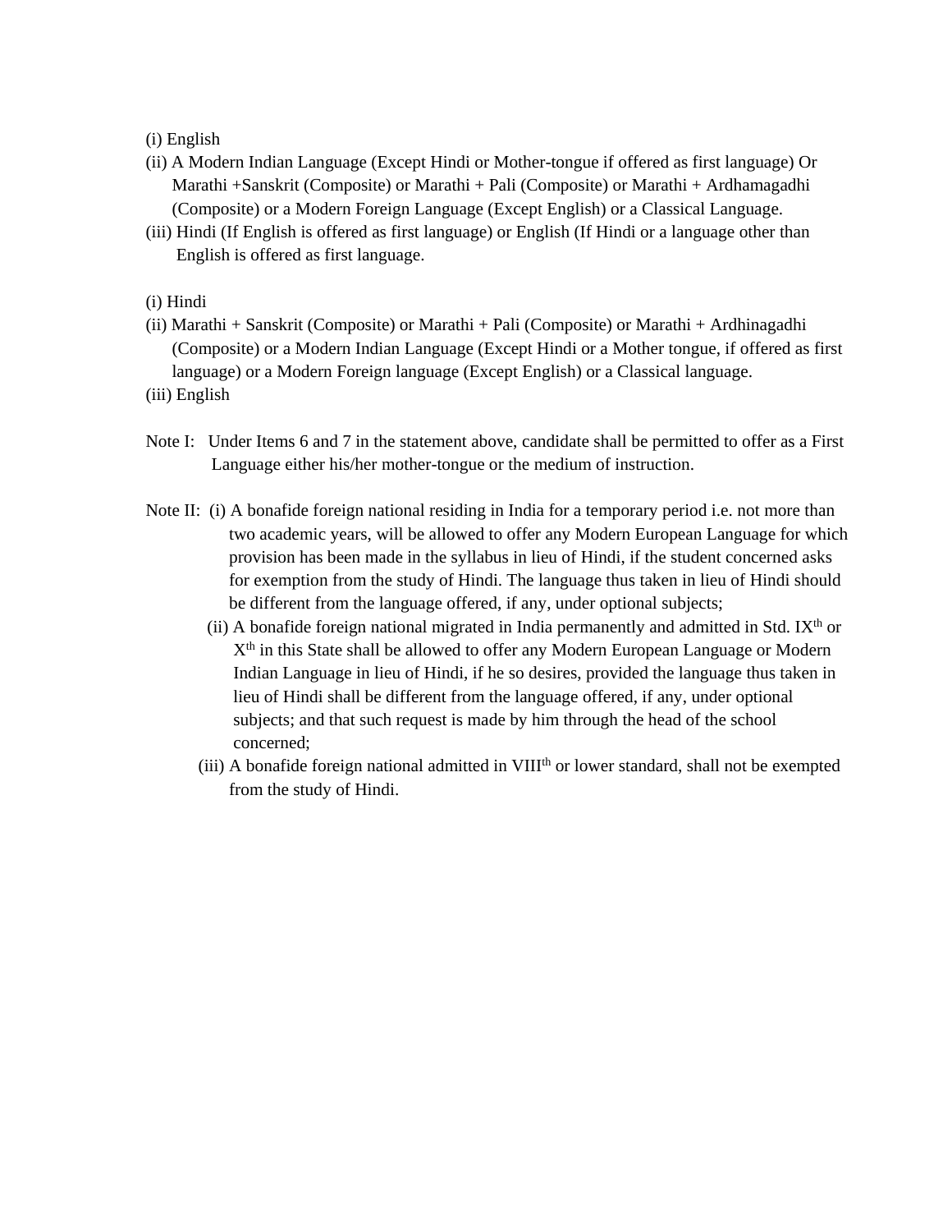(i) English

(ii) A Modern Indian Language (Except Hindi or Mother-tongue if offered as first language) Or Marathi +Sanskrit (Composite) or Marathi + Pali (Composite) or Marathi + Ardhamagadhi (Composite) or a Modern Foreign Language (Except English) or a Classical Language.

(iii) Hindi (If English is offered as first language) or English (If Hindi or a language other than English is offered as first language.

(i) Hindi

(ii) Marathi + Sanskrit (Composite) or Marathi + Pali (Composite) or Marathi + Ardhinagadhi (Composite) or a Modern Indian Language (Except Hindi or a Mother tongue, if offered as first language) or a Modern Foreign language (Except English) or a Classical language.

(iii) English

Note I: Under Items 6 and 7 in the statement above, candidate shall be permitted to offer as a First Language either his/her mother-tongue or the medium of instruction.

Note II: (i) A bonafide foreign national residing in India for a temporary period i.e. not more than two academic years, will be allowed to offer any Modern European Language for which provision has been made in the syllabus in lieu of Hindi, if the student concerned asks for exemption from the study of Hindi. The language thus taken in lieu of Hindi should be different from the language offered, if any, under optional subjects;

(ii) A bonafide foreign national migrated in India permanently and admitted in Std. IX$^{th}$ or X$^{th}$ in this State shall be allowed to offer any Modern European Language or Modern Indian Language in lieu of Hindi, if he so desires, provided the language thus taken in lieu of Hindi shall be different from the language offered, if any, under optional subjects; and that such request is made by him through the head of the school concerned;

(iii) A bonafide foreign national admitted in VIII$^{th}$ or lower standard, shall not be exempted from the study of Hindi.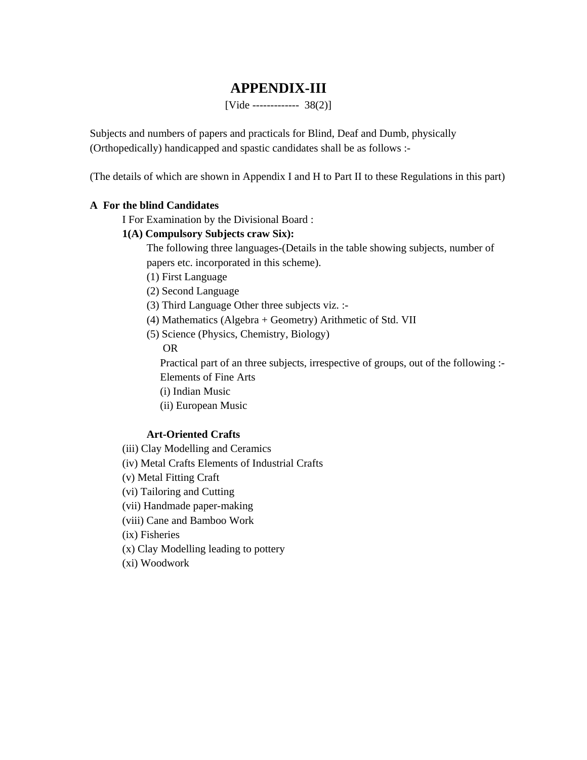# APPENDIX-III

[Vide ------------- 38(2)]

Subjects and numbers of papers and practicals for Blind, Deaf and Dumb, physically (Orthopedically) handicapped and spastic candidates shall be as follows :-

(The details of which are shown in Appendix I and H to Part II to these Regulations in this part)

**A For the blind Candidates**

I For Examination by the Divisional Board :

**1(A) Compulsory Subjects craw Six):**

The following three languages-(Details in the table showing subjects, number of papers etc. incorporated in this scheme).

(1) First Language

(2) Second Language

(3) Third Language Other three subjects viz. :-

(4) Mathematics (Algebra + Geometry) Arithmetic of Std. VII

(5) Science (Physics, Chemistry, Biology)

OR

Practical part of an three subjects, irrespective of groups, out of the following :-

Elements of Fine Arts

(i) Indian Music

(ii) European Music

**Art-Oriented Crafts**

(iii) Clay Modelling and Ceramics

(iv) Metal Crafts Elements of Industrial Crafts

(v) Metal Fitting Craft

(vi) Tailoring and Cutting

(vii) Handmade paper-making

(viii) Cane and Bamboo Work

(ix) Fisheries

(x) Clay Modelling leading to pottery

(xi) Woodwork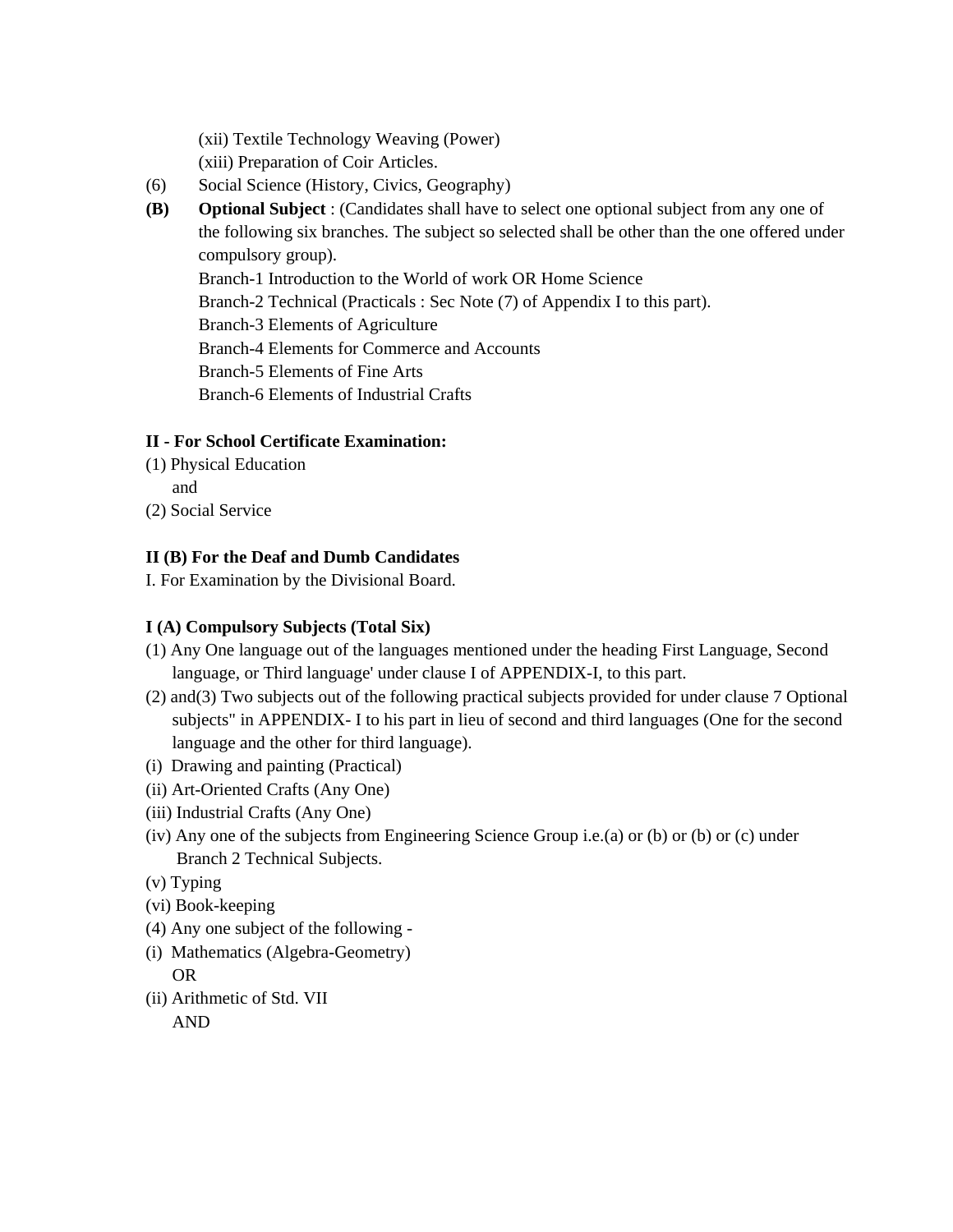(xii) Textile Technology Weaving (Power)
(xiii) Preparation of Coir Articles.

(6) Social Science (History, Civics, Geography)

**(B) Optional Subject** : (Candidates shall have to select one optional subject from any one of the following six branches. The subject so selected shall be other than the one offered under compulsory group).

Branch-1 Introduction to the World of work OR Home Science
Branch-2 Technical (Practicals : Sec Note (7) of Appendix I to this part).
Branch-3 Elements of Agriculture
Branch-4 Elements for Commerce and Accounts
Branch-5 Elements of Fine Arts
Branch-6 Elements of Industrial Crafts

**II - For School Certificate Examination:**

(1) Physical Education
and
(2) Social Service

**II (B) For the Deaf and Dumb Candidates**

I. For Examination by the Divisional Board.

**I (A) Compulsory Subjects (Total Six)**

(1) Any One language out of the languages mentioned under the heading First Language, Second language, or Third language' under clause I of APPENDIX-I, to this part.

(2) and(3) Two subjects out of the following practical subjects provided for under clause 7 Optional subjects" in APPENDIX- I to his part in lieu of second and third languages (One for the second language and the other for third language).

(i) Drawing and painting (Practical)
(ii) Art-Oriented Crafts (Any One)
(iii) Industrial Crafts (Any One)
(iv) Any one of the subjects from Engineering Science Group i.e.(a) or (b) or (b) or (c) under Branch 2 Technical Subjects.
(v) Typing
(vi) Book-keeping

(4) Any one subject of the following -

(i) Mathematics (Algebra-Geometry)
OR
(ii) Arithmetic of Std. VII
AND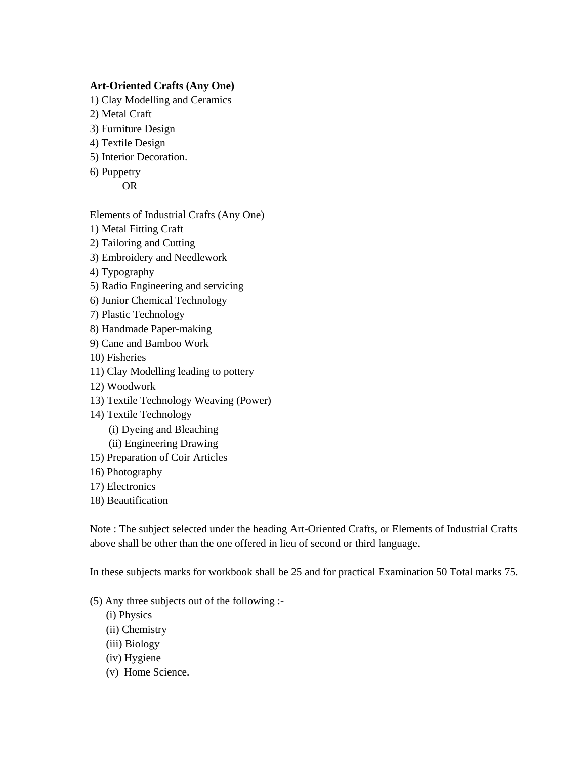**Art-Oriented Crafts (Any One)**

1) Clay Modelling and Ceramics
2) Metal Craft
3) Furniture Design
4) Textile Design
5) Interior Decoration.
6) Puppetry

OR

Elements of Industrial Crafts (Any One)

1) Metal Fitting Craft
2) Tailoring and Cutting
3) Embroidery and Needlework
4) Typography
5) Radio Engineering and servicing
6) Junior Chemical Technology
7) Plastic Technology
8) Handmade Paper-making
9) Cane and Bamboo Work
10) Fisheries
11) Clay Modelling leading to pottery
12) Woodwork
13) Textile Technology Weaving (Power)
14) Textile Technology
    (i) Dyeing and Bleaching
    (ii) Engineering Drawing
15) Preparation of Coir Articles
16) Photography
17) Electronics
18) Beautification

Note : The subject selected under the heading Art-Oriented Crafts, or Elements of Industrial Crafts above shall be other than the one offered in lieu of second or third language.

In these subjects marks for workbook shall be 25 and for practical Examination 50 Total marks 75.

(5) Any three subjects out of the following :-

- (i) Physics
- (ii) Chemistry
- (iii) Biology
- (iv) Hygiene
- (v) Home Science.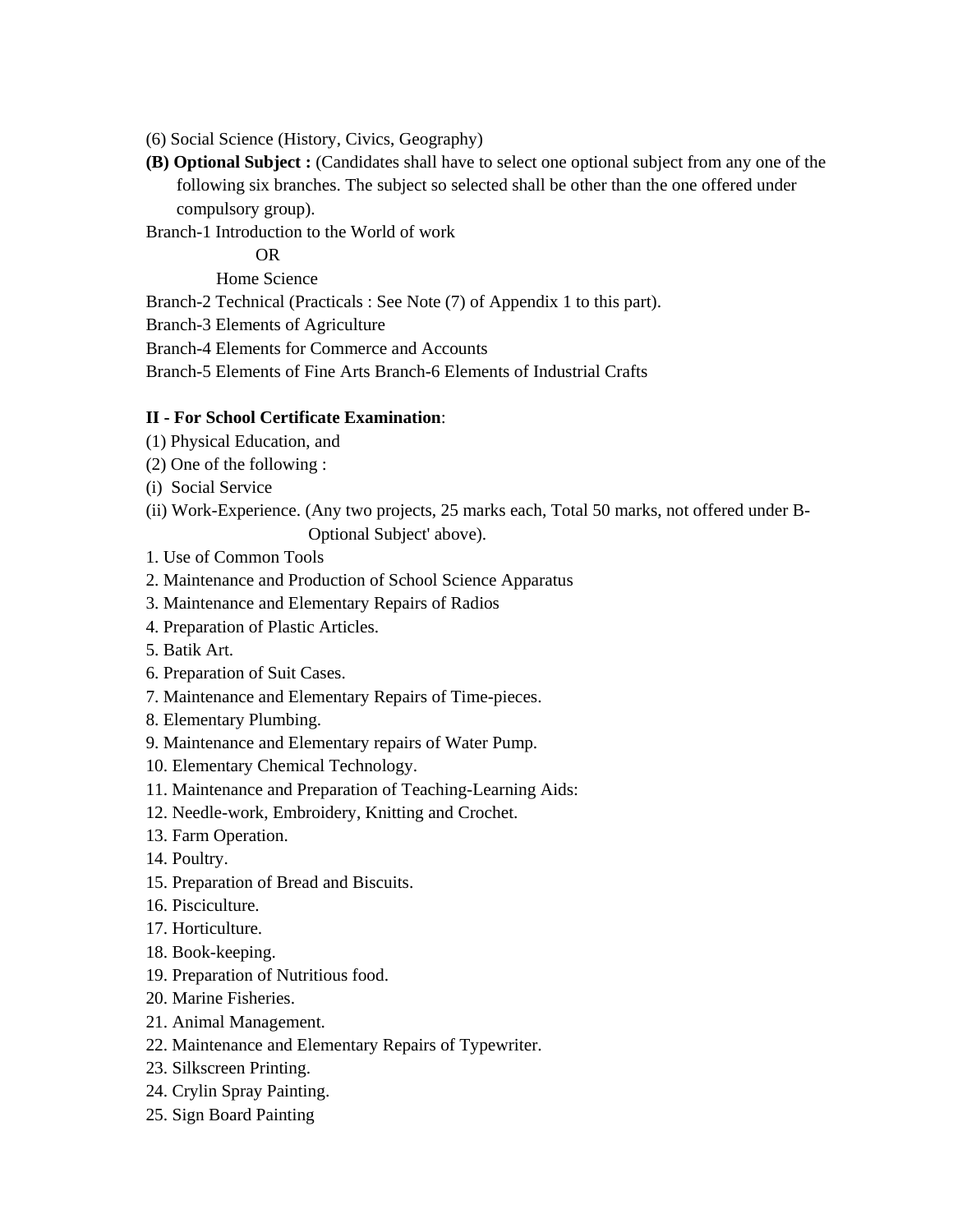(6) Social Science (History, Civics, Geography)

**(B) Optional Subject :** (Candidates shall have to select one optional subject from any one of the following six branches. The subject so selected shall be other than the one offered under compulsory group).

Branch-1 Introduction to the World of work

OR

Home Science

Branch-2 Technical (Practicals : See Note (7) of Appendix 1 to this part).

Branch-3 Elements of Agriculture

Branch-4 Elements for Commerce and Accounts

Branch-5 Elements of Fine Arts Branch-6 Elements of Industrial Crafts

**II - For School Certificate Examination**:

(1) Physical Education, and

(2) One of the following :

(i) Social Service

(ii) Work-Experience. (Any two projects, 25 marks each, Total 50 marks, not offered under B-Optional Subject' above).

1. Use of Common Tools
2. Maintenance and Production of School Science Apparatus
3. Maintenance and Elementary Repairs of Radios
4. Preparation of Plastic Articles.
5. Batik Art.
6. Preparation of Suit Cases.
7. Maintenance and Elementary Repairs of Time-pieces.
8. Elementary Plumbing.
9. Maintenance and Elementary repairs of Water Pump.
10. Elementary Chemical Technology.
11. Maintenance and Preparation of Teaching-Learning Aids:
12. Needle-work, Embroidery, Knitting and Crochet.
13. Farm Operation.
14. Poultry.
15. Preparation of Bread and Biscuits.
16. Pisciculture.
17. Horticulture.
18. Book-keeping.
19. Preparation of Nutritious food.
20. Marine Fisheries.
21. Animal Management.
22. Maintenance and Elementary Repairs of Typewriter.
23. Silkscreen Printing.
24. Crylin Spray Painting.
25. Sign Board Painting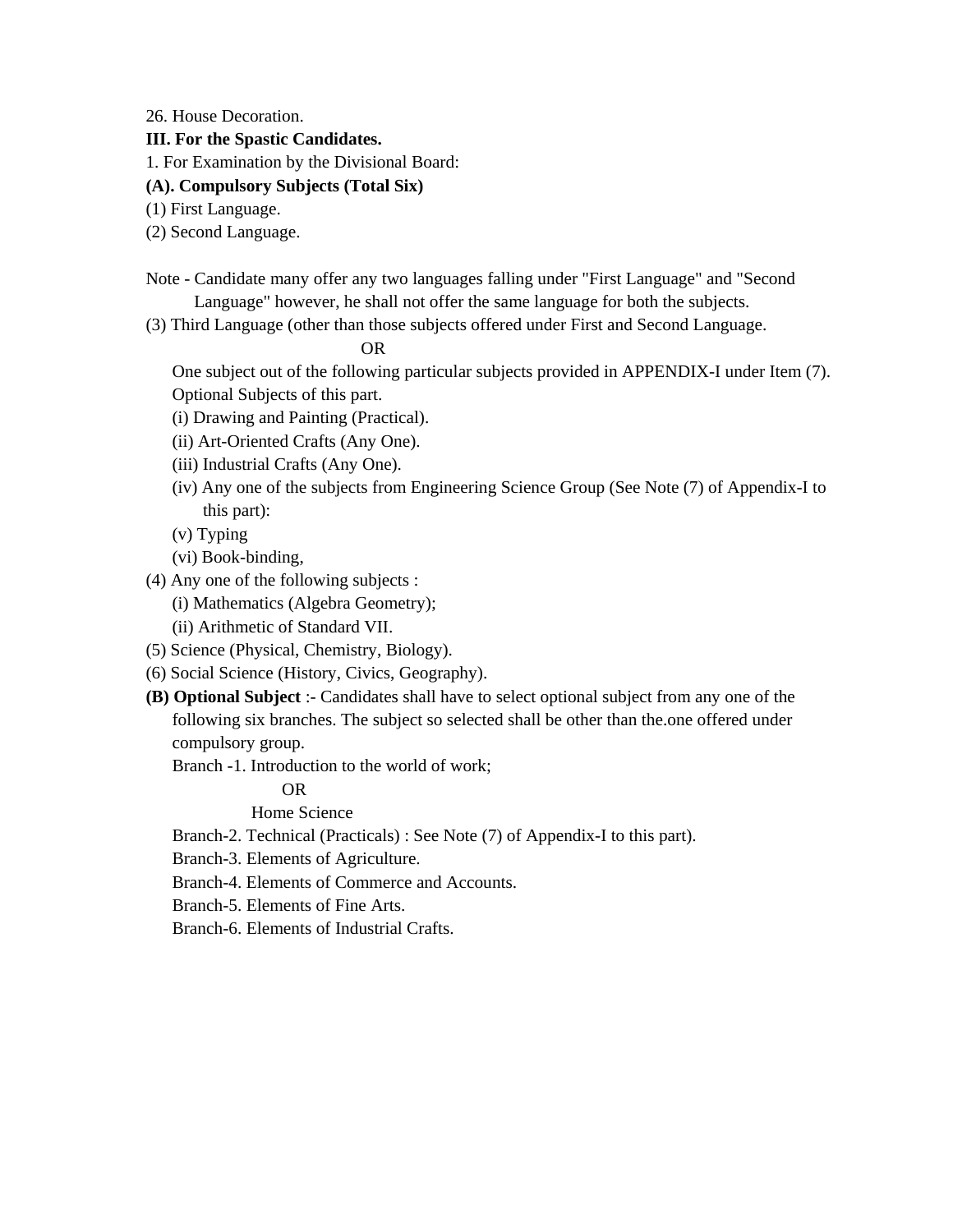26. House Decoration.

**III. For the Spastic Candidates.**

1. For Examination by the Divisional Board:

**(A). Compulsory Subjects (Total Six)**

(1) First Language.

(2) Second Language.

Note - Candidate many offer any two languages falling under "First Language" and "Second Language" however, he shall not offer the same language for both the subjects.

(3) Third Language (other than those subjects offered under First and Second Language.

OR

One subject out of the following particular subjects provided in APPENDIX-I under Item (7). Optional Subjects of this part.

- (i) Drawing and Painting (Practical).
- (ii) Art-Oriented Crafts (Any One).
- (iii) Industrial Crafts (Any One).
- (iv) Any one of the subjects from Engineering Science Group (See Note (7) of Appendix-I to this part):
- (v) Typing
- (vi) Book-binding,

(4) Any one of the following subjects :

- (i) Mathematics (Algebra Geometry);
- (ii) Arithmetic of Standard VII.

(5) Science (Physical, Chemistry, Biology).

(6) Social Science (History, Civics, Geography).

**(B) Optional Subject** :- Candidates shall have to select optional subject from any one of the following six branches. The subject so selected shall be other than the.one offered under compulsory group.

Branch -1. Introduction to the world of work;

OR

Home Science

Branch-2. Technical (Practicals) : See Note (7) of Appendix-I to this part).

Branch-3. Elements of Agriculture.

Branch-4. Elements of Commerce and Accounts.

Branch-5. Elements of Fine Arts.

Branch-6. Elements of Industrial Crafts.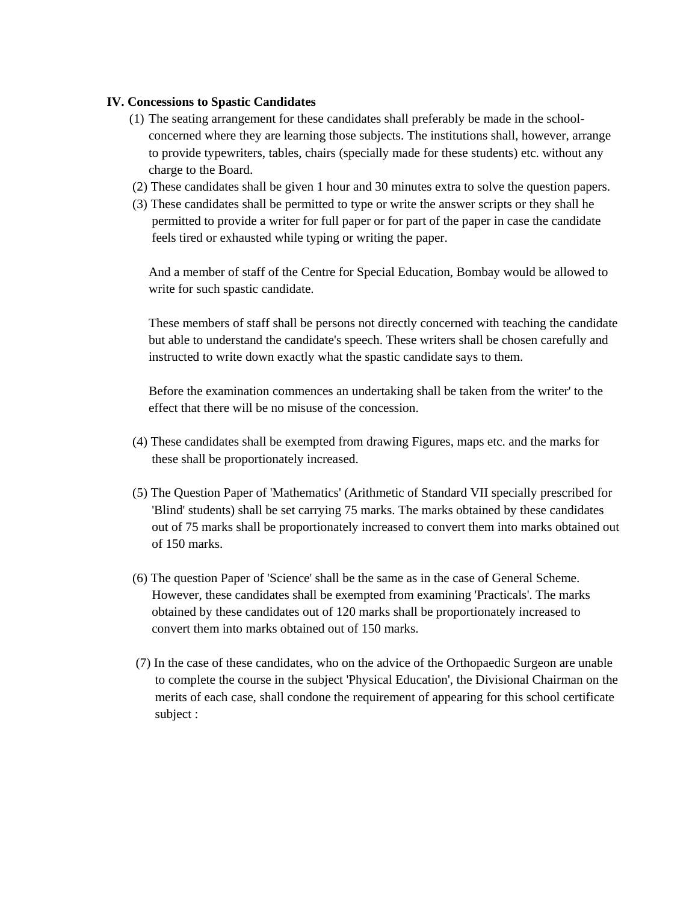**IV. Concessions to Spastic Candidates**

(1) The seating arrangement for these candidates shall preferably be made in the school-concerned where they are learning those subjects. The institutions shall, however, arrange to provide typewriters, tables, chairs (specially made for these students) etc. without any charge to the Board.

(2) These candidates shall be given 1 hour and 30 minutes extra to solve the question papers.

(3) These candidates shall be permitted to type or write the answer scripts or they shall he permitted to provide a writer for full paper or for part of the paper in case the candidate feels tired or exhausted while typing or writing the paper.

And a member of staff of the Centre for Special Education, Bombay would be allowed to write for such spastic candidate.

These members of staff shall be persons not directly concerned with teaching the candidate but able to understand the candidate's speech. These writers shall be chosen carefully and instructed to write down exactly what the spastic candidate says to them.

Before the examination commences an undertaking shall be taken from the writer' to the effect that there will be no misuse of the concession.

(4) These candidates shall be exempted from drawing Figures, maps etc. and the marks for these shall be proportionately increased.

(5) The Question Paper of 'Mathematics' (Arithmetic of Standard VII specially prescribed for 'Blind' students) shall be set carrying 75 marks. The marks obtained by these candidates out of 75 marks shall be proportionately increased to convert them into marks obtained out of 150 marks.

(6) The question Paper of 'Science' shall be the same as in the case of General Scheme. However, these candidates shall be exempted from examining 'Practicals'. The marks obtained by these candidates out of 120 marks shall be proportionately increased to convert them into marks obtained out of 150 marks.

(7) In the case of these candidates, who on the advice of the Orthopaedic Surgeon are unable to complete the course in the subject 'Physical Education', the Divisional Chairman on the merits of each case, shall condone the requirement of appearing for this school certificate subject :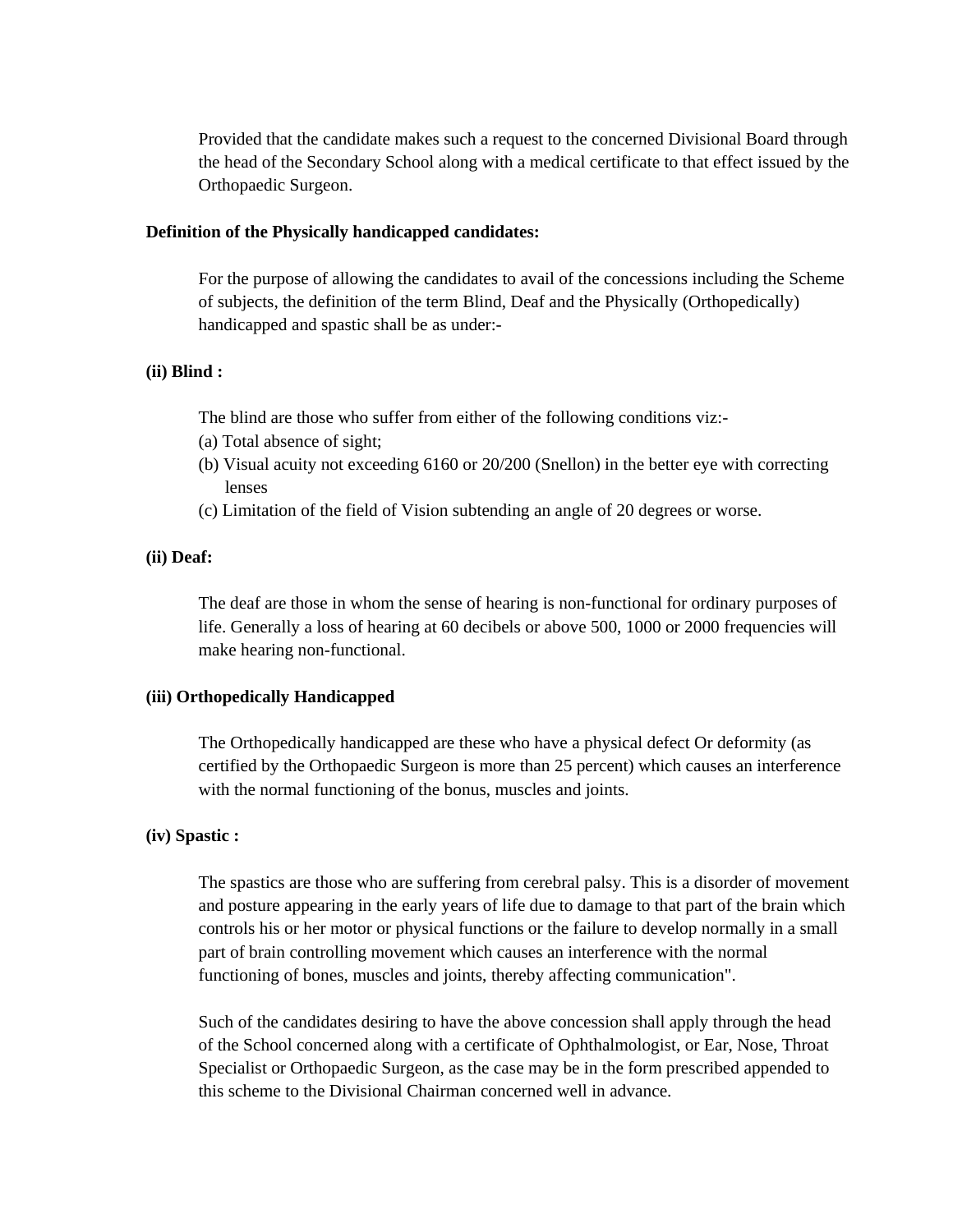Provided that the candidate makes such a request to the concerned Divisional Board through the head of the Secondary School along with a medical certificate to that effect issued by the Orthopaedic Surgeon.

**Definition of the Physically handicapped candidates:**

For the purpose of allowing the candidates to avail of the concessions including the Scheme of subjects, the definition of the term Blind, Deaf and the Physically (Orthopedically) handicapped and spastic shall be as under:-

**(ii) Blind :**

The blind are those who suffer from either of the following conditions viz:-

(a) Total absence of sight;

(b) Visual acuity not exceeding 6160 or 20/200 (Snellon) in the better eye with correcting lenses

(c) Limitation of the field of Vision subtending an angle of 20 degrees or worse.

**(ii) Deaf:**

The deaf are those in whom the sense of hearing is non-functional for ordinary purposes of life. Generally a loss of hearing at 60 decibels or above 500, 1000 or 2000 frequencies will make hearing non-functional.

**(iii) Orthopedically Handicapped**

The Orthopedically handicapped are these who have a physical defect Or deformity (as certified by the Orthopaedic Surgeon is more than 25 percent) which causes an interference with the normal functioning of the bonus, muscles and joints.

**(iv) Spastic :**

The spastics are those who are suffering from cerebral palsy. This is a disorder of movement and posture appearing in the early years of life due to damage to that part of the brain which controls his or her motor or physical functions or the failure to develop normally in a small part of brain controlling movement which causes an interference with the normal functioning of bones, muscles and joints, thereby affecting communication".

Such of the candidates desiring to have the above concession shall apply through the head of the School concerned along with a certificate of Ophthalmologist, or Ear, Nose, Throat Specialist or Orthopaedic Surgeon, as the case may be in the form prescribed appended to this scheme to the Divisional Chairman concerned well in advance.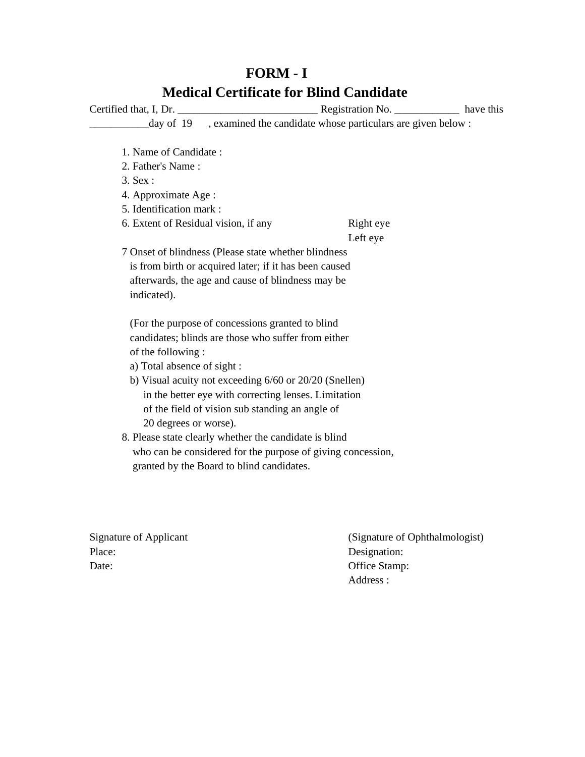# FORM - I

## Medical Certificate for Blind Candidate

Certified that, I, Dr. __________________________ Registration No. ____________ have this ___________day of 19 , examined the candidate whose particulars are given below :

1. Name of Candidate :
2. Father's Name :
3. Sex :
4. Approximate Age :
5. Identification mark :
6. Extent of Residual vision, if any    Right eye
   Left eye
7. Onset of blindness (Please state whether blindness is from birth or acquired later; if it has been caused afterwards, the age and cause of blindness may be indicated).

   (For the purpose of concessions granted to blind candidates; blinds are those who suffer from either of the following :
   a) Total absence of sight :
   b) Visual acuity not exceeding 6/60 or 20/20 (Snellen) in the better eye with correcting lenses. Limitation of the field of vision sub standing an angle of 20 degrees or worse).
8. Please state clearly whether the candidate is blind who can be considered for the purpose of giving concession, granted by the Board to blind candidates.

Signature of Applicant
Place:
Date:

(Signature of Ophthalmologist)
Designation:
Office Stamp:
Address :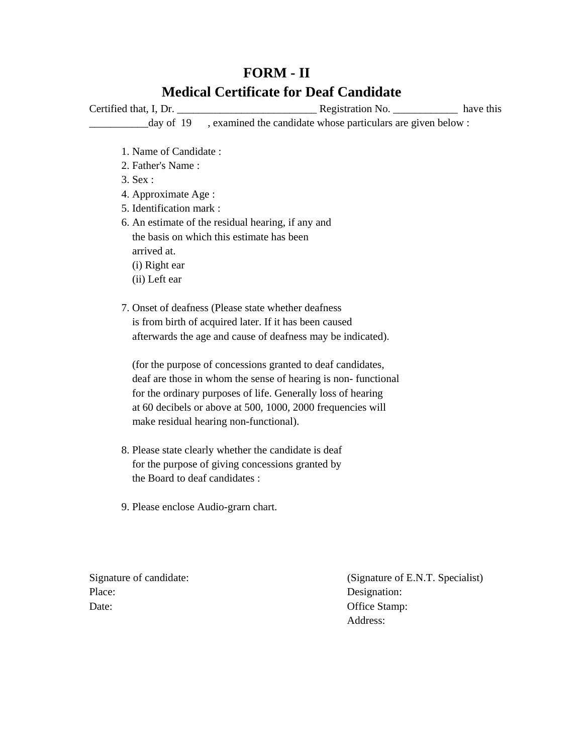# FORM - II

## Medical Certificate for Deaf Candidate

Certified that, I, Dr. __________________________ Registration No. ____________ have this ___________day of 19 , examined the candidate whose particulars are given below :

1. Name of Candidate :
2. Father's Name :
3. Sex :
4. Approximate Age :
5. Identification mark :
6. An estimate of the residual hearing, if any and the basis on which this estimate has been arrived at.
   (i) Right ear
   (ii) Left ear

7. Onset of deafness (Please state whether deafness is from birth of acquired later. If it has been caused afterwards the age and cause of deafness may be indicated).

   (for the purpose of concessions granted to deaf candidates, deaf are those in whom the sense of hearing is non- functional for the ordinary purposes of life. Generally loss of hearing at 60 decibels or above at 500, 1000, 2000 frequencies will make residual hearing non-functional).

8. Please state clearly whether the candidate is deaf for the purpose of giving concessions granted by the Board to deaf candidates :

9. Please enclose Audio-grarn chart.

Signature of candidate:
Place:
Date:

(Signature of E.N.T. Specialist)
Designation:
Office Stamp:
Address: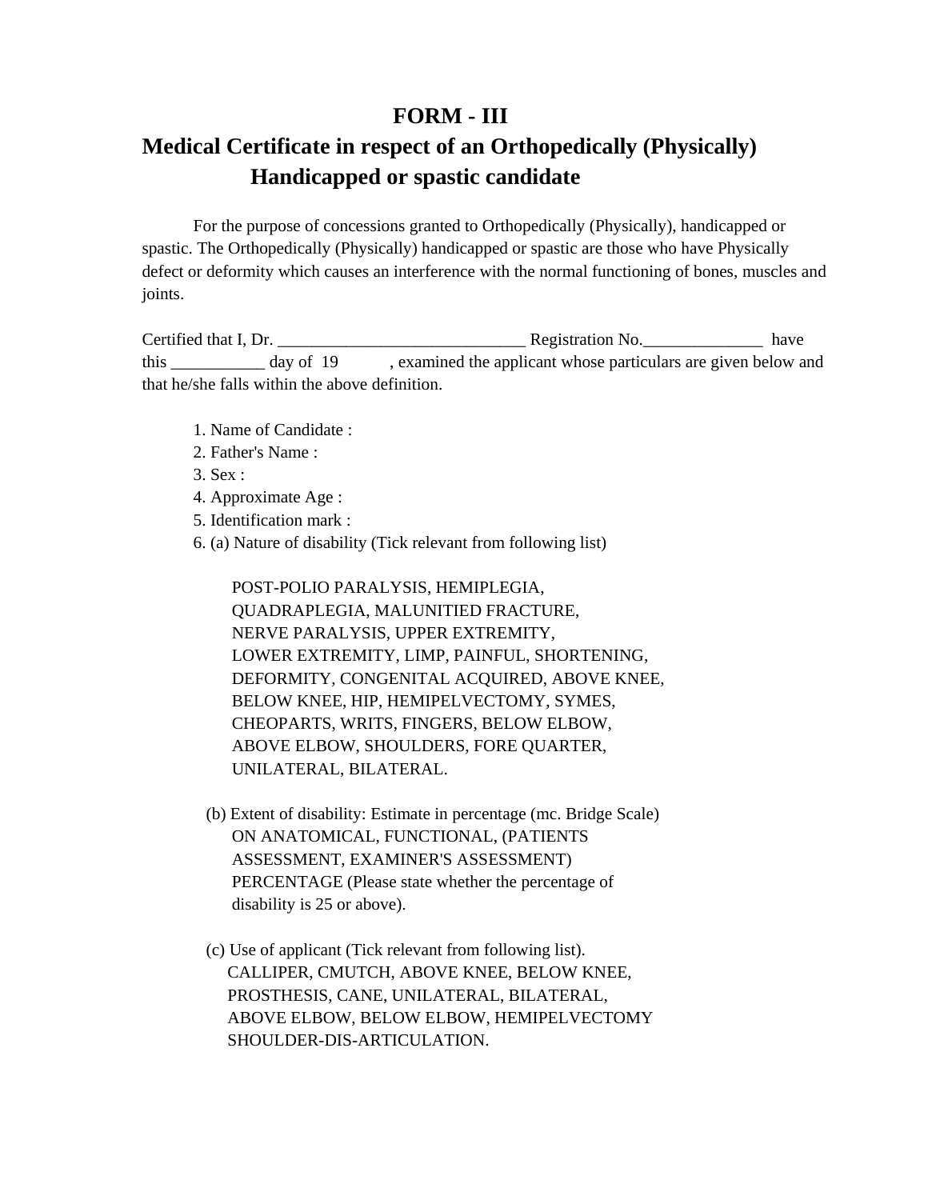# FORM - III

## Medical Certificate in respect of an Orthopedically (Physically) Handicapped or spastic candidate

For the purpose of concessions granted to Orthopedically (Physically), handicapped or spastic. The Orthopedically (Physically) handicapped or spastic are those who have Physically defect or deformity which causes an interference with the normal functioning of bones, muscles and joints.

Certified that I, Dr. _____________________________ Registration No.______________ have this ___________ day of 19 , examined the applicant whose particulars are given below and that he/she falls within the above definition.

1. Name of Candidate :
2. Father's Name :
3. Sex :
4. Approximate Age :
5. Identification mark :
6. (a) Nature of disability (Tick relevant from following list)

   POST-POLIO PARALYSIS, HEMIPLEGIA, QUADRAPLEGIA, MALUNITIED FRACTURE, NERVE PARALYSIS, UPPER EXTREMITY, LOWER EXTREMITY, LIMP, PAINFUL, SHORTENING, DEFORMITY, CONGENITAL ACQUIRED, ABOVE KNEE, BELOW KNEE, HIP, HEMIPELVECTOMY, SYMES, CHEOPARTS, WRITS, FINGERS, BELOW ELBOW, ABOVE ELBOW, SHOULDERS, FORE QUARTER, UNILATERAL, BILATERAL.

   (b) Extent of disability: Estimate in percentage (mc. Bridge Scale) ON ANATOMICAL, FUNCTIONAL, (PATIENTS ASSESSMENT, EXAMINER'S ASSESSMENT) PERCENTAGE (Please state whether the percentage of disability is 25 or above).

   (c) Use of applicant (Tick relevant from following list). CALLIPER, CMUTCH, ABOVE KNEE, BELOW KNEE, PROSTHESIS, CANE, UNILATERAL, BILATERAL, ABOVE ELBOW, BELOW ELBOW, HEMIPELVECTOMY SHOULDER-DIS-ARTICULATION.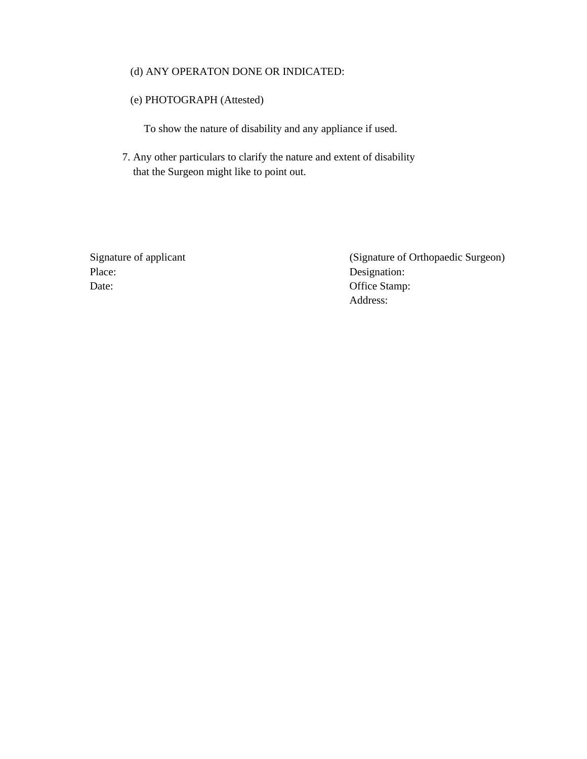(d) ANY OPERATON DONE OR INDICATED:

(e) PHOTOGRAPH (Attested)

To show the nature of disability and any appliance if used.

7. Any other particulars to clarify the nature and extent of disability that the Surgeon might like to point out.

Signature of applicant
Place:
Date:

(Signature of Orthopaedic Surgeon)
Designation:
Office Stamp:
Address: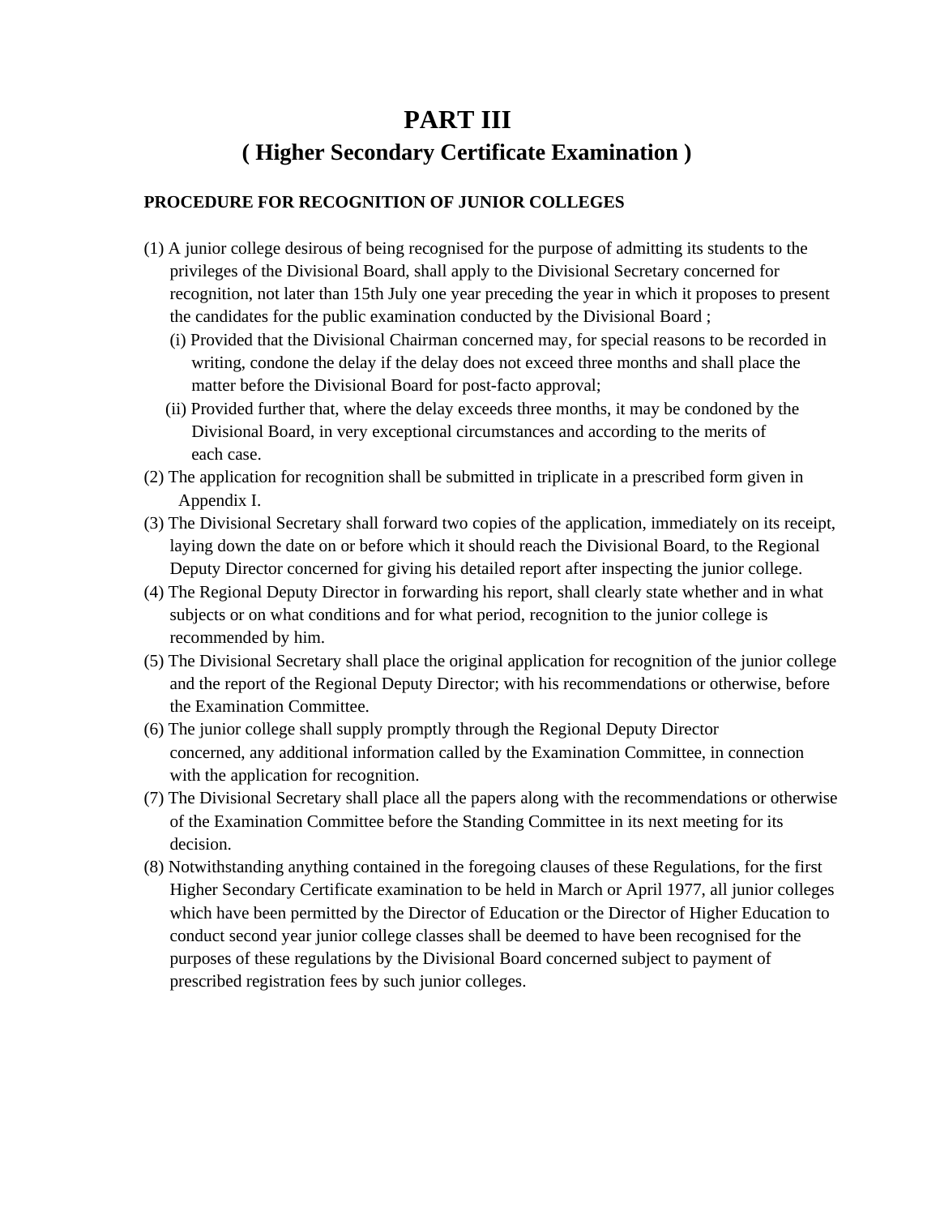# PART III

## ( Higher Secondary Certificate Examination )

**PROCEDURE FOR RECOGNITION OF JUNIOR COLLEGES**

(1) A junior college desirous of being recognised for the purpose of admitting its students to the privileges of the Divisional Board, shall apply to the Divisional Secretary concerned for recognition, not later than 15th July one year preceding the year in which it proposes to present the candidates for the public examination conducted by the Divisional Board ;

  (i) Provided that the Divisional Chairman concerned may, for special reasons to be recorded in writing, condone the delay if the delay does not exceed three months and shall place the matter before the Divisional Board for post-facto approval;

  (ii) Provided further that, where the delay exceeds three months, it may be condoned by the Divisional Board, in very exceptional circumstances and according to the merits of each case.

(2) The application for recognition shall be submitted in triplicate in a prescribed form given in Appendix I.

(3) The Divisional Secretary shall forward two copies of the application, immediately on its receipt, laying down the date on or before which it should reach the Divisional Board, to the Regional Deputy Director concerned for giving his detailed report after inspecting the junior college.

(4) The Regional Deputy Director in forwarding his report, shall clearly state whether and in what subjects or on what conditions and for what period, recognition to the junior college is recommended by him.

(5) The Divisional Secretary shall place the original application for recognition of the junior college and the report of the Regional Deputy Director; with his recommendations or otherwise, before the Examination Committee.

(6) The junior college shall supply promptly through the Regional Deputy Director concerned, any additional information called by the Examination Committee, in connection with the application for recognition.

(7) The Divisional Secretary shall place all the papers along with the recommendations or otherwise of the Examination Committee before the Standing Committee in its next meeting for its decision.

(8) Notwithstanding anything contained in the foregoing clauses of these Regulations, for the first Higher Secondary Certificate examination to be held in March or April 1977, all junior colleges which have been permitted by the Director of Education or the Director of Higher Education to conduct second year junior college classes shall be deemed to have been recognised for the purposes of these regulations by the Divisional Board concerned subject to payment of prescribed registration fees by such junior colleges.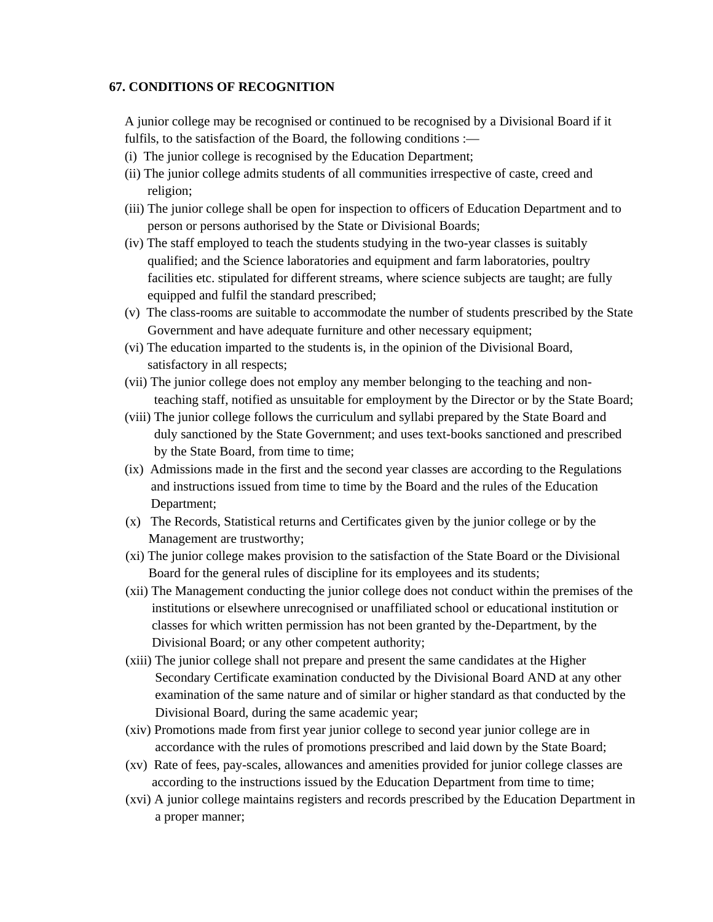**67. CONDITIONS OF RECOGNITION**

A junior college may be recognised or continued to be recognised by a Divisional Board if it fulfils, to the satisfaction of the Board, the following conditions :—

(i) The junior college is recognised by the Education Department;

(ii) The junior college admits students of all communities irrespective of caste, creed and religion;

(iii) The junior college shall be open for inspection to officers of Education Department and to person or persons authorised by the State or Divisional Boards;

(iv) The staff employed to teach the students studying in the two-year classes is suitably qualified; and the Science laboratories and equipment and farm laboratories, poultry facilities etc. stipulated for different streams, where science subjects are taught; are fully equipped and fulfil the standard prescribed;

(v) The class-rooms are suitable to accommodate the number of students prescribed by the State Government and have adequate furniture and other necessary equipment;

(vi) The education imparted to the students is, in the opinion of the Divisional Board, satisfactory in all respects;

(vii) The junior college does not employ any member belonging to the teaching and non-teaching staff, notified as unsuitable for employment by the Director or by the State Board;

(viii) The junior college follows the curriculum and syllabi prepared by the State Board and duly sanctioned by the State Government; and uses text-books sanctioned and prescribed by the State Board, from time to time;

(ix) Admissions made in the first and the second year classes are according to the Regulations and instructions issued from time to time by the Board and the rules of the Education Department;

(x) The Records, Statistical returns and Certificates given by the junior college or by the Management are trustworthy;

(xi) The junior college makes provision to the satisfaction of the State Board or the Divisional Board for the general rules of discipline for its employees and its students;

(xii) The Management conducting the junior college does not conduct within the premises of the institutions or elsewhere unrecognised or unaffiliated school or educational institution or classes for which written permission has not been granted by the-Department, by the Divisional Board; or any other competent authority;

(xiii) The junior college shall not prepare and present the same candidates at the Higher Secondary Certificate examination conducted by the Divisional Board AND at any other examination of the same nature and of similar or higher standard as that conducted by the Divisional Board, during the same academic year;

(xiv) Promotions made from first year junior college to second year junior college are in accordance with the rules of promotions prescribed and laid down by the State Board;

(xv) Rate of fees, pay-scales, allowances and amenities provided for junior college classes are according to the instructions issued by the Education Department from time to time;

(xvi) A junior college maintains registers and records prescribed by the Education Department in a proper manner;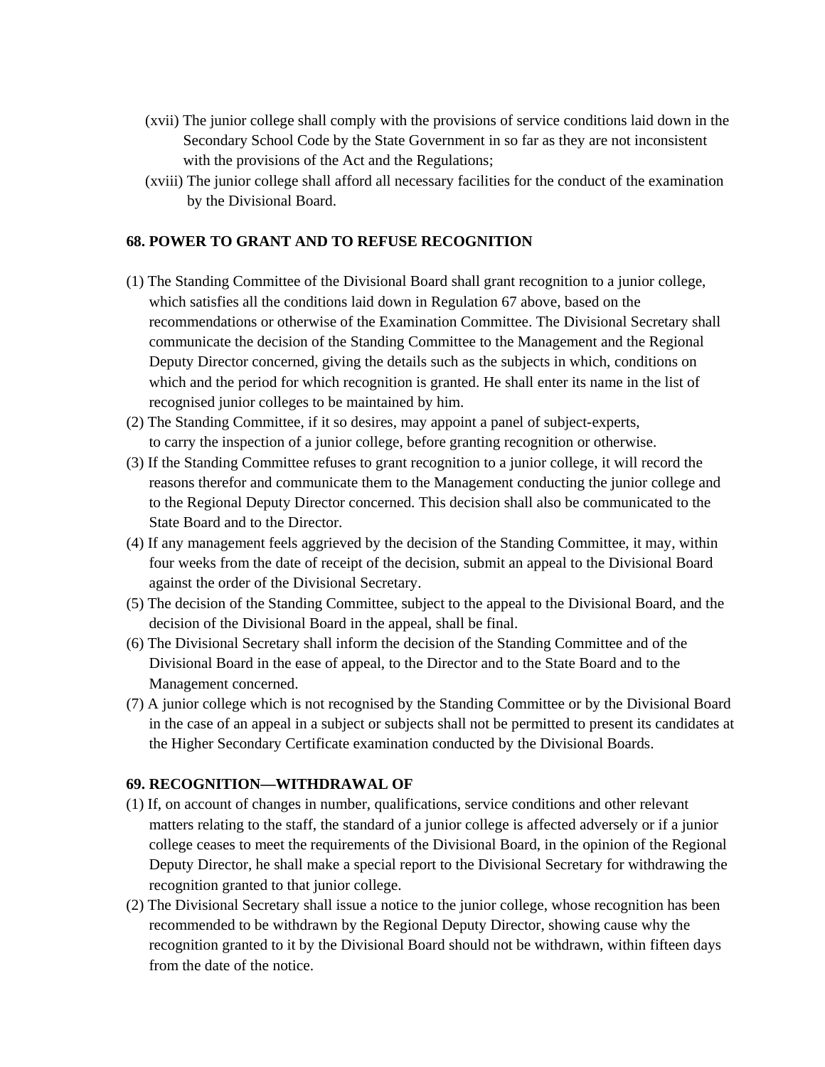(xvii) The junior college shall comply with the provisions of service conditions laid down in the Secondary School Code by the State Government in so far as they are not inconsistent with the provisions of the Act and the Regulations;

(xviii) The junior college shall afford all necessary facilities for the conduct of the examination by the Divisional Board.

## 68. POWER TO GRANT AND TO REFUSE RECOGNITION

(1) The Standing Committee of the Divisional Board shall grant recognition to a junior college, which satisfies all the conditions laid down in Regulation 67 above, based on the recommendations or otherwise of the Examination Committee. The Divisional Secretary shall communicate the decision of the Standing Committee to the Management and the Regional Deputy Director concerned, giving the details such as the subjects in which, conditions on which and the period for which recognition is granted. He shall enter its name in the list of recognised junior colleges to be maintained by him.

(2) The Standing Committee, if it so desires, may appoint a panel of subject-experts, to carry the inspection of a junior college, before granting recognition or otherwise.

(3) If the Standing Committee refuses to grant recognition to a junior college, it will record the reasons therefor and communicate them to the Management conducting the junior college and to the Regional Deputy Director concerned. This decision shall also be communicated to the State Board and to the Director.

(4) If any management feels aggrieved by the decision of the Standing Committee, it may, within four weeks from the date of receipt of the decision, submit an appeal to the Divisional Board against the order of the Divisional Secretary.

(5) The decision of the Standing Committee, subject to the appeal to the Divisional Board, and the decision of the Divisional Board in the appeal, shall be final.

(6) The Divisional Secretary shall inform the decision of the Standing Committee and of the Divisional Board in the ease of appeal, to the Director and to the State Board and to the Management concerned.

(7) A junior college which is not recognised by the Standing Committee or by the Divisional Board in the case of an appeal in a subject or subjects shall not be permitted to present its candidates at the Higher Secondary Certificate examination conducted by the Divisional Boards.

## 69. RECOGNITION—WITHDRAWAL OF

(1) If, on account of changes in number, qualifications, service conditions and other relevant matters relating to the staff, the standard of a junior college is affected adversely or if a junior college ceases to meet the requirements of the Divisional Board, in the opinion of the Regional Deputy Director, he shall make a special report to the Divisional Secretary for withdrawing the recognition granted to that junior college.

(2) The Divisional Secretary shall issue a notice to the junior college, whose recognition has been recommended to be withdrawn by the Regional Deputy Director, showing cause why the recognition granted to it by the Divisional Board should not be withdrawn, within fifteen days from the date of the notice.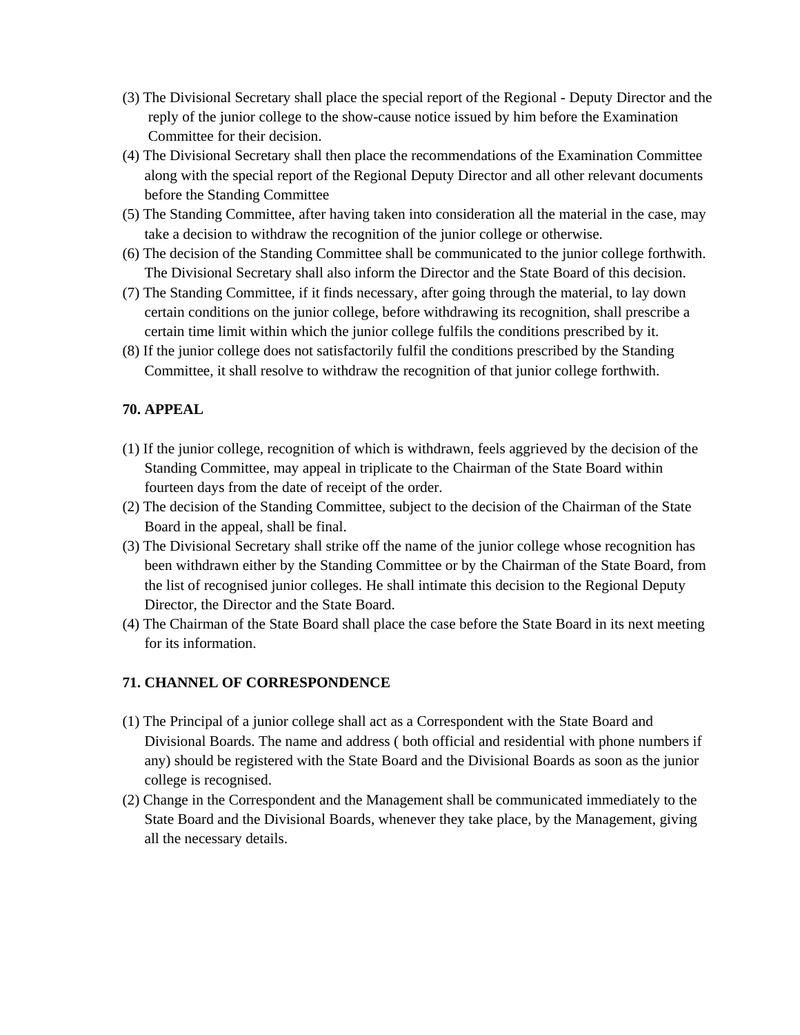(3) The Divisional Secretary shall place the special report of the Regional - Deputy Director and the reply of the junior college to the show-cause notice issued by him before the Examination Committee for their decision.

(4) The Divisional Secretary shall then place the recommendations of the Examination Committee along with the special report of the Regional Deputy Director and all other relevant documents before the Standing Committee

(5) The Standing Committee, after having taken into consideration all the material in the case, may take a decision to withdraw the recognition of the junior college or otherwise.

(6) The decision of the Standing Committee shall be communicated to the junior college forthwith. The Divisional Secretary shall also inform the Director and the State Board of this decision.

(7) The Standing Committee, if it finds necessary, after going through the material, to lay down certain conditions on the junior college, before withdrawing its recognition, shall prescribe a certain time limit within which the junior college fulfils the conditions prescribed by it.

(8) If the junior college does not satisfactorily fulfil the conditions prescribed by the Standing Committee, it shall resolve to withdraw the recognition of that junior college forthwith.

**70. APPEAL**

(1) If the junior college, recognition of which is withdrawn, feels aggrieved by the decision of the Standing Committee, may appeal in triplicate to the Chairman of the State Board within fourteen days from the date of receipt of the order.

(2) The decision of the Standing Committee, subject to the decision of the Chairman of the State Board in the appeal, shall be final.

(3) The Divisional Secretary shall strike off the name of the junior college whose recognition has been withdrawn either by the Standing Committee or by the Chairman of the State Board, from the list of recognised junior colleges. He shall intimate this decision to the Regional Deputy Director, the Director and the State Board.

(4) The Chairman of the State Board shall place the case before the State Board in its next meeting for its information.

**71. CHANNEL OF CORRESPONDENCE**

(1) The Principal of a junior college shall act as a Correspondent with the State Board and Divisional Boards. The name and address ( both official and residential with phone numbers if any) should be registered with the State Board and the Divisional Boards as soon as the junior college is recognised.

(2) Change in the Correspondent and the Management shall be communicated immediately to the State Board and the Divisional Boards, whenever they take place, by the Management, giving all the necessary details.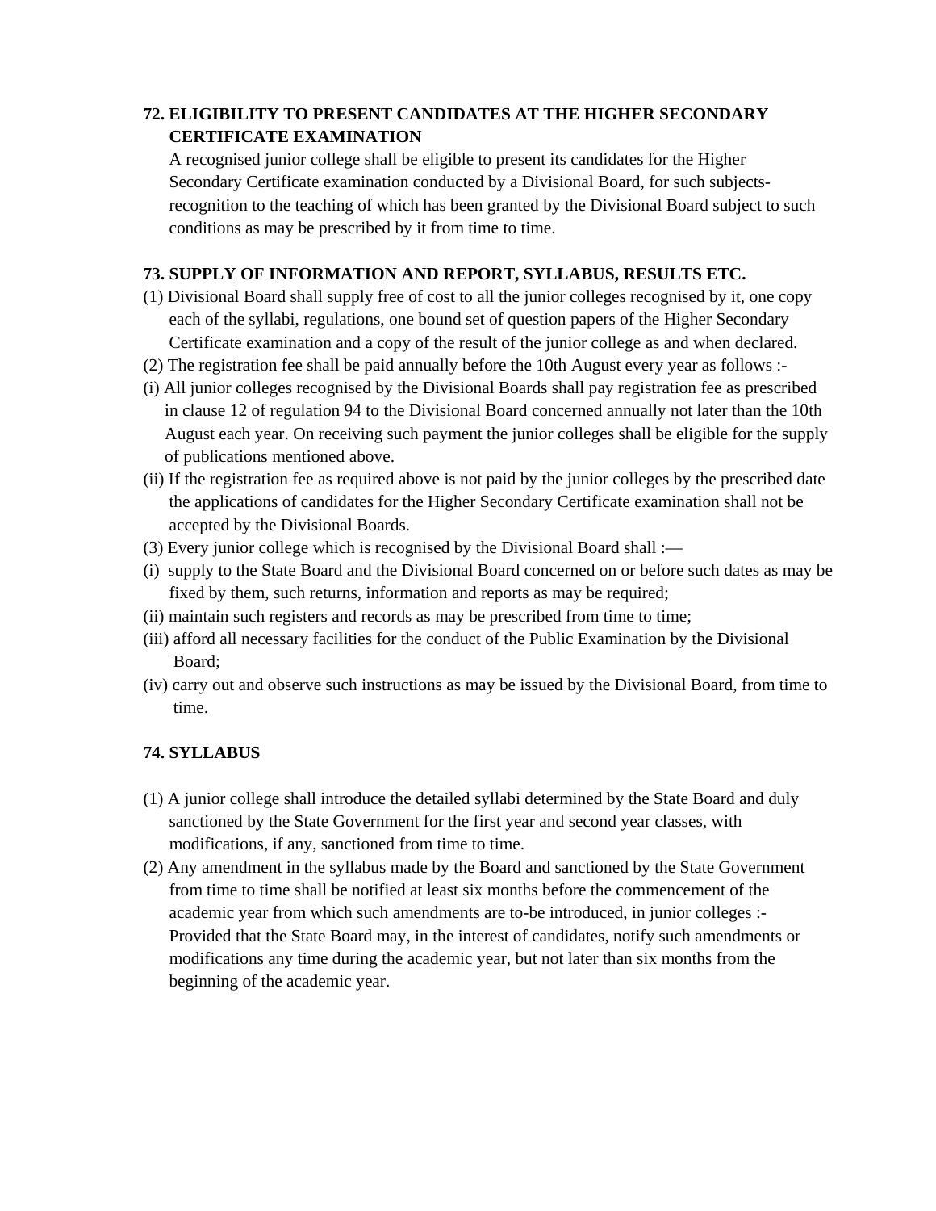**72. ELIGIBILITY TO PRESENT CANDIDATES AT THE HIGHER SECONDARY CERTIFICATE EXAMINATION**

A recognised junior college shall be eligible to present its candidates for the Higher Secondary Certificate examination conducted by a Divisional Board, for such subjects-recognition to the teaching of which has been granted by the Divisional Board subject to such conditions as may be prescribed by it from time to time.

**73. SUPPLY OF INFORMATION AND REPORT, SYLLABUS, RESULTS ETC.**

(1) Divisional Board shall supply free of cost to all the junior colleges recognised by it, one copy each of the syllabi, regulations, one bound set of question papers of the Higher Secondary Certificate examination and a copy of the result of the junior college as and when declared.

(2) The registration fee shall be paid annually before the 10th August every year as follows :-

(i) All junior colleges recognised by the Divisional Boards shall pay registration fee as prescribed in clause 12 of regulation 94 to the Divisional Board concerned annually not later than the 10th August each year. On receiving such payment the junior colleges shall be eligible for the supply of publications mentioned above.

(ii) If the registration fee as required above is not paid by the junior colleges by the prescribed date the applications of candidates for the Higher Secondary Certificate examination shall not be accepted by the Divisional Boards.

(3) Every junior college which is recognised by the Divisional Board shall :—

(i) supply to the State Board and the Divisional Board concerned on or before such dates as may be fixed by them, such returns, information and reports as may be required;

(ii) maintain such registers and records as may be prescribed from time to time;

(iii) afford all necessary facilities for the conduct of the Public Examination by the Divisional Board;

(iv) carry out and observe such instructions as may be issued by the Divisional Board, from time to time.

**74. SYLLABUS**

(1) A junior college shall introduce the detailed syllabi determined by the State Board and duly sanctioned by the State Government for the first year and second year classes, with modifications, if any, sanctioned from time to time.

(2) Any amendment in the syllabus made by the Board and sanctioned by the State Government from time to time shall be notified at least six months before the commencement of the academic year from which such amendments are to-be introduced, in junior colleges :-
Provided that the State Board may, in the interest of candidates, notify such amendments or modifications any time during the academic year, but not later than six months from the beginning of the academic year.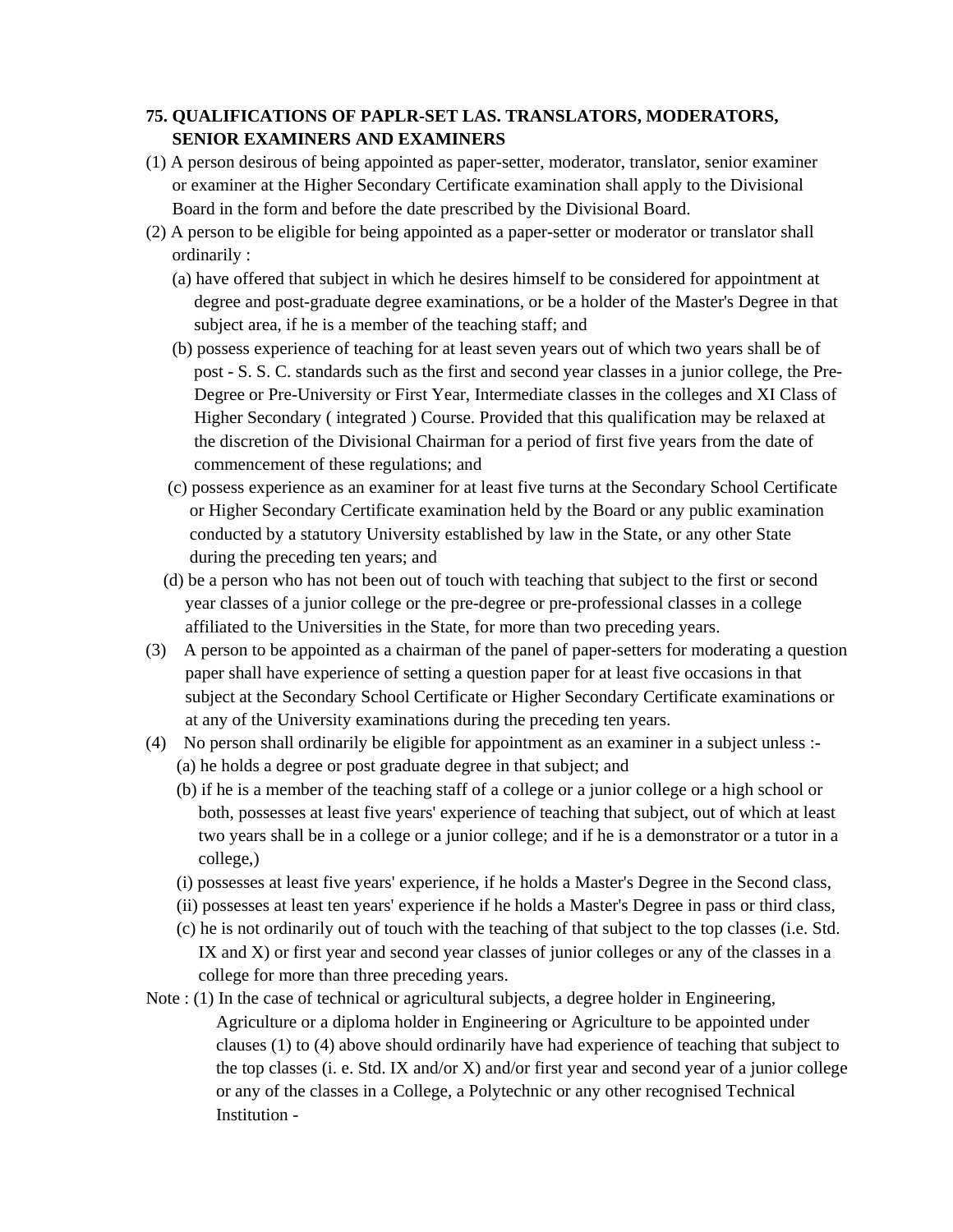**75. QUALIFICATIONS OF PAPLR-SET LAS. TRANSLATORS, MODERATORS, SENIOR EXAMINERS AND EXAMINERS**

(1) A person desirous of being appointed as paper-setter, moderator, translator, senior examiner or examiner at the Higher Secondary Certificate examination shall apply to the Divisional Board in the form and before the date prescribed by the Divisional Board.

(2) A person to be eligible for being appointed as a paper-setter or moderator or translator shall ordinarily :

(a) have offered that subject in which he desires himself to be considered for appointment at degree and post-graduate degree examinations, or be a holder of the Master's Degree in that subject area, if he is a member of the teaching staff; and

(b) possess experience of teaching for at least seven years out of which two years shall be of post - S. S. C. standards such as the first and second year classes in a junior college, the Pre-Degree or Pre-University or First Year, Intermediate classes in the colleges and XI Class of Higher Secondary ( integrated ) Course. Provided that this qualification may be relaxed at the discretion of the Divisional Chairman for a period of first five years from the date of commencement of these regulations; and

(c) possess experience as an examiner for at least five turns at the Secondary School Certificate or Higher Secondary Certificate examination held by the Board or any public examination conducted by a statutory University established by law in the State, or any other State during the preceding ten years; and

(d) be a person who has not been out of touch with teaching that subject to the first or second year classes of a junior college or the pre-degree or pre-professional classes in a college affiliated to the Universities in the State, for more than two preceding years.

(3) A person to be appointed as a chairman of the panel of paper-setters for moderating a question paper shall have experience of setting a question paper for at least five occasions in that subject at the Secondary School Certificate or Higher Secondary Certificate examinations or at any of the University examinations during the preceding ten years.

(4) No person shall ordinarily be eligible for appointment as an examiner in a subject unless :-

(a) he holds a degree or post graduate degree in that subject; and

(b) if he is a member of the teaching staff of a college or a junior college or a high school or both, possesses at least five years' experience of teaching that subject, out of which at least two years shall be in a college or a junior college; and if he is a demonstrator or a tutor in a college,)

(i) possesses at least five years' experience, if he holds a Master's Degree in the Second class,

(ii) possesses at least ten years' experience if he holds a Master's Degree in pass or third class,

(c) he is not ordinarily out of touch with the teaching of that subject to the top classes (i.e. Std. IX and X) or first year and second year classes of junior colleges or any of the classes in a college for more than three preceding years.

Note : (1) In the case of technical or agricultural subjects, a degree holder in Engineering, Agriculture or a diploma holder in Engineering or Agriculture to be appointed under clauses (1) to (4) above should ordinarily have had experience of teaching that subject to the top classes (i. e. Std. IX and/or X) and/or first year and second year of a junior college or any of the classes in a College, a Polytechnic or any other recognised Technical Institution -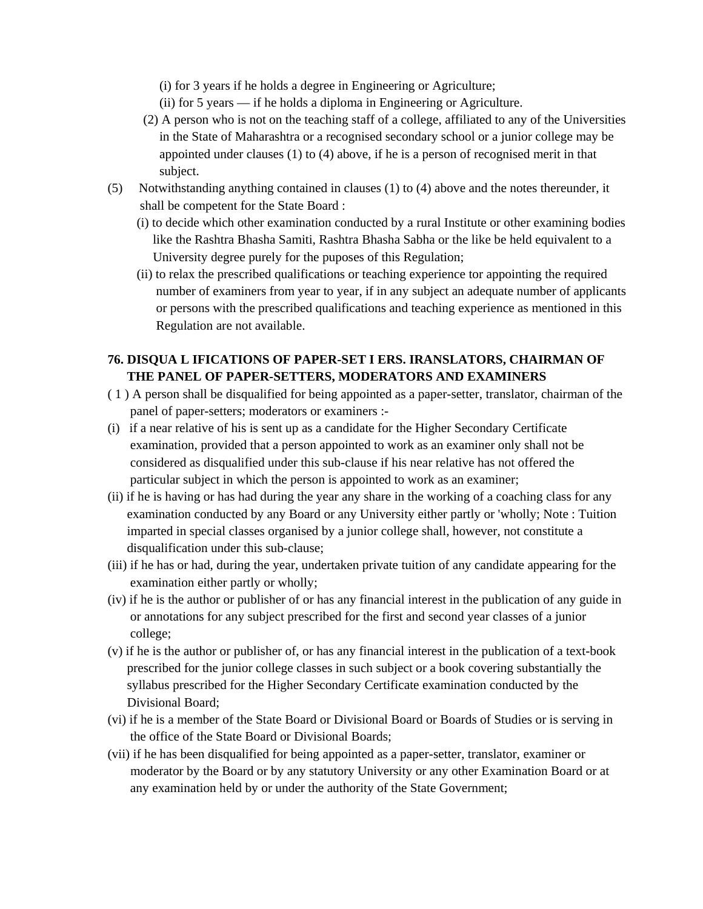(i) for 3 years if he holds a degree in Engineering or Agriculture;

(ii) for 5 years — if he holds a diploma in Engineering or Agriculture.

(2) A person who is not on the teaching staff of a college, affiliated to any of the Universities in the State of Maharashtra or a recognised secondary school or a junior college may be appointed under clauses (1) to (4) above, if he is a person of recognised merit in that subject.

(5) Notwithstanding anything contained in clauses (1) to (4) above and the notes thereunder, it shall be competent for the State Board :

(i) to decide which other examination conducted by a rural Institute or other examining bodies like the Rashtra Bhasha Samiti, Rashtra Bhasha Sabha or the like be held equivalent to a University degree purely for the puposes of this Regulation;

(ii) to relax the prescribed qualifications or teaching experience tor appointing the required number of examiners from year to year, if in any subject an adequate number of applicants or persons with the prescribed qualifications and teaching experience as mentioned in this Regulation are not available.

**76. DISQUA L IFICATIONS OF PAPER-SET I ERS. IRANSLATORS, CHAIRMAN OF THE PANEL OF PAPER-SETTERS, MODERATORS AND EXAMINERS**

( 1 ) A person shall be disqualified for being appointed as a paper-setter, translator, chairman of the panel of paper-setters; moderators or examiners :-

(i) if a near relative of his is sent up as a candidate for the Higher Secondary Certificate examination, provided that a person appointed to work as an examiner only shall not be considered as disqualified under this sub-clause if his near relative has not offered the particular subject in which the person is appointed to work as an examiner;

(ii) if he is having or has had during the year any share in the working of a coaching class for any examination conducted by any Board or any University either partly or 'wholly; Note : Tuition imparted in special classes organised by a junior college shall, however, not constitute a disqualification under this sub-clause;

(iii) if he has or had, during the year, undertaken private tuition of any candidate appearing for the examination either partly or wholly;

(iv) if he is the author or publisher of or has any financial interest in the publication of any guide in or annotations for any subject prescribed for the first and second year classes of a junior college;

(v) if he is the author or publisher of, or has any financial interest in the publication of a text-book prescribed for the junior college classes in such subject or a book covering substantially the syllabus prescribed for the Higher Secondary Certificate examination conducted by the Divisional Board;

(vi) if he is a member of the State Board or Divisional Board or Boards of Studies or is serving in the office of the State Board or Divisional Boards;

(vii) if he has been disqualified for being appointed as a paper-setter, translator, examiner or moderator by the Board or by any statutory University or any other Examination Board or at any examination held by or under the authority of the State Government;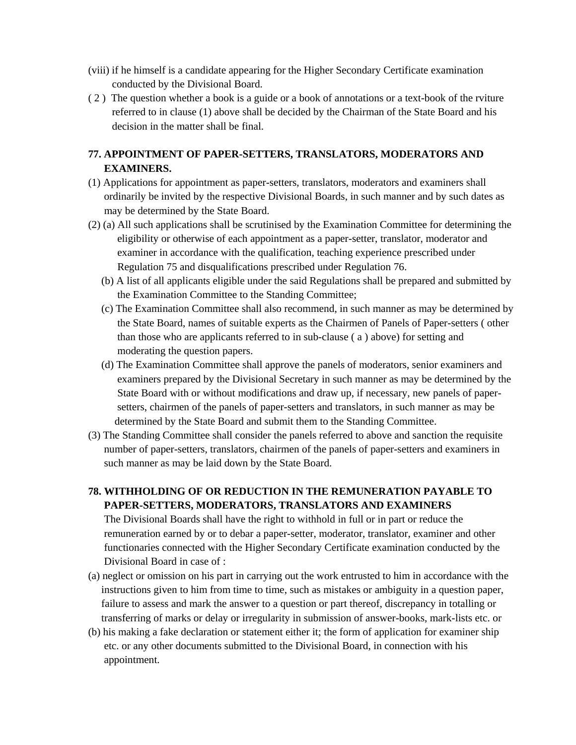(viii) if he himself is a candidate appearing for the Higher Secondary Certificate examination conducted by the Divisional Board.

( 2 ) The question whether a book is a guide or a book of annotations or a text-book of the rviture referred to in clause (1) above shall be decided by the Chairman of the State Board and his decision in the matter shall be final.

## 77. APPOINTMENT OF PAPER-SETTERS, TRANSLATORS, MODERATORS AND EXAMINERS.

(1) Applications for appointment as paper-setters, translators, moderators and examiners shall ordinarily be invited by the respective Divisional Boards, in such manner and by such dates as may be determined by the State Board.

(2) (a) All such applications shall be scrutinised by the Examination Committee for determining the eligibility or otherwise of each appointment as a paper-setter, translator, moderator and examiner in accordance with the qualification, teaching experience prescribed under Regulation 75 and disqualifications prescribed under Regulation 76.

(b) A list of all applicants eligible under the said Regulations shall be prepared and submitted by the Examination Committee to the Standing Committee;

(c) The Examination Committee shall also recommend, in such manner as may be determined by the State Board, names of suitable experts as the Chairmen of Panels of Paper-setters ( other than those who are applicants referred to in sub-clause ( a ) above) for setting and moderating the question papers.

(d) The Examination Committee shall approve the panels of moderators, senior examiners and examiners prepared by the Divisional Secretary in such manner as may be determined by the State Board with or without modifications and draw up, if necessary, new panels of paper-setters, chairmen of the panels of paper-setters and translators, in such manner as may be determined by the State Board and submit them to the Standing Committee.

(3) The Standing Committee shall consider the panels referred to above and sanction the requisite number of paper-setters, translators, chairmen of the panels of paper-setters and examiners in such manner as may be laid down by the State Board.

## 78. WITHHOLDING OF OR REDUCTION IN THE REMUNERATION PAYABLE TO PAPER-SETTERS, MODERATORS, TRANSLATORS AND EXAMINERS

The Divisional Boards shall have the right to withhold in full or in part or reduce the remuneration earned by or to debar a paper-setter, moderator, translator, examiner and other functionaries connected with the Higher Secondary Certificate examination conducted by the Divisional Board in case of :

(a) neglect or omission on his part in carrying out the work entrusted to him in accordance with the instructions given to him from time to time, such as mistakes or ambiguity in a question paper, failure to assess and mark the answer to a question or part thereof, discrepancy in totalling or transferring of marks or delay or irregularity in submission of answer-books, mark-lists etc. or

(b) his making a fake declaration or statement either it; the form of application for examiner ship etc. or any other documents submitted to the Divisional Board, in connection with his appointment.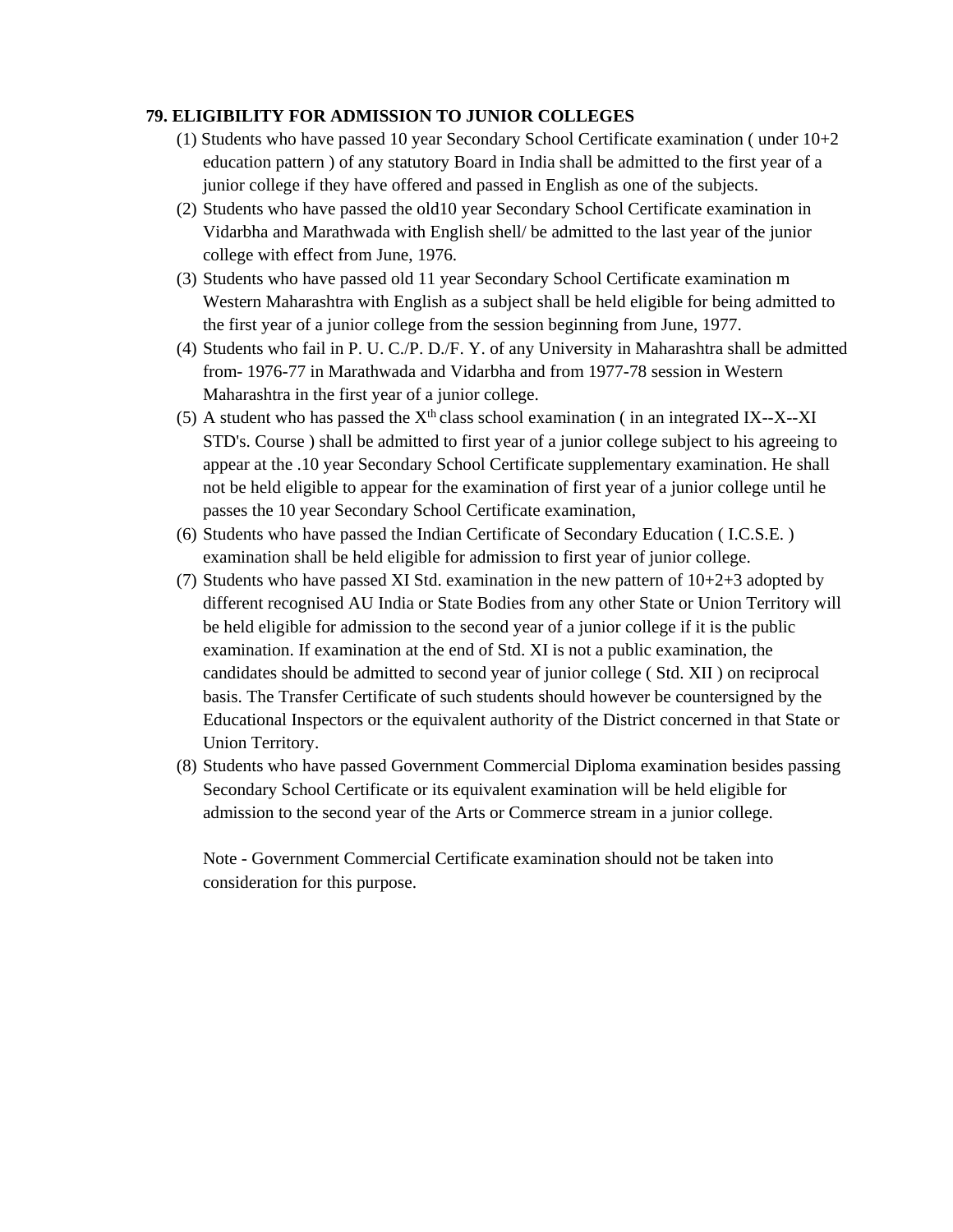**79. ELIGIBILITY FOR ADMISSION TO JUNIOR COLLEGES**

(1) Students who have passed 10 year Secondary School Certificate examination ( under 10+2 education pattern ) of any statutory Board in India shall be admitted to the first year of a junior college if they have offered and passed in English as one of the subjects.

(2) Students who have passed the old10 year Secondary School Certificate examination in Vidarbha and Marathwada with English shell/ be admitted to the last year of the junior college with effect from June, 1976.

(3) Students who have passed old 11 year Secondary School Certificate examination m Western Maharashtra with English as a subject shall be held eligible for being admitted to the first year of a junior college from the session beginning from June, 1977.

(4) Students who fail in P. U. C./P. D./F. Y. of any University in Maharashtra shall be admitted from- 1976-77 in Marathwada and Vidarbha and from 1977-78 session in Western Maharashtra in the first year of a junior college.

(5) A student who has passed the X$^{th}$ class school examination ( in an integrated IX--X--XI STD's. Course ) shall be admitted to first year of a junior college subject to his agreeing to appear at the .10 year Secondary School Certificate supplementary examination. He shall not be held eligible to appear for the examination of first year of a junior college until he passes the 10 year Secondary School Certificate examination,

(6) Students who have passed the Indian Certificate of Secondary Education ( I.C.S.E. ) examination shall be held eligible for admission to first year of junior college.

(7) Students who have passed XI Std. examination in the new pattern of 10+2+3 adopted by different recognised AU India or State Bodies from any other State or Union Territory will be held eligible for admission to the second year of a junior college if it is the public examination. If examination at the end of Std. XI is not a public examination, the candidates should be admitted to second year of junior college ( Std. XII ) on reciprocal basis. The Transfer Certificate of such students should however be countersigned by the Educational Inspectors or the equivalent authority of the District concerned in that State or Union Territory.

(8) Students who have passed Government Commercial Diploma examination besides passing Secondary School Certificate or its equivalent examination will be held eligible for admission to the second year of the Arts or Commerce stream in a junior college.

Note - Government Commercial Certificate examination should not be taken into consideration for this purpose.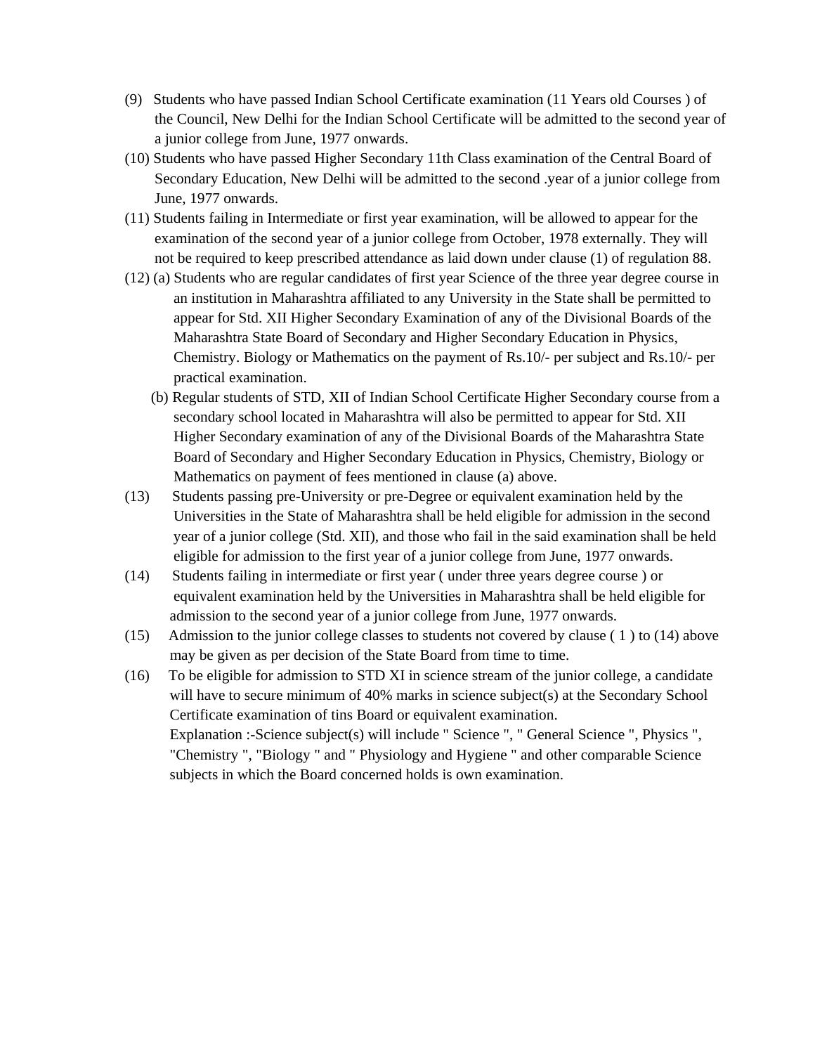(9) Students who have passed Indian School Certificate examination (11 Years old Courses ) of the Council, New Delhi for the Indian School Certificate will be admitted to the second year of a junior college from June, 1977 onwards.

(10) Students who have passed Higher Secondary 11th Class examination of the Central Board of Secondary Education, New Delhi will be admitted to the second .year of a junior college from June, 1977 onwards.

(11) Students failing in Intermediate or first year examination, will be allowed to appear for the examination of the second year of a junior college from October, 1978 externally. They will not be required to keep prescribed attendance as laid down under clause (1) of regulation 88.

(12) (a) Students who are regular candidates of first year Science of the three year degree course in an institution in Maharashtra affiliated to any University in the State shall be permitted to appear for Std. XII Higher Secondary Examination of any of the Divisional Boards of the Maharashtra State Board of Secondary and Higher Secondary Education in Physics, Chemistry. Biology or Mathematics on the payment of Rs.10/- per subject and Rs.10/- per practical examination.

(b) Regular students of STD, XII of Indian School Certificate Higher Secondary course from a secondary school located in Maharashtra will also be permitted to appear for Std. XII Higher Secondary examination of any of the Divisional Boards of the Maharashtra State Board of Secondary and Higher Secondary Education in Physics, Chemistry, Biology or Mathematics on payment of fees mentioned in clause (a) above.

(13) Students passing pre-University or pre-Degree or equivalent examination held by the Universities in the State of Maharashtra shall be held eligible for admission in the second year of a junior college (Std. XII), and those who fail in the said examination shall be held eligible for admission to the first year of a junior college from June, 1977 onwards.

(14) Students failing in intermediate or first year ( under three years degree course ) or equivalent examination held by the Universities in Maharashtra shall be held eligible for admission to the second year of a junior college from June, 1977 onwards.

(15) Admission to the junior college classes to students not covered by clause ( 1 ) to (14) above may be given as per decision of the State Board from time to time.

(16) To be eligible for admission to STD XI in science stream of the junior college, a candidate will have to secure minimum of 40% marks in science subject(s) at the Secondary School Certificate examination of tins Board or equivalent examination.

Explanation :-Science subject(s) will include " Science ", " General Science ", Physics ", "Chemistry ", "Biology " and " Physiology and Hygiene " and other comparable Science subjects in which the Board concerned holds is own examination.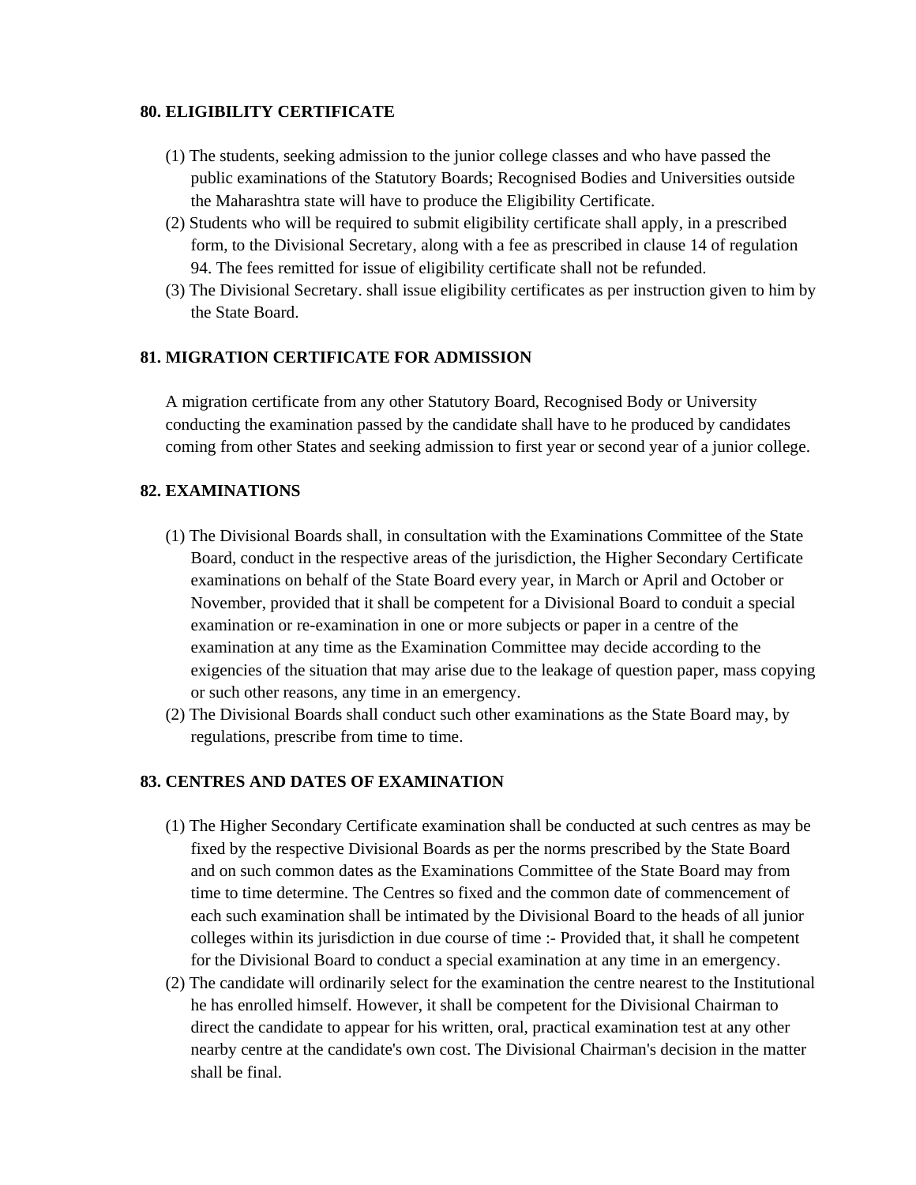**80. ELIGIBILITY CERTIFICATE**

(1) The students, seeking admission to the junior college classes and who have passed the public examinations of the Statutory Boards; Recognised Bodies and Universities outside the Maharashtra state will have to produce the Eligibility Certificate.

(2) Students who will be required to submit eligibility certificate shall apply, in a prescribed form, to the Divisional Secretary, along with a fee as prescribed in clause 14 of regulation 94. The fees remitted for issue of eligibility certificate shall not be refunded.

(3) The Divisional Secretary. shall issue eligibility certificates as per instruction given to him by the State Board.

**81. MIGRATION CERTIFICATE FOR ADMISSION**

A migration certificate from any other Statutory Board, Recognised Body or University conducting the examination passed by the candidate shall have to he produced by candidates coming from other States and seeking admission to first year or second year of a junior college.

**82. EXAMINATIONS**

(1) The Divisional Boards shall, in consultation with the Examinations Committee of the State Board, conduct in the respective areas of the jurisdiction, the Higher Secondary Certificate examinations on behalf of the State Board every year, in March or April and October or November, provided that it shall be competent for a Divisional Board to conduit a special examination or re-examination in one or more subjects or paper in a centre of the examination at any time as the Examination Committee may decide according to the exigencies of the situation that may arise due to the leakage of question paper, mass copying or such other reasons, any time in an emergency.

(2) The Divisional Boards shall conduct such other examinations as the State Board may, by regulations, prescribe from time to time.

**83. CENTRES AND DATES OF EXAMINATION**

(1) The Higher Secondary Certificate examination shall be conducted at such centres as may be fixed by the respective Divisional Boards as per the norms prescribed by the State Board and on such common dates as the Examinations Committee of the State Board may from time to time determine. The Centres so fixed and the common date of commencement of each such examination shall be intimated by the Divisional Board to the heads of all junior colleges within its jurisdiction in due course of time :- Provided that, it shall he competent for the Divisional Board to conduct a special examination at any time in an emergency.

(2) The candidate will ordinarily select for the examination the centre nearest to the Institutional he has enrolled himself. However, it shall be competent for the Divisional Chairman to direct the candidate to appear for his written, oral, practical examination test at any other nearby centre at the candidate's own cost. The Divisional Chairman's decision in the matter shall be final.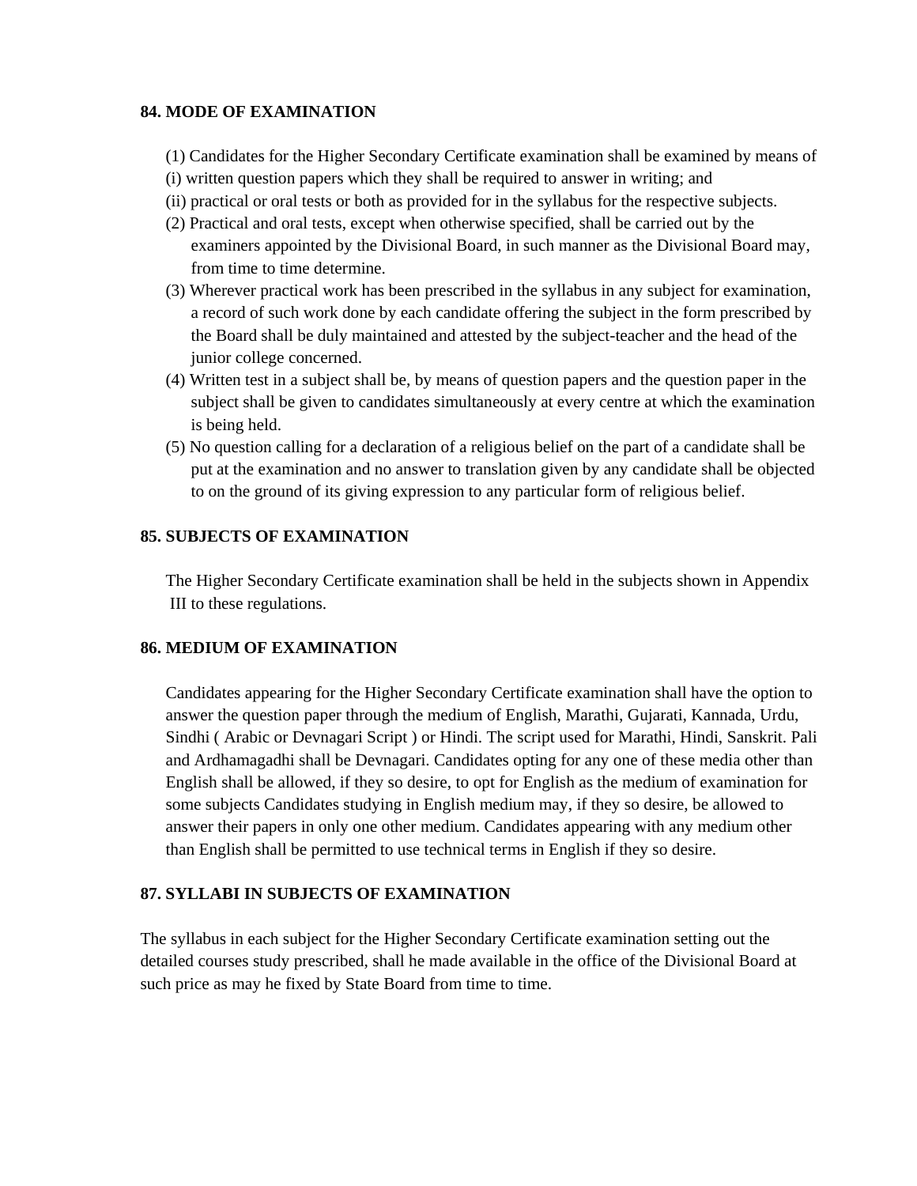**84. MODE OF EXAMINATION**

(1) Candidates for the Higher Secondary Certificate examination shall be examined by means of
(i) written question papers which they shall be required to answer in writing; and
(ii) practical or oral tests or both as provided for in the syllabus for the respective subjects.
(2) Practical and oral tests, except when otherwise specified, shall be carried out by the examiners appointed by the Divisional Board, in such manner as the Divisional Board may, from time to time determine.
(3) Wherever practical work has been prescribed in the syllabus in any subject for examination, a record of such work done by each candidate offering the subject in the form prescribed by the Board shall be duly maintained and attested by the subject-teacher and the head of the junior college concerned.
(4) Written test in a subject shall be, by means of question papers and the question paper in the subject shall be given to candidates simultaneously at every centre at which the examination is being held.
(5) No question calling for a declaration of a religious belief on the part of a candidate shall be put at the examination and no answer to translation given by any candidate shall be objected to on the ground of its giving expression to any particular form of religious belief.

**85. SUBJECTS OF EXAMINATION**

The Higher Secondary Certificate examination shall be held in the subjects shown in Appendix III to these regulations.

**86. MEDIUM OF EXAMINATION**

Candidates appearing for the Higher Secondary Certificate examination shall have the option to answer the question paper through the medium of English, Marathi, Gujarati, Kannada, Urdu, Sindhi ( Arabic or Devnagari Script ) or Hindi. The script used for Marathi, Hindi, Sanskrit. Pali and Ardhamagadhi shall be Devnagari. Candidates opting for any one of these media other than English shall be allowed, if they so desire, to opt for English as the medium of examination for some subjects Candidates studying in English medium may, if they so desire, be allowed to answer their papers in only one other medium. Candidates appearing with any medium other than English shall be permitted to use technical terms in English if they so desire.

**87. SYLLABI IN SUBJECTS OF EXAMINATION**

The syllabus in each subject for the Higher Secondary Certificate examination setting out the detailed courses study prescribed, shall he made available in the office of the Divisional Board at such price as may he fixed by State Board from time to time.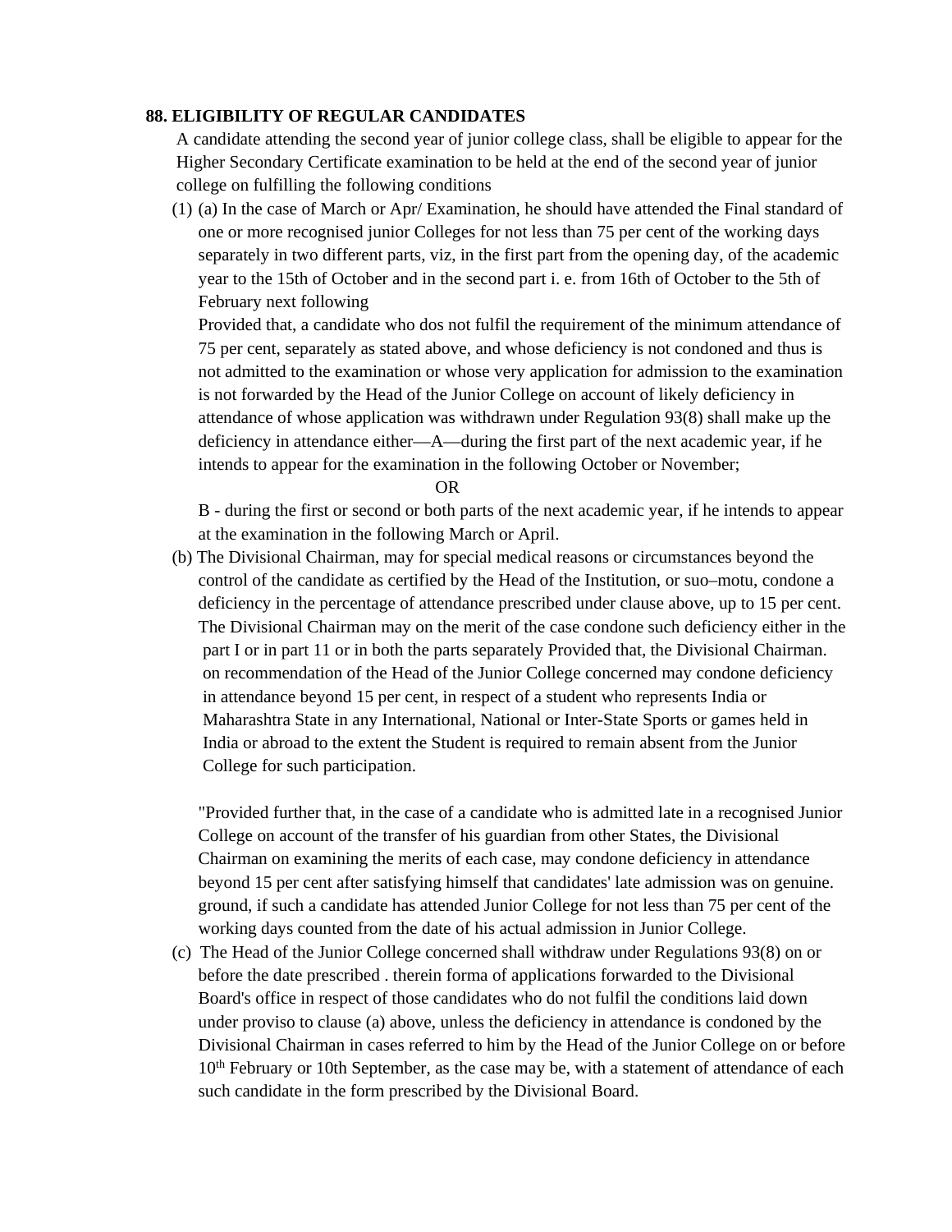**88. ELIGIBILITY OF REGULAR CANDIDATES**

A candidate attending the second year of junior college class, shall be eligible to appear for the Higher Secondary Certificate examination to be held at the end of the second year of junior college on fulfilling the following conditions

(1) (a) In the case of March or Apr/ Examination, he should have attended the Final standard of one or more recognised junior Colleges for not less than 75 per cent of the working days separately in two different parts, viz, in the first part from the opening day, of the academic year to the 15th of October and in the second part i. e. from 16th of October to the 5th of February next following

Provided that, a candidate who dos not fulfil the requirement of the minimum attendance of 75 per cent, separately as stated above, and whose deficiency is not condoned and thus is not admitted to the examination or whose very application for admission to the examination is not forwarded by the Head of the Junior College on account of likely deficiency in attendance of whose application was withdrawn under Regulation 93(8) shall make up the deficiency in attendance either—A—during the first part of the next academic year, if he intends to appear for the examination in the following October or November;

OR

B - during the first or second or both parts of the next academic year, if he intends to appear at the examination in the following March or April.

(b) The Divisional Chairman, may for special medical reasons or circumstances beyond the control of the candidate as certified by the Head of the Institution, or suo–motu, condone a deficiency in the percentage of attendance prescribed under clause above, up to 15 per cent. The Divisional Chairman may on the merit of the case condone such deficiency either in the part I or in part 11 or in both the parts separately Provided that, the Divisional Chairman. on recommendation of the Head of the Junior College concerned may condone deficiency in attendance beyond 15 per cent, in respect of a student who represents India or Maharashtra State in any International, National or Inter-State Sports or games held in India or abroad to the extent the Student is required to remain absent from the Junior College for such participation.

"Provided further that, in the case of a candidate who is admitted late in a recognised Junior College on account of the transfer of his guardian from other States, the Divisional Chairman on examining the merits of each case, may condone deficiency in attendance beyond 15 per cent after satisfying himself that candidates' late admission was on genuine. ground, if such a candidate has attended Junior College for not less than 75 per cent of the working days counted from the date of his actual admission in Junior College.

(c) The Head of the Junior College concerned shall withdraw under Regulations 93(8) on or before the date prescribed . therein forma of applications forwarded to the Divisional Board's office in respect of those candidates who do not fulfil the conditions laid down under proviso to clause (a) above, unless the deficiency in attendance is condoned by the Divisional Chairman in cases referred to him by the Head of the Junior College on or before 10th February or 10th September, as the case may be, with a statement of attendance of each such candidate in the form prescribed by the Divisional Board.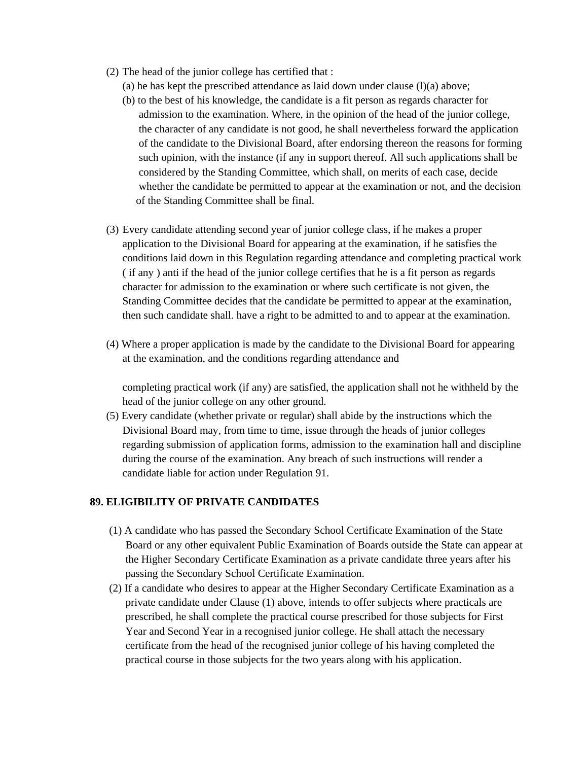(2) The head of the junior college has certified that :

(a) he has kept the prescribed attendance as laid down under clause (l)(a) above;

(b) to the best of his knowledge, the candidate is a fit person as regards character for admission to the examination. Where, in the opinion of the head of the junior college, the character of any candidate is not good, he shall nevertheless forward the application of the candidate to the Divisional Board, after endorsing thereon the reasons for forming such opinion, with the instance (if any in support thereof. All such applications shall be considered by the Standing Committee, which shall, on merits of each case, decide whether the candidate be permitted to appear at the examination or not, and the decision of the Standing Committee shall be final.

(3) Every candidate attending second year of junior college class, if he makes a proper application to the Divisional Board for appearing at the examination, if he satisfies the conditions laid down in this Regulation regarding attendance and completing practical work ( if any ) anti if the head of the junior college certifies that he is a fit person as regards character for admission to the examination or where such certificate is not given, the Standing Committee decides that the candidate be permitted to appear at the examination, then such candidate shall. have a right to be admitted to and to appear at the examination.

(4) Where a proper application is made by the candidate to the Divisional Board for appearing at the examination, and the conditions regarding attendance and

completing practical work (if any) are satisfied, the application shall not he withheld by the head of the junior college on any other ground.

(5) Every candidate (whether private or regular) shall abide by the instructions which the Divisional Board may, from time to time, issue through the heads of junior colleges regarding submission of application forms, admission to the examination hall and discipline during the course of the examination. Any breach of such instructions will render a candidate liable for action under Regulation 91.

**89. ELIGIBILITY OF PRIVATE CANDIDATES**

(1) A candidate who has passed the Secondary School Certificate Examination of the State Board or any other equivalent Public Examination of Boards outside the State can appear at the Higher Secondary Certificate Examination as a private candidate three years after his passing the Secondary School Certificate Examination.

(2) If a candidate who desires to appear at the Higher Secondary Certificate Examination as a private candidate under Clause (1) above, intends to offer subjects where practicals are prescribed, he shall complete the practical course prescribed for those subjects for First Year and Second Year in a recognised junior college. He shall attach the necessary certificate from the head of the recognised junior college of his having completed the practical course in those subjects for the two years along with his application.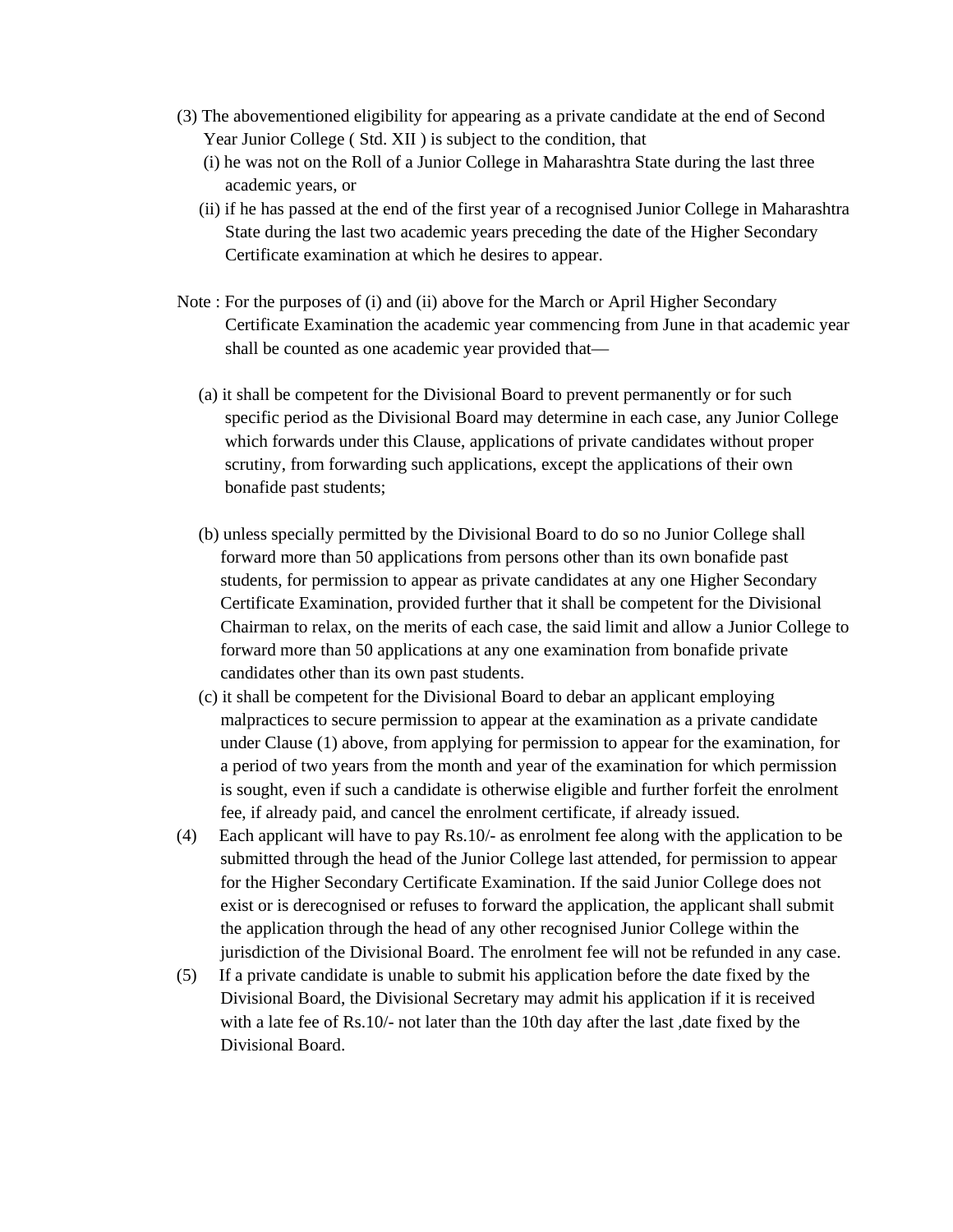(3) The abovementioned eligibility for appearing as a private candidate at the end of Second Year Junior College ( Std. XII ) is subject to the condition, that

(i) he was not on the Roll of a Junior College in Maharashtra State during the last three academic years, or

(ii) if he has passed at the end of the first year of a recognised Junior College in Maharashtra State during the last two academic years preceding the date of the Higher Secondary Certificate examination at which he desires to appear.

Note : For the purposes of (i) and (ii) above for the March or April Higher Secondary Certificate Examination the academic year commencing from June in that academic year shall be counted as one academic year provided that—

(a) it shall be competent for the Divisional Board to prevent permanently or for such specific period as the Divisional Board may determine in each case, any Junior College which forwards under this Clause, applications of private candidates without proper scrutiny, from forwarding such applications, except the applications of their own bonafide past students;

(b) unless specially permitted by the Divisional Board to do so no Junior College shall forward more than 50 applications from persons other than its own bonafide past students, for permission to appear as private candidates at any one Higher Secondary Certificate Examination, provided further that it shall be competent for the Divisional Chairman to relax, on the merits of each case, the said limit and allow a Junior College to forward more than 50 applications at any one examination from bonafide private candidates other than its own past students.

(c) it shall be competent for the Divisional Board to debar an applicant employing malpractices to secure permission to appear at the examination as a private candidate under Clause (1) above, from applying for permission to appear for the examination, for a period of two years from the month and year of the examination for which permission is sought, even if such a candidate is otherwise eligible and further forfeit the enrolment fee, if already paid, and cancel the enrolment certificate, if already issued.

(4) Each applicant will have to pay Rs.10/- as enrolment fee along with the application to be submitted through the head of the Junior College last attended, for permission to appear for the Higher Secondary Certificate Examination. If the said Junior College does not exist or is derecognised or refuses to forward the application, the applicant shall submit the application through the head of any other recognised Junior College within the jurisdiction of the Divisional Board. The enrolment fee will not be refunded in any case.

(5) If a private candidate is unable to submit his application before the date fixed by the Divisional Board, the Divisional Secretary may admit his application if it is received with a late fee of Rs.10/- not later than the 10th day after the last ,date fixed by the Divisional Board.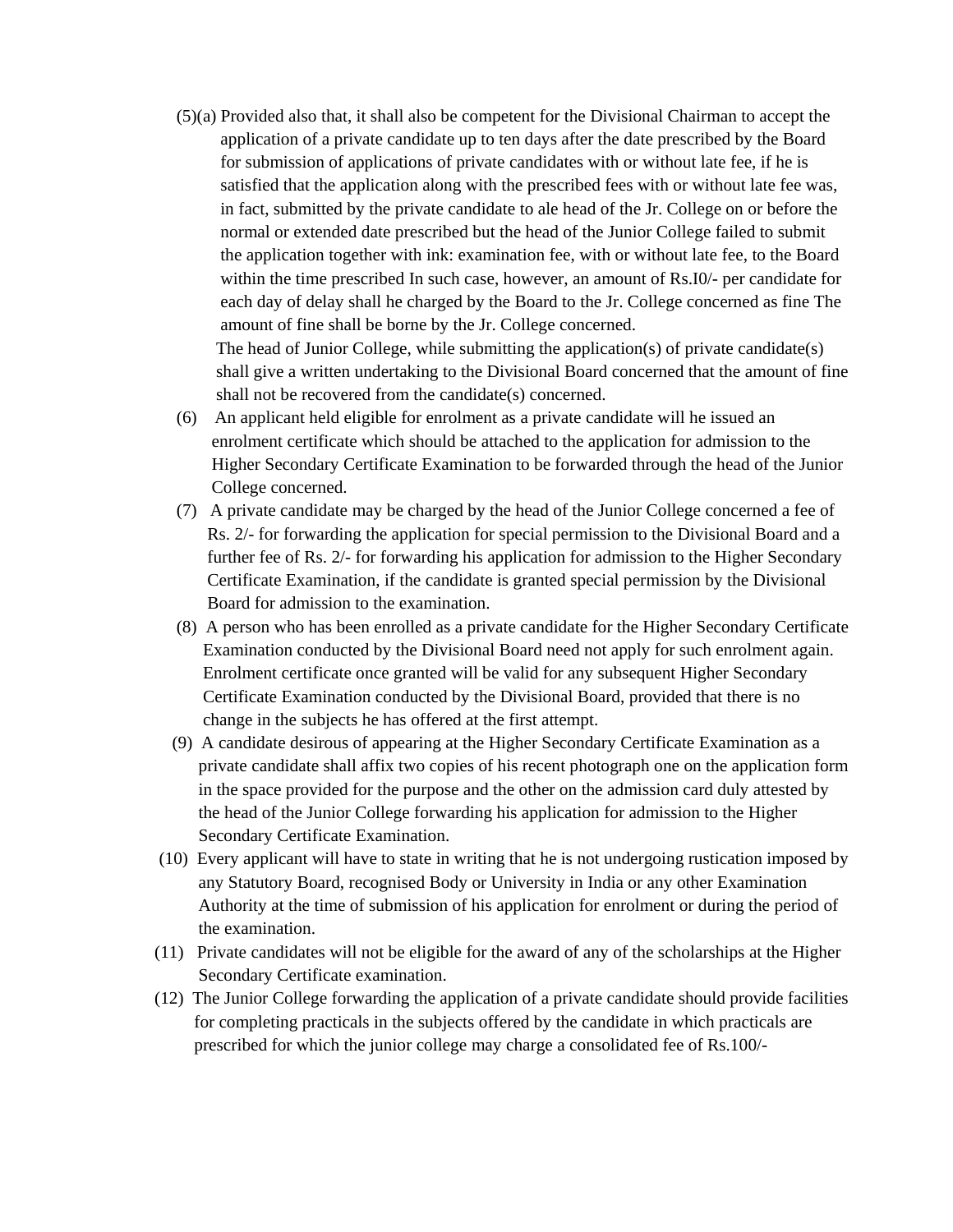(5)(a) Provided also that, it shall also be competent for the Divisional Chairman to accept the application of a private candidate up to ten days after the date prescribed by the Board for submission of applications of private candidates with or without late fee, if he is satisfied that the application along with the prescribed fees with or without late fee was, in fact, submitted by the private candidate to ale head of the Jr. College on or before the normal or extended date prescribed but the head of the Junior College failed to submit the application together with ink: examination fee, with or without late fee, to the Board within the time prescribed In such case, however, an amount of Rs.I0/- per candidate for each day of delay shall he charged by the Board to the Jr. College concerned as fine The amount of fine shall be borne by the Jr. College concerned.

The head of Junior College, while submitting the application(s) of private candidate(s) shall give a written undertaking to the Divisional Board concerned that the amount of fine shall not be recovered from the candidate(s) concerned.

(6) An applicant held eligible for enrolment as a private candidate will he issued an enrolment certificate which should be attached to the application for admission to the Higher Secondary Certificate Examination to be forwarded through the head of the Junior College concerned.

(7) A private candidate may be charged by the head of the Junior College concerned a fee of Rs. 2/- for forwarding the application for special permission to the Divisional Board and a further fee of Rs. 2/- for forwarding his application for admission to the Higher Secondary Certificate Examination, if the candidate is granted special permission by the Divisional Board for admission to the examination.

(8) A person who has been enrolled as a private candidate for the Higher Secondary Certificate Examination conducted by the Divisional Board need not apply for such enrolment again. Enrolment certificate once granted will be valid for any subsequent Higher Secondary Certificate Examination conducted by the Divisional Board, provided that there is no change in the subjects he has offered at the first attempt.

(9) A candidate desirous of appearing at the Higher Secondary Certificate Examination as a private candidate shall affix two copies of his recent photograph one on the application form in the space provided for the purpose and the other on the admission card duly attested by the head of the Junior College forwarding his application for admission to the Higher Secondary Certificate Examination.

(10) Every applicant will have to state in writing that he is not undergoing rustication imposed by any Statutory Board, recognised Body or University in India or any other Examination Authority at the time of submission of his application for enrolment or during the period of the examination.

(11) Private candidates will not be eligible for the award of any of the scholarships at the Higher Secondary Certificate examination.

(12) The Junior College forwarding the application of a private candidate should provide facilities for completing practicals in the subjects offered by the candidate in which practicals are prescribed for which the junior college may charge a consolidated fee of Rs.100/-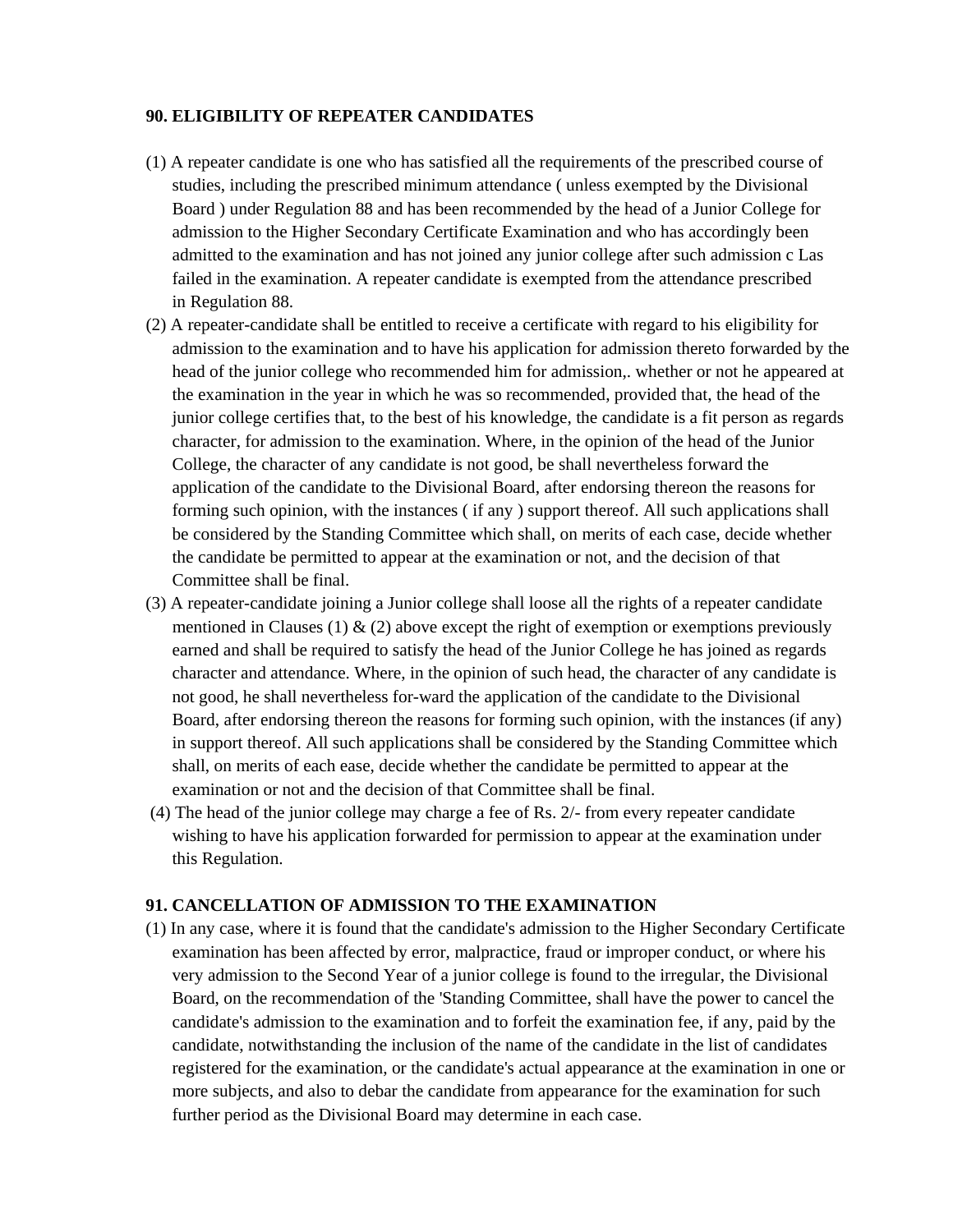**90. ELIGIBILITY OF REPEATER CANDIDATES**

(1) A repeater candidate is one who has satisfied all the requirements of the prescribed course of studies, including the prescribed minimum attendance ( unless exempted by the Divisional Board ) under Regulation 88 and has been recommended by the head of a Junior College for admission to the Higher Secondary Certificate Examination and who has accordingly been admitted to the examination and has not joined any junior college after such admission c Las failed in the examination. A repeater candidate is exempted from the attendance prescribed in Regulation 88.

(2) A repeater-candidate shall be entitled to receive a certificate with regard to his eligibility for admission to the examination and to have his application for admission thereto forwarded by the head of the junior college who recommended him for admission,. whether or not he appeared at the examination in the year in which he was so recommended, provided that, the head of the junior college certifies that, to the best of his knowledge, the candidate is a fit person as regards character, for admission to the examination. Where, in the opinion of the head of the Junior College, the character of any candidate is not good, be shall nevertheless forward the application of the candidate to the Divisional Board, after endorsing thereon the reasons for forming such opinion, with the instances ( if any ) support thereof. All such applications shall be considered by the Standing Committee which shall, on merits of each case, decide whether the candidate be permitted to appear at the examination or not, and the decision of that Committee shall be final.

(3) A repeater-candidate joining a Junior college shall loose all the rights of a repeater candidate mentioned in Clauses (1) & (2) above except the right of exemption or exemptions previously earned and shall be required to satisfy the head of the Junior College he has joined as regards character and attendance. Where, in the opinion of such head, the character of any candidate is not good, he shall nevertheless for-ward the application of the candidate to the Divisional Board, after endorsing thereon the reasons for forming such opinion, with the instances (if any) in support thereof. All such applications shall be considered by the Standing Committee which shall, on merits of each ease, decide whether the candidate be permitted to appear at the examination or not and the decision of that Committee shall be final.

(4) The head of the junior college may charge a fee of Rs. 2/- from every repeater candidate wishing to have his application forwarded for permission to appear at the examination under this Regulation.

**91. CANCELLATION OF ADMISSION TO THE EXAMINATION**

(1) In any case, where it is found that the candidate's admission to the Higher Secondary Certificate examination has been affected by error, malpractice, fraud or improper conduct, or where his very admission to the Second Year of a junior college is found to the irregular, the Divisional Board, on the recommendation of the 'Standing Committee, shall have the power to cancel the candidate's admission to the examination and to forfeit the examination fee, if any, paid by the candidate, notwithstanding the inclusion of the name of the candidate in the list of candidates registered for the examination, or the candidate's actual appearance at the examination in one or more subjects, and also to debar the candidate from appearance for the examination for such further period as the Divisional Board may determine in each case.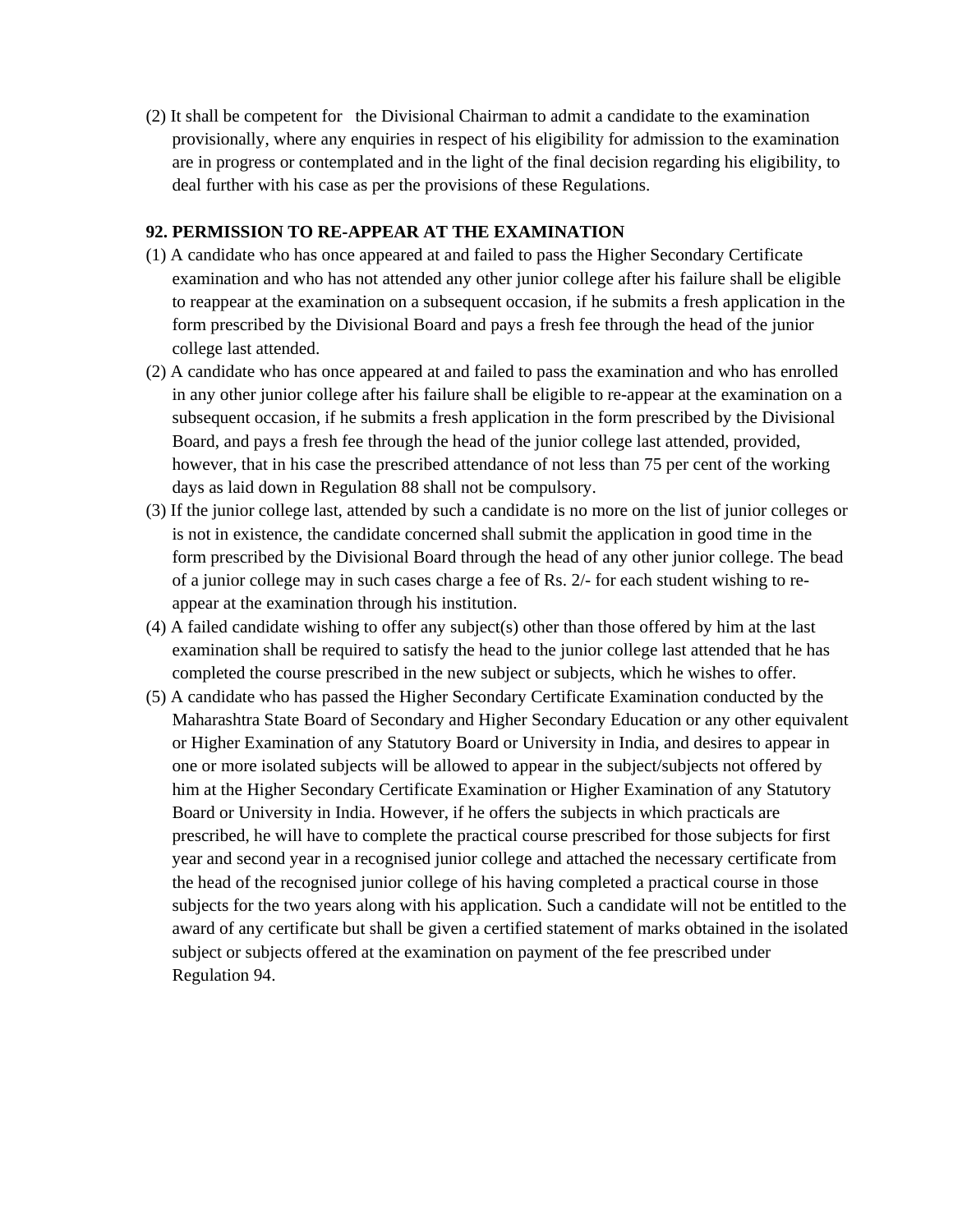(2) It shall be competent for the Divisional Chairman to admit a candidate to the examination provisionally, where any enquiries in respect of his eligibility for admission to the examination are in progress or contemplated and in the light of the final decision regarding his eligibility, to deal further with his case as per the provisions of these Regulations.

**92. PERMISSION TO RE-APPEAR AT THE EXAMINATION**

(1) A candidate who has once appeared at and failed to pass the Higher Secondary Certificate examination and who has not attended any other junior college after his failure shall be eligible to reappear at the examination on a subsequent occasion, if he submits a fresh application in the form prescribed by the Divisional Board and pays a fresh fee through the head of the junior college last attended.

(2) A candidate who has once appeared at and failed to pass the examination and who has enrolled in any other junior college after his failure shall be eligible to re-appear at the examination on a subsequent occasion, if he submits a fresh application in the form prescribed by the Divisional Board, and pays a fresh fee through the head of the junior college last attended, provided, however, that in his case the prescribed attendance of not less than 75 per cent of the working days as laid down in Regulation 88 shall not be compulsory.

(3) If the junior college last, attended by such a candidate is no more on the list of junior colleges or is not in existence, the candidate concerned shall submit the application in good time in the form prescribed by the Divisional Board through the head of any other junior college. The bead of a junior college may in such cases charge a fee of Rs. 2/- for each student wishing to re-appear at the examination through his institution.

(4) A failed candidate wishing to offer any subject(s) other than those offered by him at the last examination shall be required to satisfy the head to the junior college last attended that he has completed the course prescribed in the new subject or subjects, which he wishes to offer.

(5) A candidate who has passed the Higher Secondary Certificate Examination conducted by the Maharashtra State Board of Secondary and Higher Secondary Education or any other equivalent or Higher Examination of any Statutory Board or University in India, and desires to appear in one or more isolated subjects will be allowed to appear in the subject/subjects not offered by him at the Higher Secondary Certificate Examination or Higher Examination of any Statutory Board or University in India. However, if he offers the subjects in which practicals are prescribed, he will have to complete the practical course prescribed for those subjects for first year and second year in a recognised junior college and attached the necessary certificate from the head of the recognised junior college of his having completed a practical course in those subjects for the two years along with his application. Such a candidate will not be entitled to the award of any certificate but shall be given a certified statement of marks obtained in the isolated subject or subjects offered at the examination on payment of the fee prescribed under Regulation 94.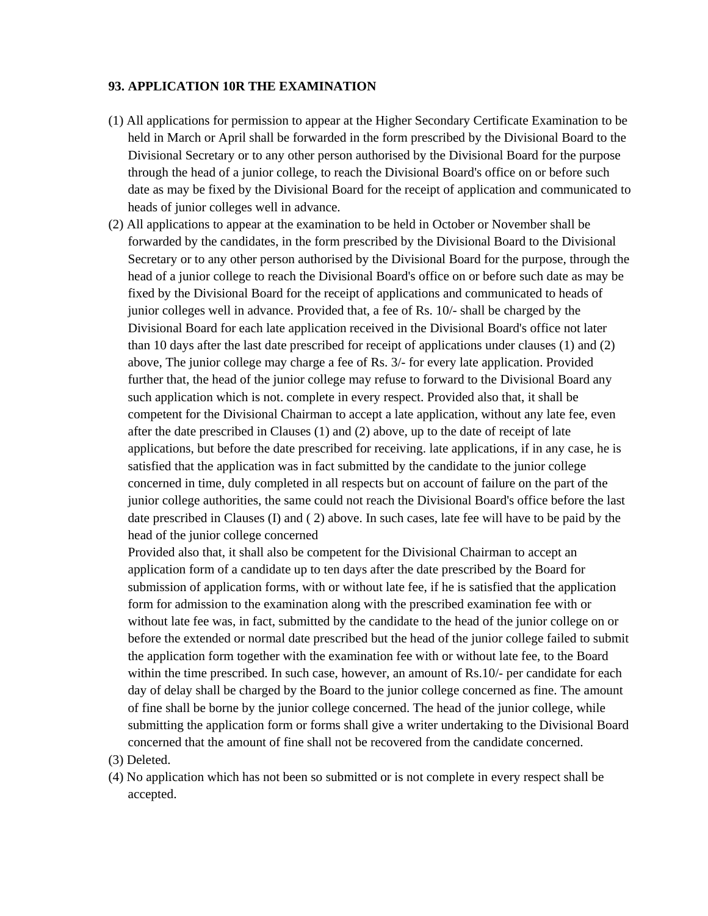**93. APPLICATION 10R THE EXAMINATION**

(1) All applications for permission to appear at the Higher Secondary Certificate Examination to be held in March or April shall be forwarded in the form prescribed by the Divisional Board to the Divisional Secretary or to any other person authorised by the Divisional Board for the purpose through the head of a junior college, to reach the Divisional Board's office on or before such date as may be fixed by the Divisional Board for the receipt of application and communicated to heads of junior colleges well in advance.

(2) All applications to appear at the examination to be held in October or November shall be forwarded by the candidates, in the form prescribed by the Divisional Board to the Divisional Secretary or to any other person authorised by the Divisional Board for the purpose, through the head of a junior college to reach the Divisional Board's office on or before such date as may be fixed by the Divisional Board for the receipt of applications and communicated to heads of junior colleges well in advance. Provided that, a fee of Rs. 10/- shall be charged by the Divisional Board for each late application received in the Divisional Board's office not later than 10 days after the last date prescribed for receipt of applications under clauses (1) and (2) above, The junior college may charge a fee of Rs. 3/- for every late application. Provided further that, the head of the junior college may refuse to forward to the Divisional Board any such application which is not. complete in every respect. Provided also that, it shall be competent for the Divisional Chairman to accept a late application, without any late fee, even after the date prescribed in Clauses (1) and (2) above, up to the date of receipt of late applications, but before the date prescribed for receiving. late applications, if in any case, he is satisfied that the application was in fact submitted by the candidate to the junior college concerned in time, duly completed in all respects but on account of failure on the part of the junior college authorities, the same could not reach the Divisional Board's office before the last date prescribed in Clauses (I) and ( 2) above. In such cases, late fee will have to be paid by the head of the junior college concerned

Provided also that, it shall also be competent for the Divisional Chairman to accept an application form of a candidate up to ten days after the date prescribed by the Board for submission of application forms, with or without late fee, if he is satisfied that the application form for admission to the examination along with the prescribed examination fee with or without late fee was, in fact, submitted by the candidate to the head of the junior college on or before the extended or normal date prescribed but the head of the junior college failed to submit the application form together with the examination fee with or without late fee, to the Board within the time prescribed. In such case, however, an amount of Rs.10/- per candidate for each day of delay shall be charged by the Board to the junior college concerned as fine. The amount of fine shall be borne by the junior college concerned. The head of the junior college, while submitting the application form or forms shall give a writer undertaking to the Divisional Board concerned that the amount of fine shall not be recovered from the candidate concerned.

(3) Deleted.

(4) No application which has not been so submitted or is not complete in every respect shall be accepted.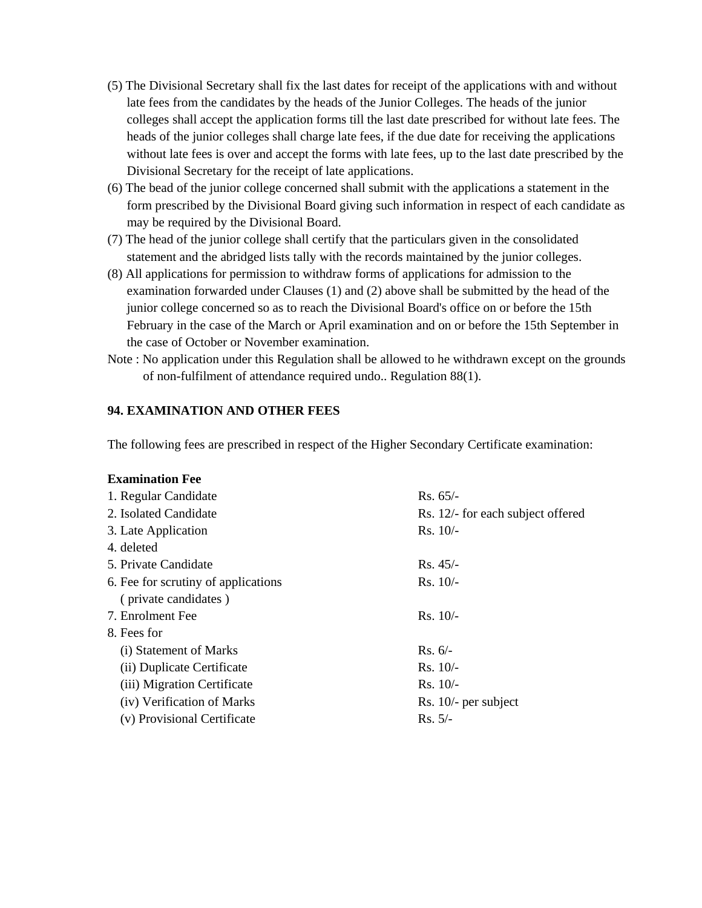(5) The Divisional Secretary shall fix the last dates for receipt of the applications with and without late fees from the candidates by the heads of the Junior Colleges. The heads of the junior colleges shall accept the application forms till the last date prescribed for without late fees. The heads of the junior colleges shall charge late fees, if the due date for receiving the applications without late fees is over and accept the forms with late fees, up to the last date prescribed by the Divisional Secretary for the receipt of late applications.

(6) The bead of the junior college concerned shall submit with the applications a statement in the form prescribed by the Divisional Board giving such information in respect of each candidate as may be required by the Divisional Board.

(7) The head of the junior college shall certify that the particulars given in the consolidated statement and the abridged lists tally with the records maintained by the junior colleges.

(8) All applications for permission to withdraw forms of applications for admission to the examination forwarded under Clauses (1) and (2) above shall be submitted by the head of the junior college concerned so as to reach the Divisional Board's office on or before the 15th February in the case of the March or April examination and on or before the 15th September in the case of October or November examination.

Note : No application under this Regulation shall be allowed to he withdrawn except on the grounds of non-fulfilment of attendance required undo.. Regulation 88(1).

## 94. EXAMINATION AND OTHER FEES

The following fees are prescribed in respect of the Higher Secondary Certificate examination:

**Examination Fee**

| | |
|---|---|
| 1. Regular Candidate | Rs. 65/- |
| 2. Isolated Candidate | Rs. 12/- for each subject offered |
| 3. Late Application | Rs. 10/- |
| 4. deleted | |
| 5. Private Candidate | Rs. 45/- |
| 6. Fee for scrutiny of applications ( private candidates ) | Rs. 10/- |
| 7. Enrolment Fee | Rs. 10/- |
| 8. Fees for | |
| (i) Statement of Marks | Rs. 6/- |
| (ii) Duplicate Certificate | Rs. 10/- |
| (iii) Migration Certificate | Rs. 10/- |
| (iv) Verification of Marks | Rs. 10/- per subject |
| (v) Provisional Certificate | Rs. 5/- |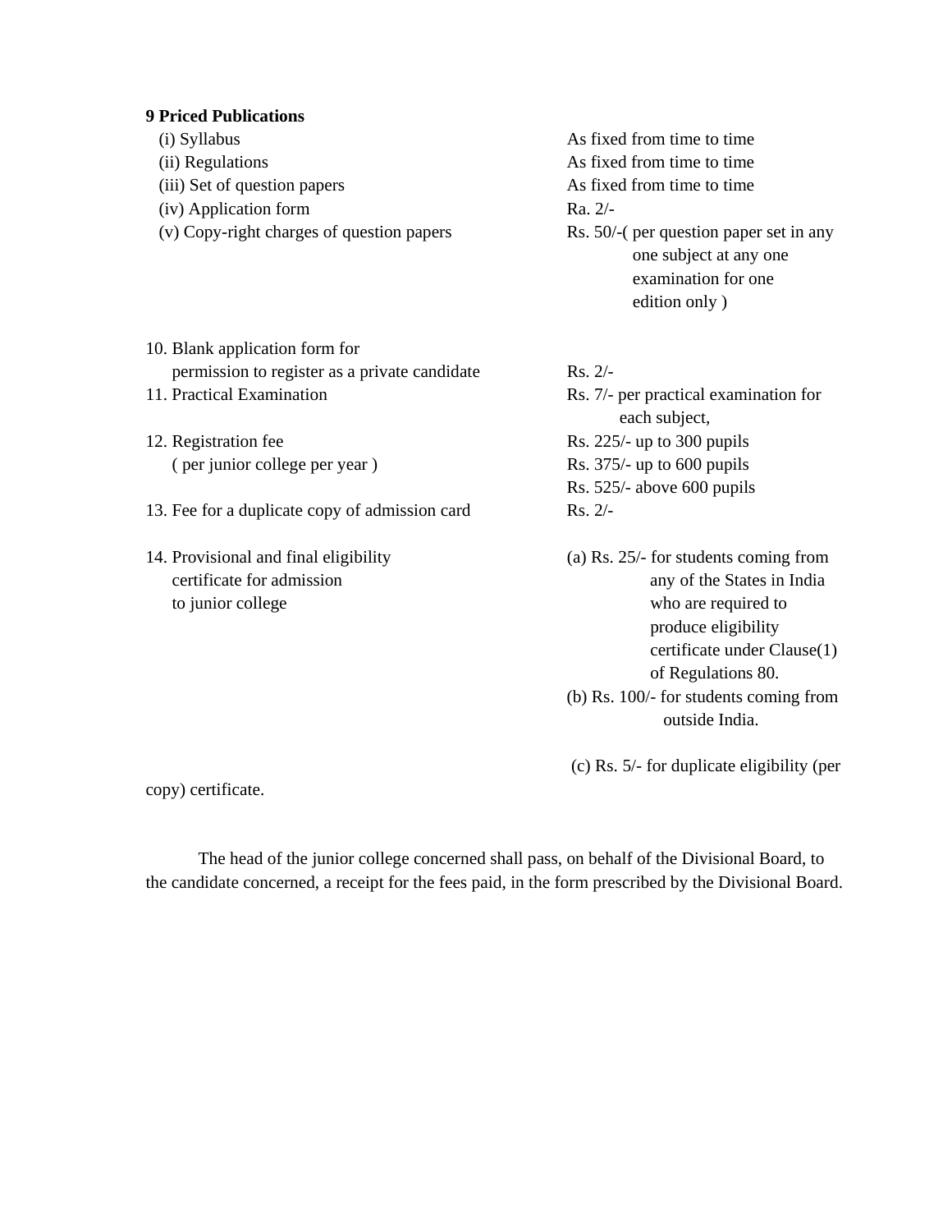**9 Priced Publications**

| | |
|---|---|
| (i) Syllabus | As fixed from time to time |
| (ii) Regulations | As fixed from time to time |
| (iii) Set of question papers | As fixed from time to time |
| (iv) Application form | Ra. 2/- |
| (v) Copy-right charges of question papers | Rs. 50/-( per question paper set in any one subject at any one examination for one edition only ) |
| 10. Blank application form for permission to register as a private candidate | Rs. 2/- |
| 11. Practical Examination | Rs. 7/- per practical examination for each subject, |
| 12. Registration fee ( per junior college per year ) | Rs. 225/- up to 300 pupils<br>Rs. 375/- up to 600 pupils<br>Rs. 525/- above 600 pupils |
| 13. Fee for a duplicate copy of admission card | Rs. 2/- |
| 14. Provisional and final eligibility certificate for admission to junior college | (a) Rs. 25/- for students coming from any of the States in India who are required to produce eligibility certificate under Clause(1) of Regulations 80.<br>(b) Rs. 100/- for students coming from outside India.<br>(c) Rs. 5/- for duplicate eligibility (per copy) certificate. |

The head of the junior college concerned shall pass, on behalf of the Divisional Board, to the candidate concerned, a receipt for the fees paid, in the form prescribed by the Divisional Board.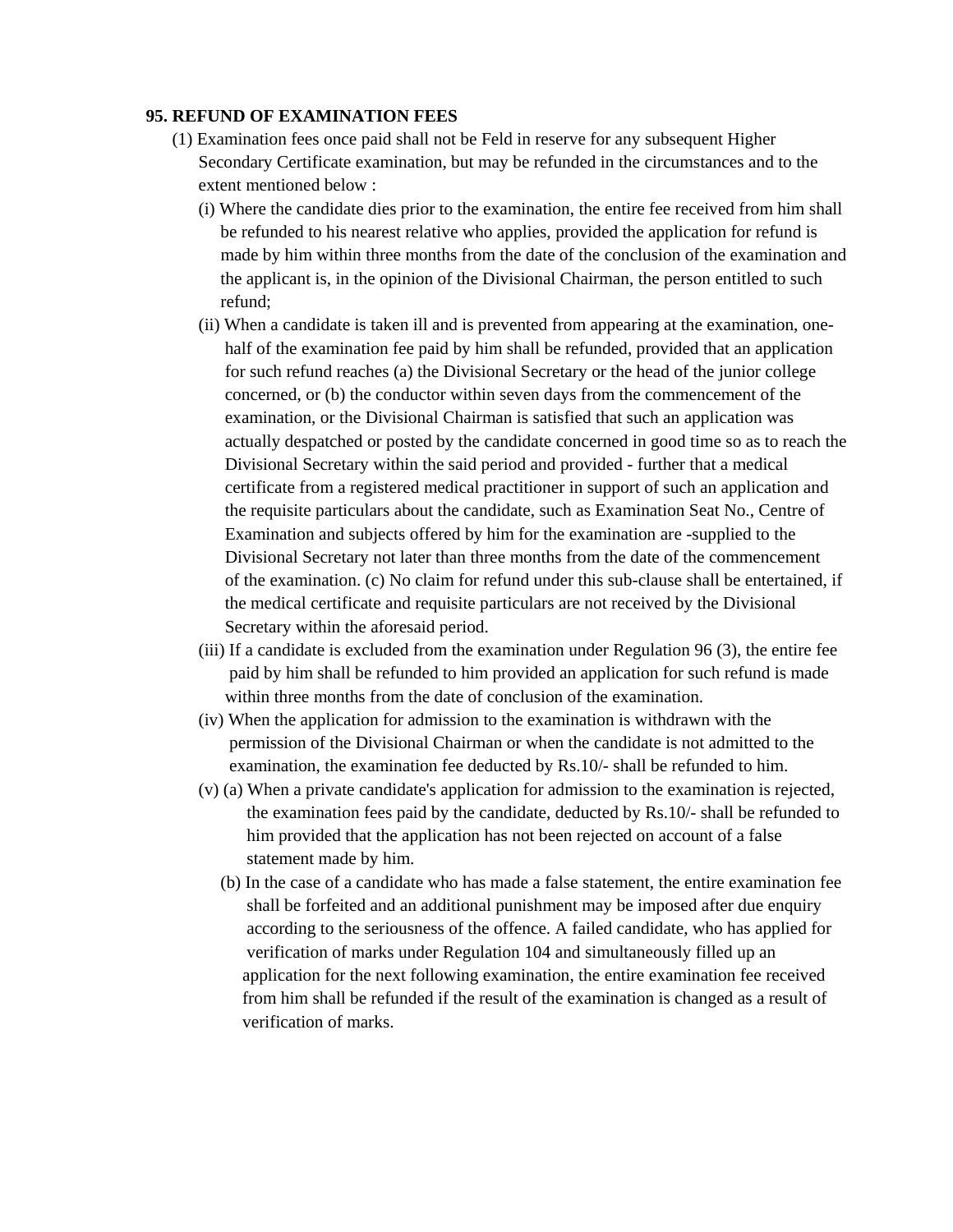**95. REFUND OF EXAMINATION FEES**

(1) Examination fees once paid shall not be Feld in reserve for any subsequent Higher Secondary Certificate examination, but may be refunded in the circumstances and to the extent mentioned below :

(i) Where the candidate dies prior to the examination, the entire fee received from him shall be refunded to his nearest relative who applies, provided the application for refund is made by him within three months from the date of the conclusion of the examination and the applicant is, in the opinion of the Divisional Chairman, the person entitled to such refund;

(ii) When a candidate is taken ill and is prevented from appearing at the examination, one-half of the examination fee paid by him shall be refunded, provided that an application for such refund reaches (a) the Divisional Secretary or the head of the junior college concerned, or (b) the conductor within seven days from the commencement of the examination, or the Divisional Chairman is satisfied that such an application was actually despatched or posted by the candidate concerned in good time so as to reach the Divisional Secretary within the said period and provided - further that a medical certificate from a registered medical practitioner in support of such an application and the requisite particulars about the candidate, such as Examination Seat No., Centre of Examination and subjects offered by him for the examination are -supplied to the Divisional Secretary not later than three months from the date of the commencement of the examination. (c) No claim for refund under this sub-clause shall be entertained, if the medical certificate and requisite particulars are not received by the Divisional Secretary within the aforesaid period.

(iii) If a candidate is excluded from the examination under Regulation 96 (3), the entire fee paid by him shall be refunded to him provided an application for such refund is made within three months from the date of conclusion of the examination.

(iv) When the application for admission to the examination is withdrawn with the permission of the Divisional Chairman or when the candidate is not admitted to the examination, the examination fee deducted by Rs.10/- shall be refunded to him.

(v) (a) When a private candidate's application for admission to the examination is rejected, the examination fees paid by the candidate, deducted by Rs.10/- shall be refunded to him provided that the application has not been rejected on account of a false statement made by him.

(b) In the case of a candidate who has made a false statement, the entire examination fee shall be forfeited and an additional punishment may be imposed after due enquiry according to the seriousness of the offence. A failed candidate, who has applied for verification of marks under Regulation 104 and simultaneously filled up an application for the next following examination, the entire examination fee received from him shall be refunded if the result of the examination is changed as a result of verification of marks.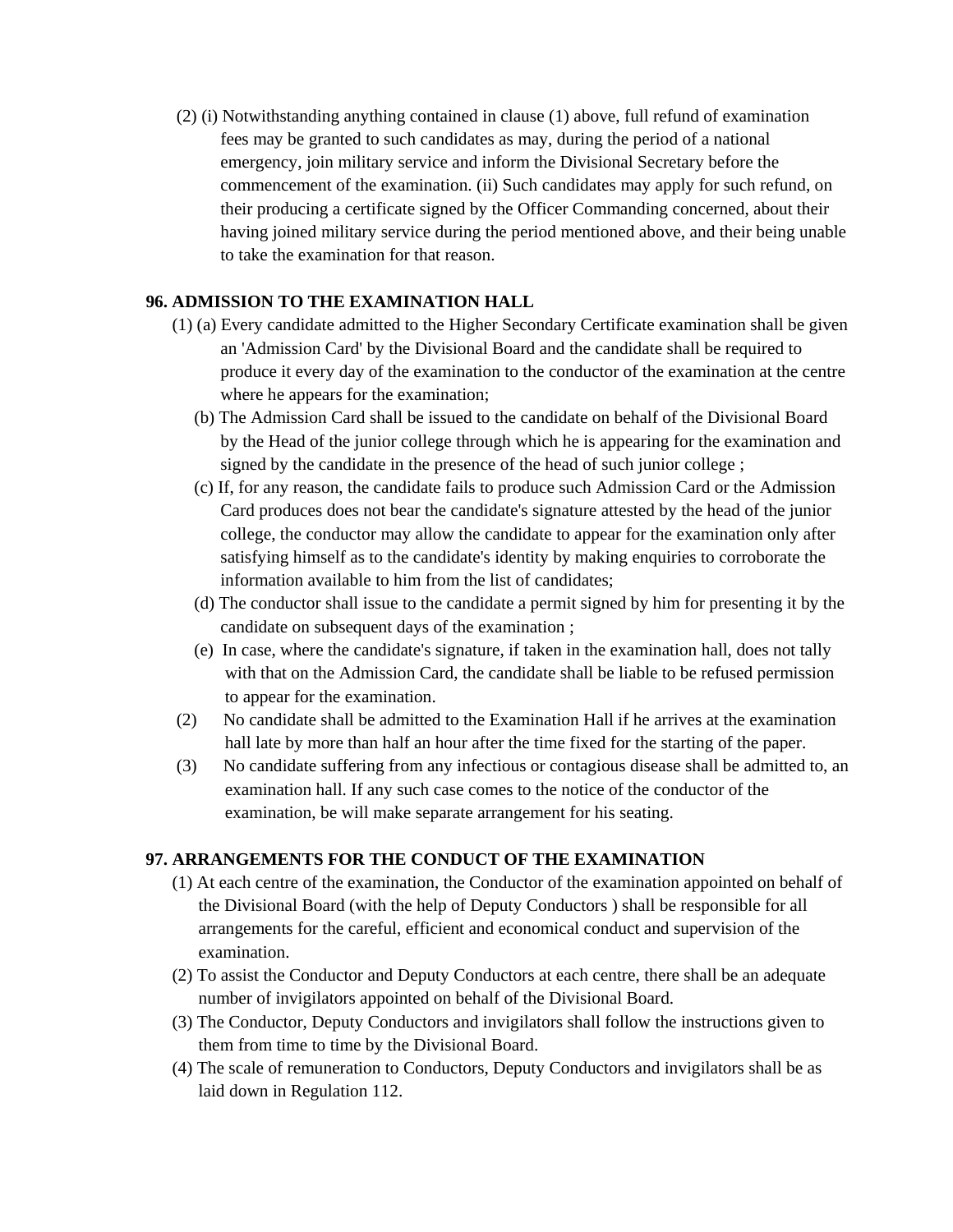(2) (i) Notwithstanding anything contained in clause (1) above, full refund of examination fees may be granted to such candidates as may, during the period of a national emergency, join military service and inform the Divisional Secretary before the commencement of the examination. (ii) Such candidates may apply for such refund, on their producing a certificate signed by the Officer Commanding concerned, about their having joined military service during the period mentioned above, and their being unable to take the examination for that reason.

**96. ADMISSION TO THE EXAMINATION HALL**

(1) (a) Every candidate admitted to the Higher Secondary Certificate examination shall be given an 'Admission Card' by the Divisional Board and the candidate shall be required to produce it every day of the examination to the conductor of the examination at the centre where he appears for the examination;

(b) The Admission Card shall be issued to the candidate on behalf of the Divisional Board by the Head of the junior college through which he is appearing for the examination and signed by the candidate in the presence of the head of such junior college ;

(c) If, for any reason, the candidate fails to produce such Admission Card or the Admission Card produces does not bear the candidate's signature attested by the head of the junior college, the conductor may allow the candidate to appear for the examination only after satisfying himself as to the candidate's identity by making enquiries to corroborate the information available to him from the list of candidates;

(d) The conductor shall issue to the candidate a permit signed by him for presenting it by the candidate on subsequent days of the examination ;

(e) In case, where the candidate's signature, if taken in the examination hall, does not tally with that on the Admission Card, the candidate shall be liable to be refused permission to appear for the examination.

(2) No candidate shall be admitted to the Examination Hall if he arrives at the examination hall late by more than half an hour after the time fixed for the starting of the paper.

(3) No candidate suffering from any infectious or contagious disease shall be admitted to, an examination hall. If any such case comes to the notice of the conductor of the examination, be will make separate arrangement for his seating.

**97. ARRANGEMENTS FOR THE CONDUCT OF THE EXAMINATION**

(1) At each centre of the examination, the Conductor of the examination appointed on behalf of the Divisional Board (with the help of Deputy Conductors ) shall be responsible for all arrangements for the careful, efficient and economical conduct and supervision of the examination.

(2) To assist the Conductor and Deputy Conductors at each centre, there shall be an adequate number of invigilators appointed on behalf of the Divisional Board.

(3) The Conductor, Deputy Conductors and invigilators shall follow the instructions given to them from time to time by the Divisional Board.

(4) The scale of remuneration to Conductors, Deputy Conductors and invigilators shall be as laid down in Regulation 112.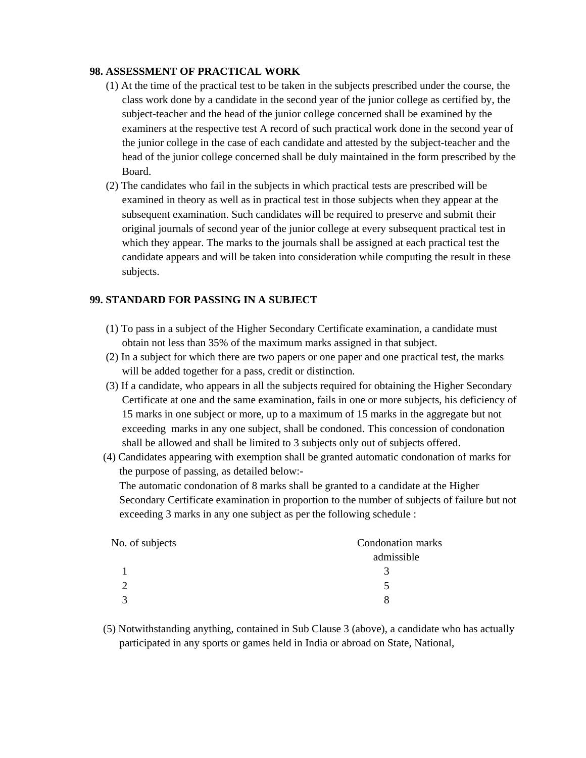**98. ASSESSMENT OF PRACTICAL WORK**

(1) At the time of the practical test to be taken in the subjects prescribed under the course, the class work done by a candidate in the second year of the junior college as certified by, the subject-teacher and the head of the junior college concerned shall be examined by the examiners at the respective test A record of such practical work done in the second year of the junior college in the case of each candidate and attested by the subject-teacher and the head of the junior college concerned shall be duly maintained in the form prescribed by the Board.

(2) The candidates who fail in the subjects in which practical tests are prescribed will be examined in theory as well as in practical test in those subjects when they appear at the subsequent examination. Such candidates will be required to preserve and submit their original journals of second year of the junior college at every subsequent practical test in which they appear. The marks to the journals shall be assigned at each practical test the candidate appears and will be taken into consideration while computing the result in these subjects.

**99. STANDARD FOR PASSING IN A SUBJECT**

(1) To pass in a subject of the Higher Secondary Certificate examination, a candidate must obtain not less than 35% of the maximum marks assigned in that subject.

(2) In a subject for which there are two papers or one paper and one practical test, the marks will be added together for a pass, credit or distinction.

(3) If a candidate, who appears in all the subjects required for obtaining the Higher Secondary Certificate at one and the same examination, fails in one or more subjects, his deficiency of 15 marks in one subject or more, up to a maximum of 15 marks in the aggregate but not exceeding  marks in any one subject, shall be condoned. This concession of condonation shall be allowed and shall be limited to 3 subjects only out of subjects offered.

(4) Candidates appearing with exemption shall be granted automatic condonation of marks for the purpose of passing, as detailed below:-

The automatic condonation of 8 marks shall be granted to a candidate at the Higher Secondary Certificate examination in proportion to the number of subjects of failure but not exceeding 3 marks in any one subject as per the following schedule :

| No. of subjects | Condonation marks admissible |
|---|---|
| 1 | 3 |
| 2 | 5 |
| 3 | 8 |

(5) Notwithstanding anything, contained in Sub Clause 3 (above), a candidate who has actually participated in any sports or games held in India or abroad on State, National,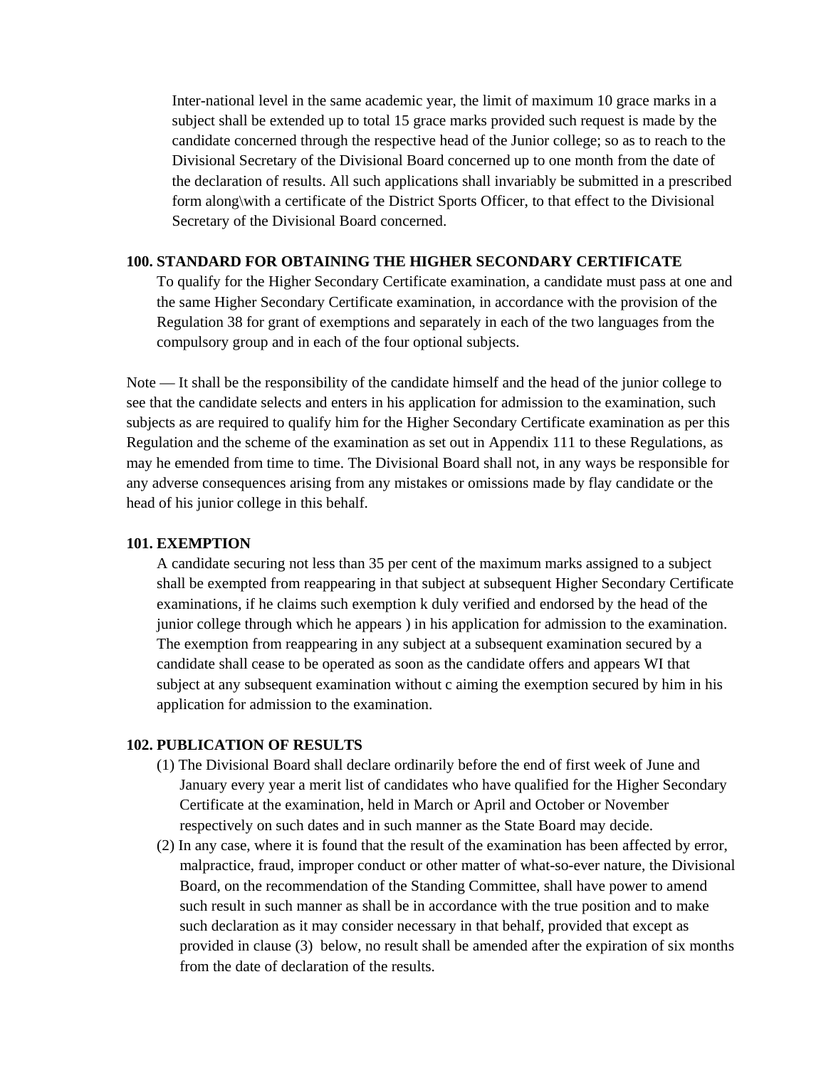Inter-national level in the same academic year, the limit of maximum 10 grace marks in a subject shall be extended up to total 15 grace marks provided such request is made by the candidate concerned through the respective head of the Junior college; so as to reach to the Divisional Secretary of the Divisional Board concerned up to one month from the date of the declaration of results. All such applications shall invariably be submitted in a prescribed form along\with a certificate of the District Sports Officer, to that effect to the Divisional Secretary of the Divisional Board concerned.

**100. STANDARD FOR OBTAINING THE HIGHER SECONDARY CERTIFICATE**

To qualify for the Higher Secondary Certificate examination, a candidate must pass at one and the same Higher Secondary Certificate examination, in accordance with the provision of the Regulation 38 for grant of exemptions and separately in each of the two languages from the compulsory group and in each of the four optional subjects.

Note — It shall be the responsibility of the candidate himself and the head of the junior college to see that the candidate selects and enters in his application for admission to the examination, such subjects as are required to qualify him for the Higher Secondary Certificate examination as per this Regulation and the scheme of the examination as set out in Appendix 111 to these Regulations, as may he emended from time to time. The Divisional Board shall not, in any ways be responsible for any adverse consequences arising from any mistakes or omissions made by flay candidate or the head of his junior college in this behalf.

**101. EXEMPTION**

A candidate securing not less than 35 per cent of the maximum marks assigned to a subject shall be exempted from reappearing in that subject at subsequent Higher Secondary Certificate examinations, if he claims such exemption k duly verified and endorsed by the head of the junior college through which he appears ) in his application for admission to the examination. The exemption from reappearing in any subject at a subsequent examination secured by a candidate shall cease to be operated as soon as the candidate offers and appears WI that subject at any subsequent examination without c aiming the exemption secured by him in his application for admission to the examination.

**102. PUBLICATION OF RESULTS**

(1) The Divisional Board shall declare ordinarily before the end of first week of June and January every year a merit list of candidates who have qualified for the Higher Secondary Certificate at the examination, held in March or April and October or November respectively on such dates and in such manner as the State Board may decide.

(2) In any case, where it is found that the result of the examination has been affected by error, malpractice, fraud, improper conduct or other matter of what-so-ever nature, the Divisional Board, on the recommendation of the Standing Committee, shall have power to amend such result in such manner as shall be in accordance with the true position and to make such declaration as it may consider necessary in that behalf, provided that except as provided in clause (3) below, no result shall be amended after the expiration of six months from the date of declaration of the results.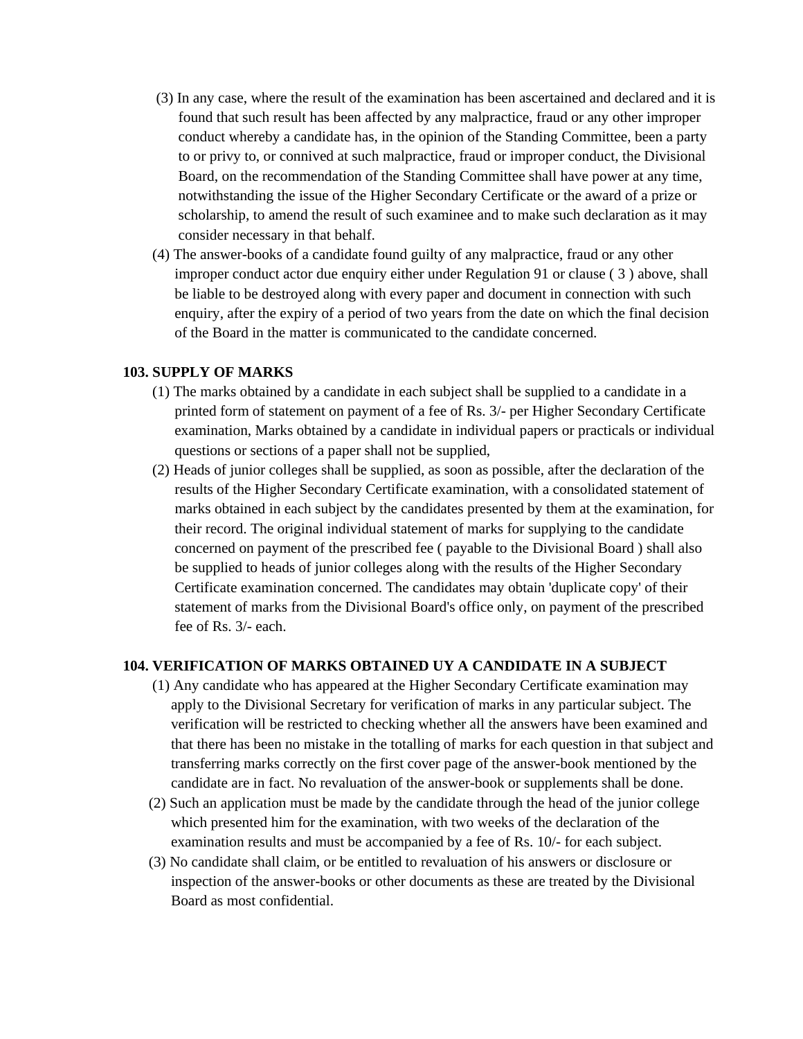(3) In any case, where the result of the examination has been ascertained and declared and it is found that such result has been affected by any malpractice, fraud or any other improper conduct whereby a candidate has, in the opinion of the Standing Committee, been a party to or privy to, or connived at such malpractice, fraud or improper conduct, the Divisional Board, on the recommendation of the Standing Committee shall have power at any time, notwithstanding the issue of the Higher Secondary Certificate or the award of a prize or scholarship, to amend the result of such examinee and to make such declaration as it may consider necessary in that behalf.

(4) The answer-books of a candidate found guilty of any malpractice, fraud or any other improper conduct actor due enquiry either under Regulation 91 or clause ( 3 ) above, shall be liable to be destroyed along with every paper and document in connection with such enquiry, after the expiry of a period of two years from the date on which the final decision of the Board in the matter is communicated to the candidate concerned.

**103. SUPPLY OF MARKS**

(1) The marks obtained by a candidate in each subject shall be supplied to a candidate in a printed form of statement on payment of a fee of Rs. 3/- per Higher Secondary Certificate examination, Marks obtained by a candidate in individual papers or practicals or individual questions or sections of a paper shall not be supplied,

(2) Heads of junior colleges shall be supplied, as soon as possible, after the declaration of the results of the Higher Secondary Certificate examination, with a consolidated statement of marks obtained in each subject by the candidates presented by them at the examination, for their record. The original individual statement of marks for supplying to the candidate concerned on payment of the prescribed fee ( payable to the Divisional Board ) shall also be supplied to heads of junior colleges along with the results of the Higher Secondary Certificate examination concerned. The candidates may obtain 'duplicate copy' of their statement of marks from the Divisional Board's office only, on payment of the prescribed fee of Rs. 3/- each.

**104. VERIFICATION OF MARKS OBTAINED UY A CANDIDATE IN A SUBJECT**

(1) Any candidate who has appeared at the Higher Secondary Certificate examination may apply to the Divisional Secretary for verification of marks in any particular subject. The verification will be restricted to checking whether all the answers have been examined and that there has been no mistake in the totalling of marks for each question in that subject and transferring marks correctly on the first cover page of the answer-book mentioned by the candidate are in fact. No revaluation of the answer-book or supplements shall be done.

(2) Such an application must be made by the candidate through the head of the junior college which presented him for the examination, with two weeks of the declaration of the examination results and must be accompanied by a fee of Rs. 10/- for each subject.

(3) No candidate shall claim, or be entitled to revaluation of his answers or disclosure or inspection of the answer-books or other documents as these are treated by the Divisional Board as most confidential.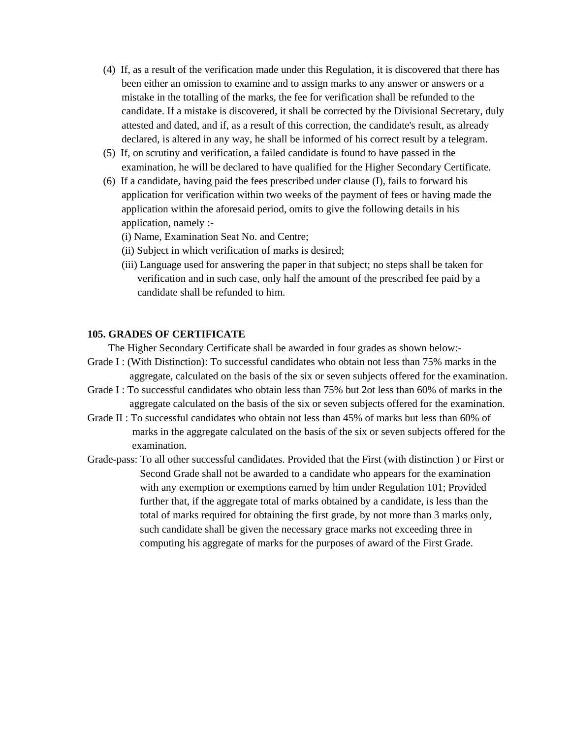(4) If, as a result of the verification made under this Regulation, it is discovered that there has been either an omission to examine and to assign marks to any answer or answers or a mistake in the totalling of the marks, the fee for verification shall be refunded to the candidate. If a mistake is discovered, it shall be corrected by the Divisional Secretary, duly attested and dated, and if, as a result of this correction, the candidate's result, as already declared, is altered in any way, he shall be informed of his correct result by a telegram.

(5) If, on scrutiny and verification, a failed candidate is found to have passed in the examination, he will be declared to have qualified for the Higher Secondary Certificate.

(6) If a candidate, having paid the fees prescribed under clause (I), fails to forward his application for verification within two weeks of the payment of fees or having made the application within the aforesaid period, omits to give the following details in his application, namely :-

(i) Name, Examination Seat No. and Centre;

(ii) Subject in which verification of marks is desired;

(iii) Language used for answering the paper in that subject; no steps shall be taken for verification and in such case, only half the amount of the prescribed fee paid by a candidate shall be refunded to him.

**105. GRADES OF CERTIFICATE**

The Higher Secondary Certificate shall be awarded in four grades as shown below:-

Grade I : (With Distinction): To successful candidates who obtain not less than 75% marks in the aggregate, calculated on the basis of the six or seven subjects offered for the examination.

Grade I : To successful candidates who obtain less than 75% but 2ot less than 60% of marks in the aggregate calculated on the basis of the six or seven subjects offered for the examination.

Grade II : To successful candidates who obtain not less than 45% of marks but less than 60% of marks in the aggregate calculated on the basis of the six or seven subjects offered for the examination.

Grade-pass: To all other successful candidates. Provided that the First (with distinction ) or First or Second Grade shall not be awarded to a candidate who appears for the examination with any exemption or exemptions earned by him under Regulation 101; Provided further that, if the aggregate total of marks obtained by a candidate, is less than the total of marks required for obtaining the first grade, by not more than 3 marks only, such candidate shall be given the necessary grace marks not exceeding three in computing his aggregate of marks for the purposes of award of the First Grade.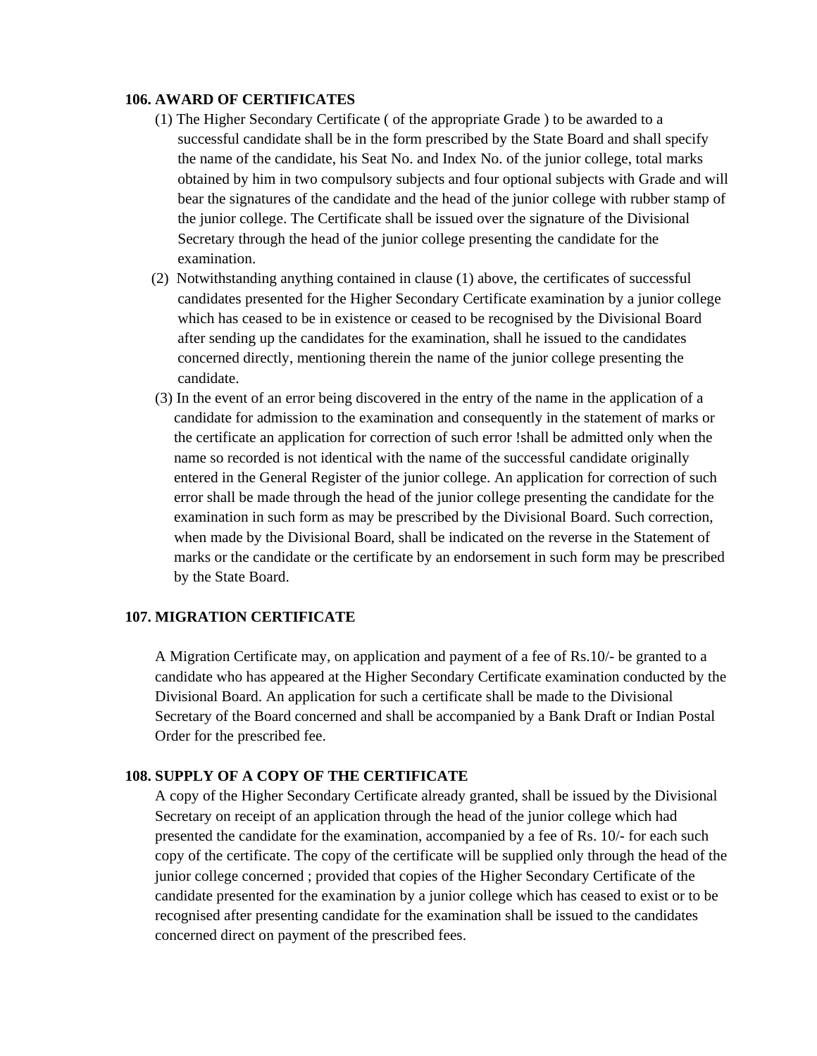**106. AWARD OF CERTIFICATES**

(1) The Higher Secondary Certificate ( of the appropriate Grade ) to be awarded to a successful candidate shall be in the form prescribed by the State Board and shall specify the name of the candidate, his Seat No. and Index No. of the junior college, total marks obtained by him in two compulsory subjects and four optional subjects with Grade and will bear the signatures of the candidate and the head of the junior college with rubber stamp of the junior college. The Certificate shall be issued over the signature of the Divisional Secretary through the head of the junior college presenting the candidate for the examination.

(2) Notwithstanding anything contained in clause (1) above, the certificates of successful candidates presented for the Higher Secondary Certificate examination by a junior college which has ceased to be in existence or ceased to be recognised by the Divisional Board after sending up the candidates for the examination, shall he issued to the candidates concerned directly, mentioning therein the name of the junior college presenting the candidate.

(3) In the event of an error being discovered in the entry of the name in the application of a candidate for admission to the examination and consequently in the statement of marks or the certificate an application for correction of such error !shall be admitted only when the name so recorded is not identical with the name of the successful candidate originally entered in the General Register of the junior college. An application for correction of such error shall be made through the head of the junior college presenting the candidate for the examination in such form as may be prescribed by the Divisional Board. Such correction, when made by the Divisional Board, shall be indicated on the reverse in the Statement of marks or the candidate or the certificate by an endorsement in such form may be prescribed by the State Board.

**107. MIGRATION CERTIFICATE**

A Migration Certificate may, on application and payment of a fee of Rs.10/- be granted to a candidate who has appeared at the Higher Secondary Certificate examination conducted by the Divisional Board. An application for such a certificate shall be made to the Divisional Secretary of the Board concerned and shall be accompanied by a Bank Draft or Indian Postal Order for the prescribed fee.

**108. SUPPLY OF A COPY OF THE CERTIFICATE**

A copy of the Higher Secondary Certificate already granted, shall be issued by the Divisional Secretary on receipt of an application through the head of the junior college which had presented the candidate for the examination, accompanied by a fee of Rs. 10/- for each such copy of the certificate. The copy of the certificate will be supplied only through the head of the junior college concerned ; provided that copies of the Higher Secondary Certificate of the candidate presented for the examination by a junior college which has ceased to exist or to be recognised after presenting candidate for the examination shall be issued to the candidates concerned direct on payment of the prescribed fees.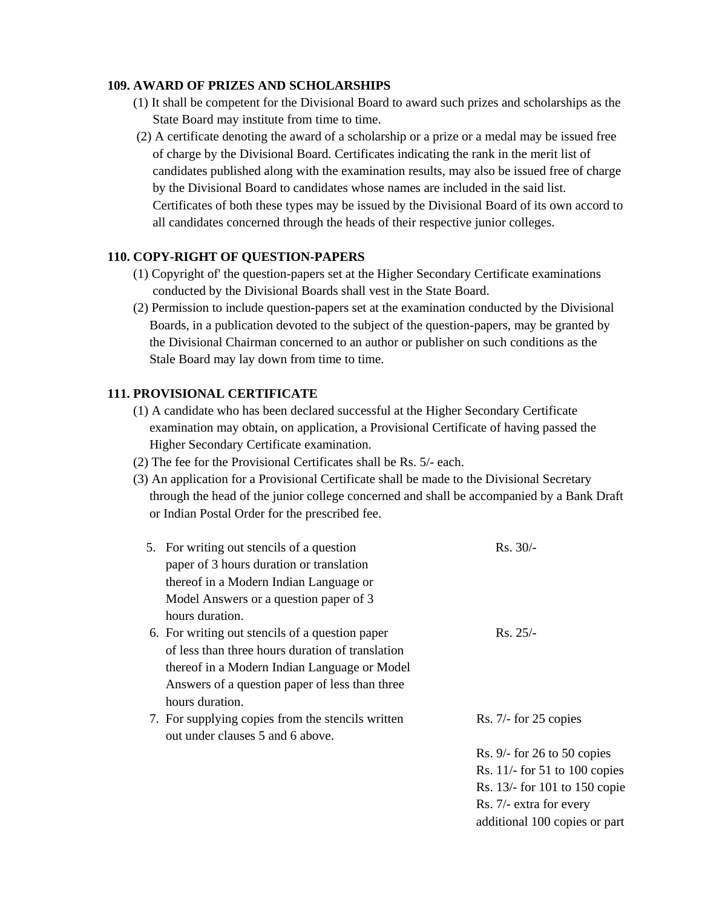**109. AWARD OF PRIZES AND SCHOLARSHIPS**

(1) It shall be competent for the Divisional Board to award such prizes and scholarships as the State Board may institute from time to time.

(2) A certificate denoting the award of a scholarship or a prize or a medal may be issued free of charge by the Divisional Board. Certificates indicating the rank in the merit list of candidates published along with the examination results, may also be issued free of charge by the Divisional Board to candidates whose names are included in the said list. Certificates of both these types may be issued by the Divisional Board of its own accord to all candidates concerned through the heads of their respective junior colleges.

**110. COPY-RIGHT OF QUESTION-PAPERS**

(1) Copyright of' the question-papers set at the Higher Secondary Certificate examinations conducted by the Divisional Boards shall vest in the State Board.

(2) Permission to include question-papers set at the examination conducted by the Divisional Boards, in a publication devoted to the subject of the question-papers, may be granted by the Divisional Chairman concerned to an author or publisher on such conditions as the Stale Board may lay down from time to time.

**111. PROVISIONAL CERTIFICATE**

(1) A candidate who has been declared successful at the Higher Secondary Certificate examination may obtain, on application, a Provisional Certificate of having passed the Higher Secondary Certificate examination.

(2) The fee for the Provisional Certificates shall be Rs. 5/- each.

(3) An application for a Provisional Certificate shall be made to the Divisional Secretary through the head of the junior college concerned and shall be accompanied by a Bank Draft or Indian Postal Order for the prescribed fee.

| | |
|---|---|
| 5. For writing out stencils of a question paper of 3 hours duration or translation thereof in a Modern Indian Language or Model Answers or a question paper of 3 hours duration. | Rs. 30/- |
| 6. For writing out stencils of a question paper of less than three hours duration of translation thereof in a Modern Indian Language or Model Answers of a question paper of less than three hours duration. | Rs. 25/- |
| 7. For supplying copies from the stencils written out under clauses 5 and 6 above. | Rs. 7/- for 25 copies<br><br>Rs. 9/- for 26 to 50 copies<br>Rs. 11/- for 51 to 100 copies<br>Rs. 13/- for 101 to 150 copie<br>Rs. 7/- extra for every additional 100 copies or part |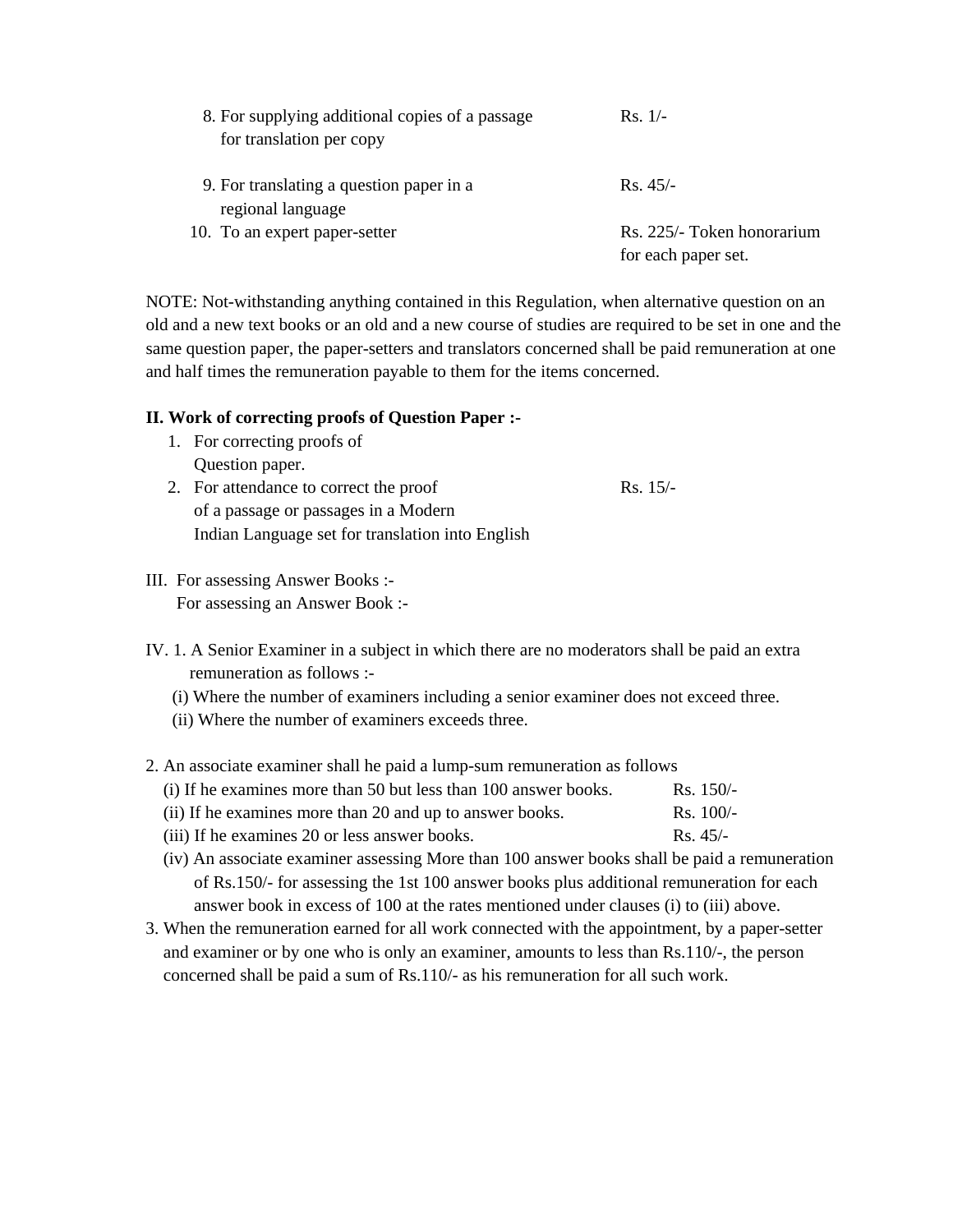8. For supplying additional copies of a passage for translation per copy — Rs. 1/-

9. For translating a question paper in a regional language — Rs. 45/-

10. To an expert paper-setter — Rs. 225/- Token honorarium for each paper set.

NOTE: Not-withstanding anything contained in this Regulation, when alternative question on an old and a new text books or an old and a new course of studies are required to be set in one and the same question paper, the paper-setters and translators concerned shall be paid remuneration at one and half times the remuneration payable to them for the items concerned.

**II. Work of correcting proofs of Question Paper :-**

1. For correcting proofs of Question paper.
2. For attendance to correct the proof of a passage or passages in a Modern Indian Language set for translation into English — Rs. 15/-

III. For assessing Answer Books :-
For assessing an Answer Book :-

IV. 1. A Senior Examiner in a subject in which there are no moderators shall be paid an extra remuneration as follows :-

(i) Where the number of examiners including a senior examiner does not exceed three.
(ii) Where the number of examiners exceeds three.

2. An associate examiner shall he paid a lump-sum remuneration as follows

(i) If he examines more than 50 but less than 100 answer books. — Rs. 150/-
(ii) If he examines more than 20 and up to answer books. — Rs. 100/-
(iii) If he examines 20 or less answer books. — Rs. 45/-
(iv) An associate examiner assessing More than 100 answer books shall be paid a remuneration of Rs.150/- for assessing the 1st 100 answer books plus additional remuneration for each answer book in excess of 100 at the rates mentioned under clauses (i) to (iii) above.

3. When the remuneration earned for all work connected with the appointment, by a paper-setter and examiner or by one who is only an examiner, amounts to less than Rs.110/-, the person concerned shall be paid a sum of Rs.110/- as his remuneration for all such work.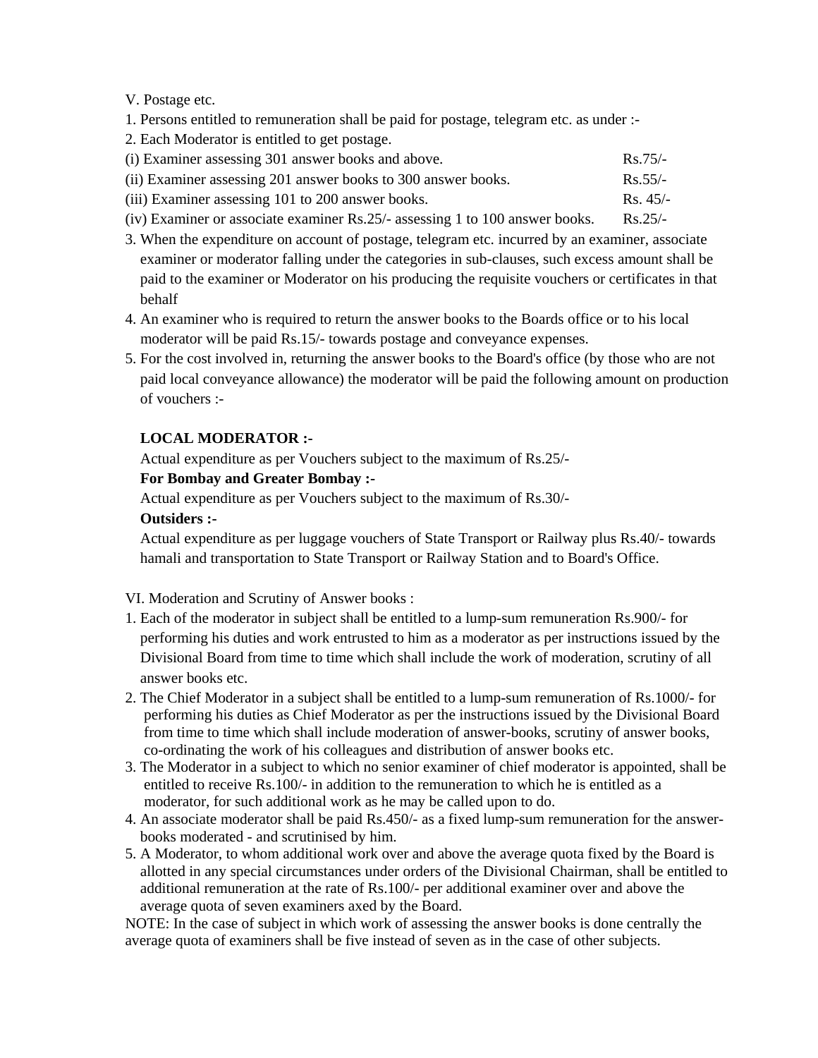V. Postage etc.

1. Persons entitled to remuneration shall be paid for postage, telegram etc. as under :-
2. Each Moderator is entitled to get postage.

| | |
|---|---|
| (i) Examiner assessing 301 answer books and above. | Rs.75/- |
| (ii) Examiner assessing 201 answer books to 300 answer books. | Rs.55/- |
| (iii) Examiner assessing 101 to 200 answer books. | Rs. 45/- |
| (iv) Examiner or associate examiner Rs.25/- assessing 1 to 100 answer books. | Rs.25/- |

3. When the expenditure on account of postage, telegram etc. incurred by an examiner, associate examiner or moderator falling under the categories in sub-clauses, such excess amount shall be paid to the examiner or Moderator on his producing the requisite vouchers or certificates in that behalf
4. An examiner who is required to return the answer books to the Boards office or to his local moderator will be paid Rs.15/- towards postage and conveyance expenses.
5. For the cost involved in, returning the answer books to the Board's office (by those who are not paid local conveyance allowance) the moderator will be paid the following amount on production of vouchers :-

   **LOCAL MODERATOR :-**

   Actual expenditure as per Vouchers subject to the maximum of Rs.25/-

   **For Bombay and Greater Bombay :-**

   Actual expenditure as per Vouchers subject to the maximum of Rs.30/-

   **Outsiders :-**

   Actual expenditure as per luggage vouchers of State Transport or Railway plus Rs.40/- towards hamali and transportation to State Transport or Railway Station and to Board's Office.

VI. Moderation and Scrutiny of Answer books :

1. Each of the moderator in subject shall be entitled to a lump-sum remuneration Rs.900/- for performing his duties and work entrusted to him as a moderator as per instructions issued by the Divisional Board from time to time which shall include the work of moderation, scrutiny of all answer books etc.
2. The Chief Moderator in a subject shall be entitled to a lump-sum remuneration of Rs.1000/- for performing his duties as Chief Moderator as per the instructions issued by the Divisional Board from time to time which shall include moderation of answer-books, scrutiny of answer books, co-ordinating the work of his colleagues and distribution of answer books etc.
3. The Moderator in a subject to which no senior examiner of chief moderator is appointed, shall be entitled to receive Rs.100/- in addition to the remuneration to which he is entitled as a moderator, for such additional work as he may be called upon to do.
4. An associate moderator shall be paid Rs.450/- as a fixed lump-sum remuneration for the answer-books moderated - and scrutinised by him.
5. A Moderator, to whom additional work over and above the average quota fixed by the Board is allotted in any special circumstances under orders of the Divisional Chairman, shall be entitled to additional remuneration at the rate of Rs.100/- per additional examiner over and above the average quota of seven examiners axed by the Board.

NOTE: In the case of subject in which work of assessing the answer books is done centrally the average quota of examiners shall be five instead of seven as in the case of other subjects.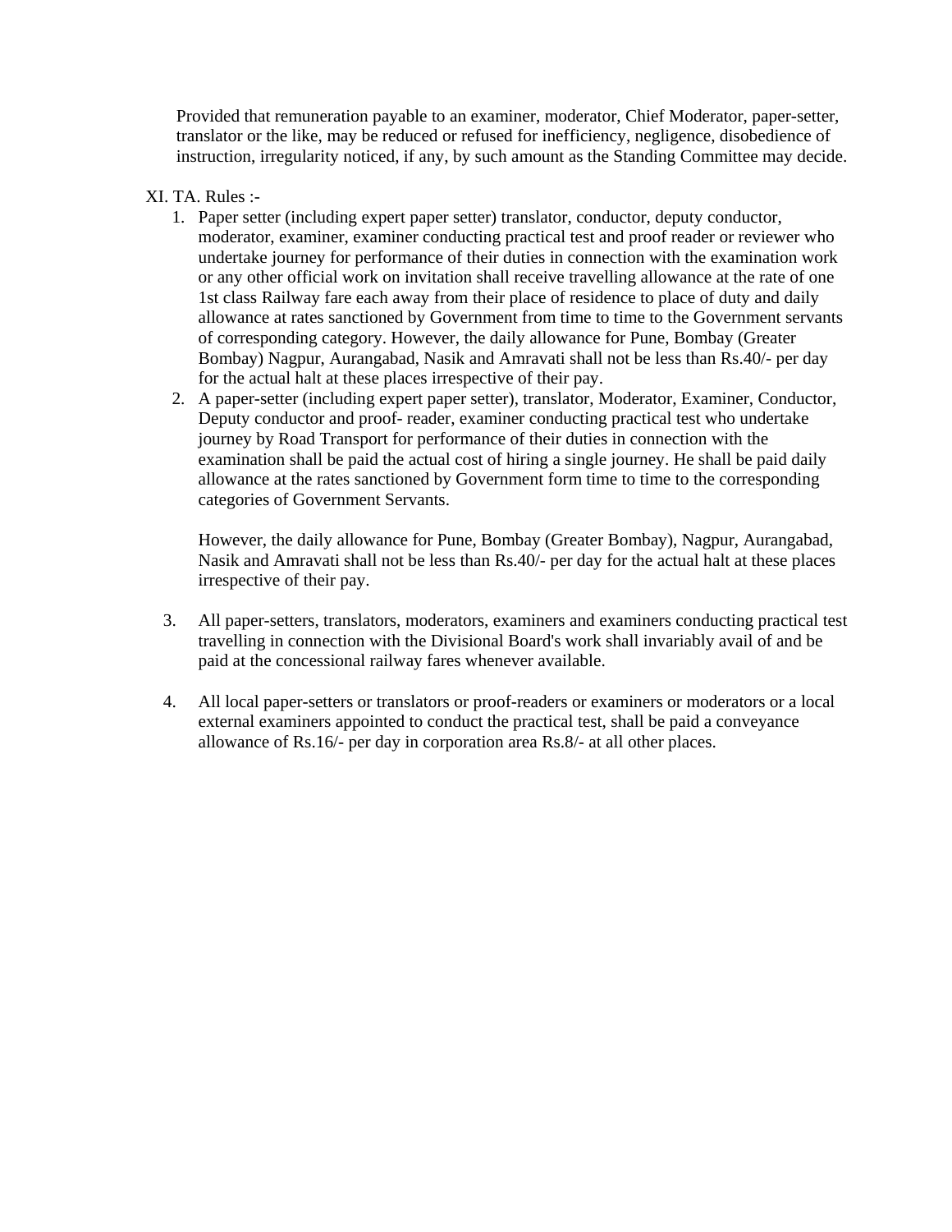Provided that remuneration payable to an examiner, moderator, Chief Moderator, paper-setter, translator or the like, may be reduced or refused for inefficiency, negligence, disobedience of instruction, irregularity noticed, if any, by such amount as the Standing Committee may decide.

XI. TA. Rules :-

1. Paper setter (including expert paper setter) translator, conductor, deputy conductor, moderator, examiner, examiner conducting practical test and proof reader or reviewer who undertake journey for performance of their duties in connection with the examination work or any other official work on invitation shall receive travelling allowance at the rate of one 1st class Railway fare each away from their place of residence to place of duty and daily allowance at rates sanctioned by Government from time to time to the Government servants of corresponding category. However, the daily allowance for Pune, Bombay (Greater Bombay) Nagpur, Aurangabad, Nasik and Amravati shall not be less than Rs.40/- per day for the actual halt at these places irrespective of their pay.
2. A paper-setter (including expert paper setter), translator, Moderator, Examiner, Conductor, Deputy conductor and proof- reader, examiner conducting practical test who undertake journey by Road Transport for performance of their duties in connection with the examination shall be paid the actual cost of hiring a single journey. He shall be paid daily allowance at the rates sanctioned by Government form time to time to the corresponding categories of Government Servants.

   However, the daily allowance for Pune, Bombay (Greater Bombay), Nagpur, Aurangabad, Nasik and Amravati shall not be less than Rs.40/- per day for the actual halt at these places irrespective of their pay.

3. All paper-setters, translators, moderators, examiners and examiners conducting practical test travelling in connection with the Divisional Board's work shall invariably avail of and be paid at the concessional railway fares whenever available.

4. All local paper-setters or translators or proof-readers or examiners or moderators or a local external examiners appointed to conduct the practical test, shall be paid a conveyance allowance of Rs.16/- per day in corporation area Rs.8/- at all other places.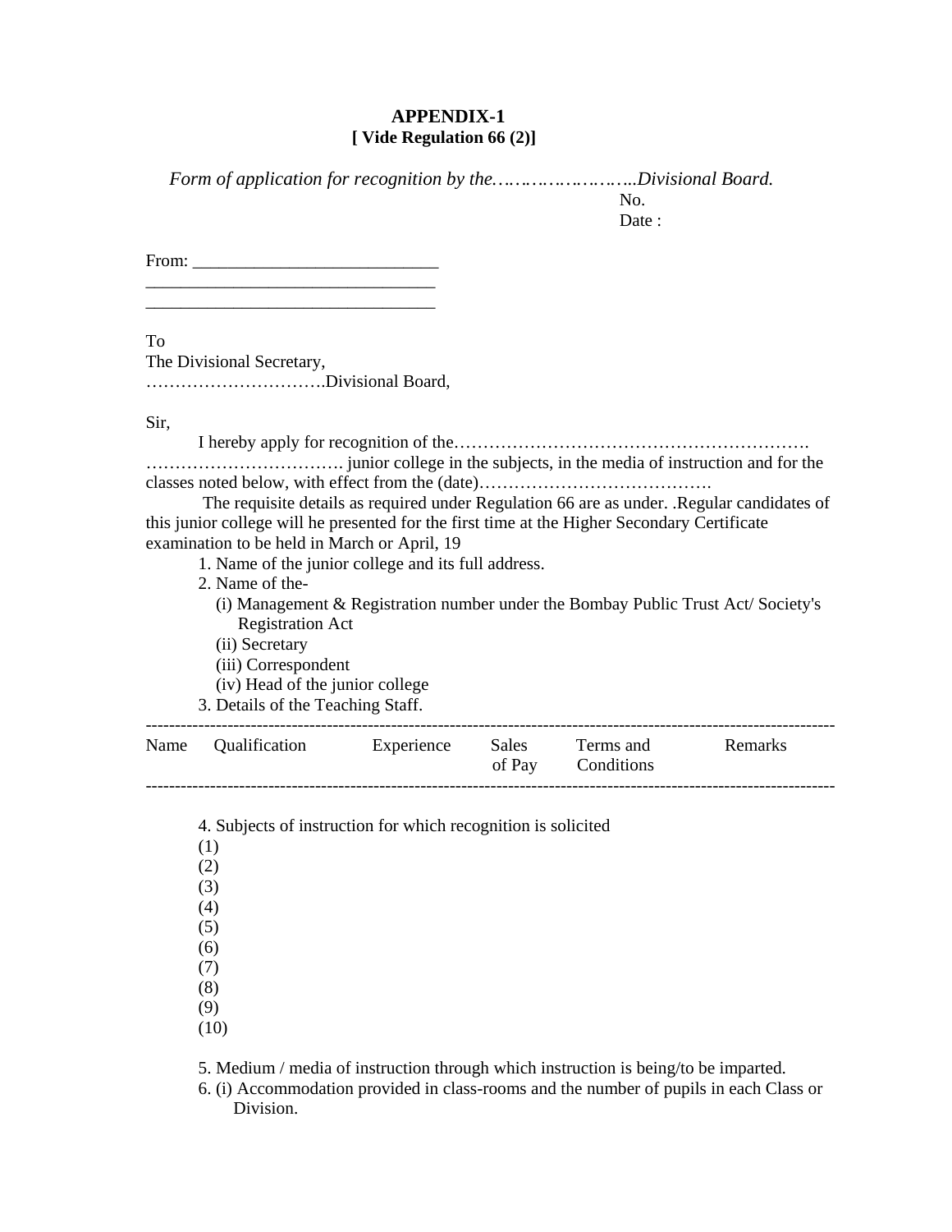# APPENDIX-1

## [ Vide Regulation 66 (2)]

*Form of application for recognition by the……………………..Divisional Board.*

No.

Date :

From: ____________________________

_________________________________

_________________________________

To

The Divisional Secretary,

………………………….Divisional Board,

Sir,

I hereby apply for recognition of the…………………………………………………….
……………………………. junior college in the subjects, in the media of instruction and for the classes noted below, with effect from the (date)………………………………….

The requisite details as required under Regulation 66 are as under. .Regular candidates of this junior college will he presented for the first time at the Higher Secondary Certificate examination to be held in March or April, 19

1. Name of the junior college and its full address.
2. Name of the-
   - (i) Management & Registration number under the Bombay Public Trust Act/ Society's Registration Act
   - (ii) Secretary
   - (iii) Correspondent
   - (iv) Head of the junior college
3. Details of the Teaching Staff.

| Name | Qualification | Experience | Sales of Pay | Terms and Conditions | Remarks |
|---|---|---|---|---|---|

4. Subjects of instruction for which recognition is solicited

(1)
(2)
(3)
(4)
(5)
(6)
(7)
(8)
(9)
(10)

5. Medium / media of instruction through which instruction is being/to be imparted.
6. (i) Accommodation provided in class-rooms and the number of pupils in each Class or Division.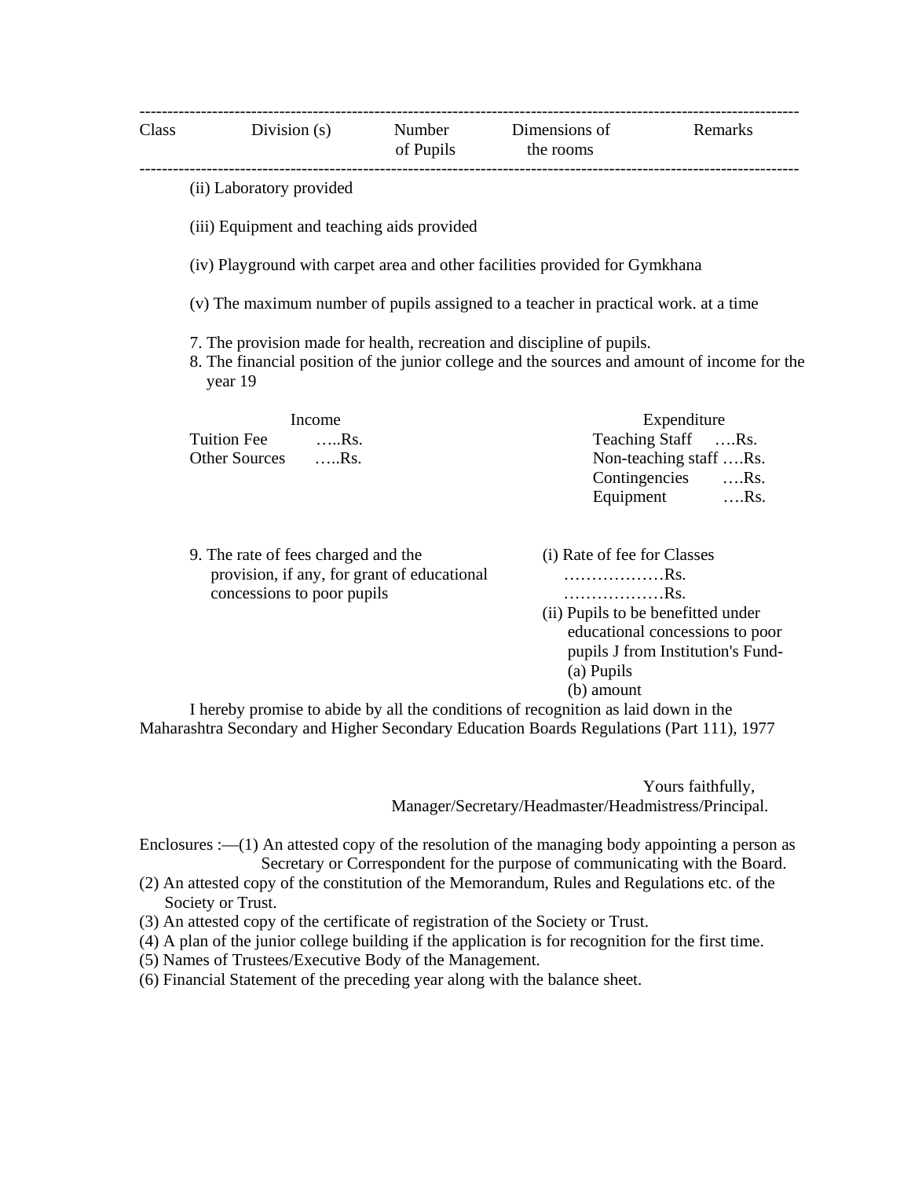| Class | Division (s) | Number of Pupils | Dimensions of the rooms | Remarks |
|---|---|---|---|---|

(ii) Laboratory provided

(iii) Equipment and teaching aids provided

(iv) Playground with carpet area and other facilities provided for Gymkhana

(v) The maximum number of pupils assigned to a teacher in practical work. at a time

7. The provision made for health, recreation and discipline of pupils.
8. The financial position of the junior college and the sources and amount of income for the year 19

| Income | | Expenditure | |
|---|---|---|---|
| Tuition Fee | …..Rs. | Teaching Staff | ….Rs. |
| Other Sources | …..Rs. | Non-teaching staff | ….Rs. |
| | | Contingencies | ….Rs. |
| | | Equipment | ….Rs. |

9. The rate of fees charged and the provision, if any, for grant of educational concessions to poor pupils

(i) Rate of fee for Classes
………………Rs.
………………Rs.

(ii) Pupils to be benefitted under educational concessions to poor pupils J from Institution's Fund-
(a) Pupils
(b) amount

I hereby promise to abide by all the conditions of recognition as laid down in the Maharashtra Secondary and Higher Secondary Education Boards Regulations (Part 111), 1977

Yours faithfully,
Manager/Secretary/Headmaster/Headmistress/Principal.

Enclosures :—(1) An attested copy of the resolution of the managing body appointing a person as Secretary or Correspondent for the purpose of communicating with the Board.
(2) An attested copy of the constitution of the Memorandum, Rules and Regulations etc. of the Society or Trust.
(3) An attested copy of the certificate of registration of the Society or Trust.
(4) A plan of the junior college building if the application is for recognition for the first time.
(5) Names of Trustees/Executive Body of the Management.
(6) Financial Statement of the preceding year along with the balance sheet.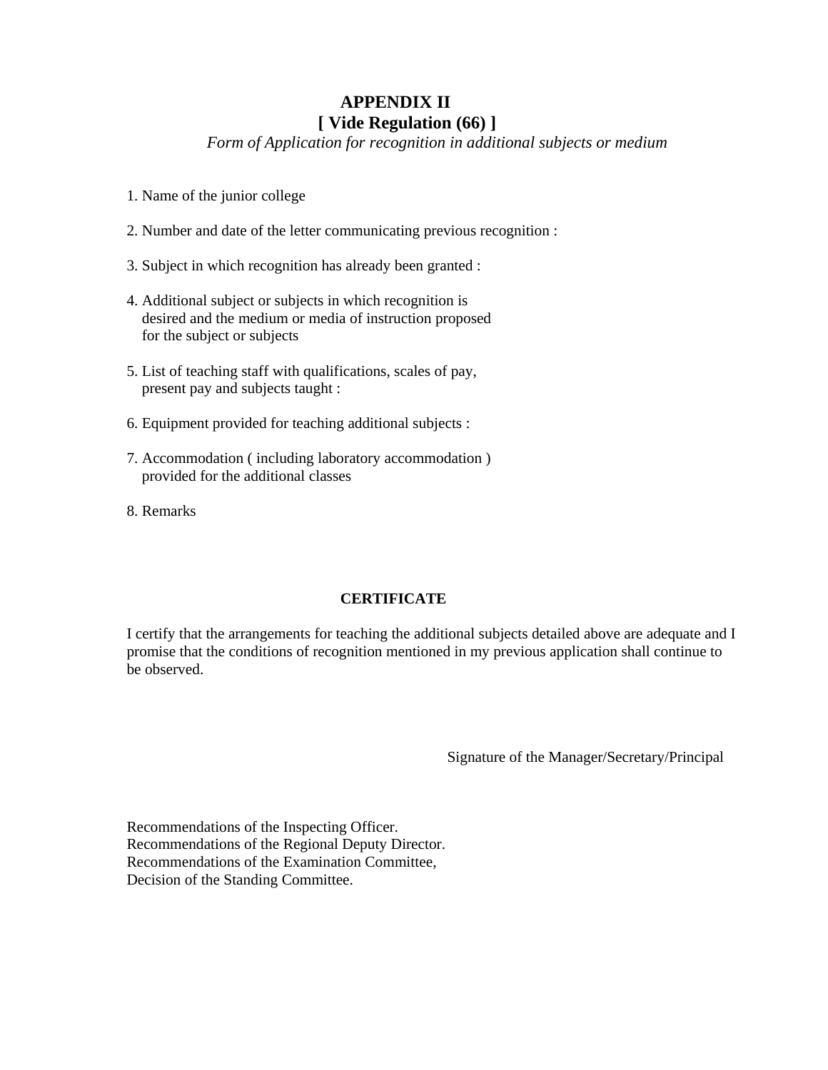# APPENDIX II

## [ Vide Regulation (66) ]

*Form of Application for recognition in additional subjects or medium*

1. Name of the junior college
2. Number and date of the letter communicating previous recognition :
3. Subject in which recognition has already been granted :
4. Additional subject or subjects in which recognition is desired and the medium or media of instruction proposed for the subject or subjects
5. List of teaching staff with qualifications, scales of pay, present pay and subjects taught :
6. Equipment provided for teaching additional subjects :
7. Accommodation ( including laboratory accommodation ) provided for the additional classes
8. Remarks

**CERTIFICATE**

I certify that the arrangements for teaching the additional subjects detailed above are adequate and I promise that the conditions of recognition mentioned in my previous application shall continue to be observed.

Signature of the Manager/Secretary/Principal

Recommendations of the Inspecting Officer.
Recommendations of the Regional Deputy Director.
Recommendations of the Examination Committee,
Decision of the Standing Committee.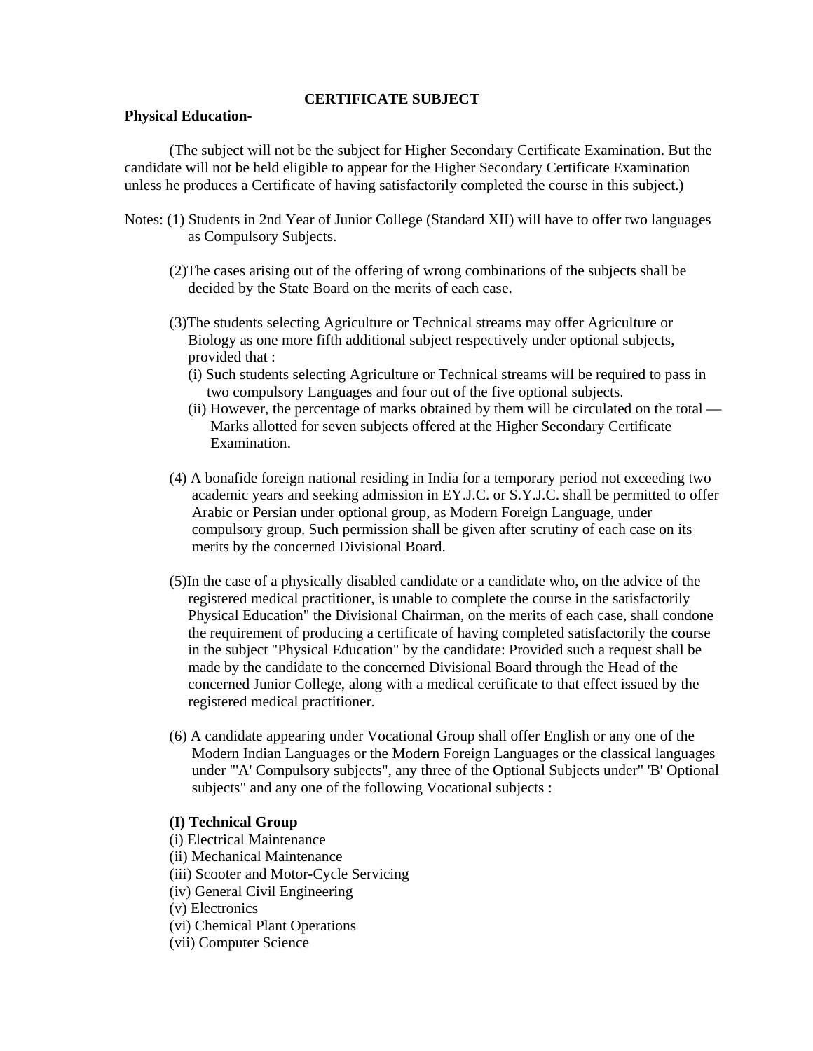## CERTIFICATE SUBJECT

**Physical Education-**

(The subject will not be the subject for Higher Secondary Certificate Examination. But the candidate will not be held eligible to appear for the Higher Secondary Certificate Examination unless he produces a Certificate of having satisfactorily completed the course in this subject.)

Notes: (1) Students in 2nd Year of Junior College (Standard XII) will have to offer two languages as Compulsory Subjects.

(2)The cases arising out of the offering of wrong combinations of the subjects shall be decided by the State Board on the merits of each case.

(3)The students selecting Agriculture or Technical streams may offer Agriculture or Biology as one more fifth additional subject respectively under optional subjects, provided that :

- (i) Such students selecting Agriculture or Technical streams will be required to pass in two compulsory Languages and four out of the five optional subjects.
- (ii) However, the percentage of marks obtained by them will be circulated on the total — Marks allotted for seven subjects offered at the Higher Secondary Certificate Examination.

(4) A bonafide foreign national residing in India for a temporary period not exceeding two academic years and seeking admission in EY.J.C. or S.Y.J.C. shall be permitted to offer Arabic or Persian under optional group, as Modern Foreign Language, under compulsory group. Such permission shall be given after scrutiny of each case on its merits by the concerned Divisional Board.

(5)In the case of a physically disabled candidate or a candidate who, on the advice of the registered medical practitioner, is unable to complete the course in the satisfactorily Physical Education" the Divisional Chairman, on the merits of each case, shall condone the requirement of producing a certificate of having completed satisfactorily the course in the subject "Physical Education" by the candidate: Provided such a request shall be made by the candidate to the concerned Divisional Board through the Head of the concerned Junior College, along with a medical certificate to that effect issued by the registered medical practitioner.

(6) A candidate appearing under Vocational Group shall offer English or any one of the Modern Indian Languages or the Modern Foreign Languages or the classical languages under "'A' Compulsory subjects", any three of the Optional Subjects under" 'B' Optional subjects" and any one of the following Vocational subjects :

**(I) Technical Group**

(i) Electrical Maintenance
(ii) Mechanical Maintenance
(iii) Scooter and Motor-Cycle Servicing
(iv) General Civil Engineering
(v) Electronics
(vi) Chemical Plant Operations
(vii) Computer Science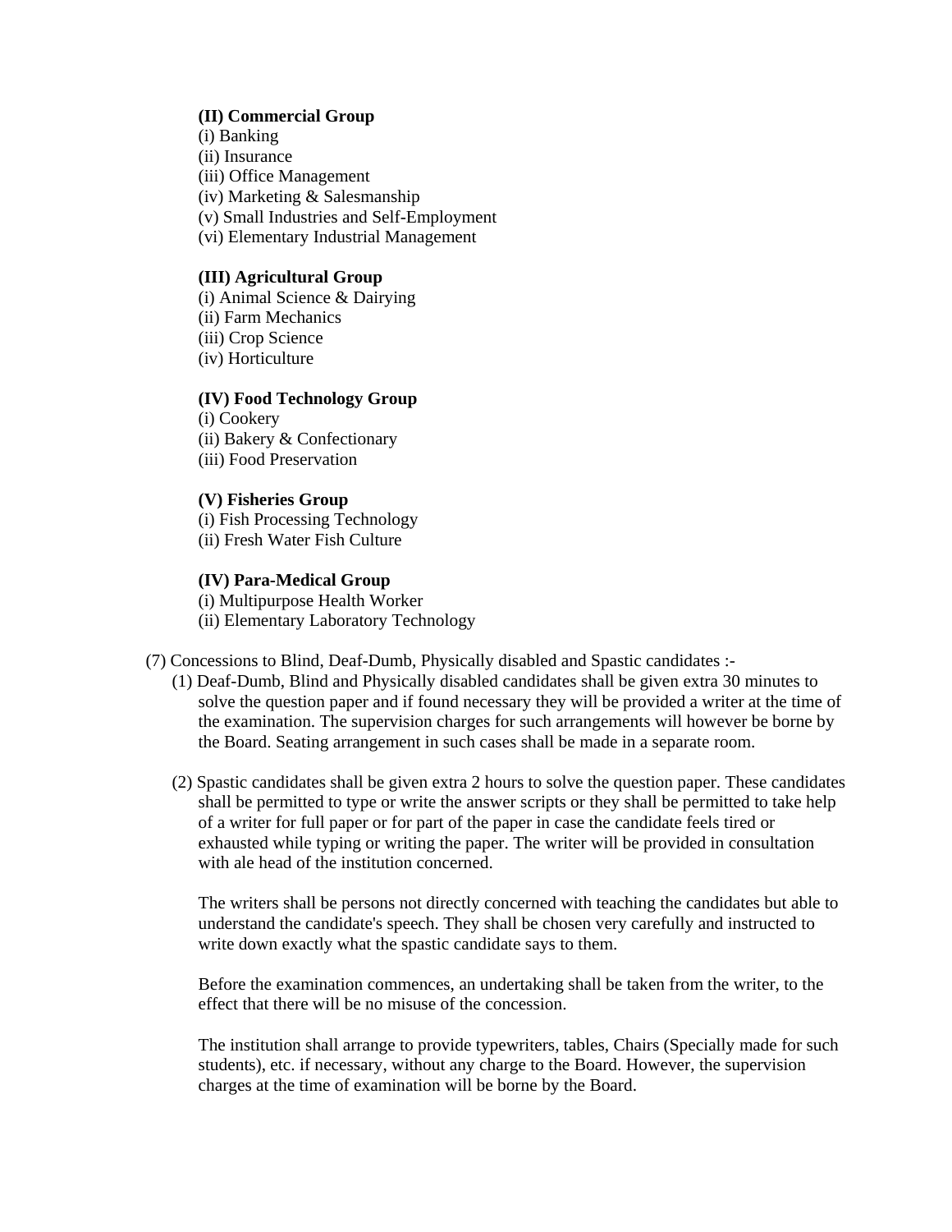**(II) Commercial Group**
(i) Banking
(ii) Insurance
(iii) Office Management
(iv) Marketing & Salesmanship
(v) Small Industries and Self-Employment
(vi) Elementary Industrial Management

**(III) Agricultural Group**
(i) Animal Science & Dairying
(ii) Farm Mechanics
(iii) Crop Science
(iv) Horticulture

**(IV) Food Technology Group**
(i) Cookery
(ii) Bakery & Confectionary
(iii) Food Preservation

**(V) Fisheries Group**
(i) Fish Processing Technology
(ii) Fresh Water Fish Culture

**(IV) Para-Medical Group**
(i) Multipurpose Health Worker
(ii) Elementary Laboratory Technology

(7) Concessions to Blind, Deaf-Dumb, Physically disabled and Spastic candidates :-

(1) Deaf-Dumb, Blind and Physically disabled candidates shall be given extra 30 minutes to solve the question paper and if found necessary they will be provided a writer at the time of the examination. The supervision charges for such arrangements will however be borne by the Board. Seating arrangement in such cases shall be made in a separate room.

(2) Spastic candidates shall be given extra 2 hours to solve the question paper. These candidates shall be permitted to type or write the answer scripts or they shall be permitted to take help of a writer for full paper or for part of the paper in case the candidate feels tired or exhausted while typing or writing the paper. The writer will be provided in consultation with ale head of the institution concerned.

The writers shall be persons not directly concerned with teaching the candidates but able to understand the candidate's speech. They shall be chosen very carefully and instructed to write down exactly what the spastic candidate says to them.

Before the examination commences, an undertaking shall be taken from the writer, to the effect that there will be no misuse of the concession.

The institution shall arrange to provide typewriters, tables, Chairs (Specially made for such students), etc. if necessary, without any charge to the Board. However, the supervision charges at the time of examination will be borne by the Board.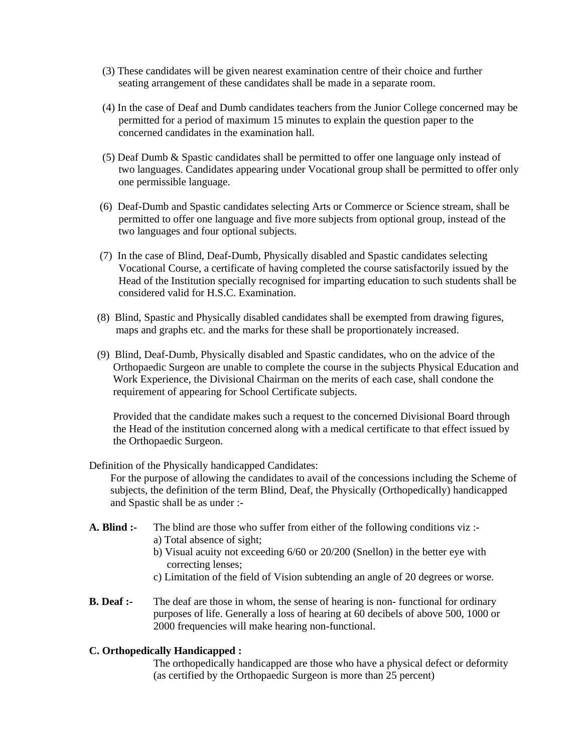(3) These candidates will be given nearest examination centre of their choice and further seating arrangement of these candidates shall be made in a separate room.

(4) In the case of Deaf and Dumb candidates teachers from the Junior College concerned may be permitted for a period of maximum 15 minutes to explain the question paper to the concerned candidates in the examination hall.

(5) Deaf Dumb & Spastic candidates shall be permitted to offer one language only instead of two languages. Candidates appearing under Vocational group shall be permitted to offer only one permissible language.

(6) Deaf-Dumb and Spastic candidates selecting Arts or Commerce or Science stream, shall be permitted to offer one language and five more subjects from optional group, instead of the two languages and four optional subjects.

(7) In the case of Blind, Deaf-Dumb, Physically disabled and Spastic candidates selecting Vocational Course, a certificate of having completed the course satisfactorily issued by the Head of the Institution specially recognised for imparting education to such students shall be considered valid for H.S.C. Examination.

(8) Blind, Spastic and Physically disabled candidates shall be exempted from drawing figures, maps and graphs etc. and the marks for these shall be proportionately increased.

(9) Blind, Deaf-Dumb, Physically disabled and Spastic candidates, who on the advice of the Orthopaedic Surgeon are unable to complete the course in the subjects Physical Education and Work Experience, the Divisional Chairman on the merits of each case, shall condone the requirement of appearing for School Certificate subjects.

Provided that the candidate makes such a request to the concerned Divisional Board through the Head of the institution concerned along with a medical certificate to that effect issued by the Orthopaedic Surgeon.

Definition of the Physically handicapped Candidates:

For the purpose of allowing the candidates to avail of the concessions including the Scheme of subjects, the definition of the term Blind, Deaf, the Physically (Orthopedically) handicapped and Spastic shall be as under :-

**A. Blind :-** The blind are those who suffer from either of the following conditions viz :-

a) Total absence of sight;

b) Visual acuity not exceeding 6/60 or 20/200 (Snellon) in the better eye with correcting lenses;

c) Limitation of the field of Vision subtending an angle of 20 degrees or worse.

**B. Deaf :-** The deaf are those in whom, the sense of hearing is non- functional for ordinary purposes of life. Generally a loss of hearing at 60 decibels of above 500, 1000 or 2000 frequencies will make hearing non-functional.

**C. Orthopedically Handicapped :**

The orthopedically handicapped are those who have a physical defect or deformity (as certified by the Orthopaedic Surgeon is more than 25 percent)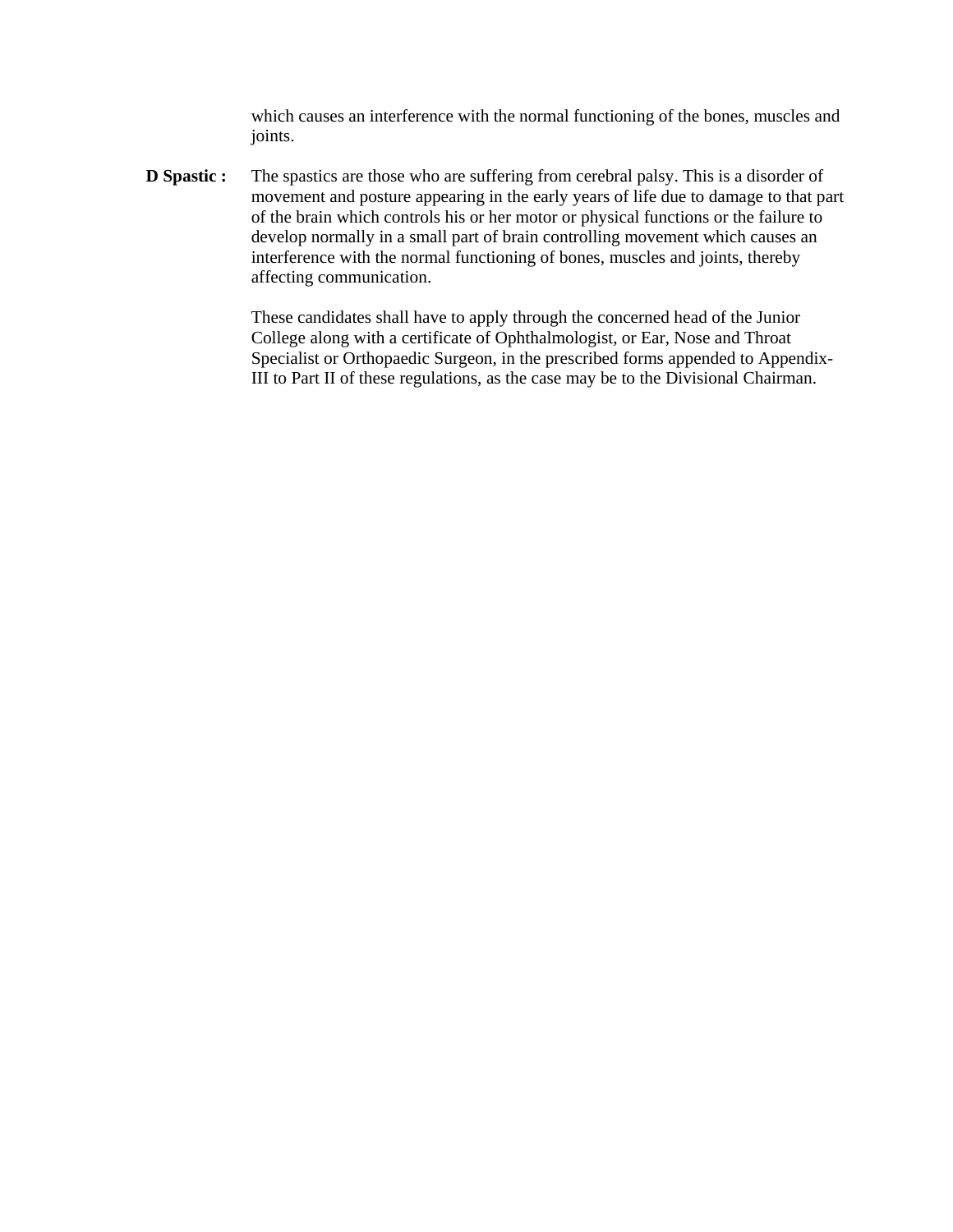which causes an interference with the normal functioning of the bones, muscles and joints.

**D Spastic :** The spastics are those who are suffering from cerebral palsy. This is a disorder of movement and posture appearing in the early years of life due to damage to that part of the brain which controls his or her motor or physical functions or the failure to develop normally in a small part of brain controlling movement which causes an interference with the normal functioning of bones, muscles and joints, thereby affecting communication.

These candidates shall have to apply through the concerned head of the Junior College along with a certificate of Ophthalmologist, or Ear, Nose and Throat Specialist or Orthopaedic Surgeon, in the prescribed forms appended to Appendix-III to Part II of these regulations, as the case may be to the Divisional Chairman.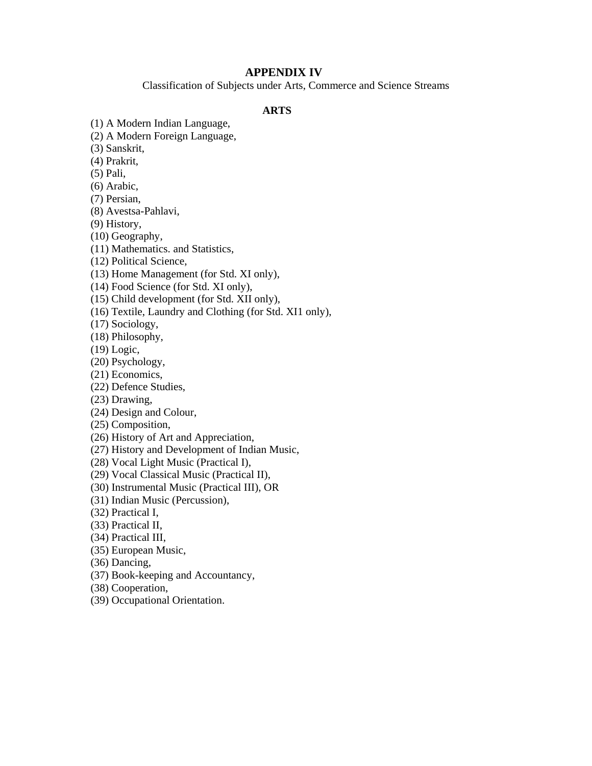# APPENDIX IV

Classification of Subjects under Arts, Commerce and Science Streams

## ARTS

(1) A Modern Indian Language,
(2) A Modern Foreign Language,
(3) Sanskrit,
(4) Prakrit,
(5) Pali,
(6) Arabic,
(7) Persian,
(8) Avestsa-Pahlavi,
(9) History,
(10) Geography,
(11) Mathematics. and Statistics,
(12) Political Science,
(13) Home Management (for Std. XI only),
(14) Food Science (for Std. XI only),
(15) Child development (for Std. XII only),
(16) Textile, Laundry and Clothing (for Std. XI1 only),
(17) Sociology,
(18) Philosophy,
(19) Logic,
(20) Psychology,
(21) Economics,
(22) Defence Studies,
(23) Drawing,
(24) Design and Colour,
(25) Composition,
(26) History of Art and Appreciation,
(27) History and Development of Indian Music,
(28) Vocal Light Music (Practical I),
(29) Vocal Classical Music (Practical II),
(30) Instrumental Music (Practical III), OR
(31) Indian Music (Percussion),
(32) Practical I,
(33) Practical II,
(34) Practical III,
(35) European Music,
(36) Dancing,
(37) Book-keeping and Accountancy,
(38) Cooperation,
(39) Occupational Orientation.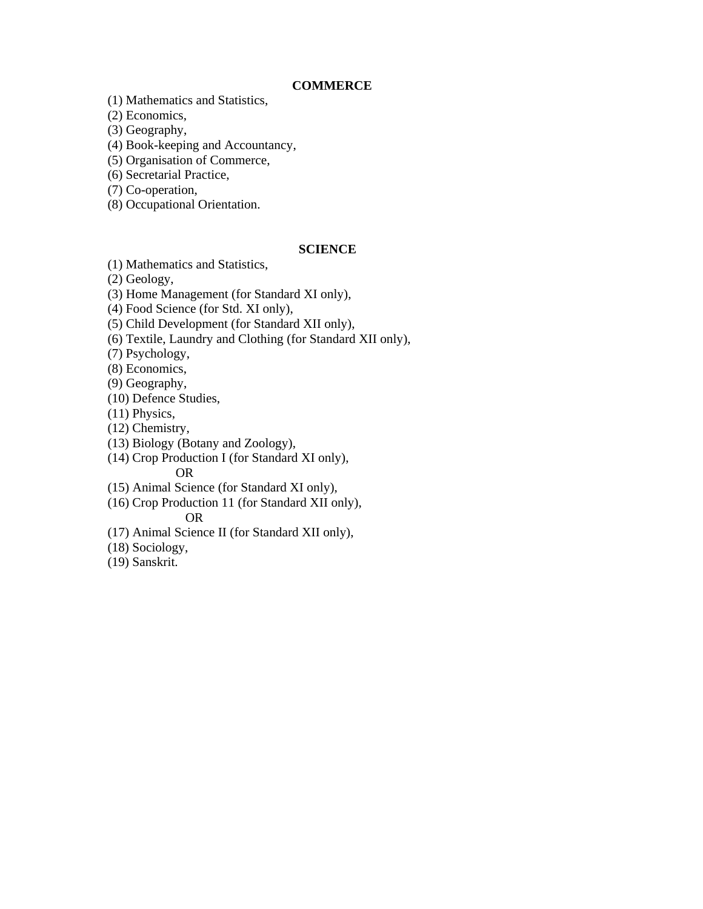**COMMERCE**

(1) Mathematics and Statistics,
(2) Economics,
(3) Geography,
(4) Book-keeping and Accountancy,
(5) Organisation of Commerce,
(6) Secretarial Practice,
(7) Co-operation,
(8) Occupational Orientation.

**SCIENCE**

(1) Mathematics and Statistics,
(2) Geology,
(3) Home Management (for Standard XI only),
(4) Food Science (for Std. XI only),
(5) Child Development (for Standard XII only),
(6) Textile, Laundry and Clothing (for Standard XII only),
(7) Psychology,
(8) Economics,
(9) Geography,
(10) Defence Studies,
(11) Physics,
(12) Chemistry,
(13) Biology (Botany and Zoology),
(14) Crop Production I (for Standard XI only),
OR
(15) Animal Science (for Standard XI only),
(16) Crop Production 11 (for Standard XII only),
OR
(17) Animal Science II (for Standard XII only),
(18) Sociology,
(19) Sanskrit.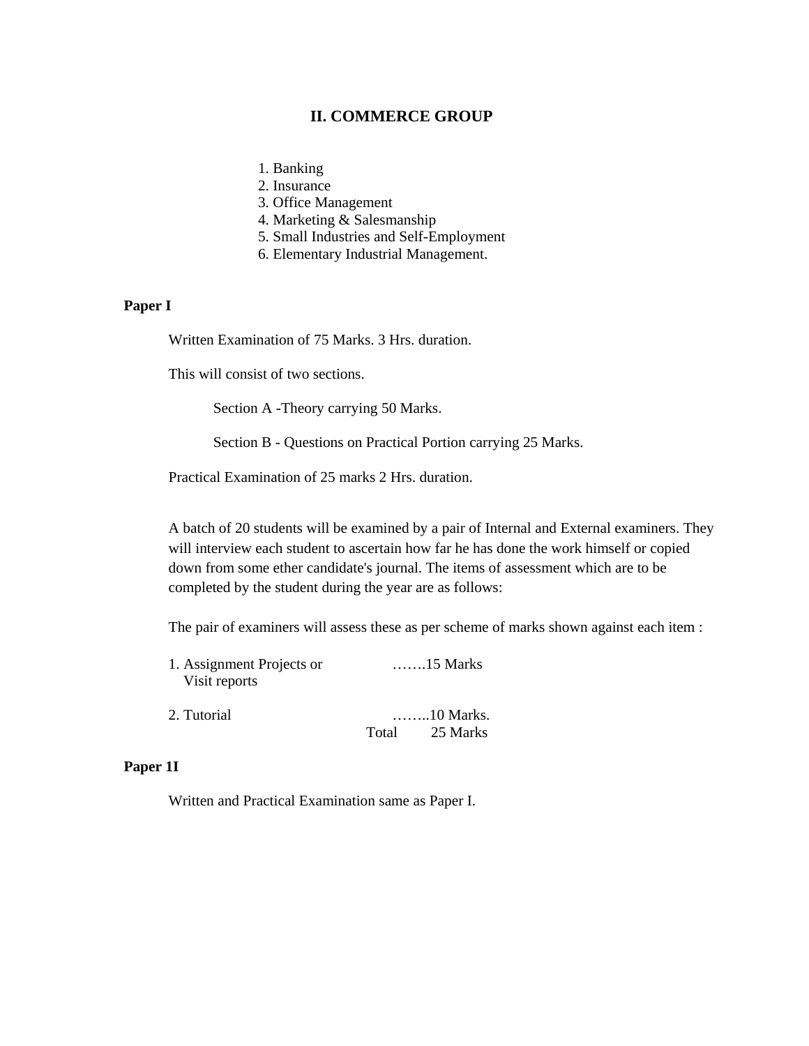## II. COMMERCE GROUP

1. Banking
2. Insurance
3. Office Management
4. Marketing & Salesmanship
5. Small Industries and Self-Employment
6. Elementary Industrial Management.

**Paper I**

Written Examination of 75 Marks. 3 Hrs. duration.

This will consist of two sections.

Section A -Theory carrying 50 Marks.

Section B - Questions on Practical Portion carrying 25 Marks.

Practical Examination of 25 marks 2 Hrs. duration.

A batch of 20 students will be examined by a pair of Internal and External examiners. They will interview each student to ascertain how far he has done the work himself or copied down from some ether candidate's journal. The items of assessment which are to be completed by the student during the year are as follows:

The pair of examiners will assess these as per scheme of marks shown against each item :

1. Assignment Projects or Visit reports …….15 Marks

2. Tutorial ……..10 Marks.

Total 25 Marks

**Paper 1I**

Written and Practical Examination same as Paper I.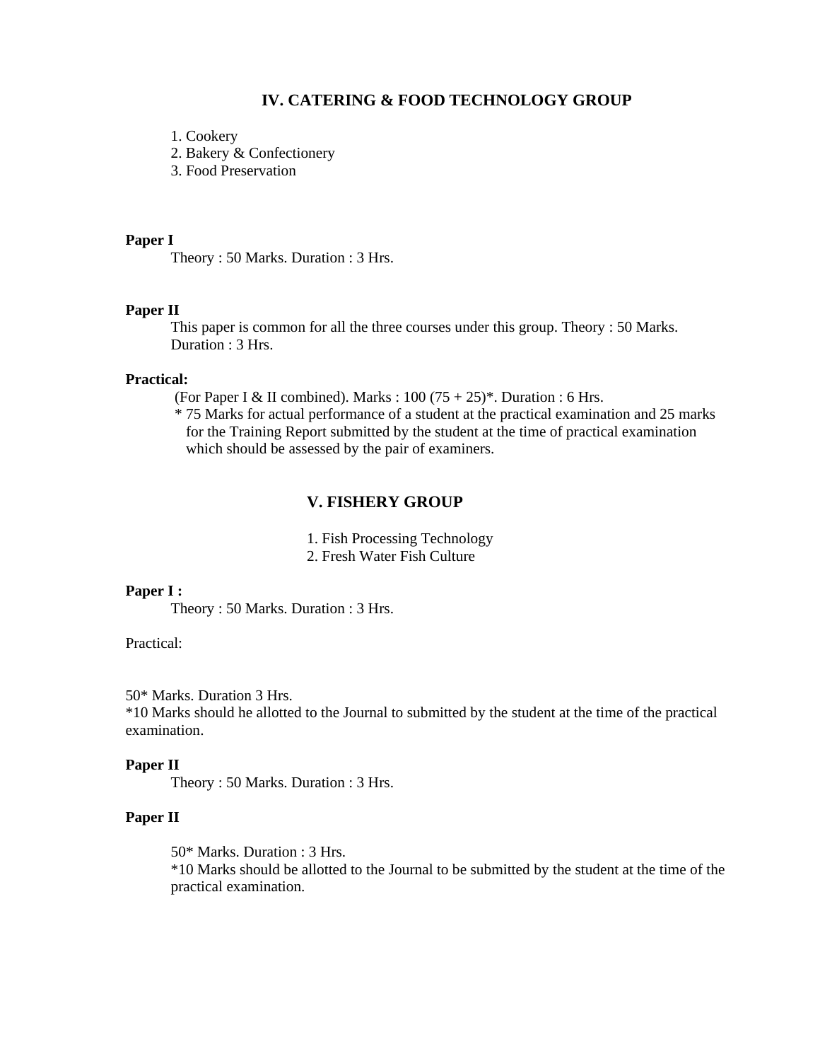## IV. CATERING & FOOD TECHNOLOGY GROUP

1. Cookery
2. Bakery & Confectionery
3. Food Preservation

**Paper I**

Theory : 50 Marks. Duration : 3 Hrs.

**Paper II**

This paper is common for all the three courses under this group. Theory : 50 Marks. Duration : 3 Hrs.

**Practical:**

(For Paper I & II combined). Marks : 100 (75 + 25)*. Duration : 6 Hrs.

* 75 Marks for actual performance of a student at the practical examination and 25 marks for the Training Report submitted by the student at the time of practical examination which should be assessed by the pair of examiners.

## V. FISHERY GROUP

1. Fish Processing Technology
2. Fresh Water Fish Culture

**Paper I :**

Theory : 50 Marks. Duration : 3 Hrs.

Practical:

50* Marks. Duration 3 Hrs.

*10 Marks should he allotted to the Journal to submitted by the student at the time of the practical examination.

**Paper II**

Theory : 50 Marks. Duration : 3 Hrs.

**Paper II**

50* Marks. Duration : 3 Hrs.

*10 Marks should be allotted to the Journal to be submitted by the student at the time of the practical examination.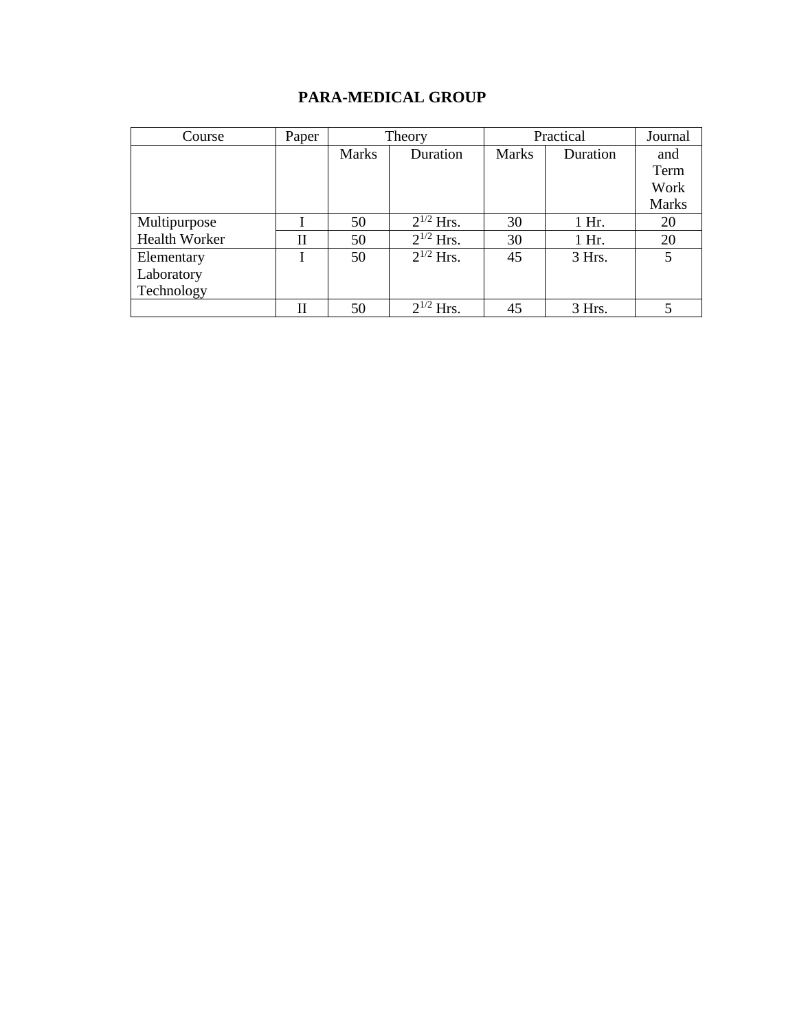# PARA-MEDICAL GROUP

| Course | Paper | Theory | | Practical | | Journal and Term Work Marks |
|---|---|---|---|---|---|---|
| | | Marks | Duration | Marks | Duration | |
| Multipurpose Health Worker | I | 50 | $2^{1/2}$ Hrs. | 30 | 1 Hr. | 20 |
| | II | 50 | $2^{1/2}$ Hrs. | 30 | 1 Hr. | 20 |
| Elementary Laboratory Technology | I | 50 | $2^{1/2}$ Hrs. | 45 | 3 Hrs. | 5 |
| | II | 50 | $2^{1/2}$ Hrs. | 45 | 3 Hrs. | 5 |